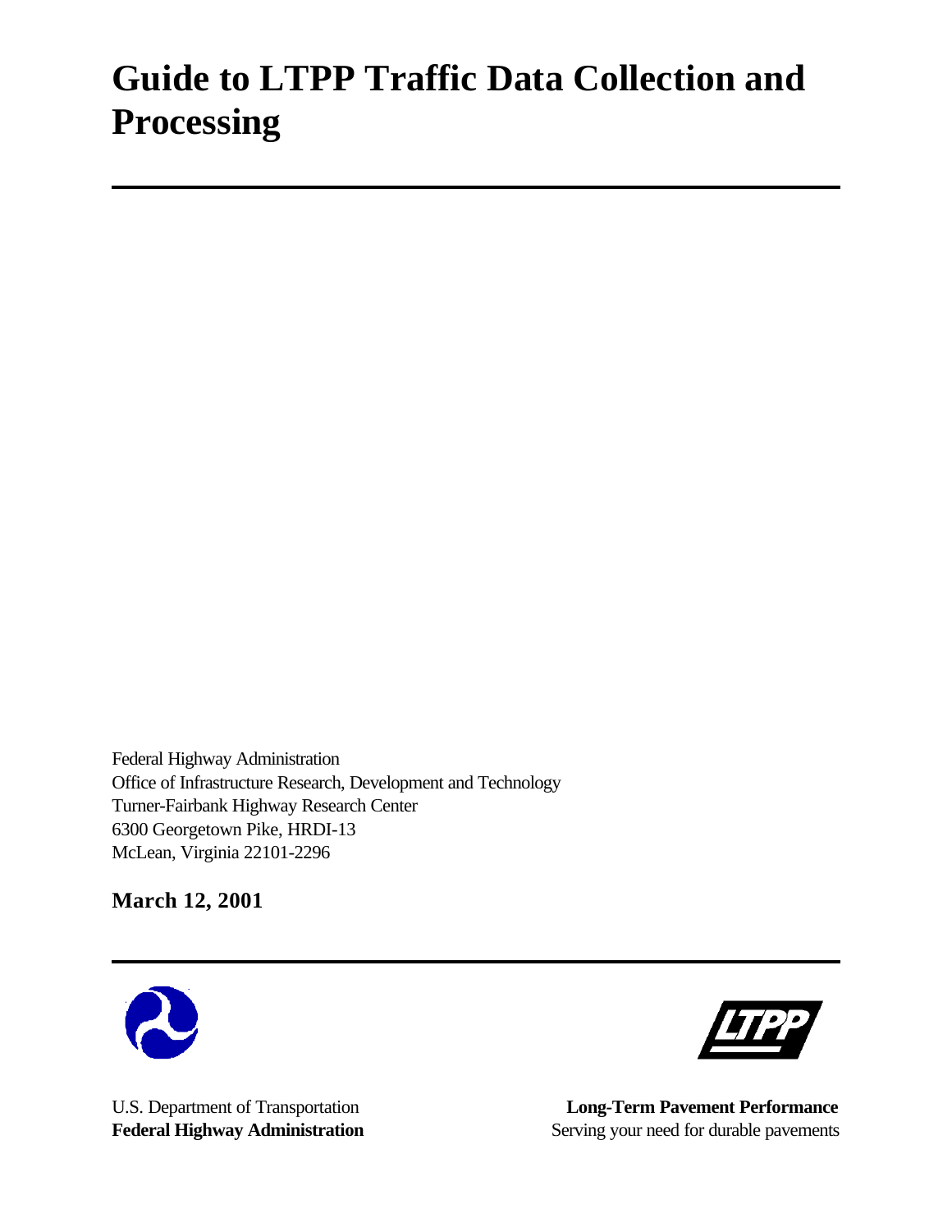# Guide to LTPP Traffic Data Collection and Processing

Federal Highway Administration
Office of Infrastructure Research, Development and Technology
Turner-Fairbank Highway Research Center
6300 Georgetown Pike, HRDI-13
McLean, Virginia 22101-2296

**March 12, 2001**

U.S. Department of Transportation
**Federal Highway Administration**

**Long-Term Pavement Performance**
Serving your need for durable pavements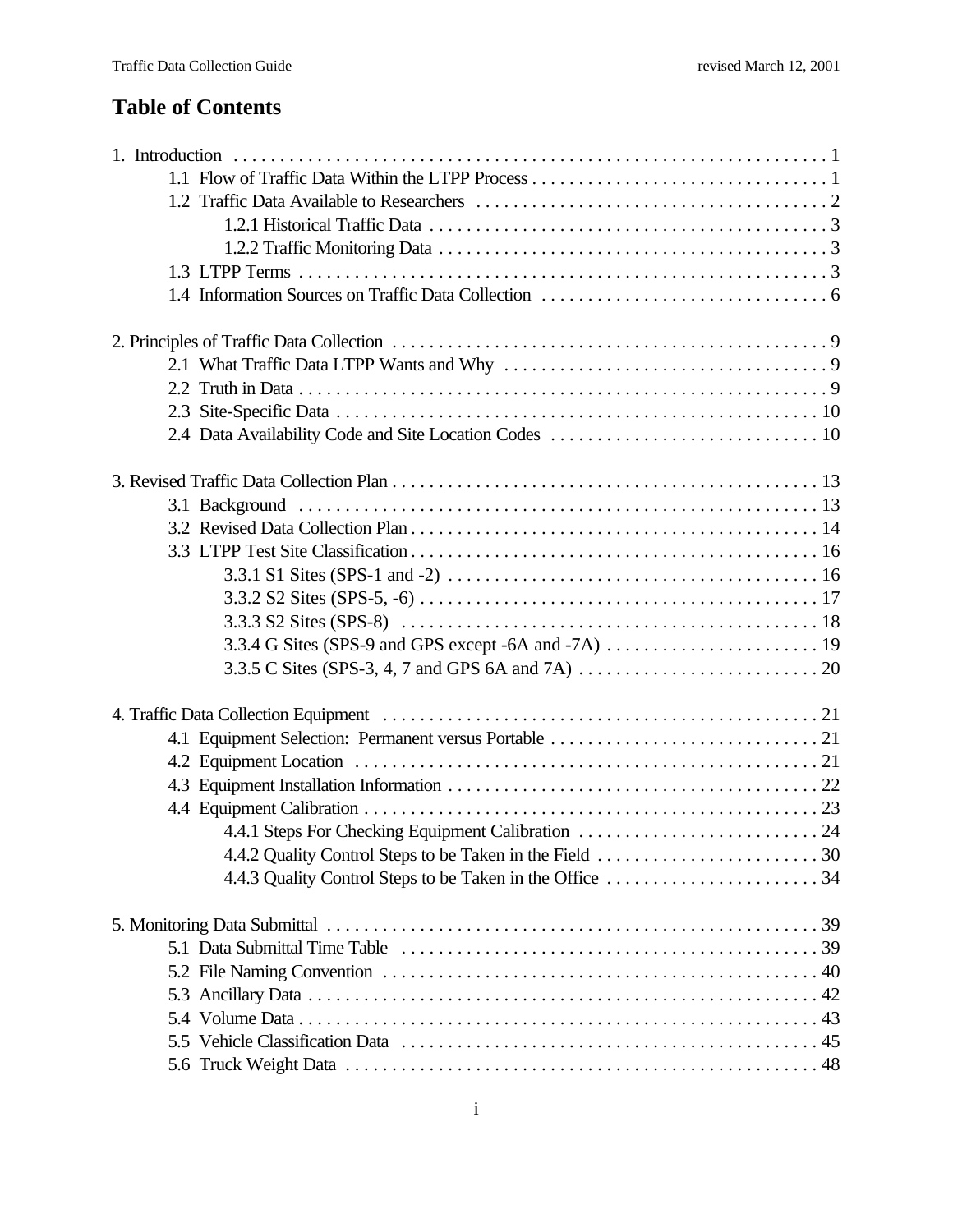# Table of Contents

1. Introduction . . . . . . . . . . . . . . . . . . . . . . . . . . . . . . . . . . . . . . . . . . . . . . . . . . . . . . . . . . . . . . . . 1
    - 1.1 Flow of Traffic Data Within the LTPP Process . . . . . . . . . . . . . . . . . . . . . . . . . . . . . . . . 1
    - 1.2 Traffic Data Available to Researchers . . . . . . . . . . . . . . . . . . . . . . . . . . . . . . . . . . . . . . 2
        - 1.2.1 Historical Traffic Data . . . . . . . . . . . . . . . . . . . . . . . . . . . . . . . . . . . . . . . . . . . . 3
        - 1.2.2 Traffic Monitoring Data . . . . . . . . . . . . . . . . . . . . . . . . . . . . . . . . . . . . . . . . . . . 3
    - 1.3 LTPP Terms . . . . . . . . . . . . . . . . . . . . . . . . . . . . . . . . . . . . . . . . . . . . . . . . . . . . . . . . . 3
    - 1.4 Information Sources on Traffic Data Collection . . . . . . . . . . . . . . . . . . . . . . . . . . . . . . . 6

2. Principles of Traffic Data Collection . . . . . . . . . . . . . . . . . . . . . . . . . . . . . . . . . . . . . . . . . . . . . . . . 9
    - 2.1 What Traffic Data LTPP Wants and Why . . . . . . . . . . . . . . . . . . . . . . . . . . . . . . . . . . . 9
    - 2.2 Truth in Data . . . . . . . . . . . . . . . . . . . . . . . . . . . . . . . . . . . . . . . . . . . . . . . . . . . . . . . . 9
    - 2.3 Site-Specific Data . . . . . . . . . . . . . . . . . . . . . . . . . . . . . . . . . . . . . . . . . . . . . . . . . . . . . 10
    - 2.4 Data Availability Code and Site Location Codes . . . . . . . . . . . . . . . . . . . . . . . . . . . . . 10

3. Revised Traffic Data Collection Plan . . . . . . . . . . . . . . . . . . . . . . . . . . . . . . . . . . . . . . . . . . . . . . . 13
    - 3.1 Background . . . . . . . . . . . . . . . . . . . . . . . . . . . . . . . . . . . . . . . . . . . . . . . . . . . . . . . . . 13
    - 3.2 Revised Data Collection Plan . . . . . . . . . . . . . . . . . . . . . . . . . . . . . . . . . . . . . . . . . . . . 14
    - 3.3 LTPP Test Site Classification . . . . . . . . . . . . . . . . . . . . . . . . . . . . . . . . . . . . . . . . . . . . 16
        - 3.3.1 S1 Sites (SPS-1 and -2) . . . . . . . . . . . . . . . . . . . . . . . . . . . . . . . . . . . . . . . . . 16
        - 3.3.2 S2 Sites (SPS-5, -6) . . . . . . . . . . . . . . . . . . . . . . . . . . . . . . . . . . . . . . . . . . . . 17
        - 3.3.3 S2 Sites (SPS-8) . . . . . . . . . . . . . . . . . . . . . . . . . . . . . . . . . . . . . . . . . . . . . . 18
        - 3.3.4 G Sites (SPS-9 and GPS except -6A and -7A) . . . . . . . . . . . . . . . . . . . . . . . 19
        - 3.3.5 C Sites (SPS-3, 4, 7 and GPS 6A and 7A) . . . . . . . . . . . . . . . . . . . . . . . . . . 20

4. Traffic Data Collection Equipment . . . . . . . . . . . . . . . . . . . . . . . . . . . . . . . . . . . . . . . . . . . . . . . . 21
    - 4.1 Equipment Selection: Permanent versus Portable . . . . . . . . . . . . . . . . . . . . . . . . . . . . . 21
    - 4.2 Equipment Location . . . . . . . . . . . . . . . . . . . . . . . . . . . . . . . . . . . . . . . . . . . . . . . . . . . 21
    - 4.3 Equipment Installation Information . . . . . . . . . . . . . . . . . . . . . . . . . . . . . . . . . . . . . . . . 22
    - 4.4 Equipment Calibration . . . . . . . . . . . . . . . . . . . . . . . . . . . . . . . . . . . . . . . . . . . . . . . . . 23
        - 4.4.1 Steps For Checking Equipment Calibration . . . . . . . . . . . . . . . . . . . . . . . . . . 24
        - 4.4.2 Quality Control Steps to be Taken in the Field . . . . . . . . . . . . . . . . . . . . . . . . 30
        - 4.4.3 Quality Control Steps to be Taken in the Office . . . . . . . . . . . . . . . . . . . . . . . 34

5. Monitoring Data Submittal . . . . . . . . . . . . . . . . . . . . . . . . . . . . . . . . . . . . . . . . . . . . . . . . . . . . . 39
    - 5.1 Data Submittal Time Table . . . . . . . . . . . . . . . . . . . . . . . . . . . . . . . . . . . . . . . . . . . . . 39
    - 5.2 File Naming Convention . . . . . . . . . . . . . . . . . . . . . . . . . . . . . . . . . . . . . . . . . . . . . . . 40
    - 5.3 Ancillary Data . . . . . . . . . . . . . . . . . . . . . . . . . . . . . . . . . . . . . . . . . . . . . . . . . . . . . . . 42
    - 5.4 Volume Data . . . . . . . . . . . . . . . . . . . . . . . . . . . . . . . . . . . . . . . . . . . . . . . . . . . . . . . . 43
    - 5.5 Vehicle Classification Data . . . . . . . . . . . . . . . . . . . . . . . . . . . . . . . . . . . . . . . . . . . . . 45
    - 5.6 Truck Weight Data . . . . . . . . . . . . . . . . . . . . . . . . . . . . . . . . . . . . . . . . . . . . . . . . . . . 48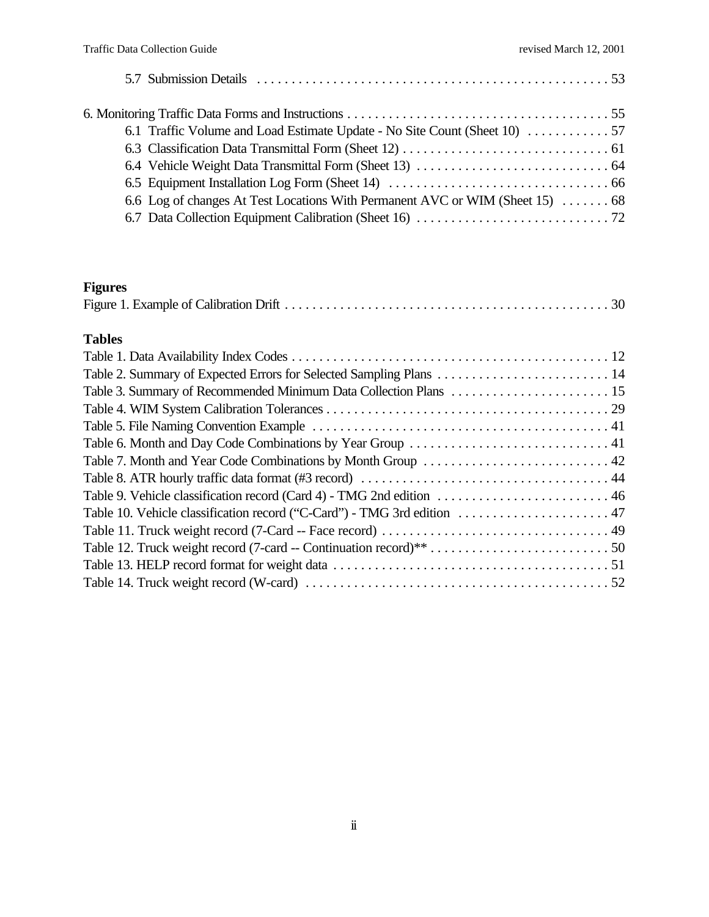5.7 Submission Details . . . . . . . . . . . . . . . . . . . . . . . . . . . . . . . . . . . . . . . . . . . . . . . . . . . 53

6. Monitoring Traffic Data Forms and Instructions . . . . . . . . . . . . . . . . . . . . . . . . . . . . . . . . . . . . . . 55

6.1 Traffic Volume and Load Estimate Update - No Site Count (Sheet 10) . . . . . . . . . . . . 57

6.3 Classification Data Transmittal Form (Sheet 12) . . . . . . . . . . . . . . . . . . . . . . . . . . . . . . 61

6.4 Vehicle Weight Data Transmittal Form (Sheet 13) . . . . . . . . . . . . . . . . . . . . . . . . . . . . 64

6.5 Equipment Installation Log Form (Sheet 14) . . . . . . . . . . . . . . . . . . . . . . . . . . . . . . . . 66

6.6 Log of changes At Test Locations With Permanent AVC or WIM (Sheet 15) . . . . . . . 68

6.7 Data Collection Equipment Calibration (Sheet 16) . . . . . . . . . . . . . . . . . . . . . . . . . . . . 72

**Figures**

Figure 1. Example of Calibration Drift . . . . . . . . . . . . . . . . . . . . . . . . . . . . . . . . . . . . . . . . . . . . . . . . 30

**Tables**

Table 1. Data Availability Index Codes . . . . . . . . . . . . . . . . . . . . . . . . . . . . . . . . . . . . . . . . . . . . . . . 12

Table 2. Summary of Expected Errors for Selected Sampling Plans . . . . . . . . . . . . . . . . . . . . . . . . . 14

Table 3. Summary of Recommended Minimum Data Collection Plans . . . . . . . . . . . . . . . . . . . . . . . 15

Table 4. WIM System Calibration Tolerances . . . . . . . . . . . . . . . . . . . . . . . . . . . . . . . . . . . . . . . . . . 29

Table 5. File Naming Convention Example . . . . . . . . . . . . . . . . . . . . . . . . . . . . . . . . . . . . . . . . . . . 41

Table 6. Month and Day Code Combinations by Year Group . . . . . . . . . . . . . . . . . . . . . . . . . . . . . 41

Table 7. Month and Year Code Combinations by Month Group . . . . . . . . . . . . . . . . . . . . . . . . . . . 42

Table 8. ATR hourly traffic data format (#3 record) . . . . . . . . . . . . . . . . . . . . . . . . . . . . . . . . . . . . 44

Table 9. Vehicle classification record (Card 4) - TMG 2nd edition . . . . . . . . . . . . . . . . . . . . . . . . . 46

Table 10. Vehicle classification record (“C-Card”) - TMG 3rd edition . . . . . . . . . . . . . . . . . . . . . . 47

Table 11. Truck weight record (7-Card -- Face record) . . . . . . . . . . . . . . . . . . . . . . . . . . . . . . . . . . 49

Table 12. Truck weight record (7-card -- Continuation record)** . . . . . . . . . . . . . . . . . . . . . . . . . . 50

Table 13. HELP record format for weight data . . . . . . . . . . . . . . . . . . . . . . . . . . . . . . . . . . . . . . . . 51

Table 14. Truck weight record (W-card) . . . . . . . . . . . . . . . . . . . . . . . . . . . . . . . . . . . . . . . . . . . . 52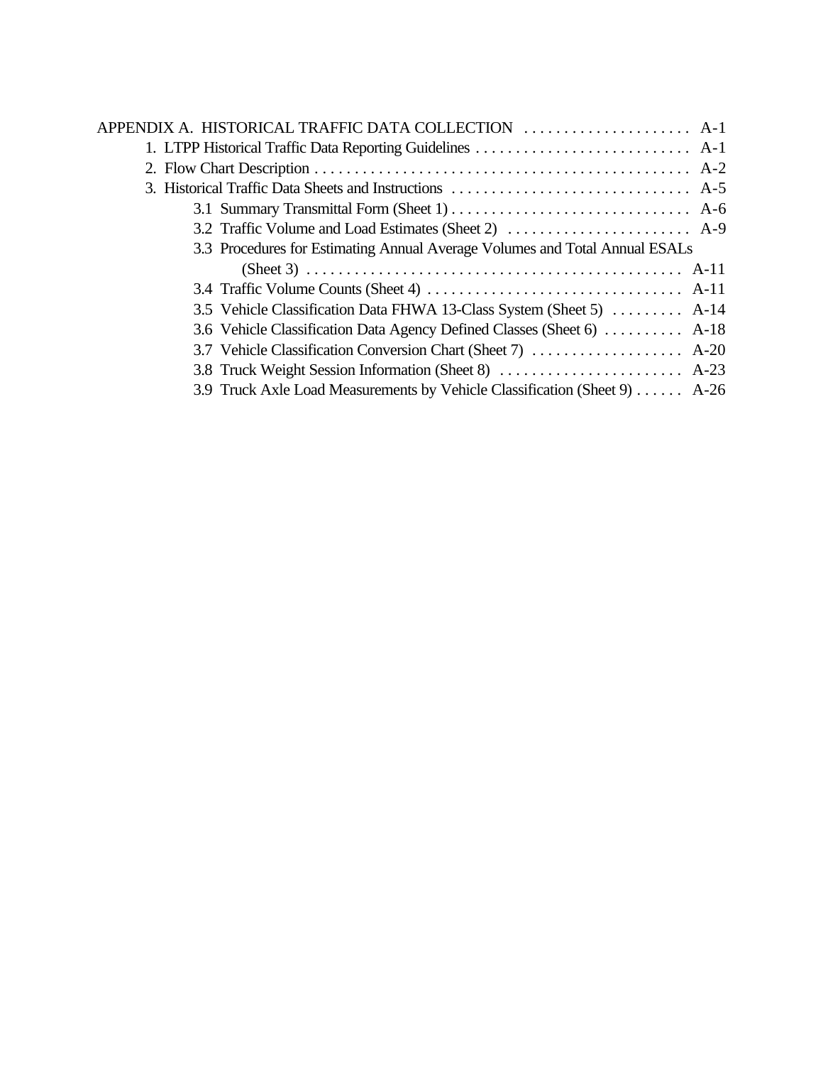APPENDIX A. HISTORICAL TRAFFIC DATA COLLECTION . . . . . . . . . . . . . . . . . . . . . A-1

- 1. LTPP Historical Traffic Data Reporting Guidelines . . . . . . . . . . . . . . . . . . . . . . . . . . . A-1
- 2. Flow Chart Description . . . . . . . . . . . . . . . . . . . . . . . . . . . . . . . . . . . . . . . . . . . . . . A-2
- 3. Historical Traffic Data Sheets and Instructions . . . . . . . . . . . . . . . . . . . . . . . . . . . . . . A-5
  - 3.1 Summary Transmittal Form (Sheet 1) . . . . . . . . . . . . . . . . . . . . . . . . . . . . . . A-6
  - 3.2 Traffic Volume and Load Estimates (Sheet 2) . . . . . . . . . . . . . . . . . . . . . . . A-9
  - 3.3 Procedures for Estimating Annual Average Volumes and Total Annual ESALs (Sheet 3) . . . . . . . . . . . . . . . . . . . . . . . . . . . . . . . . . . . . . . . . . . . . . . . A-11
  - 3.4 Traffic Volume Counts (Sheet 4) . . . . . . . . . . . . . . . . . . . . . . . . . . . . . . . . A-11
  - 3.5 Vehicle Classification Data FHWA 13-Class System (Sheet 5) . . . . . . . . . A-14
  - 3.6 Vehicle Classification Data Agency Defined Classes (Sheet 6) . . . . . . . . . . A-18
  - 3.7 Vehicle Classification Conversion Chart (Sheet 7) . . . . . . . . . . . . . . . . . . . A-20
  - 3.8 Truck Weight Session Information (Sheet 8) . . . . . . . . . . . . . . . . . . . . . . . A-23
  - 3.9 Truck Axle Load Measurements by Vehicle Classification (Sheet 9) . . . . . . A-26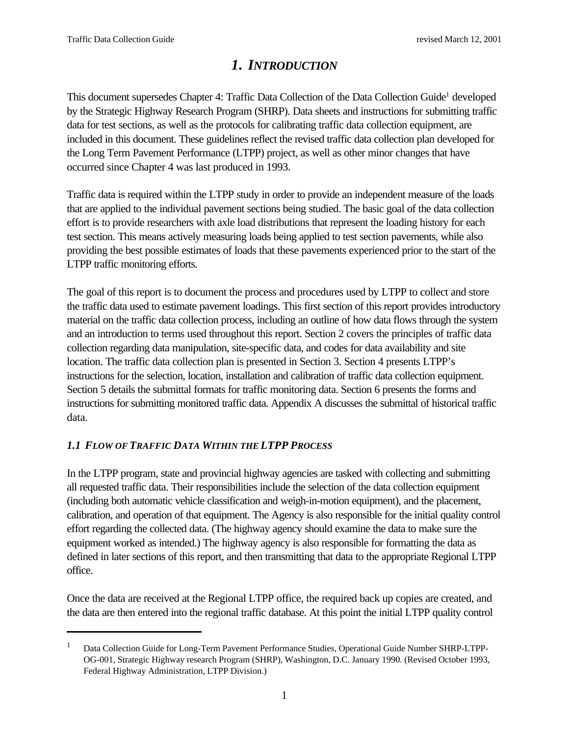# 1. *INTRODUCTION*

This document supersedes Chapter 4: Traffic Data Collection of the Data Collection Guide[1] developed by the Strategic Highway Research Program (SHRP). Data sheets and instructions for submitting traffic data for test sections, as well as the protocols for calibrating traffic data collection equipment, are included in this document. These guidelines reflect the revised traffic data collection plan developed for the Long Term Pavement Performance (LTPP) project, as well as other minor changes that have occurred since Chapter 4 was last produced in 1993.

Traffic data is required within the LTPP study in order to provide an independent measure of the loads that are applied to the individual pavement sections being studied. The basic goal of the data collection effort is to provide researchers with axle load distributions that represent the loading history for each test section. This means actively measuring loads being applied to test section pavements, while also providing the best possible estimates of loads that these pavements experienced prior to the start of the LTPP traffic monitoring efforts.

The goal of this report is to document the process and procedures used by LTPP to collect and store the traffic data used to estimate pavement loadings. This first section of this report provides introductory material on the traffic data collection process, including an outline of how data flows through the system and an introduction to terms used throughout this report. Section 2 covers the principles of traffic data collection regarding data manipulation, site-specific data, and codes for data availability and site location. The traffic data collection plan is presented in Section 3. Section 4 presents LTPP's instructions for the selection, location, installation and calibration of traffic data collection equipment. Section 5 details the submittal formats for traffic monitoring data. Section 6 presents the forms and instructions for submitting monitored traffic data. Appendix A discusses the submittal of historical traffic data.

## *1.1 FLOW OF TRAFFIC DATA WITHIN THE LTPP PROCESS*

In the LTPP program, state and provincial highway agencies are tasked with collecting and submitting all requested traffic data. Their responsibilities include the selection of the data collection equipment (including both automatic vehicle classification and weigh-in-motion equipment), and the placement, calibration, and operation of that equipment. The Agency is also responsible for the initial quality control effort regarding the collected data. (The highway agency should examine the data to make sure the equipment worked as intended.) The highway agency is also responsible for formatting the data as defined in later sections of this report, and then transmitting that data to the appropriate Regional LTPP office.

Once the data are received at the Regional LTPP office, the required back up copies are created, and the data are then entered into the regional traffic database. At this point the initial LTPP quality control

---

[1] Data Collection Guide for Long-Term Pavement Performance Studies, Operational Guide Number SHRP-LTPP-OG-001, Strategic Highway research Program (SHRP), Washington, D.C. January 1990. (Revised October 1993, Federal Highway Administration, LTPP Division.)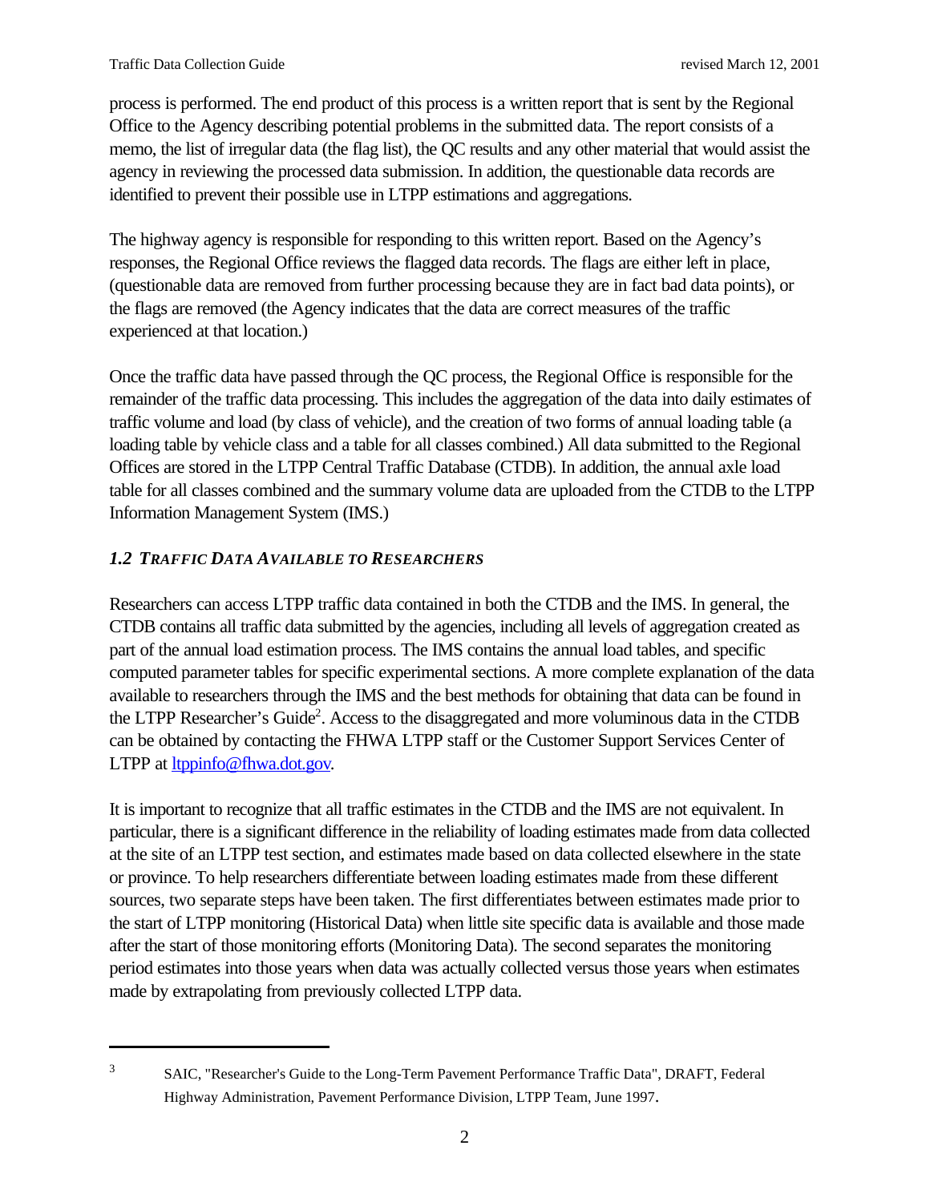process is performed. The end product of this process is a written report that is sent by the Regional Office to the Agency describing potential problems in the submitted data. The report consists of a memo, the list of irregular data (the flag list), the QC results and any other material that would assist the agency in reviewing the processed data submission. In addition, the questionable data records are identified to prevent their possible use in LTPP estimations and aggregations.

The highway agency is responsible for responding to this written report. Based on the Agency's responses, the Regional Office reviews the flagged data records. The flags are either left in place, (questionable data are removed from further processing because they are in fact bad data points), or the flags are removed (the Agency indicates that the data are correct measures of the traffic experienced at that location.)

Once the traffic data have passed through the QC process, the Regional Office is responsible for the remainder of the traffic data processing. This includes the aggregation of the data into daily estimates of traffic volume and load (by class of vehicle), and the creation of two forms of annual loading table (a loading table by vehicle class and a table for all classes combined.) All data submitted to the Regional Offices are stored in the LTPP Central Traffic Database (CTDB). In addition, the annual axle load table for all classes combined and the summary volume data are uploaded from the CTDB to the LTPP Information Management System (IMS.)

## *1.2 TRAFFIC DATA AVAILABLE TO RESEARCHERS*

Researchers can access LTPP traffic data contained in both the CTDB and the IMS. In general, the CTDB contains all traffic data submitted by the agencies, including all levels of aggregation created as part of the annual load estimation process. The IMS contains the annual load tables, and specific computed parameter tables for specific experimental sections. A more complete explanation of the data available to researchers through the IMS and the best methods for obtaining that data can be found in the LTPP Researcher's Guide[2]. Access to the disaggregated and more voluminous data in the CTDB can be obtained by contacting the FHWA LTPP staff or the Customer Support Services Center of LTPP at ltppinfo@fhwa.dot.gov.

It is important to recognize that all traffic estimates in the CTDB and the IMS are not equivalent. In particular, there is a significant difference in the reliability of loading estimates made from data collected at the site of an LTPP test section, and estimates made based on data collected elsewhere in the state or province. To help researchers differentiate between loading estimates made from these different sources, two separate steps have been taken. The first differentiates between estimates made prior to the start of LTPP monitoring (Historical Data) when little site specific data is available and those made after the start of those monitoring efforts (Monitoring Data). The second separates the monitoring period estimates into those years when data was actually collected versus those years when estimates made by extrapolating from previously collected LTPP data.

---

[3] SAIC, "Researcher's Guide to the Long-Term Pavement Performance Traffic Data", DRAFT, Federal Highway Administration, Pavement Performance Division, LTPP Team, June 1997.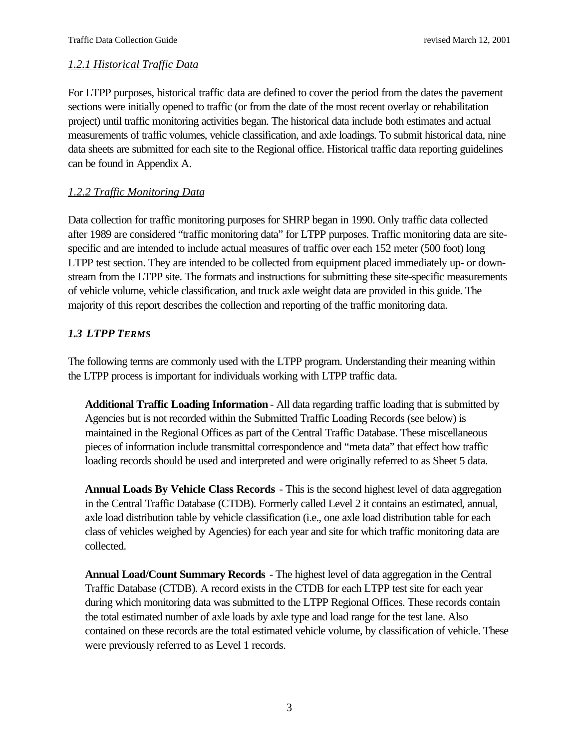#### *1.2.1 Historical Traffic Data*

For LTPP purposes, historical traffic data are defined to cover the period from the dates the pavement sections were initially opened to traffic (or from the date of the most recent overlay or rehabilitation project) until traffic monitoring activities began. The historical data include both estimates and actual measurements of traffic volumes, vehicle classification, and axle loadings. To submit historical data, nine data sheets are submitted for each site to the Regional office. Historical traffic data reporting guidelines can be found in Appendix A.

#### *1.2.2 Traffic Monitoring Data*

Data collection for traffic monitoring purposes for SHRP began in 1990. Only traffic data collected after 1989 are considered "traffic monitoring data" for LTPP purposes. Traffic monitoring data are site-specific and are intended to include actual measures of traffic over each 152 meter (500 foot) long LTPP test section. They are intended to be collected from equipment placed immediately up- or down-stream from the LTPP site. The formats and instructions for submitting these site-specific measurements of vehicle volume, vehicle classification, and truck axle weight data are provided in this guide. The majority of this report describes the collection and reporting of the traffic monitoring data.

### *1.3 LTPP TERMS*

The following terms are commonly used with the LTPP program. Understanding their meaning within the LTPP process is important for individuals working with LTPP traffic data.

**Additional Traffic Loading Information** - All data regarding traffic loading that is submitted by Agencies but is not recorded within the Submitted Traffic Loading Records (see below) is maintained in the Regional Offices as part of the Central Traffic Database. These miscellaneous pieces of information include transmittal correspondence and "meta data" that effect how traffic loading records should be used and interpreted and were originally referred to as Sheet 5 data.

**Annual Loads By Vehicle Class Records** - This is the second highest level of data aggregation in the Central Traffic Database (CTDB). Formerly called Level 2 it contains an estimated, annual, axle load distribution table by vehicle classification (i.e., one axle load distribution table for each class of vehicles weighed by Agencies) for each year and site for which traffic monitoring data are collected.

**Annual Load/Count Summary Records** - The highest level of data aggregation in the Central Traffic Database (CTDB). A record exists in the CTDB for each LTPP test site for each year during which monitoring data was submitted to the LTPP Regional Offices. These records contain the total estimated number of axle loads by axle type and load range for the test lane. Also contained on these records are the total estimated vehicle volume, by classification of vehicle. These were previously referred to as Level 1 records.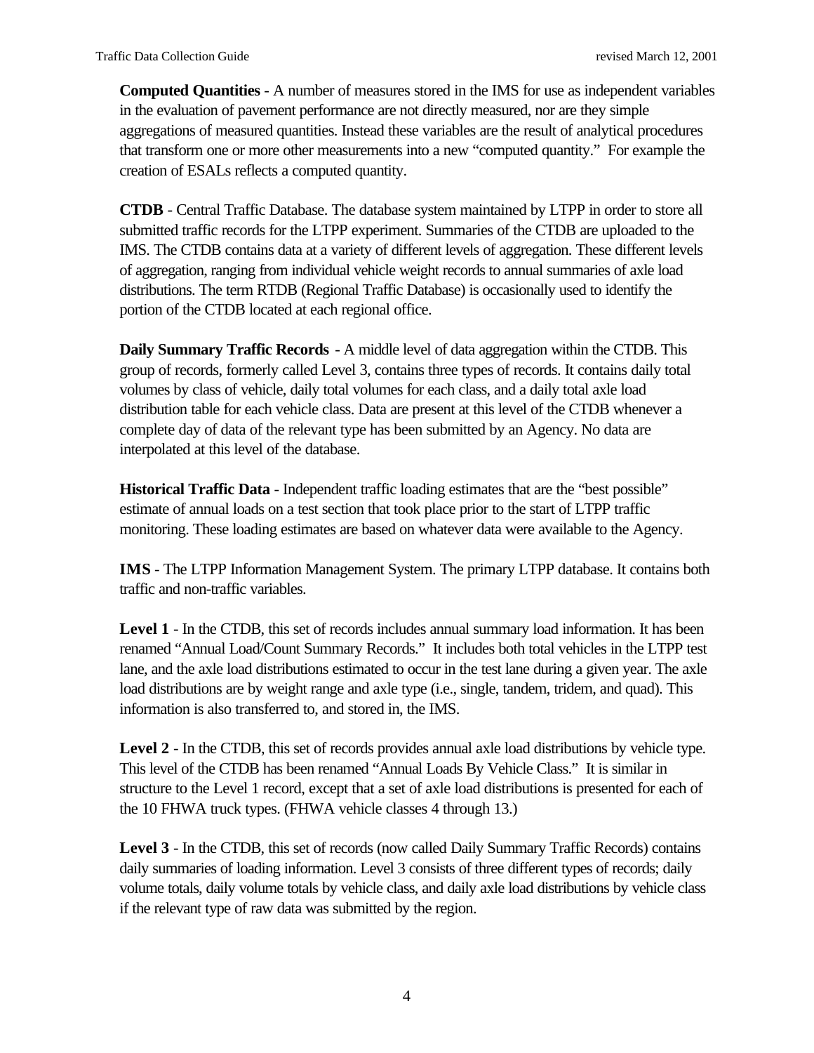**Computed Quantities** - A number of measures stored in the IMS for use as independent variables in the evaluation of pavement performance are not directly measured, nor are they simple aggregations of measured quantities. Instead these variables are the result of analytical procedures that transform one or more other measurements into a new "computed quantity." For example the creation of ESALs reflects a computed quantity.

**CTDB** - Central Traffic Database. The database system maintained by LTPP in order to store all submitted traffic records for the LTPP experiment. Summaries of the CTDB are uploaded to the IMS. The CTDB contains data at a variety of different levels of aggregation. These different levels of aggregation, ranging from individual vehicle weight records to annual summaries of axle load distributions. The term RTDB (Regional Traffic Database) is occasionally used to identify the portion of the CTDB located at each regional office.

**Daily Summary Traffic Records** - A middle level of data aggregation within the CTDB. This group of records, formerly called Level 3, contains three types of records. It contains daily total volumes by class of vehicle, daily total volumes for each class, and a daily total axle load distribution table for each vehicle class. Data are present at this level of the CTDB whenever a complete day of data of the relevant type has been submitted by an Agency. No data are interpolated at this level of the database.

**Historical Traffic Data** - Independent traffic loading estimates that are the "best possible" estimate of annual loads on a test section that took place prior to the start of LTPP traffic monitoring. These loading estimates are based on whatever data were available to the Agency.

**IMS** - The LTPP Information Management System. The primary LTPP database. It contains both traffic and non-traffic variables.

**Level 1** - In the CTDB, this set of records includes annual summary load information. It has been renamed "Annual Load/Count Summary Records." It includes both total vehicles in the LTPP test lane, and the axle load distributions estimated to occur in the test lane during a given year. The axle load distributions are by weight range and axle type (i.e., single, tandem, tridem, and quad). This information is also transferred to, and stored in, the IMS.

**Level 2** - In the CTDB, this set of records provides annual axle load distributions by vehicle type. This level of the CTDB has been renamed "Annual Loads By Vehicle Class." It is similar in structure to the Level 1 record, except that a set of axle load distributions is presented for each of the 10 FHWA truck types. (FHWA vehicle classes 4 through 13.)

**Level 3** - In the CTDB, this set of records (now called Daily Summary Traffic Records) contains daily summaries of loading information. Level 3 consists of three different types of records; daily volume totals, daily volume totals by vehicle class, and daily axle load distributions by vehicle class if the relevant type of raw data was submitted by the region.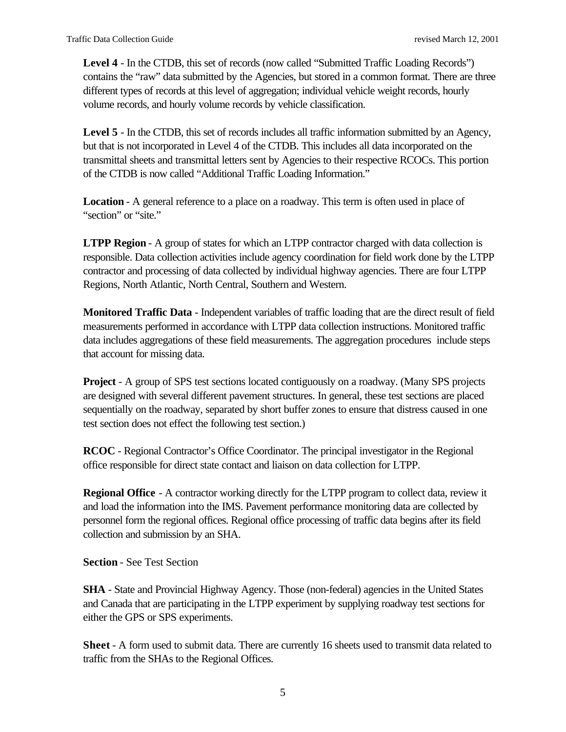**Level 4** - In the CTDB, this set of records (now called “Submitted Traffic Loading Records”) contains the “raw” data submitted by the Agencies, but stored in a common format. There are three different types of records at this level of aggregation; individual vehicle weight records, hourly volume records, and hourly volume records by vehicle classification.

**Level 5** - In the CTDB, this set of records includes all traffic information submitted by an Agency, but that is not incorporated in Level 4 of the CTDB. This includes all data incorporated on the transmittal sheets and transmittal letters sent by Agencies to their respective RCOCs. This portion of the CTDB is now called “Additional Traffic Loading Information.”

**Location** - A general reference to a place on a roadway. This term is often used in place of “section” or “site.”

**LTPP Region** - A group of states for which an LTPP contractor charged with data collection is responsible. Data collection activities include agency coordination for field work done by the LTPP contractor and processing of data collected by individual highway agencies. There are four LTPP Regions, North Atlantic, North Central, Southern and Western.

**Monitored Traffic Data** - Independent variables of traffic loading that are the direct result of field measurements performed in accordance with LTPP data collection instructions. Monitored traffic data includes aggregations of these field measurements. The aggregation procedures include steps that account for missing data.

**Project** - A group of SPS test sections located contiguously on a roadway. (Many SPS projects are designed with several different pavement structures. In general, these test sections are placed sequentially on the roadway, separated by short buffer zones to ensure that distress caused in one test section does not effect the following test section.)

**RCOC** - Regional Contractor’s Office Coordinator. The principal investigator in the Regional office responsible for direct state contact and liaison on data collection for LTPP.

**Regional Office** - A contractor working directly for the LTPP program to collect data, review it and load the information into the IMS. Pavement performance monitoring data are collected by personnel form the regional offices. Regional office processing of traffic data begins after its field collection and submission by an SHA.

**Section** - See Test Section

**SHA** - State and Provincial Highway Agency. Those (non-federal) agencies in the United States and Canada that are participating in the LTPP experiment by supplying roadway test sections for either the GPS or SPS experiments.

**Sheet** - A form used to submit data. There are currently 16 sheets used to transmit data related to traffic from the SHAs to the Regional Offices.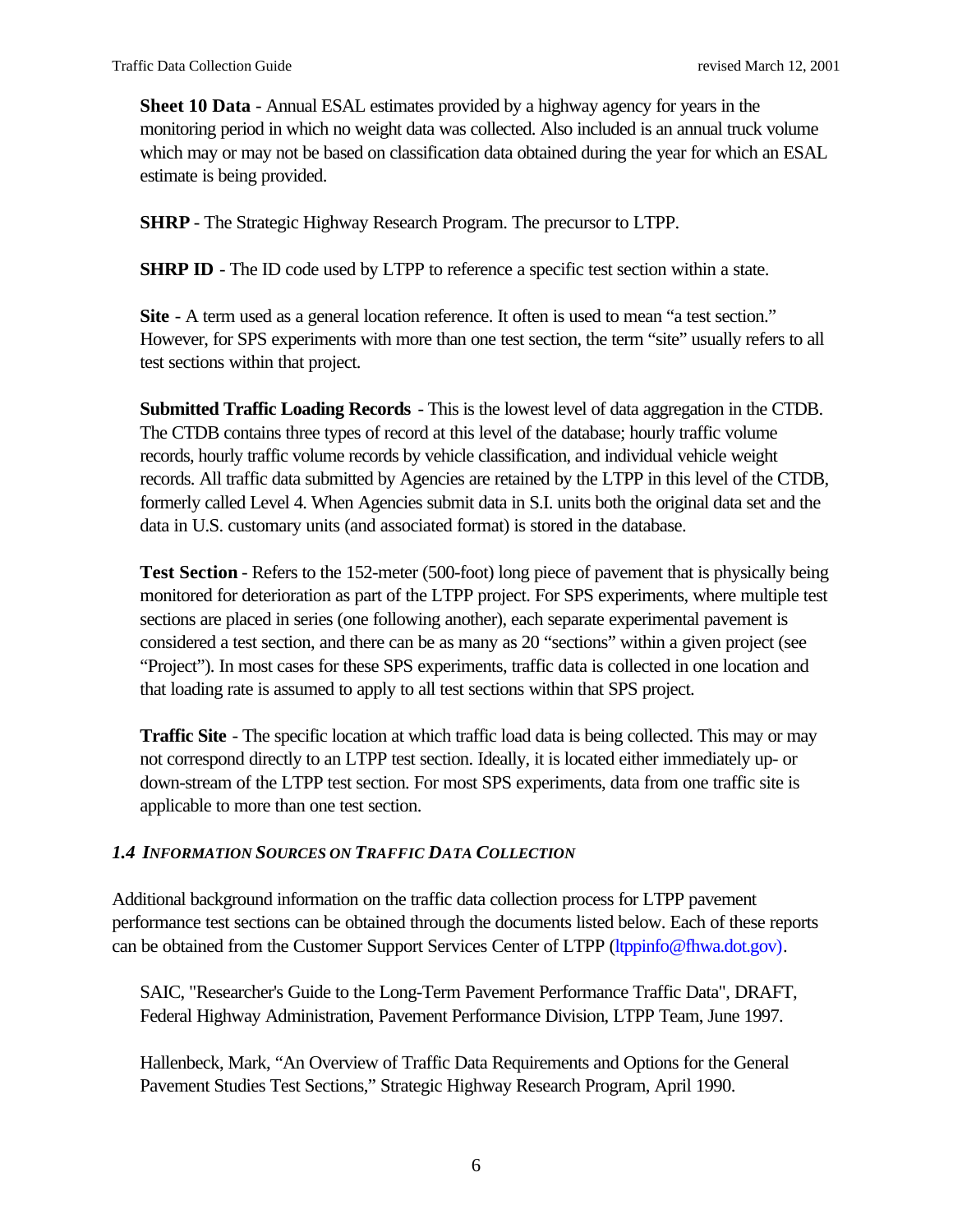**Sheet 10 Data** - Annual ESAL estimates provided by a highway agency for years in the monitoring period in which no weight data was collected. Also included is an annual truck volume which may or may not be based on classification data obtained during the year for which an ESAL estimate is being provided.

**SHRP** - The Strategic Highway Research Program. The precursor to LTPP.

**SHRP ID** - The ID code used by LTPP to reference a specific test section within a state.

**Site** - A term used as a general location reference. It often is used to mean "a test section." However, for SPS experiments with more than one test section, the term "site" usually refers to all test sections within that project.

**Submitted Traffic Loading Records** - This is the lowest level of data aggregation in the CTDB. The CTDB contains three types of record at this level of the database; hourly traffic volume records, hourly traffic volume records by vehicle classification, and individual vehicle weight records. All traffic data submitted by Agencies are retained by the LTPP in this level of the CTDB, formerly called Level 4. When Agencies submit data in S.I. units both the original data set and the data in U.S. customary units (and associated format) is stored in the database.

**Test Section** - Refers to the 152-meter (500-foot) long piece of pavement that is physically being monitored for deterioration as part of the LTPP project. For SPS experiments, where multiple test sections are placed in series (one following another), each separate experimental pavement is considered a test section, and there can be as many as 20 "sections" within a given project (see "Project"). In most cases for these SPS experiments, traffic data is collected in one location and that loading rate is assumed to apply to all test sections within that SPS project.

**Traffic Site** - The specific location at which traffic load data is being collected. This may or may not correspond directly to an LTPP test section. Ideally, it is located either immediately up- or down-stream of the LTPP test section. For most SPS experiments, data from one traffic site is applicable to more than one test section.

### *1.4 INFORMATION SOURCES ON TRAFFIC DATA COLLECTION*

Additional background information on the traffic data collection process for LTPP pavement performance test sections can be obtained through the documents listed below. Each of these reports can be obtained from the Customer Support Services Center of LTPP (ltppinfo@fhwa.dot.gov).

SAIC, "Researcher's Guide to the Long-Term Pavement Performance Traffic Data", DRAFT, Federal Highway Administration, Pavement Performance Division, LTPP Team, June 1997.

Hallenbeck, Mark, "An Overview of Traffic Data Requirements and Options for the General Pavement Studies Test Sections," Strategic Highway Research Program, April 1990.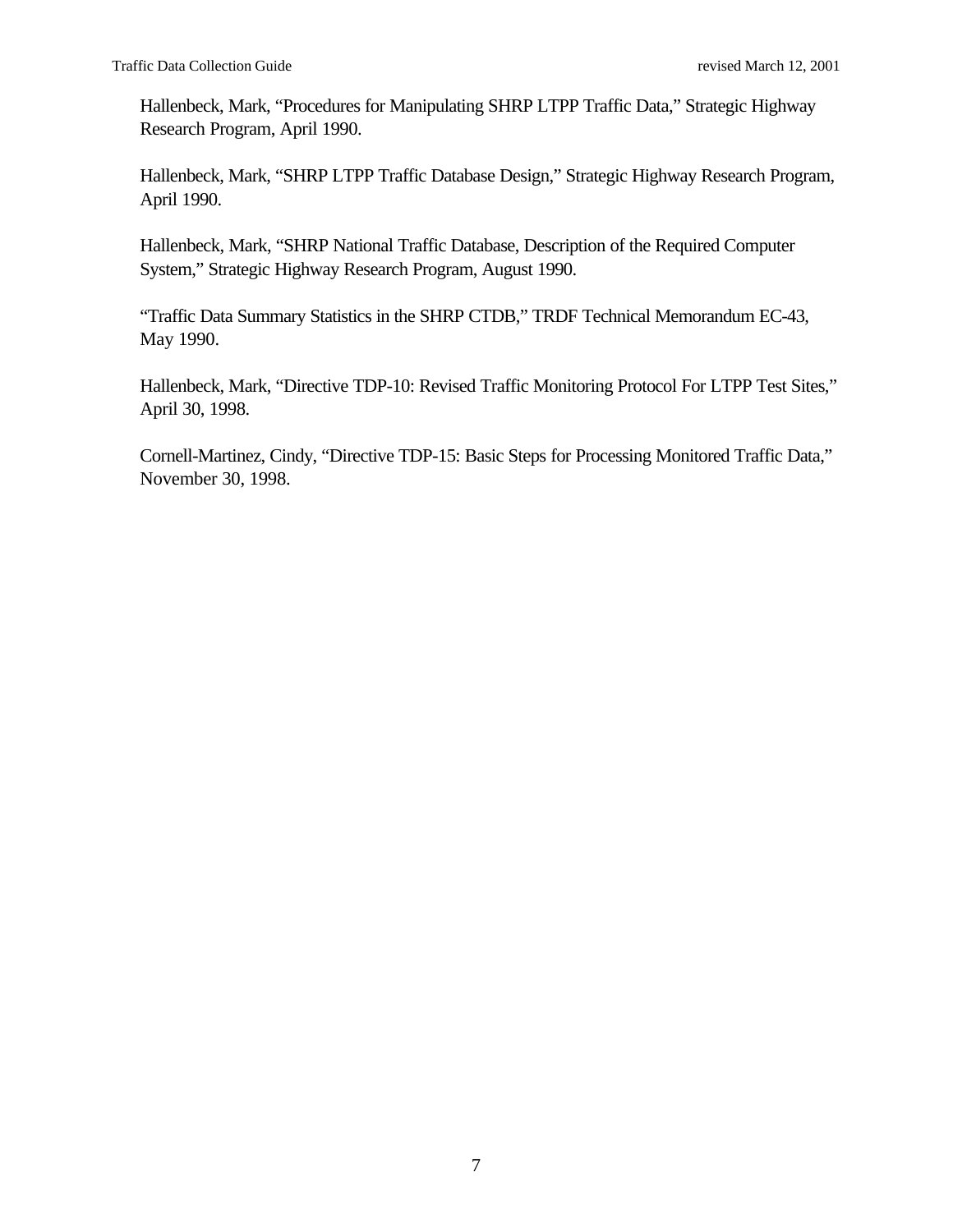Hallenbeck, Mark, “Procedures for Manipulating SHRP LTPP Traffic Data,” Strategic Highway Research Program, April 1990.

Hallenbeck, Mark, “SHRP LTPP Traffic Database Design,” Strategic Highway Research Program, April 1990.

Hallenbeck, Mark, “SHRP National Traffic Database, Description of the Required Computer System,” Strategic Highway Research Program, August 1990.

“Traffic Data Summary Statistics in the SHRP CTDB,” TRDF Technical Memorandum EC-43, May 1990.

Hallenbeck, Mark, “Directive TDP-10: Revised Traffic Monitoring Protocol For LTPP Test Sites,” April 30, 1998.

Cornell-Martinez, Cindy, “Directive TDP-15: Basic Steps for Processing Monitored Traffic Data,” November 30, 1998.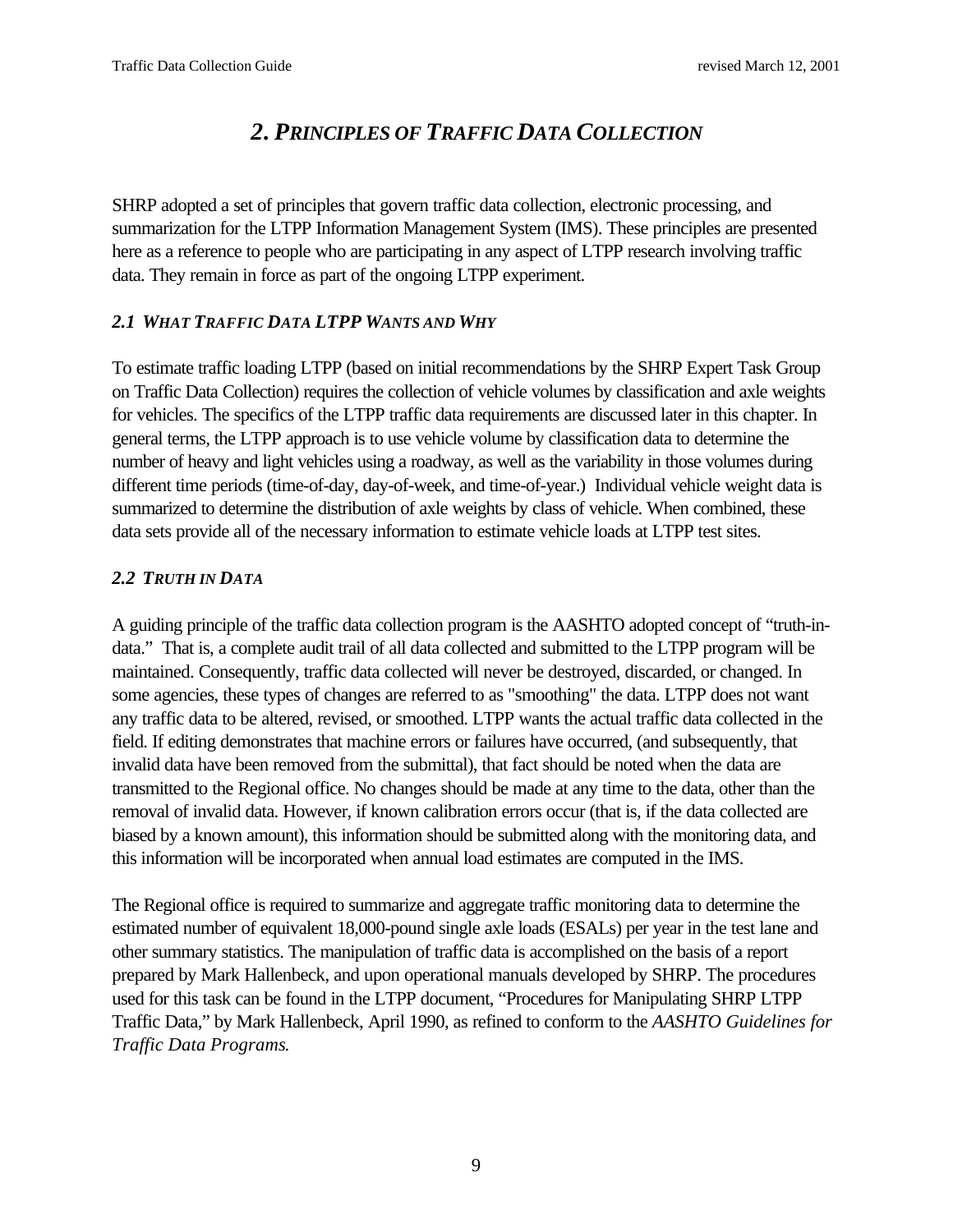# *2. PRINCIPLES OF TRAFFIC DATA COLLECTION*

SHRP adopted a set of principles that govern traffic data collection, electronic processing, and summarization for the LTPP Information Management System (IMS). These principles are presented here as a reference to people who are participating in any aspect of LTPP research involving traffic data. They remain in force as part of the ongoing LTPP experiment.

## *2.1 WHAT TRAFFIC DATA LTPP WANTS AND WHY*

To estimate traffic loading LTPP (based on initial recommendations by the SHRP Expert Task Group on Traffic Data Collection) requires the collection of vehicle volumes by classification and axle weights for vehicles. The specifics of the LTPP traffic data requirements are discussed later in this chapter. In general terms, the LTPP approach is to use vehicle volume by classification data to determine the number of heavy and light vehicles using a roadway, as well as the variability in those volumes during different time periods (time-of-day, day-of-week, and time-of-year.) Individual vehicle weight data is summarized to determine the distribution of axle weights by class of vehicle. When combined, these data sets provide all of the necessary information to estimate vehicle loads at LTPP test sites.

## *2.2 TRUTH IN DATA*

A guiding principle of the traffic data collection program is the AASHTO adopted concept of "truth-in-data." That is, a complete audit trail of all data collected and submitted to the LTPP program will be maintained. Consequently, traffic data collected will never be destroyed, discarded, or changed. In some agencies, these types of changes are referred to as "smoothing" the data. LTPP does not want any traffic data to be altered, revised, or smoothed. LTPP wants the actual traffic data collected in the field. If editing demonstrates that machine errors or failures have occurred, (and subsequently, that invalid data have been removed from the submittal), that fact should be noted when the data are transmitted to the Regional office. No changes should be made at any time to the data, other than the removal of invalid data. However, if known calibration errors occur (that is, if the data collected are biased by a known amount), this information should be submitted along with the monitoring data, and this information will be incorporated when annual load estimates are computed in the IMS.

The Regional office is required to summarize and aggregate traffic monitoring data to determine the estimated number of equivalent 18,000-pound single axle loads (ESALs) per year in the test lane and other summary statistics. The manipulation of traffic data is accomplished on the basis of a report prepared by Mark Hallenbeck, and upon operational manuals developed by SHRP. The procedures used for this task can be found in the LTPP document, "Procedures for Manipulating SHRP LTPP Traffic Data," by Mark Hallenbeck, April 1990, as refined to conform to the *AASHTO Guidelines for Traffic Data Programs.*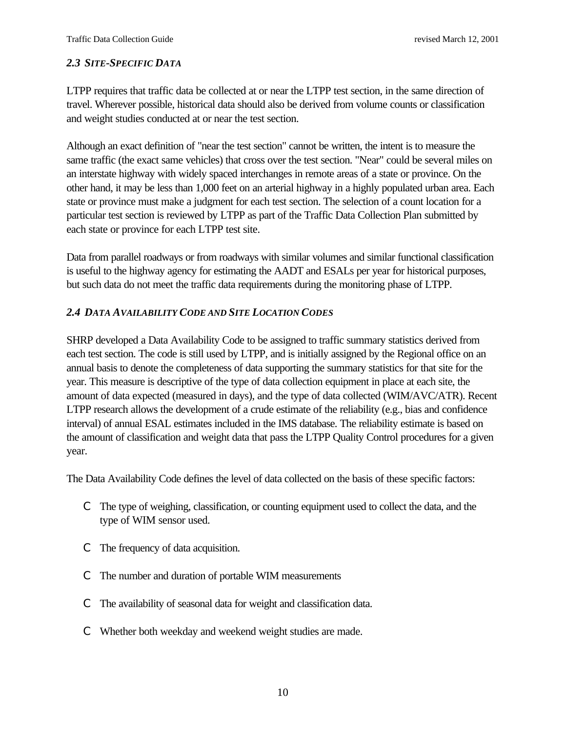### *2.3 SITE-SPECIFIC DATA*

LTPP requires that traffic data be collected at or near the LTPP test section, in the same direction of travel. Wherever possible, historical data should also be derived from volume counts or classification and weight studies conducted at or near the test section.

Although an exact definition of "near the test section" cannot be written, the intent is to measure the same traffic (the exact same vehicles) that cross over the test section. "Near" could be several miles on an interstate highway with widely spaced interchanges in remote areas of a state or province. On the other hand, it may be less than 1,000 feet on an arterial highway in a highly populated urban area. Each state or province must make a judgment for each test section. The selection of a count location for a particular test section is reviewed by LTPP as part of the Traffic Data Collection Plan submitted by each state or province for each LTPP test site.

Data from parallel roadways or from roadways with similar volumes and similar functional classification is useful to the highway agency for estimating the AADT and ESALs per year for historical purposes, but such data do not meet the traffic data requirements during the monitoring phase of LTPP.

### *2.4 DATA AVAILABILITY CODE AND SITE LOCATION CODES*

SHRP developed a Data Availability Code to be assigned to traffic summary statistics derived from each test section. The code is still used by LTPP, and is initially assigned by the Regional office on an annual basis to denote the completeness of data supporting the summary statistics for that site for the year. This measure is descriptive of the type of data collection equipment in place at each site, the amount of data expected (measured in days), and the type of data collected (WIM/AVC/ATR). Recent LTPP research allows the development of a crude estimate of the reliability (e.g., bias and confidence interval) of annual ESAL estimates included in the IMS database. The reliability estimate is based on the amount of classification and weight data that pass the LTPP Quality Control procedures for a given year.

The Data Availability Code defines the level of data collected on the basis of these specific factors:

- The type of weighing, classification, or counting equipment used to collect the data, and the type of WIM sensor used.
- The frequency of data acquisition.
- The number and duration of portable WIM measurements
- The availability of seasonal data for weight and classification data.
- Whether both weekday and weekend weight studies are made.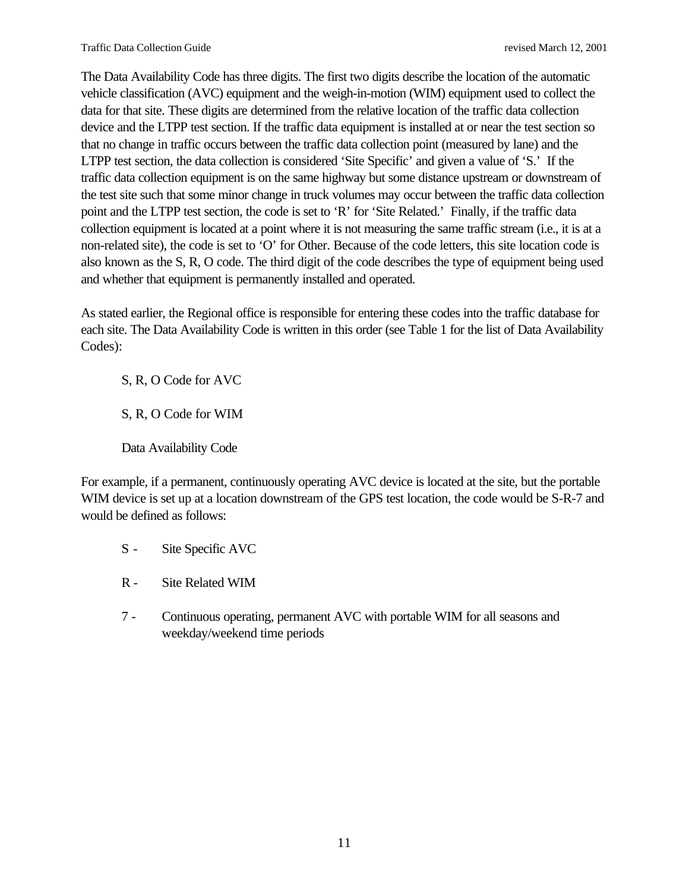The Data Availability Code has three digits. The first two digits describe the location of the automatic vehicle classification (AVC) equipment and the weigh-in-motion (WIM) equipment used to collect the data for that site. These digits are determined from the relative location of the traffic data collection device and the LTPP test section. If the traffic data equipment is installed at or near the test section so that no change in traffic occurs between the traffic data collection point (measured by lane) and the LTPP test section, the data collection is considered 'Site Specific' and given a value of 'S.' If the traffic data collection equipment is on the same highway but some distance upstream or downstream of the test site such that some minor change in truck volumes may occur between the traffic data collection point and the LTPP test section, the code is set to 'R' for 'Site Related.' Finally, if the traffic data collection equipment is located at a point where it is not measuring the same traffic stream (i.e., it is at a non-related site), the code is set to 'O' for Other. Because of the code letters, this site location code is also known as the S, R, O code. The third digit of the code describes the type of equipment being used and whether that equipment is permanently installed and operated.

As stated earlier, the Regional office is responsible for entering these codes into the traffic database for each site. The Data Availability Code is written in this order (see Table 1 for the list of Data Availability Codes):

S, R, O Code for AVC

S, R, O Code for WIM

Data Availability Code

For example, if a permanent, continuously operating AVC device is located at the site, but the portable WIM device is set up at a location downstream of the GPS test location, the code would be S-R-7 and would be defined as follows:

S - Site Specific AVC

R - Site Related WIM

7 - Continuous operating, permanent AVC with portable WIM for all seasons and weekday/weekend time periods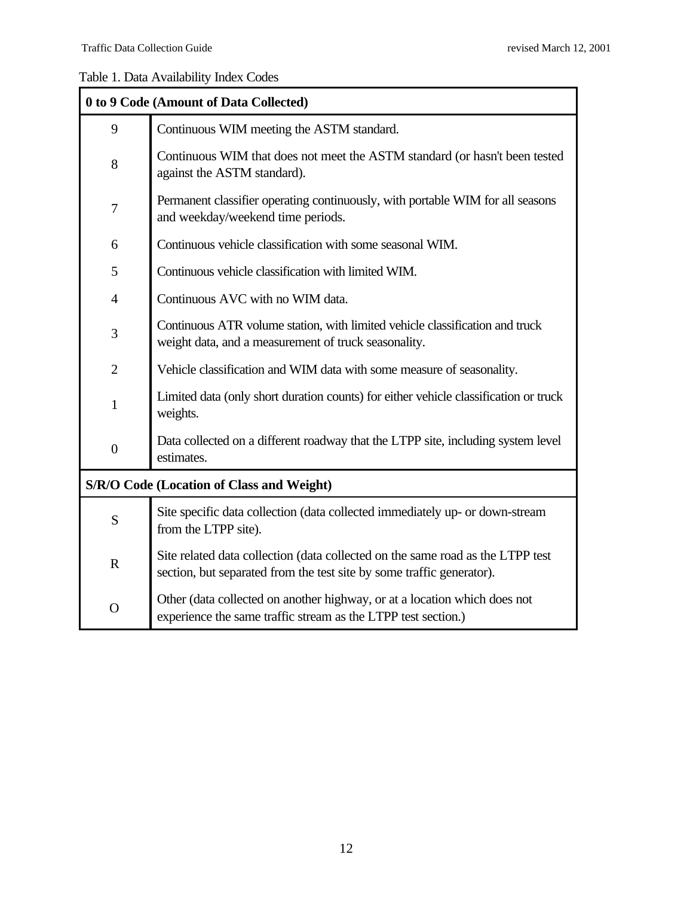Table 1. Data Availability Index Codes

| 0 to 9 Code (Amount of Data Collected) | |
|---|---|
| 9 | Continuous WIM meeting the ASTM standard. |
| 8 | Continuous WIM that does not meet the ASTM standard (or hasn't been tested against the ASTM standard). |
| 7 | Permanent classifier operating continuously, with portable WIM for all seasons and weekday/weekend time periods. |
| 6 | Continuous vehicle classification with some seasonal WIM. |
| 5 | Continuous vehicle classification with limited WIM. |
| 4 | Continuous AVC with no WIM data. |
| 3 | Continuous ATR volume station, with limited vehicle classification and truck weight data, and a measurement of truck seasonality. |
| 2 | Vehicle classification and WIM data with some measure of seasonality. |
| 1 | Limited data (only short duration counts) for either vehicle classification or truck weights. |
| 0 | Data collected on a different roadway that the LTPP site, including system level estimates. |
| **S/R/O Code (Location of Class and Weight)** | |
| S | Site specific data collection (data collected immediately up- or down-stream from the LTPP site). |
| R | Site related data collection (data collected on the same road as the LTPP test section, but separated from the test site by some traffic generator). |
| O | Other (data collected on another highway, or at a location which does not experience the same traffic stream as the LTPP test section.) |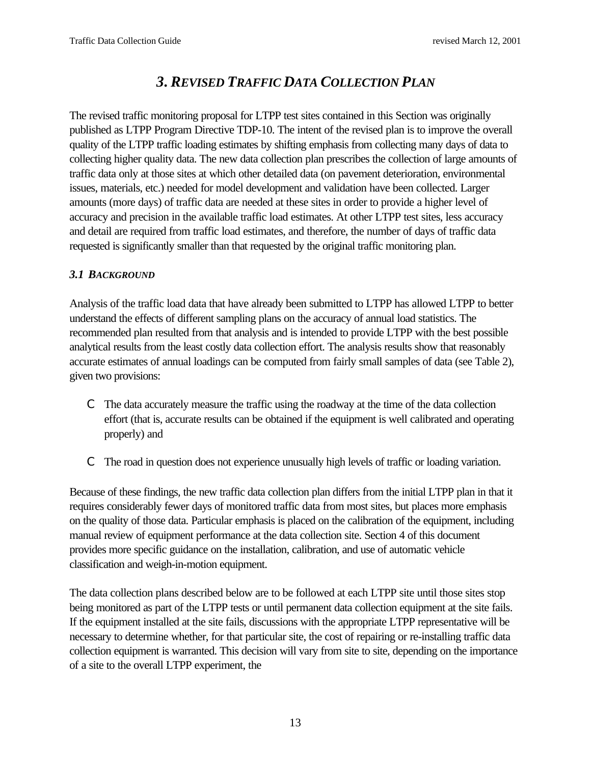# *3. REVISED TRAFFIC DATA COLLECTION PLAN*

The revised traffic monitoring proposal for LTPP test sites contained in this Section was originally published as LTPP Program Directive TDP-10. The intent of the revised plan is to improve the overall quality of the LTPP traffic loading estimates by shifting emphasis from collecting many days of data to collecting higher quality data. The new data collection plan prescribes the collection of large amounts of traffic data only at those sites at which other detailed data (on pavement deterioration, environmental issues, materials, etc.) needed for model development and validation have been collected. Larger amounts (more days) of traffic data are needed at these sites in order to provide a higher level of accuracy and precision in the available traffic load estimates. At other LTPP test sites, less accuracy and detail are required from traffic load estimates, and therefore, the number of days of traffic data requested is significantly smaller than that requested by the original traffic monitoring plan.

## *3.1 BACKGROUND*

Analysis of the traffic load data that have already been submitted to LTPP has allowed LTPP to better understand the effects of different sampling plans on the accuracy of annual load statistics. The recommended plan resulted from that analysis and is intended to provide LTPP with the best possible analytical results from the least costly data collection effort. The analysis results show that reasonably accurate estimates of annual loadings can be computed from fairly small samples of data (see Table 2), given two provisions:

- The data accurately measure the traffic using the roadway at the time of the data collection effort (that is, accurate results can be obtained if the equipment is well calibrated and operating properly) and
- The road in question does not experience unusually high levels of traffic or loading variation.

Because of these findings, the new traffic data collection plan differs from the initial LTPP plan in that it requires considerably fewer days of monitored traffic data from most sites, but places more emphasis on the quality of those data. Particular emphasis is placed on the calibration of the equipment, including manual review of equipment performance at the data collection site. Section 4 of this document provides more specific guidance on the installation, calibration, and use of automatic vehicle classification and weigh-in-motion equipment.

The data collection plans described below are to be followed at each LTPP site until those sites stop being monitored as part of the LTPP tests or until permanent data collection equipment at the site fails. If the equipment installed at the site fails, discussions with the appropriate LTPP representative will be necessary to determine whether, for that particular site, the cost of repairing or re-installing traffic data collection equipment is warranted. This decision will vary from site to site, depending on the importance of a site to the overall LTPP experiment, the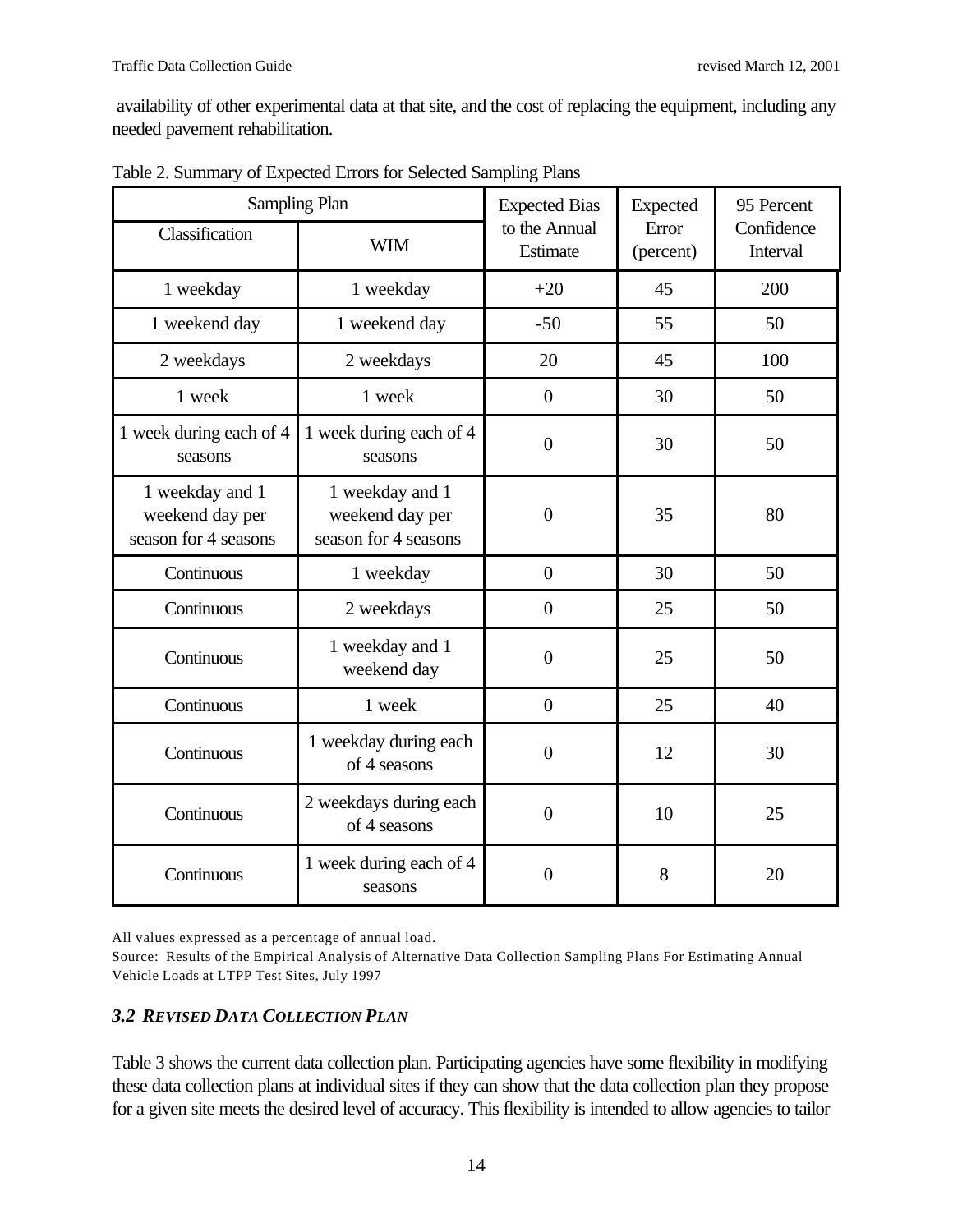availability of other experimental data at that site, and the cost of replacing the equipment, including any needed pavement rehabilitation.

Table 2. Summary of Expected Errors for Selected Sampling Plans

| Sampling Plan | | Expected Bias to the Annual Estimate | Expected Error (percent) | 95 Percent Confidence Interval |
|---|---|---|---|---|
| Classification | WIM | | | |
| 1 weekday | 1 weekday | +20 | 45 | 200 |
| 1 weekend day | 1 weekend day | -50 | 55 | 50 |
| 2 weekdays | 2 weekdays | 20 | 45 | 100 |
| 1 week | 1 week | 0 | 30 | 50 |
| 1 week during each of 4 seasons | 1 week during each of 4 seasons | 0 | 30 | 50 |
| 1 weekday and 1 weekend day per season for 4 seasons | 1 weekday and 1 weekend day per season for 4 seasons | 0 | 35 | 80 |
| Continuous | 1 weekday | 0 | 30 | 50 |
| Continuous | 2 weekdays | 0 | 25 | 50 |
| Continuous | 1 weekday and 1 weekend day | 0 | 25 | 50 |
| Continuous | 1 week | 0 | 25 | 40 |
| Continuous | 1 weekday during each of 4 seasons | 0 | 12 | 30 |
| Continuous | 2 weekdays during each of 4 seasons | 0 | 10 | 25 |
| Continuous | 1 week during each of 4 seasons | 0 | 8 | 20 |

All values expressed as a percentage of annual load.

Source: Results of the Empirical Analysis of Alternative Data Collection Sampling Plans For Estimating Annual Vehicle Loads at LTPP Test Sites, July 1997

### *3.2 REVISED DATA COLLECTION PLAN*

Table 3 shows the current data collection plan. Participating agencies have some flexibility in modifying these data collection plans at individual sites if they can show that the data collection plan they propose for a given site meets the desired level of accuracy. This flexibility is intended to allow agencies to tailor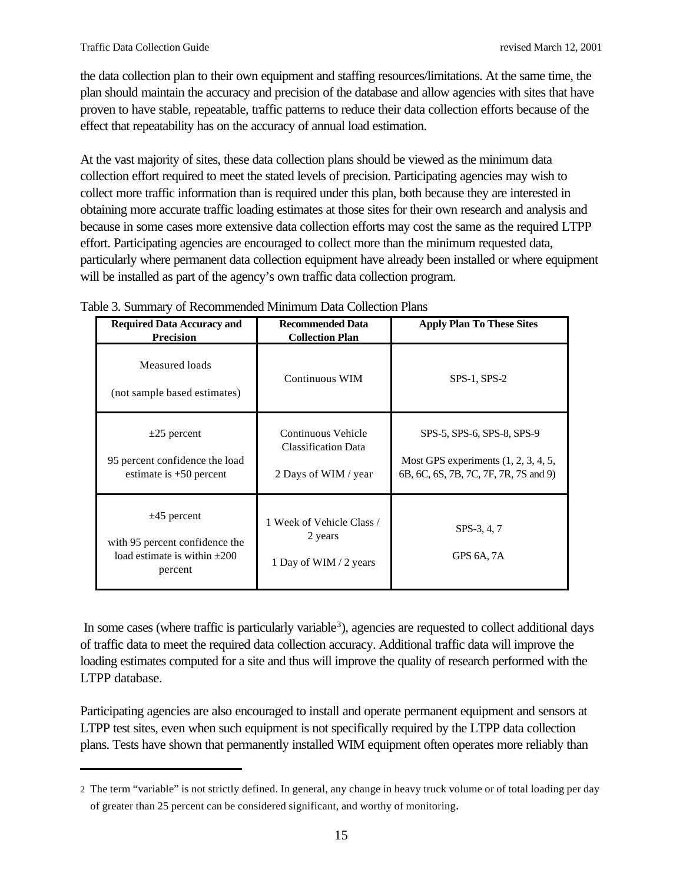the data collection plan to their own equipment and staffing resources/limitations. At the same time, the plan should maintain the accuracy and precision of the database and allow agencies with sites that have proven to have stable, repeatable, traffic patterns to reduce their data collection efforts because of the effect that repeatability has on the accuracy of annual load estimation.

At the vast majority of sites, these data collection plans should be viewed as the minimum data collection effort required to meet the stated levels of precision. Participating agencies may wish to collect more traffic information than is required under this plan, both because they are interested in obtaining more accurate traffic loading estimates at those sites for their own research and analysis and because in some cases more extensive data collection efforts may cost the same as the required LTPP effort. Participating agencies are encouraged to collect more than the minimum requested data, particularly where permanent data collection equipment have already been installed or where equipment will be installed as part of the agency's own traffic data collection program.

Table 3. Summary of Recommended Minimum Data Collection Plans

| Required Data Accuracy and Precision | Recommended Data Collection Plan | Apply Plan To These Sites |
|---|---|---|
| Measured loads<br><br>(not sample based estimates) | Continuous WIM | SPS-1, SPS-2 |
| ±25 percent<br><br>95 percent confidence the load estimate is +50 percent | Continuous Vehicle Classification Data<br><br>2 Days of WIM / year | SPS-5, SPS-6, SPS-8, SPS-9<br><br>Most GPS experiments (1, 2, 3, 4, 5, 6B, 6C, 6S, 7B, 7C, 7F, 7R, 7S and 9) |
| ±45 percent<br><br>with 95 percent confidence the load estimate is within ±200 percent | 1 Week of Vehicle Class / 2 years<br><br>1 Day of WIM / 2 years | SPS-3, 4, 7<br><br>GPS 6A, 7A |

In some cases (where traffic is particularly variable[3]), agencies are requested to collect additional days of traffic data to meet the required data collection accuracy. Additional traffic data will improve the loading estimates computed for a site and thus will improve the quality of research performed with the LTPP database.

Participating agencies are also encouraged to install and operate permanent equipment and sensors at LTPP test sites, even when such equipment is not specifically required by the LTPP data collection plans. Tests have shown that permanently installed WIM equipment often operates more reliably than

---

2 The term "variable" is not strictly defined. In general, any change in heavy truck volume or of total loading per day of greater than 25 percent can be considered significant, and worthy of monitoring.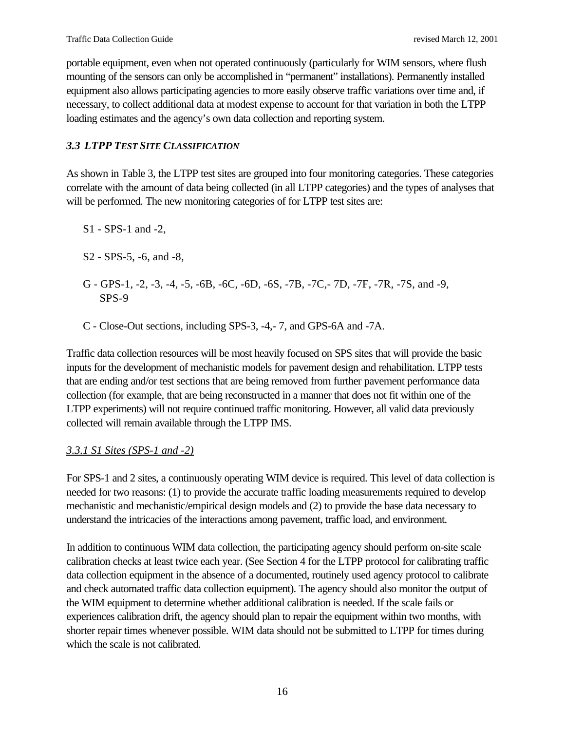portable equipment, even when not operated continuously (particularly for WIM sensors, where flush mounting of the sensors can only be accomplished in "permanent" installations). Permanently installed equipment also allows participating agencies to more easily observe traffic variations over time and, if necessary, to collect additional data at modest expense to account for that variation in both the LTPP loading estimates and the agency's own data collection and reporting system.

### *3.3 LTPP TEST SITE CLASSIFICATION*

As shown in Table 3, the LTPP test sites are grouped into four monitoring categories. These categories correlate with the amount of data being collected (in all LTPP categories) and the types of analyses that will be performed. The new monitoring categories of for LTPP test sites are:

S1 - SPS-1 and -2,

S2 - SPS-5, -6, and -8,

G - GPS-1, -2, -3, -4, -5, -6B, -6C, -6D, -6S, -7B, -7C,- 7D, -7F, -7R, -7S, and -9, SPS-9

C - Close-Out sections, including SPS-3, -4,- 7, and GPS-6A and -7A.

Traffic data collection resources will be most heavily focused on SPS sites that will provide the basic inputs for the development of mechanistic models for pavement design and rehabilitation. LTPP tests that are ending and/or test sections that are being removed from further pavement performance data collection (for example, that are being reconstructed in a manner that does not fit within one of the LTPP experiments) will not require continued traffic monitoring. However, all valid data previously collected will remain available through the LTPP IMS.

#### *3.3.1 S1 Sites (SPS-1 and -2)*

For SPS-1 and 2 sites, a continuously operating WIM device is required. This level of data collection is needed for two reasons: (1) to provide the accurate traffic loading measurements required to develop mechanistic and mechanistic/empirical design models and (2) to provide the base data necessary to understand the intricacies of the interactions among pavement, traffic load, and environment.

In addition to continuous WIM data collection, the participating agency should perform on-site scale calibration checks at least twice each year. (See Section 4 for the LTPP protocol for calibrating traffic data collection equipment in the absence of a documented, routinely used agency protocol to calibrate and check automated traffic data collection equipment). The agency should also monitor the output of the WIM equipment to determine whether additional calibration is needed. If the scale fails or experiences calibration drift, the agency should plan to repair the equipment within two months, with shorter repair times whenever possible. WIM data should not be submitted to LTPP for times during which the scale is not calibrated.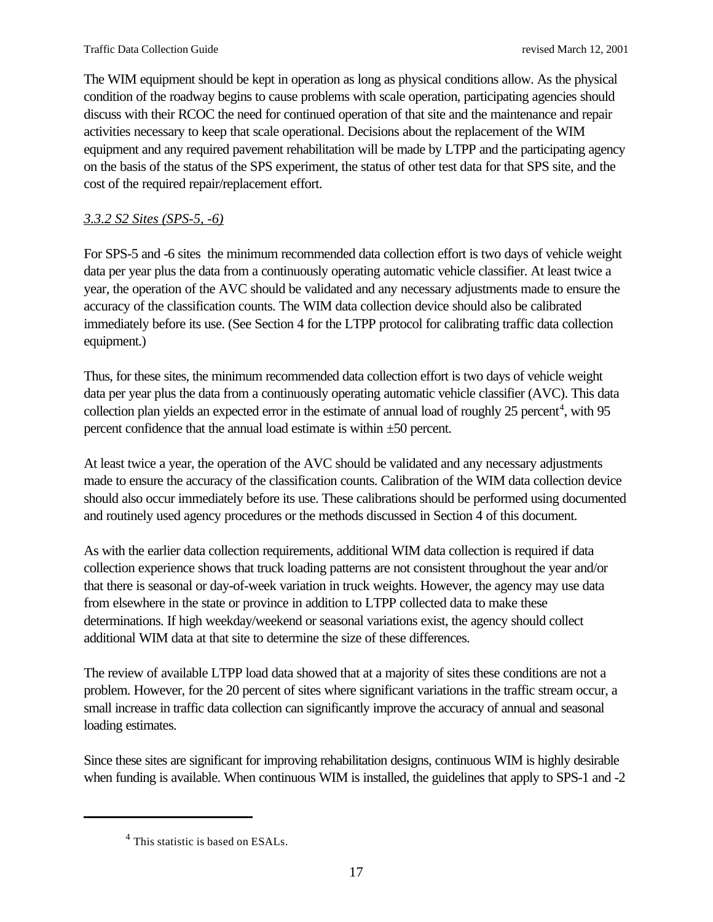The WIM equipment should be kept in operation as long as physical conditions allow. As the physical condition of the roadway begins to cause problems with scale operation, participating agencies should discuss with their RCOC the need for continued operation of that site and the maintenance and repair activities necessary to keep that scale operational. Decisions about the replacement of the WIM equipment and any required pavement rehabilitation will be made by LTPP and the participating agency on the basis of the status of the SPS experiment, the status of other test data for that SPS site, and the cost of the required repair/replacement effort.

### *3.3.2 S2 Sites (SPS-5, -6)*

For SPS-5 and -6 sites the minimum recommended data collection effort is two days of vehicle weight data per year plus the data from a continuously operating automatic vehicle classifier. At least twice a year, the operation of the AVC should be validated and any necessary adjustments made to ensure the accuracy of the classification counts. The WIM data collection device should also be calibrated immediately before its use. (See Section 4 for the LTPP protocol for calibrating traffic data collection equipment.)

Thus, for these sites, the minimum recommended data collection effort is two days of vehicle weight data per year plus the data from a continuously operating automatic vehicle classifier (AVC). This data collection plan yields an expected error in the estimate of annual load of roughly 25 percent[4], with 95 percent confidence that the annual load estimate is within ±50 percent.

At least twice a year, the operation of the AVC should be validated and any necessary adjustments made to ensure the accuracy of the classification counts. Calibration of the WIM data collection device should also occur immediately before its use. These calibrations should be performed using documented and routinely used agency procedures or the methods discussed in Section 4 of this document.

As with the earlier data collection requirements, additional WIM data collection is required if data collection experience shows that truck loading patterns are not consistent throughout the year and/or that there is seasonal or day-of-week variation in truck weights. However, the agency may use data from elsewhere in the state or province in addition to LTPP collected data to make these determinations. If high weekday/weekend or seasonal variations exist, the agency should collect additional WIM data at that site to determine the size of these differences.

The review of available LTPP load data showed that at a majority of sites these conditions are not a problem. However, for the 20 percent of sites where significant variations in the traffic stream occur, a small increase in traffic data collection can significantly improve the accuracy of annual and seasonal loading estimates.

Since these sites are significant for improving rehabilitation designs, continuous WIM is highly desirable when funding is available. When continuous WIM is installed, the guidelines that apply to SPS-1 and -2

---

[4] This statistic is based on ESALs.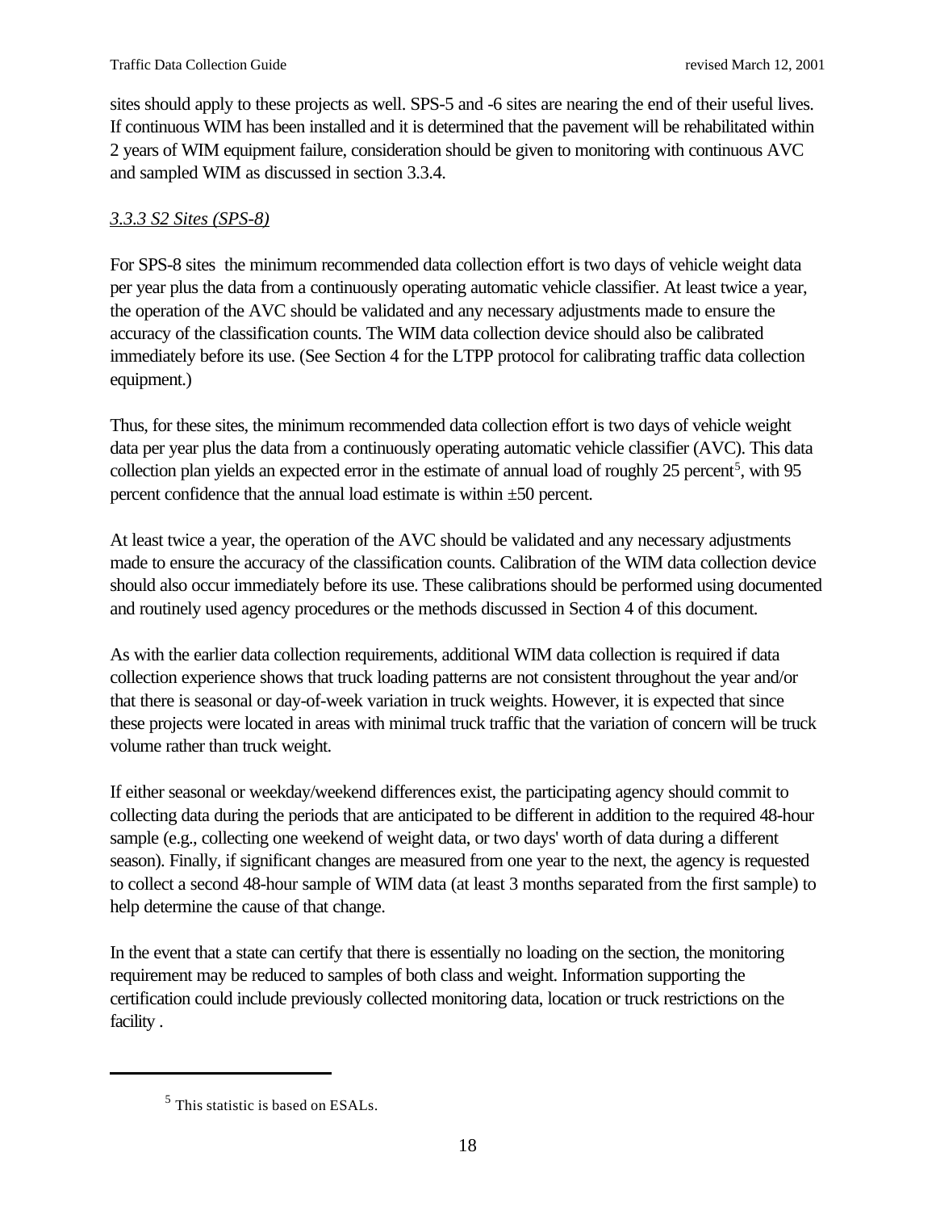sites should apply to these projects as well. SPS-5 and -6 sites are nearing the end of their useful lives. If continuous WIM has been installed and it is determined that the pavement will be rehabilitated within 2 years of WIM equipment failure, consideration should be given to monitoring with continuous AVC and sampled WIM as discussed in section 3.3.4.

### *3.3.3 S2 Sites (SPS-8)*

For SPS-8 sites the minimum recommended data collection effort is two days of vehicle weight data per year plus the data from a continuously operating automatic vehicle classifier. At least twice a year, the operation of the AVC should be validated and any necessary adjustments made to ensure the accuracy of the classification counts. The WIM data collection device should also be calibrated immediately before its use. (See Section 4 for the LTPP protocol for calibrating traffic data collection equipment.)

Thus, for these sites, the minimum recommended data collection effort is two days of vehicle weight data per year plus the data from a continuously operating automatic vehicle classifier (AVC). This data collection plan yields an expected error in the estimate of annual load of roughly 25 percent[5], with 95 percent confidence that the annual load estimate is within ±50 percent.

At least twice a year, the operation of the AVC should be validated and any necessary adjustments made to ensure the accuracy of the classification counts. Calibration of the WIM data collection device should also occur immediately before its use. These calibrations should be performed using documented and routinely used agency procedures or the methods discussed in Section 4 of this document.

As with the earlier data collection requirements, additional WIM data collection is required if data collection experience shows that truck loading patterns are not consistent throughout the year and/or that there is seasonal or day-of-week variation in truck weights. However, it is expected that since these projects were located in areas with minimal truck traffic that the variation of concern will be truck volume rather than truck weight.

If either seasonal or weekday/weekend differences exist, the participating agency should commit to collecting data during the periods that are anticipated to be different in addition to the required 48-hour sample (e.g., collecting one weekend of weight data, or two days' worth of data during a different season). Finally, if significant changes are measured from one year to the next, the agency is requested to collect a second 48-hour sample of WIM data (at least 3 months separated from the first sample) to help determine the cause of that change.

In the event that a state can certify that there is essentially no loading on the section, the monitoring requirement may be reduced to samples of both class and weight. Information supporting the certification could include previously collected monitoring data, location or truck restrictions on the facility .

---

[5] This statistic is based on ESALs.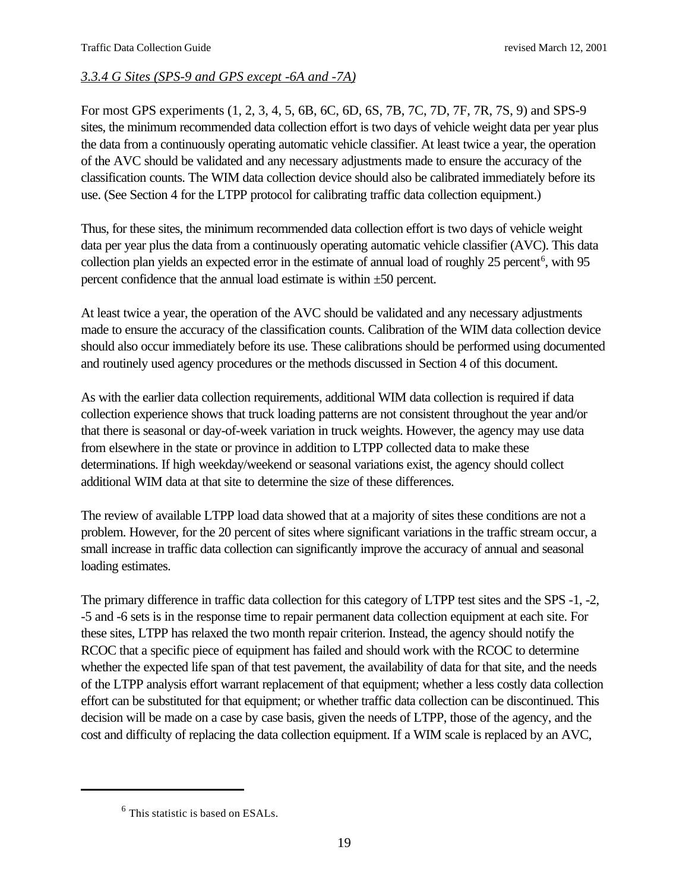*3.3.4 G Sites (SPS-9 and GPS except -6A and -7A)*

For most GPS experiments (1, 2, 3, 4, 5, 6B, 6C, 6D, 6S, 7B, 7C, 7D, 7F, 7R, 7S, 9) and SPS-9 sites, the minimum recommended data collection effort is two days of vehicle weight data per year plus the data from a continuously operating automatic vehicle classifier. At least twice a year, the operation of the AVC should be validated and any necessary adjustments made to ensure the accuracy of the classification counts. The WIM data collection device should also be calibrated immediately before its use. (See Section 4 for the LTPP protocol for calibrating traffic data collection equipment.)

Thus, for these sites, the minimum recommended data collection effort is two days of vehicle weight data per year plus the data from a continuously operating automatic vehicle classifier (AVC). This data collection plan yields an expected error in the estimate of annual load of roughly 25 percent[6], with 95 percent confidence that the annual load estimate is within ±50 percent.

At least twice a year, the operation of the AVC should be validated and any necessary adjustments made to ensure the accuracy of the classification counts. Calibration of the WIM data collection device should also occur immediately before its use. These calibrations should be performed using documented and routinely used agency procedures or the methods discussed in Section 4 of this document.

As with the earlier data collection requirements, additional WIM data collection is required if data collection experience shows that truck loading patterns are not consistent throughout the year and/or that there is seasonal or day-of-week variation in truck weights. However, the agency may use data from elsewhere in the state or province in addition to LTPP collected data to make these determinations. If high weekday/weekend or seasonal variations exist, the agency should collect additional WIM data at that site to determine the size of these differences.

The review of available LTPP load data showed that at a majority of sites these conditions are not a problem. However, for the 20 percent of sites where significant variations in the traffic stream occur, a small increase in traffic data collection can significantly improve the accuracy of annual and seasonal loading estimates.

The primary difference in traffic data collection for this category of LTPP test sites and the SPS -1, -2, -5 and -6 sets is in the response time to repair permanent data collection equipment at each site. For these sites, LTPP has relaxed the two month repair criterion. Instead, the agency should notify the RCOC that a specific piece of equipment has failed and should work with the RCOC to determine whether the expected life span of that test pavement, the availability of data for that site, and the needs of the LTPP analysis effort warrant replacement of that equipment; whether a less costly data collection effort can be substituted for that equipment; or whether traffic data collection can be discontinued. This decision will be made on a case by case basis, given the needs of LTPP, those of the agency, and the cost and difficulty of replacing the data collection equipment. If a WIM scale is replaced by an AVC,

[6] This statistic is based on ESALs.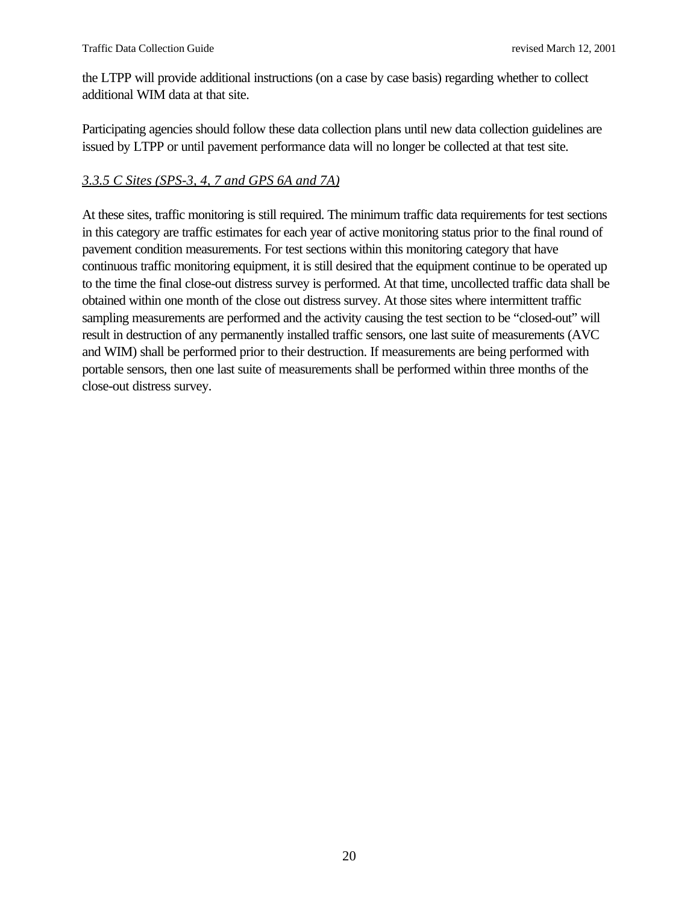the LTPP will provide additional instructions (on a case by case basis) regarding whether to collect additional WIM data at that site.

Participating agencies should follow these data collection plans until new data collection guidelines are issued by LTPP or until pavement performance data will no longer be collected at that test site.

#### *3.3.5 C Sites (SPS-3, 4, 7 and GPS 6A and 7A)*

At these sites, traffic monitoring is still required. The minimum traffic data requirements for test sections in this category are traffic estimates for each year of active monitoring status prior to the final round of pavement condition measurements. For test sections within this monitoring category that have continuous traffic monitoring equipment, it is still desired that the equipment continue to be operated up to the time the final close-out distress survey is performed. At that time, uncollected traffic data shall be obtained within one month of the close out distress survey. At those sites where intermittent traffic sampling measurements are performed and the activity causing the test section to be "closed-out" will result in destruction of any permanently installed traffic sensors, one last suite of measurements (AVC and WIM) shall be performed prior to their destruction. If measurements are being performed with portable sensors, then one last suite of measurements shall be performed within three months of the close-out distress survey.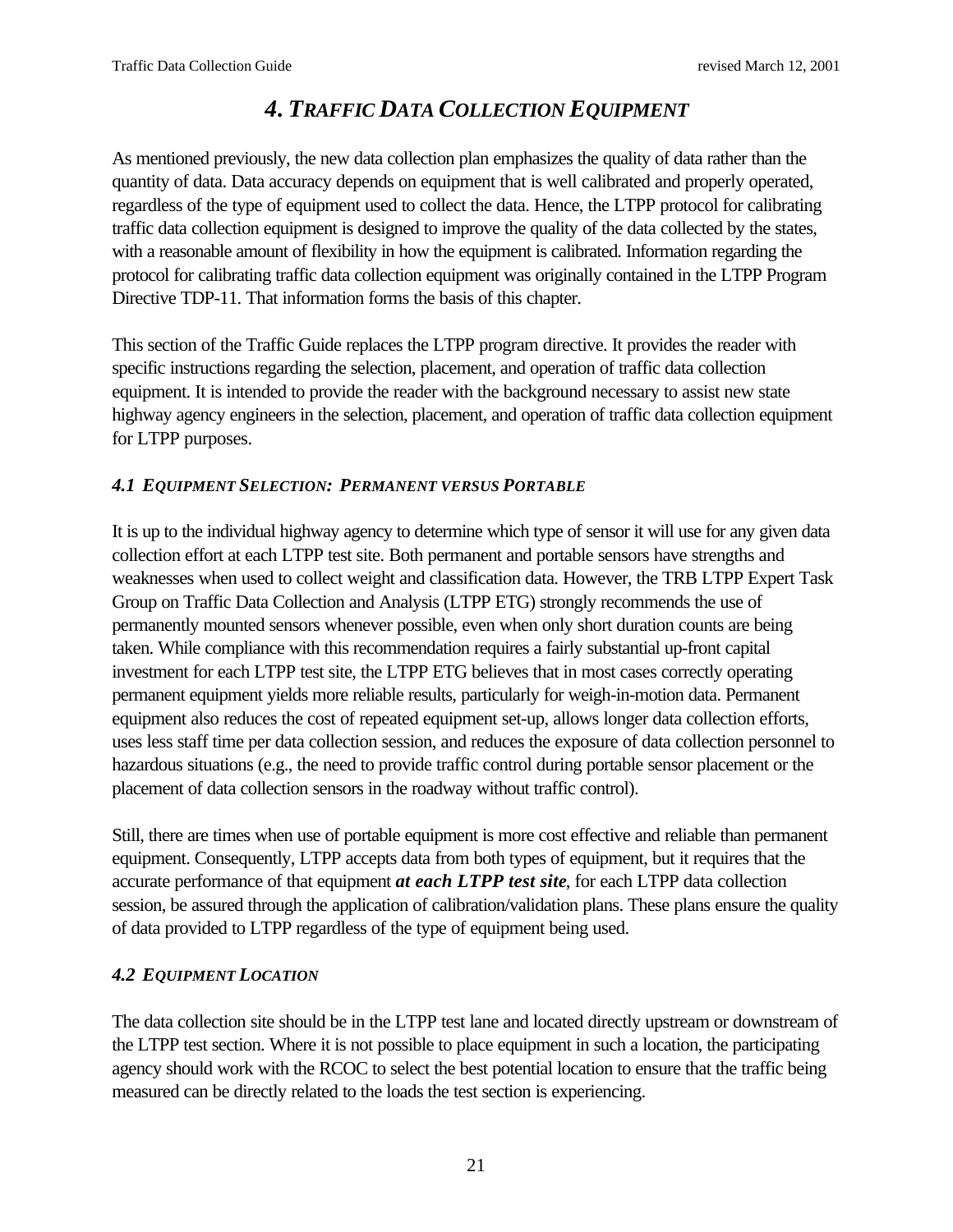# *4. TRAFFIC DATA COLLECTION EQUIPMENT*

As mentioned previously, the new data collection plan emphasizes the quality of data rather than the quantity of data. Data accuracy depends on equipment that is well calibrated and properly operated, regardless of the type of equipment used to collect the data. Hence, the LTPP protocol for calibrating traffic data collection equipment is designed to improve the quality of the data collected by the states, with a reasonable amount of flexibility in how the equipment is calibrated. Information regarding the protocol for calibrating traffic data collection equipment was originally contained in the LTPP Program Directive TDP-11. That information forms the basis of this chapter.

This section of the Traffic Guide replaces the LTPP program directive. It provides the reader with specific instructions regarding the selection, placement, and operation of traffic data collection equipment. It is intended to provide the reader with the background necessary to assist new state highway agency engineers in the selection, placement, and operation of traffic data collection equipment for LTPP purposes.

## *4.1 EQUIPMENT SELECTION: PERMANENT VERSUS PORTABLE*

It is up to the individual highway agency to determine which type of sensor it will use for any given data collection effort at each LTPP test site. Both permanent and portable sensors have strengths and weaknesses when used to collect weight and classification data. However, the TRB LTPP Expert Task Group on Traffic Data Collection and Analysis (LTPP ETG) strongly recommends the use of permanently mounted sensors whenever possible, even when only short duration counts are being taken. While compliance with this recommendation requires a fairly substantial up-front capital investment for each LTPP test site, the LTPP ETG believes that in most cases correctly operating permanent equipment yields more reliable results, particularly for weigh-in-motion data. Permanent equipment also reduces the cost of repeated equipment set-up, allows longer data collection efforts, uses less staff time per data collection session, and reduces the exposure of data collection personnel to hazardous situations (e.g., the need to provide traffic control during portable sensor placement or the placement of data collection sensors in the roadway without traffic control).

Still, there are times when use of portable equipment is more cost effective and reliable than permanent equipment. Consequently, LTPP accepts data from both types of equipment, but it requires that the accurate performance of that equipment ***at each LTPP test site***, for each LTPP data collection session, be assured through the application of calibration/validation plans. These plans ensure the quality of data provided to LTPP regardless of the type of equipment being used.

## *4.2 EQUIPMENT LOCATION*

The data collection site should be in the LTPP test lane and located directly upstream or downstream of the LTPP test section. Where it is not possible to place equipment in such a location, the participating agency should work with the RCOC to select the best potential location to ensure that the traffic being measured can be directly related to the loads the test section is experiencing.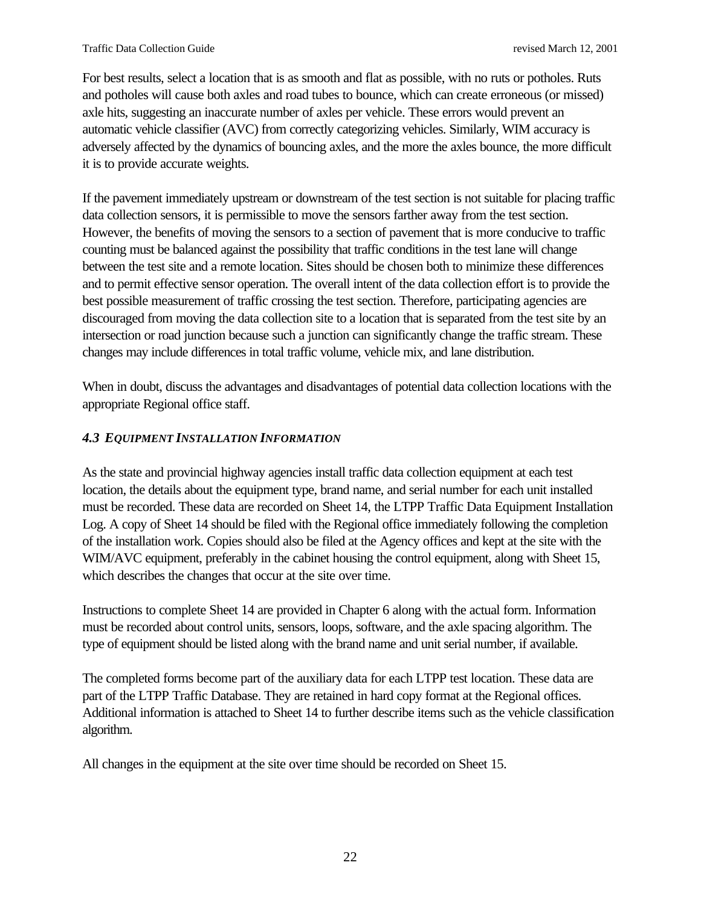For best results, select a location that is as smooth and flat as possible, with no ruts or potholes. Ruts and potholes will cause both axles and road tubes to bounce, which can create erroneous (or missed) axle hits, suggesting an inaccurate number of axles per vehicle. These errors would prevent an automatic vehicle classifier (AVC) from correctly categorizing vehicles. Similarly, WIM accuracy is adversely affected by the dynamics of bouncing axles, and the more the axles bounce, the more difficult it is to provide accurate weights.

If the pavement immediately upstream or downstream of the test section is not suitable for placing traffic data collection sensors, it is permissible to move the sensors farther away from the test section. However, the benefits of moving the sensors to a section of pavement that is more conducive to traffic counting must be balanced against the possibility that traffic conditions in the test lane will change between the test site and a remote location. Sites should be chosen both to minimize these differences and to permit effective sensor operation. The overall intent of the data collection effort is to provide the best possible measurement of traffic crossing the test section. Therefore, participating agencies are discouraged from moving the data collection site to a location that is separated from the test site by an intersection or road junction because such a junction can significantly change the traffic stream. These changes may include differences in total traffic volume, vehicle mix, and lane distribution.

When in doubt, discuss the advantages and disadvantages of potential data collection locations with the appropriate Regional office staff.

### *4.3 EQUIPMENT INSTALLATION INFORMATION*

As the state and provincial highway agencies install traffic data collection equipment at each test location, the details about the equipment type, brand name, and serial number for each unit installed must be recorded. These data are recorded on Sheet 14, the LTPP Traffic Data Equipment Installation Log. A copy of Sheet 14 should be filed with the Regional office immediately following the completion of the installation work. Copies should also be filed at the Agency offices and kept at the site with the WIM/AVC equipment, preferably in the cabinet housing the control equipment, along with Sheet 15, which describes the changes that occur at the site over time.

Instructions to complete Sheet 14 are provided in Chapter 6 along with the actual form. Information must be recorded about control units, sensors, loops, software, and the axle spacing algorithm. The type of equipment should be listed along with the brand name and unit serial number, if available.

The completed forms become part of the auxiliary data for each LTPP test location. These data are part of the LTPP Traffic Database. They are retained in hard copy format at the Regional offices. Additional information is attached to Sheet 14 to further describe items such as the vehicle classification algorithm.

All changes in the equipment at the site over time should be recorded on Sheet 15.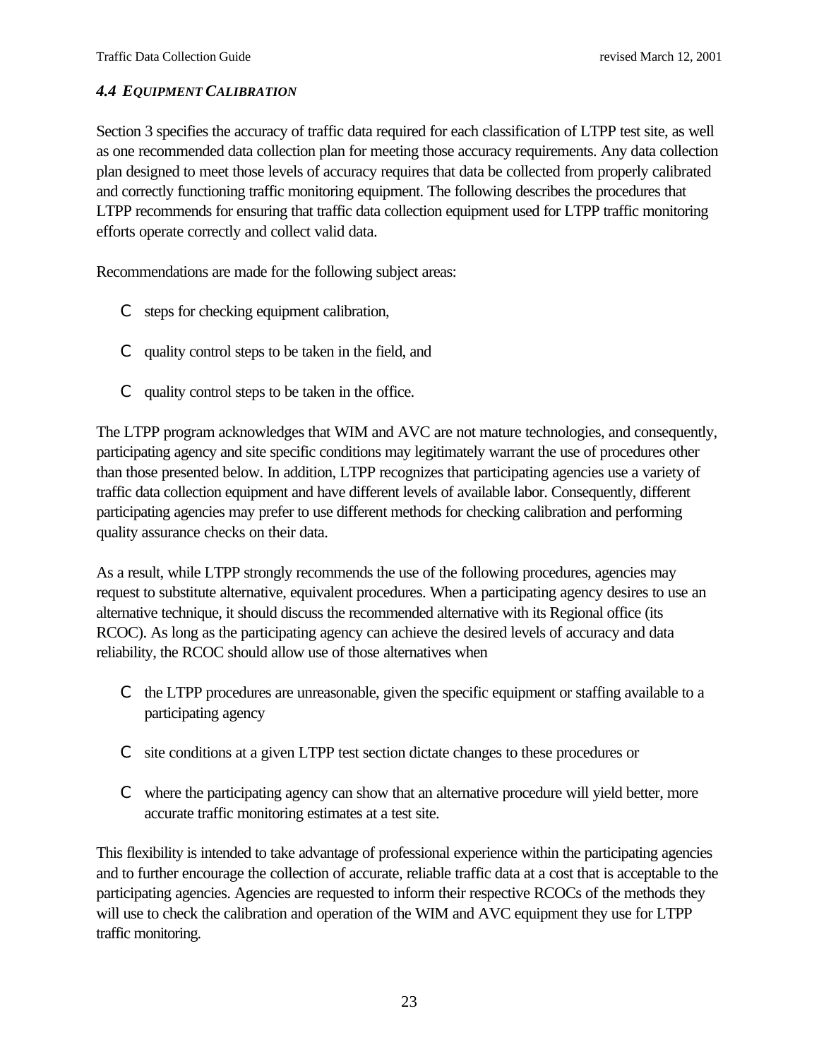### *4.4 EQUIPMENT CALIBRATION*

Section 3 specifies the accuracy of traffic data required for each classification of LTPP test site, as well as one recommended data collection plan for meeting those accuracy requirements. Any data collection plan designed to meet those levels of accuracy requires that data be collected from properly calibrated and correctly functioning traffic monitoring equipment. The following describes the procedures that LTPP recommends for ensuring that traffic data collection equipment used for LTPP traffic monitoring efforts operate correctly and collect valid data.

Recommendations are made for the following subject areas:

- steps for checking equipment calibration,
- quality control steps to be taken in the field, and
- quality control steps to be taken in the office.

The LTPP program acknowledges that WIM and AVC are not mature technologies, and consequently, participating agency and site specific conditions may legitimately warrant the use of procedures other than those presented below. In addition, LTPP recognizes that participating agencies use a variety of traffic data collection equipment and have different levels of available labor. Consequently, different participating agencies may prefer to use different methods for checking calibration and performing quality assurance checks on their data.

As a result, while LTPP strongly recommends the use of the following procedures, agencies may request to substitute alternative, equivalent procedures. When a participating agency desires to use an alternative technique, it should discuss the recommended alternative with its Regional office (its RCOC). As long as the participating agency can achieve the desired levels of accuracy and data reliability, the RCOC should allow use of those alternatives when

- the LTPP procedures are unreasonable, given the specific equipment or staffing available to a participating agency
- site conditions at a given LTPP test section dictate changes to these procedures or
- where the participating agency can show that an alternative procedure will yield better, more accurate traffic monitoring estimates at a test site.

This flexibility is intended to take advantage of professional experience within the participating agencies and to further encourage the collection of accurate, reliable traffic data at a cost that is acceptable to the participating agencies. Agencies are requested to inform their respective RCOCs of the methods they will use to check the calibration and operation of the WIM and AVC equipment they use for LTPP traffic monitoring.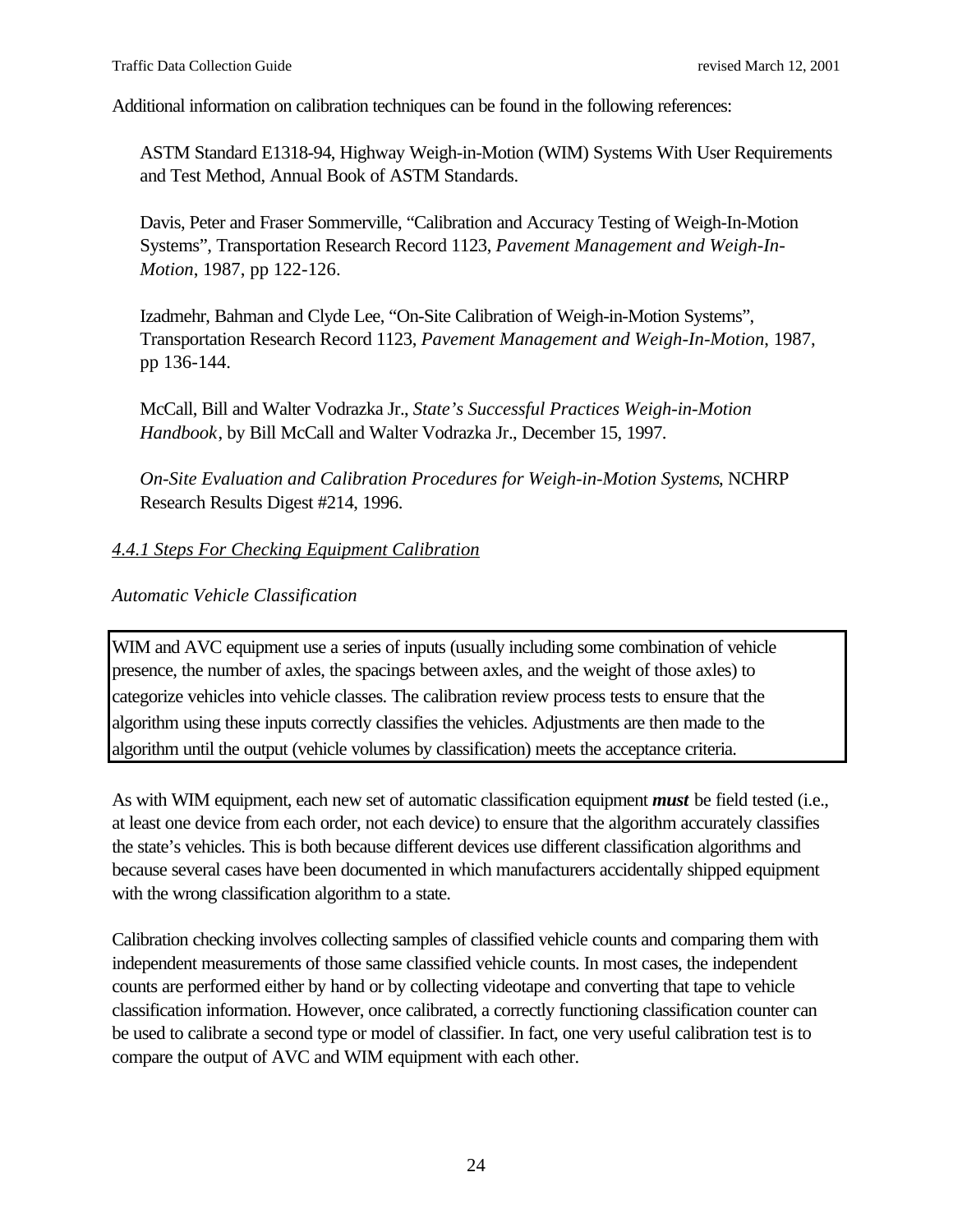Additional information on calibration techniques can be found in the following references:

ASTM Standard E1318-94, Highway Weigh-in-Motion (WIM) Systems With User Requirements and Test Method, Annual Book of ASTM Standards.

Davis, Peter and Fraser Sommerville, "Calibration and Accuracy Testing of Weigh-In-Motion Systems", Transportation Research Record 1123, *Pavement Management and Weigh-In-Motion*, 1987, pp 122-126.

Izadmehr, Bahman and Clyde Lee, "On-Site Calibration of Weigh-in-Motion Systems", Transportation Research Record 1123, *Pavement Management and Weigh-In-Motion*, 1987, pp 136-144.

McCall, Bill and Walter Vodrazka Jr., *State's Successful Practices Weigh-in-Motion Handbook*, by Bill McCall and Walter Vodrazka Jr., December 15, 1997.

*On-Site Evaluation and Calibration Procedures for Weigh-in-Motion Systems*, NCHRP Research Results Digest #214, 1996.

### *4.4.1 Steps For Checking Equipment Calibration*

*Automatic Vehicle Classification*

> WIM and AVC equipment use a series of inputs (usually including some combination of vehicle presence, the number of axles, the spacings between axles, and the weight of those axles) to categorize vehicles into vehicle classes. The calibration review process tests to ensure that the algorithm using these inputs correctly classifies the vehicles. Adjustments are then made to the algorithm until the output (vehicle volumes by classification) meets the acceptance criteria.

As with WIM equipment, each new set of automatic classification equipment ***must*** be field tested (i.e., at least one device from each order, not each device) to ensure that the algorithm accurately classifies the state's vehicles. This is both because different devices use different classification algorithms and because several cases have been documented in which manufacturers accidentally shipped equipment with the wrong classification algorithm to a state.

Calibration checking involves collecting samples of classified vehicle counts and comparing them with independent measurements of those same classified vehicle counts. In most cases, the independent counts are performed either by hand or by collecting videotape and converting that tape to vehicle classification information. However, once calibrated, a correctly functioning classification counter can be used to calibrate a second type or model of classifier. In fact, one very useful calibration test is to compare the output of AVC and WIM equipment with each other.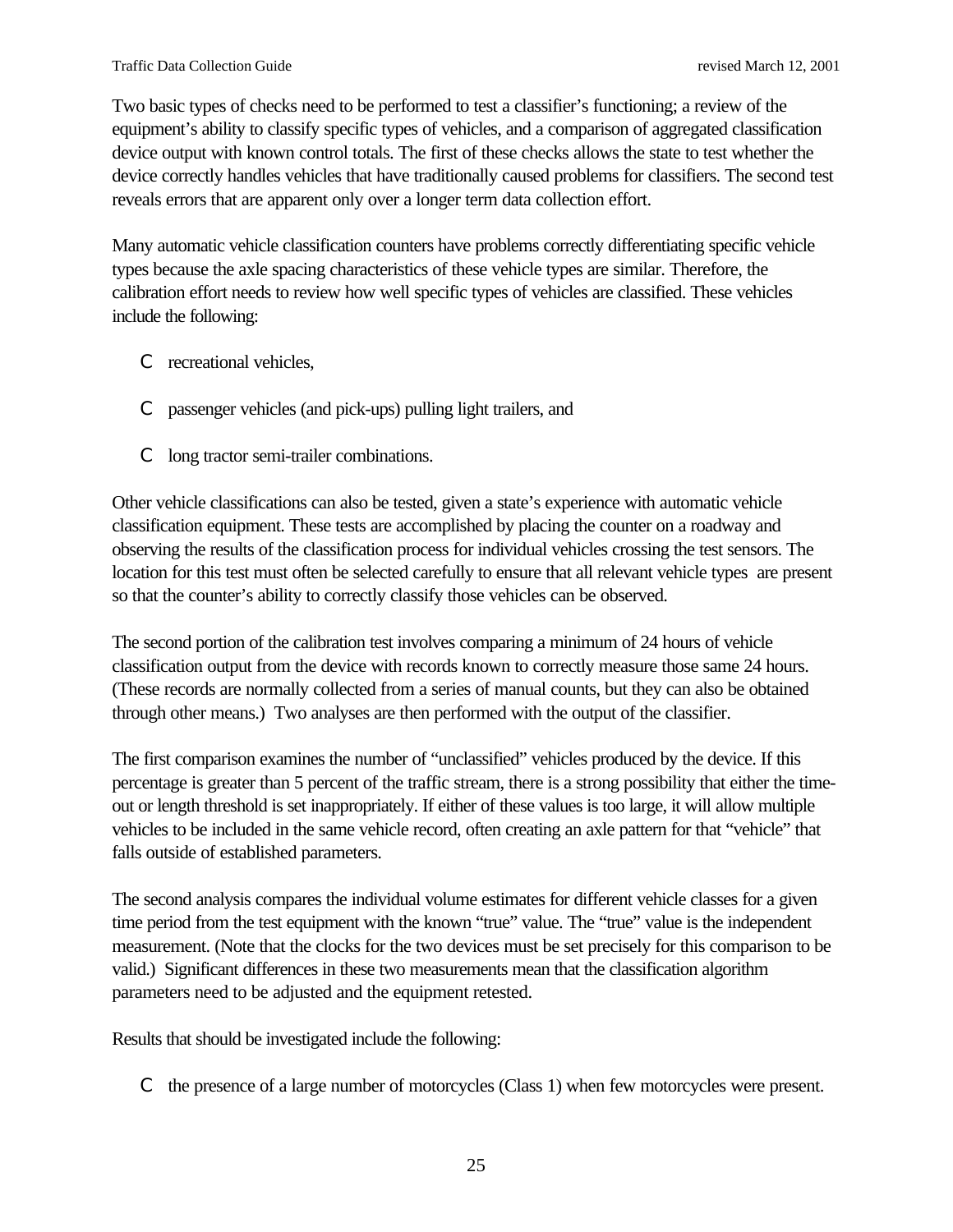Two basic types of checks need to be performed to test a classifier's functioning; a review of the equipment's ability to classify specific types of vehicles, and a comparison of aggregated classification device output with known control totals. The first of these checks allows the state to test whether the device correctly handles vehicles that have traditionally caused problems for classifiers. The second test reveals errors that are apparent only over a longer term data collection effort.

Many automatic vehicle classification counters have problems correctly differentiating specific vehicle types because the axle spacing characteristics of these vehicle types are similar. Therefore, the calibration effort needs to review how well specific types of vehicles are classified. These vehicles include the following:

- recreational vehicles,
- passenger vehicles (and pick-ups) pulling light trailers, and
- long tractor semi-trailer combinations.

Other vehicle classifications can also be tested, given a state's experience with automatic vehicle classification equipment. These tests are accomplished by placing the counter on a roadway and observing the results of the classification process for individual vehicles crossing the test sensors. The location for this test must often be selected carefully to ensure that all relevant vehicle types are present so that the counter's ability to correctly classify those vehicles can be observed.

The second portion of the calibration test involves comparing a minimum of 24 hours of vehicle classification output from the device with records known to correctly measure those same 24 hours. (These records are normally collected from a series of manual counts, but they can also be obtained through other means.) Two analyses are then performed with the output of the classifier.

The first comparison examines the number of "unclassified" vehicles produced by the device. If this percentage is greater than 5 percent of the traffic stream, there is a strong possibility that either the time-out or length threshold is set inappropriately. If either of these values is too large, it will allow multiple vehicles to be included in the same vehicle record, often creating an axle pattern for that "vehicle" that falls outside of established parameters.

The second analysis compares the individual volume estimates for different vehicle classes for a given time period from the test equipment with the known "true" value. The "true" value is the independent measurement. (Note that the clocks for the two devices must be set precisely for this comparison to be valid.) Significant differences in these two measurements mean that the classification algorithm parameters need to be adjusted and the equipment retested.

Results that should be investigated include the following:

- the presence of a large number of motorcycles (Class 1) when few motorcycles were present.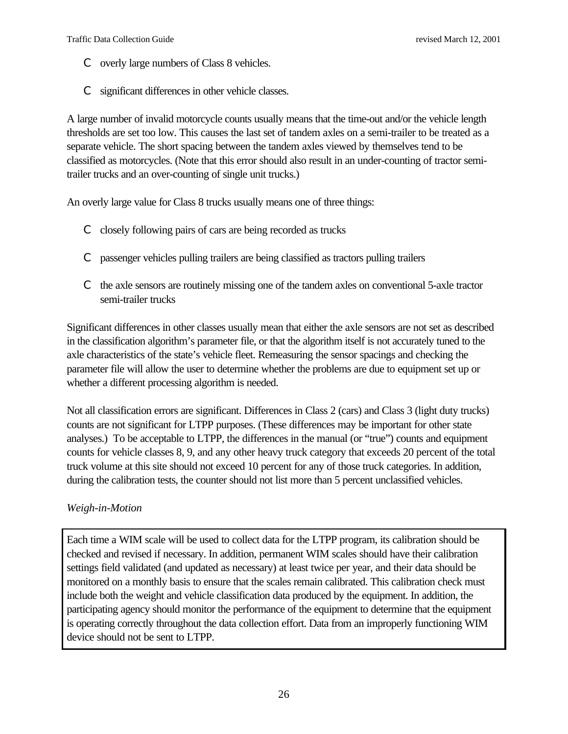- overly large numbers of Class 8 vehicles.
- significant differences in other vehicle classes.

A large number of invalid motorcycle counts usually means that the time-out and/or the vehicle length thresholds are set too low. This causes the last set of tandem axles on a semi-trailer to be treated as a separate vehicle. The short spacing between the tandem axles viewed by themselves tend to be classified as motorcycles. (Note that this error should also result in an under-counting of tractor semi-trailer trucks and an over-counting of single unit trucks.)

An overly large value for Class 8 trucks usually means one of three things:

- closely following pairs of cars are being recorded as trucks
- passenger vehicles pulling trailers are being classified as tractors pulling trailers
- the axle sensors are routinely missing one of the tandem axles on conventional 5-axle tractor semi-trailer trucks

Significant differences in other classes usually mean that either the axle sensors are not set as described in the classification algorithm's parameter file, or that the algorithm itself is not accurately tuned to the axle characteristics of the state's vehicle fleet. Remeasuring the sensor spacings and checking the parameter file will allow the user to determine whether the problems are due to equipment set up or whether a different processing algorithm is needed.

Not all classification errors are significant. Differences in Class 2 (cars) and Class 3 (light duty trucks) counts are not significant for LTPP purposes. (These differences may be important for other state analyses.) To be acceptable to LTPP, the differences in the manual (or "true") counts and equipment counts for vehicle classes 8, 9, and any other heavy truck category that exceeds 20 percent of the total truck volume at this site should not exceed 10 percent for any of those truck categories. In addition, during the calibration tests, the counter should not list more than 5 percent unclassified vehicles.

*Weigh-in-Motion*

> Each time a WIM scale will be used to collect data for the LTPP program, its calibration should be checked and revised if necessary. In addition, permanent WIM scales should have their calibration settings field validated (and updated as necessary) at least twice per year, and their data should be monitored on a monthly basis to ensure that the scales remain calibrated. This calibration check must include both the weight and vehicle classification data produced by the equipment. In addition, the participating agency should monitor the performance of the equipment to determine that the equipment is operating correctly throughout the data collection effort. Data from an improperly functioning WIM device should not be sent to LTPP.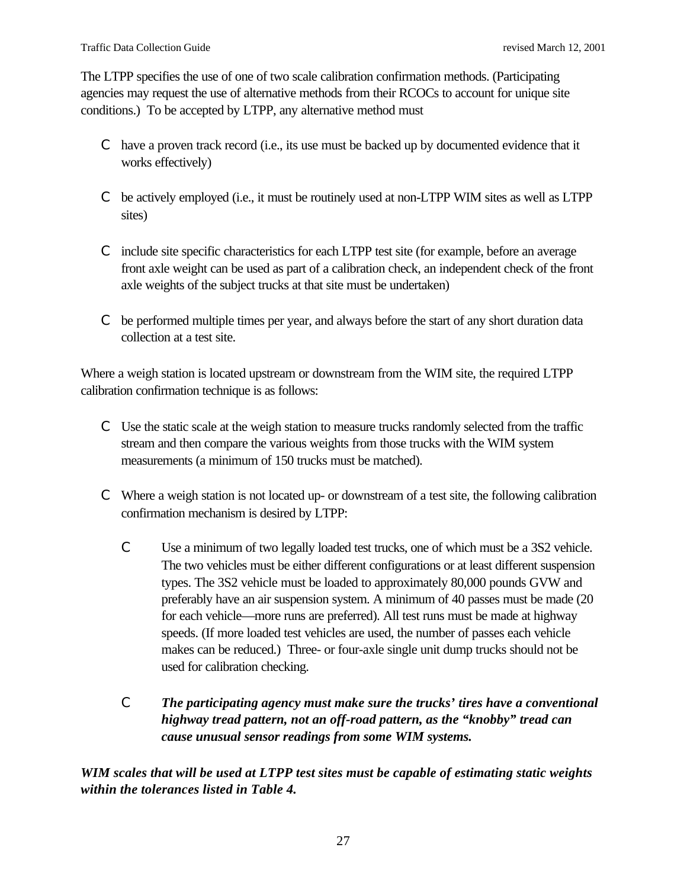The LTPP specifies the use of one of two scale calibration confirmation methods. (Participating agencies may request the use of alternative methods from their RCOCs to account for unique site conditions.) To be accepted by LTPP, any alternative method must

- have a proven track record (i.e., its use must be backed up by documented evidence that it works effectively)
- be actively employed (i.e., it must be routinely used at non-LTPP WIM sites as well as LTPP sites)
- include site specific characteristics for each LTPP test site (for example, before an average front axle weight can be used as part of a calibration check, an independent check of the front axle weights of the subject trucks at that site must be undertaken)
- be performed multiple times per year, and always before the start of any short duration data collection at a test site.

Where a weigh station is located upstream or downstream from the WIM site, the required LTPP calibration confirmation technique is as follows:

- Use the static scale at the weigh station to measure trucks randomly selected from the traffic stream and then compare the various weights from those trucks with the WIM system measurements (a minimum of 150 trucks must be matched).
- Where a weigh station is not located up- or downstream of a test site, the following calibration confirmation mechanism is desired by LTPP:
    - Use a minimum of two legally loaded test trucks, one of which must be a 3S2 vehicle. The two vehicles must be either different configurations or at least different suspension types. The 3S2 vehicle must be loaded to approximately 80,000 pounds GVW and preferably have an air suspension system. A minimum of 40 passes must be made (20 for each vehicle—more runs are preferred). All test runs must be made at highway speeds. (If more loaded test vehicles are used, the number of passes each vehicle makes can be reduced.) Three- or four-axle single unit dump trucks should not be used for calibration checking.
    - ***The participating agency must make sure the trucks' tires have a conventional highway tread pattern, not an off-road pattern, as the "knobby" tread can cause unusual sensor readings from some WIM systems.***

***WIM scales that will be used at LTPP test sites must be capable of estimating static weights within the tolerances listed in Table 4.***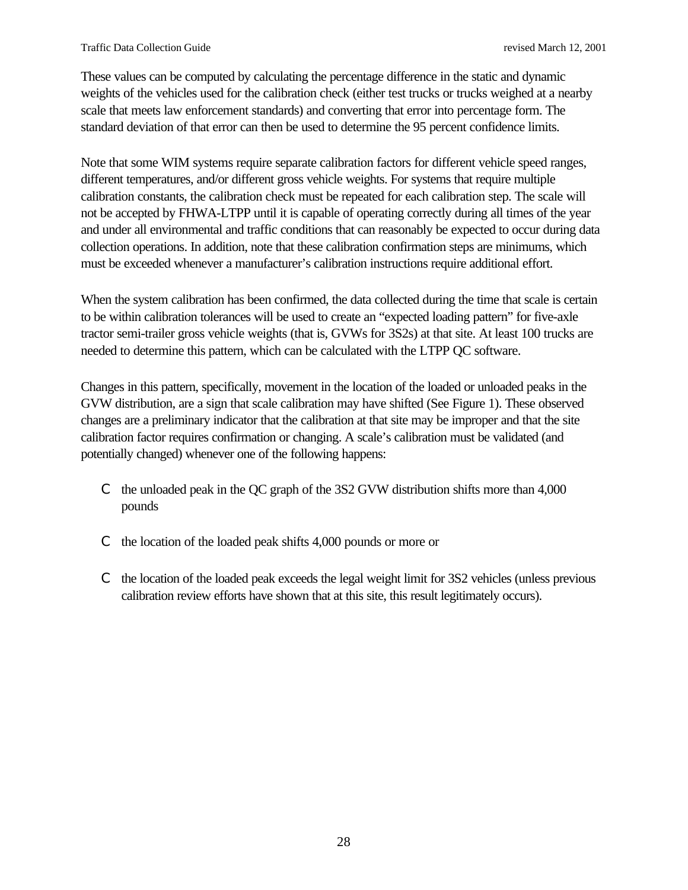These values can be computed by calculating the percentage difference in the static and dynamic weights of the vehicles used for the calibration check (either test trucks or trucks weighed at a nearby scale that meets law enforcement standards) and converting that error into percentage form. The standard deviation of that error can then be used to determine the 95 percent confidence limits.

Note that some WIM systems require separate calibration factors for different vehicle speed ranges, different temperatures, and/or different gross vehicle weights. For systems that require multiple calibration constants, the calibration check must be repeated for each calibration step. The scale will not be accepted by FHWA-LTPP until it is capable of operating correctly during all times of the year and under all environmental and traffic conditions that can reasonably be expected to occur during data collection operations. In addition, note that these calibration confirmation steps are minimums, which must be exceeded whenever a manufacturer's calibration instructions require additional effort.

When the system calibration has been confirmed, the data collected during the time that scale is certain to be within calibration tolerances will be used to create an "expected loading pattern" for five-axle tractor semi-trailer gross vehicle weights (that is, GVWs for 3S2s) at that site. At least 100 trucks are needed to determine this pattern, which can be calculated with the LTPP QC software.

Changes in this pattern, specifically, movement in the location of the loaded or unloaded peaks in the GVW distribution, are a sign that scale calibration may have shifted (See Figure 1). These observed changes are a preliminary indicator that the calibration at that site may be improper and that the site calibration factor requires confirmation or changing. A scale's calibration must be validated (and potentially changed) whenever one of the following happens:

- the unloaded peak in the QC graph of the 3S2 GVW distribution shifts more than 4,000 pounds
- the location of the loaded peak shifts 4,000 pounds or more or
- the location of the loaded peak exceeds the legal weight limit for 3S2 vehicles (unless previous calibration review efforts have shown that at this site, this result legitimately occurs).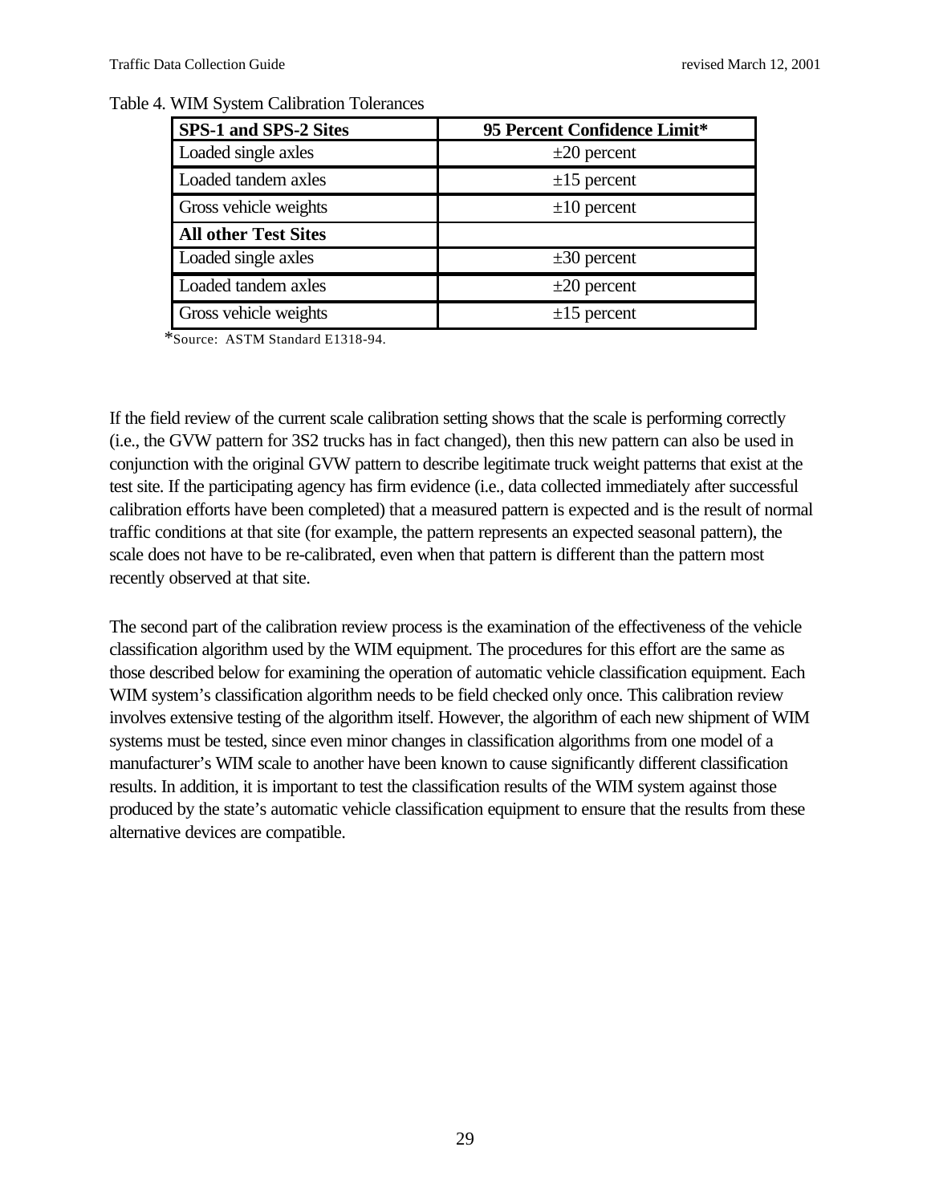Table 4. WIM System Calibration Tolerances

| **SPS-1 and SPS-2 Sites** | **95 Percent Confidence Limit*** |
|---|---|
| Loaded single axles | ±20 percent |
| Loaded tandem axles | ±15 percent |
| Gross vehicle weights | ±10 percent |
| **All other Test Sites** | |
| Loaded single axles | ±30 percent |
| Loaded tandem axles | ±20 percent |
| Gross vehicle weights | ±15 percent |

*Source: ASTM Standard E1318-94.

If the field review of the current scale calibration setting shows that the scale is performing correctly (i.e., the GVW pattern for 3S2 trucks has in fact changed), then this new pattern can also be used in conjunction with the original GVW pattern to describe legitimate truck weight patterns that exist at the test site. If the participating agency has firm evidence (i.e., data collected immediately after successful calibration efforts have been completed) that a measured pattern is expected and is the result of normal traffic conditions at that site (for example, the pattern represents an expected seasonal pattern), the scale does not have to be re-calibrated, even when that pattern is different than the pattern most recently observed at that site.

The second part of the calibration review process is the examination of the effectiveness of the vehicle classification algorithm used by the WIM equipment. The procedures for this effort are the same as those described below for examining the operation of automatic vehicle classification equipment. Each WIM system's classification algorithm needs to be field checked only once. This calibration review involves extensive testing of the algorithm itself. However, the algorithm of each new shipment of WIM systems must be tested, since even minor changes in classification algorithms from one model of a manufacturer's WIM scale to another have been known to cause significantly different classification results. In addition, it is important to test the classification results of the WIM system against those produced by the state's automatic vehicle classification equipment to ensure that the results from these alternative devices are compatible.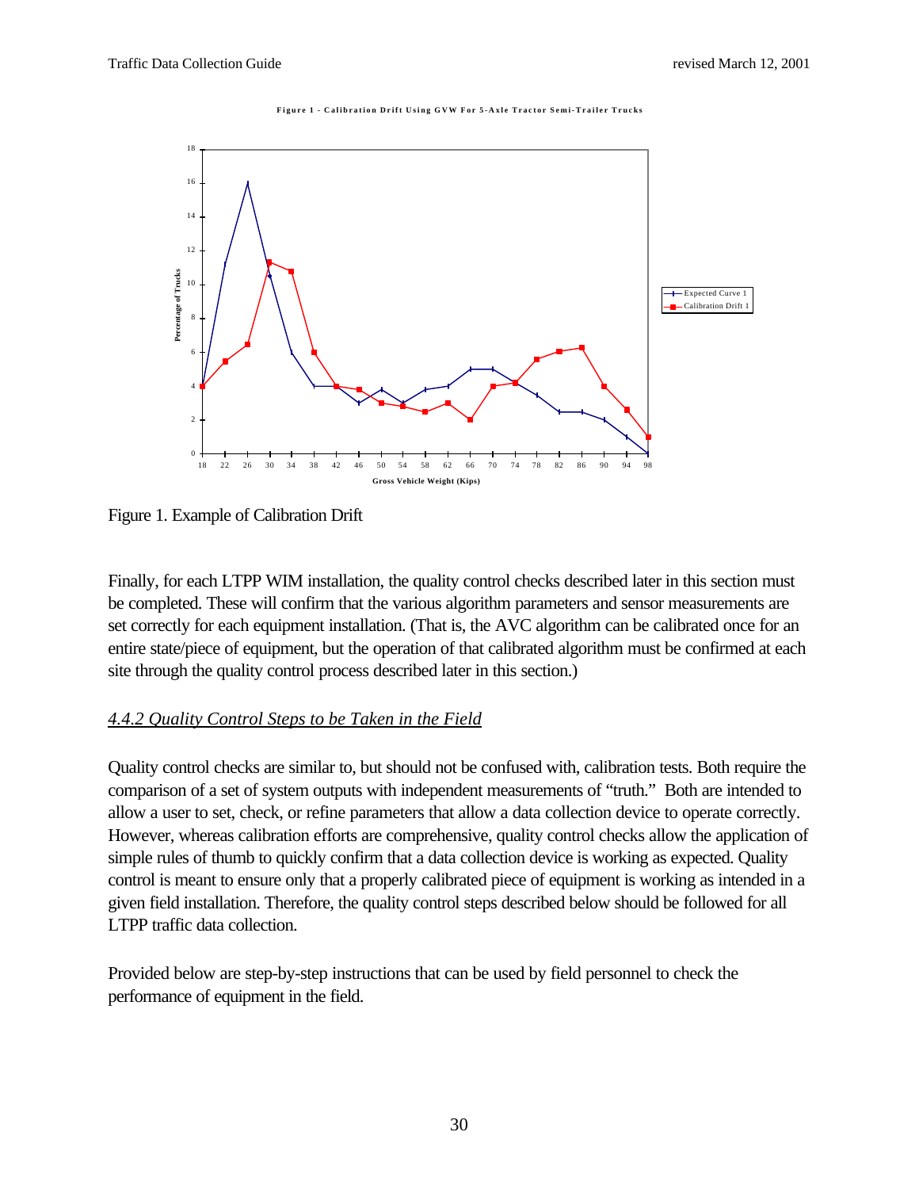Figure 1 - Calibration Drift Using GVW For 5-Axle Tractor Semi-Trailer Trucks

Figure 1. Example of Calibration Drift

Finally, for each LTPP WIM installation, the quality control checks described later in this section must be completed. These will confirm that the various algorithm parameters and sensor measurements are set correctly for each equipment installation. (That is, the AVC algorithm can be calibrated once for an entire state/piece of equipment, but the operation of that calibrated algorithm must be confirmed at each site through the quality control process described later in this section.)

### *4.4.2 Quality Control Steps to be Taken in the Field*

Quality control checks are similar to, but should not be confused with, calibration tests. Both require the comparison of a set of system outputs with independent measurements of "truth." Both are intended to allow a user to set, check, or refine parameters that allow a data collection device to operate correctly. However, whereas calibration efforts are comprehensive, quality control checks allow the application of simple rules of thumb to quickly confirm that a data collection device is working as expected. Quality control is meant to ensure only that a properly calibrated piece of equipment is working as intended in a given field installation. Therefore, the quality control steps described below should be followed for all LTPP traffic data collection.

Provided below are step-by-step instructions that can be used by field personnel to check the performance of equipment in the field.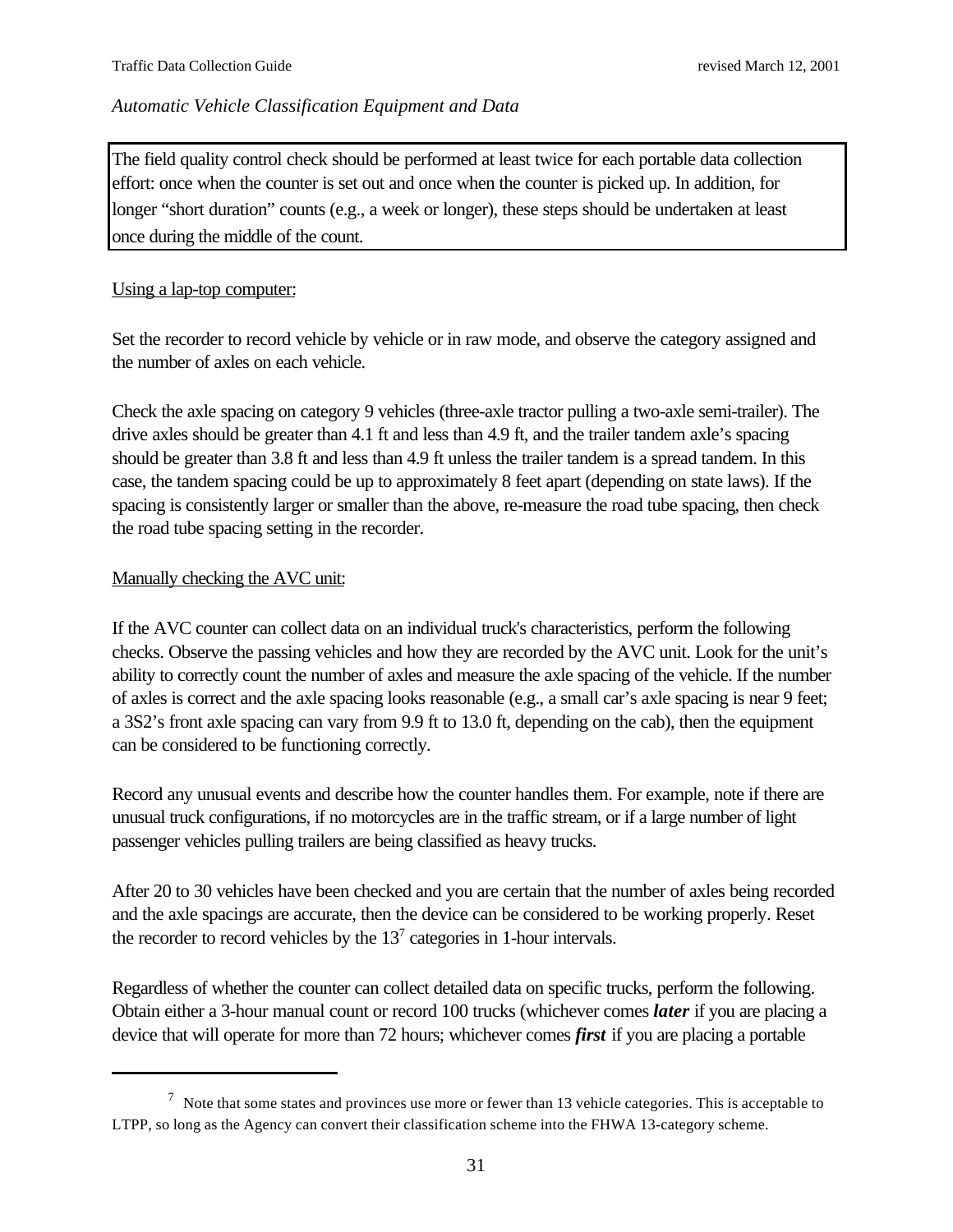*Automatic Vehicle Classification Equipment and Data*

> The field quality control check should be performed at least twice for each portable data collection effort: once when the counter is set out and once when the counter is picked up. In addition, for longer "short duration" counts (e.g., a week or longer), these steps should be undertaken at least once during the middle of the count.

Using a lap-top computer:

Set the recorder to record vehicle by vehicle or in raw mode, and observe the category assigned and the number of axles on each vehicle.

Check the axle spacing on category 9 vehicles (three-axle tractor pulling a two-axle semi-trailer). The drive axles should be greater than 4.1 ft and less than 4.9 ft, and the trailer tandem axle's spacing should be greater than 3.8 ft and less than 4.9 ft unless the trailer tandem is a spread tandem. In this case, the tandem spacing could be up to approximately 8 feet apart (depending on state laws). If the spacing is consistently larger or smaller than the above, re-measure the road tube spacing, then check the road tube spacing setting in the recorder.

Manually checking the AVC unit:

If the AVC counter can collect data on an individual truck's characteristics, perform the following checks. Observe the passing vehicles and how they are recorded by the AVC unit. Look for the unit's ability to correctly count the number of axles and measure the axle spacing of the vehicle. If the number of axles is correct and the axle spacing looks reasonable (e.g., a small car's axle spacing is near 9 feet; a 3S2's front axle spacing can vary from 9.9 ft to 13.0 ft, depending on the cab), then the equipment can be considered to be functioning correctly.

Record any unusual events and describe how the counter handles them. For example, note if there are unusual truck configurations, if no motorcycles are in the traffic stream, or if a large number of light passenger vehicles pulling trailers are being classified as heavy trucks.

After 20 to 30 vehicles have been checked and you are certain that the number of axles being recorded and the axle spacings are accurate, then the device can be considered to be working properly. Reset the recorder to record vehicles by the 13[7] categories in 1-hour intervals.

Regardless of whether the counter can collect detailed data on specific trucks, perform the following. Obtain either a 3-hour manual count or record 100 trucks (whichever comes ***later*** if you are placing a device that will operate for more than 72 hours; whichever comes ***first*** if you are placing a portable

---

[7] Note that some states and provinces use more or fewer than 13 vehicle categories. This is acceptable to LTPP, so long as the Agency can convert their classification scheme into the FHWA 13-category scheme.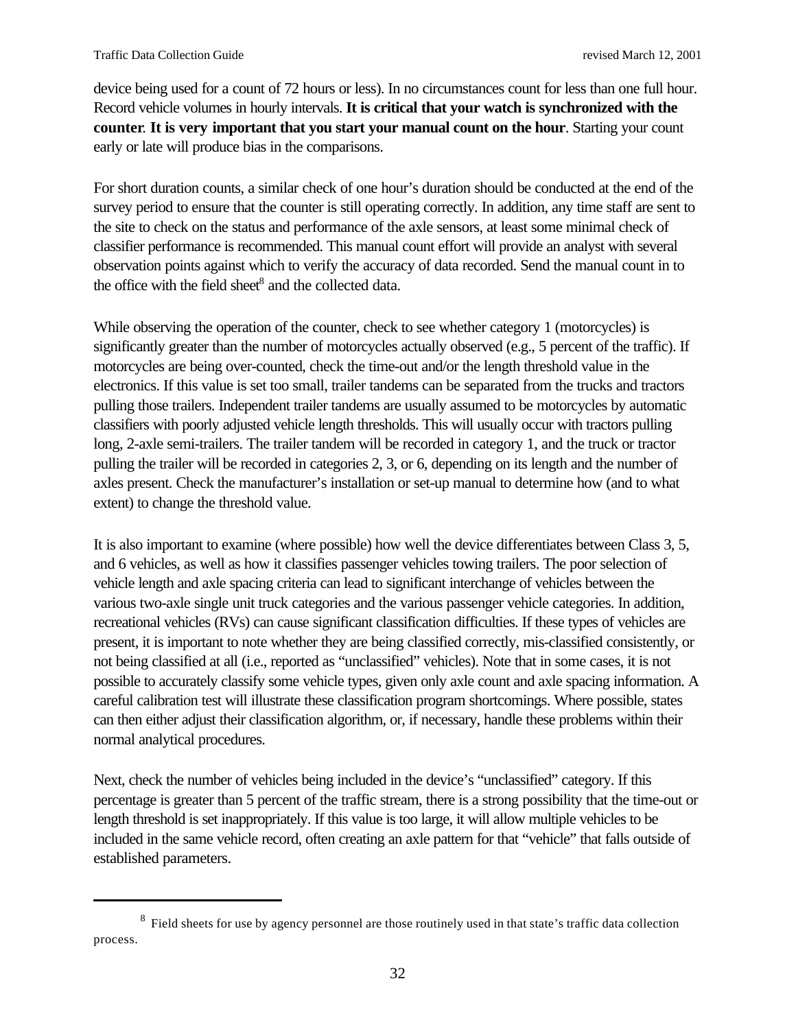device being used for a count of 72 hours or less). In no circumstances count for less than one full hour. Record vehicle volumes in hourly intervals. **It is critical that your watch is synchronized with the counter**. **It is very important that you start your manual count on the hour**. Starting your count early or late will produce bias in the comparisons.

For short duration counts, a similar check of one hour's duration should be conducted at the end of the survey period to ensure that the counter is still operating correctly. In addition, any time staff are sent to the site to check on the status and performance of the axle sensors, at least some minimal check of classifier performance is recommended. This manual count effort will provide an analyst with several observation points against which to verify the accuracy of data recorded. Send the manual count in to the office with the field sheet[8] and the collected data.

While observing the operation of the counter, check to see whether category 1 (motorcycles) is significantly greater than the number of motorcycles actually observed (e.g., 5 percent of the traffic). If motorcycles are being over-counted, check the time-out and/or the length threshold value in the electronics. If this value is set too small, trailer tandems can be separated from the trucks and tractors pulling those trailers. Independent trailer tandems are usually assumed to be motorcycles by automatic classifiers with poorly adjusted vehicle length thresholds. This will usually occur with tractors pulling long, 2-axle semi-trailers. The trailer tandem will be recorded in category 1, and the truck or tractor pulling the trailer will be recorded in categories 2, 3, or 6, depending on its length and the number of axles present. Check the manufacturer's installation or set-up manual to determine how (and to what extent) to change the threshold value.

It is also important to examine (where possible) how well the device differentiates between Class 3, 5, and 6 vehicles, as well as how it classifies passenger vehicles towing trailers. The poor selection of vehicle length and axle spacing criteria can lead to significant interchange of vehicles between the various two-axle single unit truck categories and the various passenger vehicle categories. In addition, recreational vehicles (RVs) can cause significant classification difficulties. If these types of vehicles are present, it is important to note whether they are being classified correctly, mis-classified consistently, or not being classified at all (i.e., reported as "unclassified" vehicles). Note that in some cases, it is not possible to accurately classify some vehicle types, given only axle count and axle spacing information. A careful calibration test will illustrate these classification program shortcomings. Where possible, states can then either adjust their classification algorithm, or, if necessary, handle these problems within their normal analytical procedures.

Next, check the number of vehicles being included in the device's "unclassified" category. If this percentage is greater than 5 percent of the traffic stream, there is a strong possibility that the time-out or length threshold is set inappropriately. If this value is too large, it will allow multiple vehicles to be included in the same vehicle record, often creating an axle pattern for that "vehicle" that falls outside of established parameters.

---

[8] Field sheets for use by agency personnel are those routinely used in that state's traffic data collection process.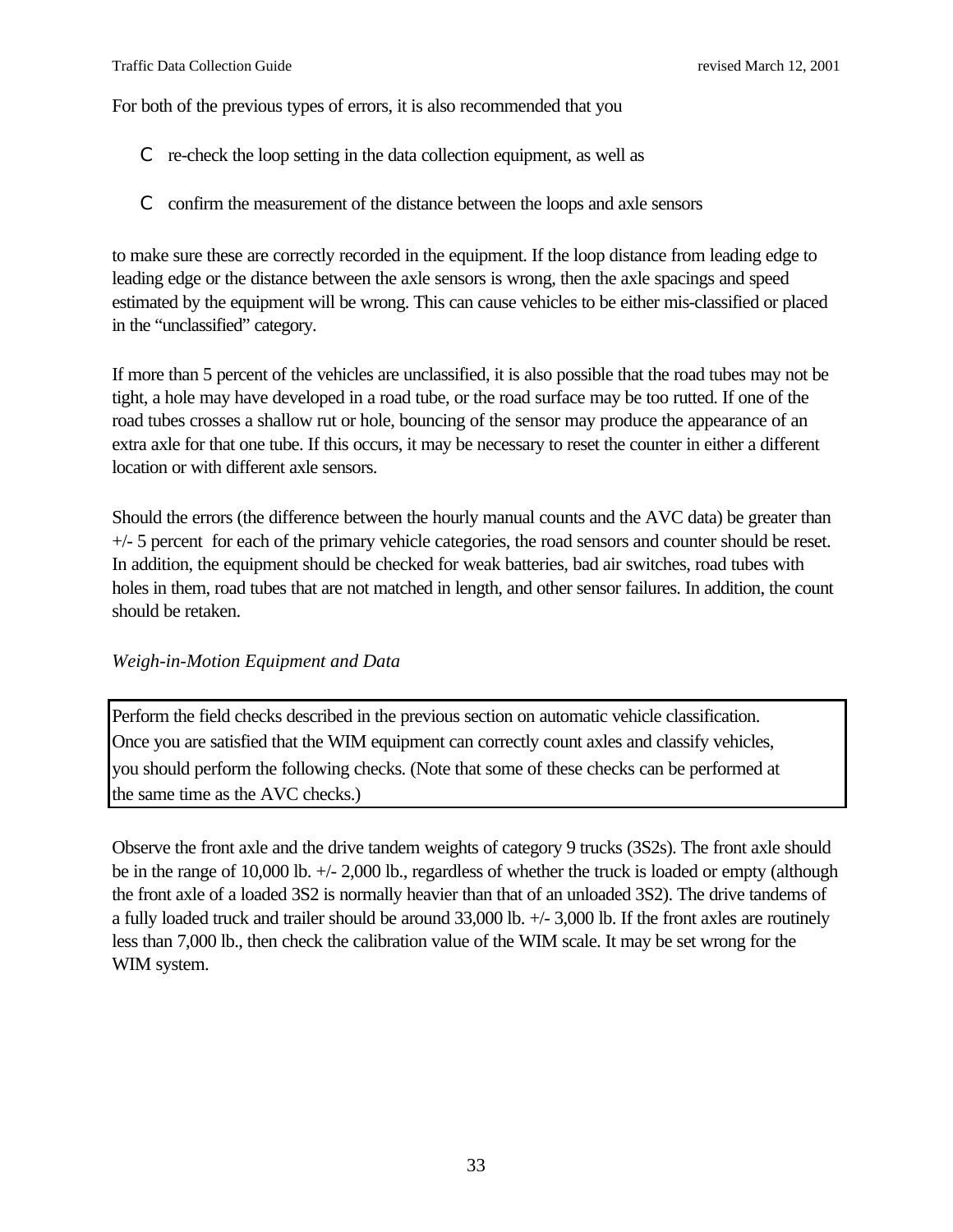For both of the previous types of errors, it is also recommended that you

- re-check the loop setting in the data collection equipment, as well as
- confirm the measurement of the distance between the loops and axle sensors

to make sure these are correctly recorded in the equipment. If the loop distance from leading edge to leading edge or the distance between the axle sensors is wrong, then the axle spacings and speed estimated by the equipment will be wrong. This can cause vehicles to be either mis-classified or placed in the "unclassified" category.

If more than 5 percent of the vehicles are unclassified, it is also possible that the road tubes may not be tight, a hole may have developed in a road tube, or the road surface may be too rutted. If one of the road tubes crosses a shallow rut or hole, bouncing of the sensor may produce the appearance of an extra axle for that one tube. If this occurs, it may be necessary to reset the counter in either a different location or with different axle sensors.

Should the errors (the difference between the hourly manual counts and the AVC data) be greater than +/- 5 percent for each of the primary vehicle categories, the road sensors and counter should be reset. In addition, the equipment should be checked for weak batteries, bad air switches, road tubes with holes in them, road tubes that are not matched in length, and other sensor failures. In addition, the count should be retaken.

*Weigh-in-Motion Equipment and Data*

> Perform the field checks described in the previous section on automatic vehicle classification. Once you are satisfied that the WIM equipment can correctly count axles and classify vehicles, you should perform the following checks. (Note that some of these checks can be performed at the same time as the AVC checks.)

Observe the front axle and the drive tandem weights of category 9 trucks (3S2s). The front axle should be in the range of 10,000 lb. +/- 2,000 lb., regardless of whether the truck is loaded or empty (although the front axle of a loaded 3S2 is normally heavier than that of an unloaded 3S2). The drive tandems of a fully loaded truck and trailer should be around 33,000 lb. +/- 3,000 lb. If the front axles are routinely less than 7,000 lb., then check the calibration value of the WIM scale. It may be set wrong for the WIM system.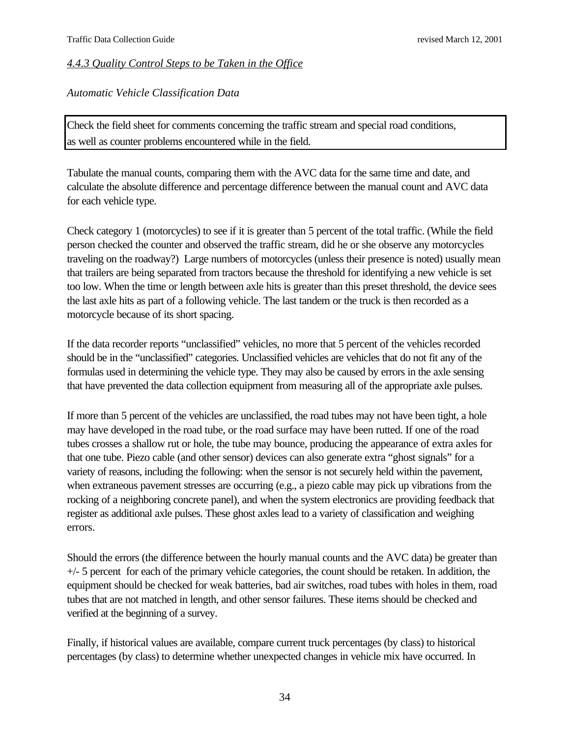*4.4.3 Quality Control Steps to be Taken in the Office*

*Automatic Vehicle Classification Data*

Check the field sheet for comments concerning the traffic stream and special road conditions, as well as counter problems encountered while in the field.

Tabulate the manual counts, comparing them with the AVC data for the same time and date, and calculate the absolute difference and percentage difference between the manual count and AVC data for each vehicle type.

Check category 1 (motorcycles) to see if it is greater than 5 percent of the total traffic. (While the field person checked the counter and observed the traffic stream, did he or she observe any motorcycles traveling on the roadway?) Large numbers of motorcycles (unless their presence is noted) usually mean that trailers are being separated from tractors because the threshold for identifying a new vehicle is set too low. When the time or length between axle hits is greater than this preset threshold, the device sees the last axle hits as part of a following vehicle. The last tandem or the truck is then recorded as a motorcycle because of its short spacing.

If the data recorder reports "unclassified" vehicles, no more that 5 percent of the vehicles recorded should be in the "unclassified" categories. Unclassified vehicles are vehicles that do not fit any of the formulas used in determining the vehicle type. They may also be caused by errors in the axle sensing that have prevented the data collection equipment from measuring all of the appropriate axle pulses.

If more than 5 percent of the vehicles are unclassified, the road tubes may not have been tight, a hole may have developed in the road tube, or the road surface may have been rutted. If one of the road tubes crosses a shallow rut or hole, the tube may bounce, producing the appearance of extra axles for that one tube. Piezo cable (and other sensor) devices can also generate extra "ghost signals" for a variety of reasons, including the following: when the sensor is not securely held within the pavement, when extraneous pavement stresses are occurring (e.g., a piezo cable may pick up vibrations from the rocking of a neighboring concrete panel), and when the system electronics are providing feedback that register as additional axle pulses. These ghost axles lead to a variety of classification and weighing errors.

Should the errors (the difference between the hourly manual counts and the AVC data) be greater than +/- 5 percent for each of the primary vehicle categories, the count should be retaken. In addition, the equipment should be checked for weak batteries, bad air switches, road tubes with holes in them, road tubes that are not matched in length, and other sensor failures. These items should be checked and verified at the beginning of a survey.

Finally, if historical values are available, compare current truck percentages (by class) to historical percentages (by class) to determine whether unexpected changes in vehicle mix have occurred. In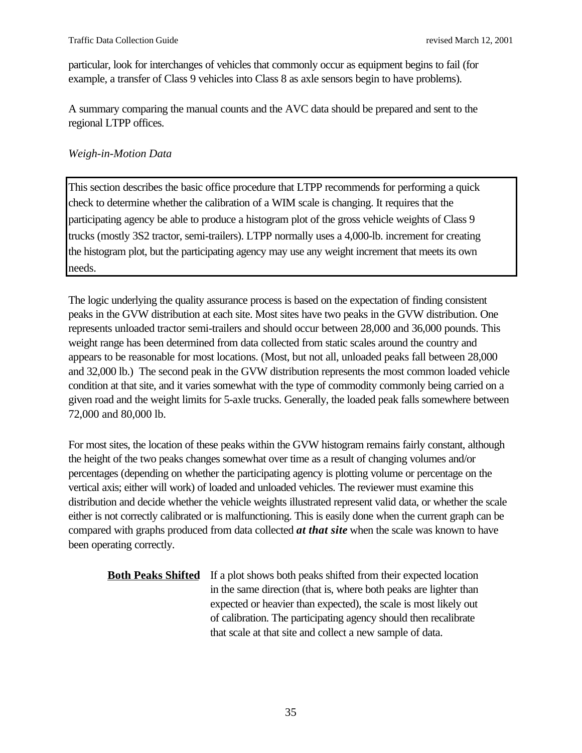particular, look for interchanges of vehicles that commonly occur as equipment begins to fail (for example, a transfer of Class 9 vehicles into Class 8 as axle sensors begin to have problems).

A summary comparing the manual counts and the AVC data should be prepared and sent to the regional LTPP offices.

*Weigh-in-Motion Data*

> This section describes the basic office procedure that LTPP recommends for performing a quick check to determine whether the calibration of a WIM scale is changing. It requires that the participating agency be able to produce a histogram plot of the gross vehicle weights of Class 9 trucks (mostly 3S2 tractor, semi-trailers). LTPP normally uses a 4,000-lb. increment for creating the histogram plot, but the participating agency may use any weight increment that meets its own needs.

The logic underlying the quality assurance process is based on the expectation of finding consistent peaks in the GVW distribution at each site. Most sites have two peaks in the GVW distribution. One represents unloaded tractor semi-trailers and should occur between 28,000 and 36,000 pounds. This weight range has been determined from data collected from static scales around the country and appears to be reasonable for most locations. (Most, but not all, unloaded peaks fall between 28,000 and 32,000 lb.) The second peak in the GVW distribution represents the most common loaded vehicle condition at that site, and it varies somewhat with the type of commodity commonly being carried on a given road and the weight limits for 5-axle trucks. Generally, the loaded peak falls somewhere between 72,000 and 80,000 lb.

For most sites, the location of these peaks within the GVW histogram remains fairly constant, although the height of the two peaks changes somewhat over time as a result of changing volumes and/or percentages (depending on whether the participating agency is plotting volume or percentage on the vertical axis; either will work) of loaded and unloaded vehicles. The reviewer must examine this distribution and decide whether the vehicle weights illustrated represent valid data, or whether the scale either is not correctly calibrated or is malfunctioning. This is easily done when the current graph can be compared with graphs produced from data collected ***at that site*** when the scale was known to have been operating correctly.

**Both Peaks Shifted** If a plot shows both peaks shifted from their expected location in the same direction (that is, where both peaks are lighter than expected or heavier than expected), the scale is most likely out of calibration. The participating agency should then recalibrate that scale at that site and collect a new sample of data.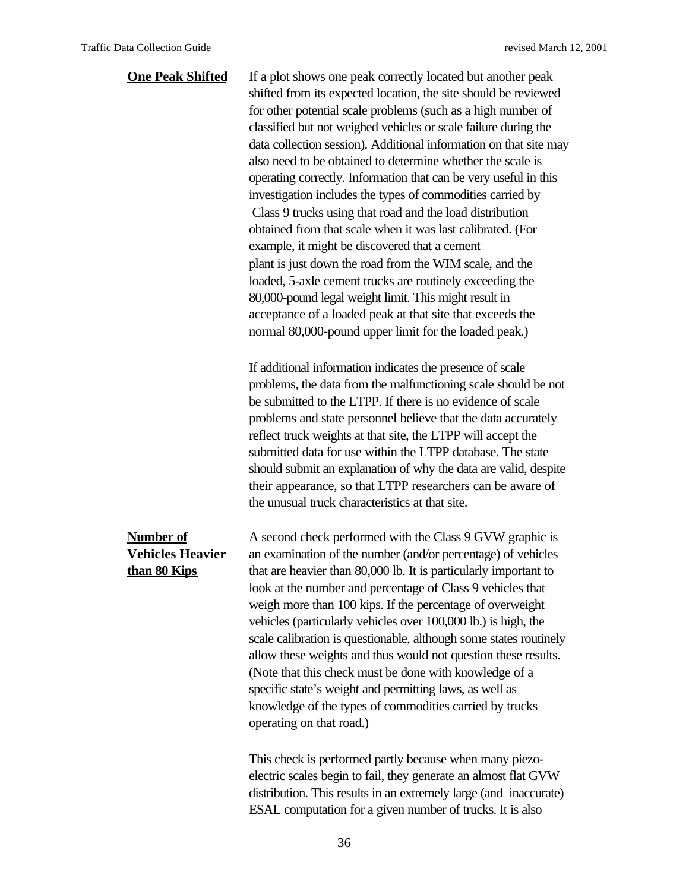**One Peak Shifted**

If a plot shows one peak correctly located but another peak shifted from its expected location, the site should be reviewed for other potential scale problems (such as a high number of classified but not weighed vehicles or scale failure during the data collection session). Additional information on that site may also need to be obtained to determine whether the scale is operating correctly. Information that can be very useful in this investigation includes the types of commodities carried by Class 9 trucks using that road and the load distribution obtained from that scale when it was last calibrated. (For example, it might be discovered that a cement plant is just down the road from the WIM scale, and the loaded, 5-axle cement trucks are routinely exceeding the 80,000-pound legal weight limit. This might result in acceptance of a loaded peak at that site that exceeds the normal 80,000-pound upper limit for the loaded peak.)

If additional information indicates the presence of scale problems, the data from the malfunctioning scale should be not be submitted to the LTPP. If there is no evidence of scale problems and state personnel believe that the data accurately reflect truck weights at that site, the LTPP will accept the submitted data for use within the LTPP database. The state should submit an explanation of why the data are valid, despite their appearance, so that LTPP researchers can be aware of the unusual truck characteristics at that site.

**Number of Vehicles Heavier than 80 Kips**

A second check performed with the Class 9 GVW graphic is an examination of the number (and/or percentage) of vehicles that are heavier than 80,000 lb. It is particularly important to look at the number and percentage of Class 9 vehicles that weigh more than 100 kips. If the percentage of overweight vehicles (particularly vehicles over 100,000 lb.) is high, the scale calibration is questionable, although some states routinely allow these weights and thus would not question these results. (Note that this check must be done with knowledge of a specific state's weight and permitting laws, as well as knowledge of the types of commodities carried by trucks operating on that road.)

This check is performed partly because when many piezo-electric scales begin to fail, they generate an almost flat GVW distribution. This results in an extremely large (and inaccurate) ESAL computation for a given number of trucks. It is also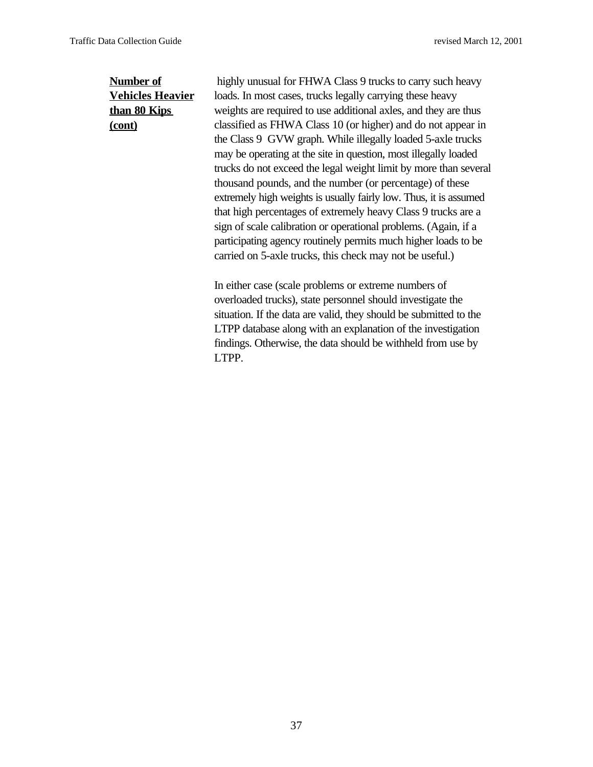**Number of Vehicles Heavier than 80 Kips (cont)**

highly unusual for FHWA Class 9 trucks to carry such heavy loads. In most cases, trucks legally carrying these heavy weights are required to use additional axles, and they are thus classified as FHWA Class 10 (or higher) and do not appear in the Class 9 GVW graph. While illegally loaded 5-axle trucks may be operating at the site in question, most illegally loaded trucks do not exceed the legal weight limit by more than several thousand pounds, and the number (or percentage) of these extremely high weights is usually fairly low. Thus, it is assumed that high percentages of extremely heavy Class 9 trucks are a sign of scale calibration or operational problems. (Again, if a participating agency routinely permits much higher loads to be carried on 5-axle trucks, this check may not be useful.)

In either case (scale problems or extreme numbers of overloaded trucks), state personnel should investigate the situation. If the data are valid, they should be submitted to the LTPP database along with an explanation of the investigation findings. Otherwise, the data should be withheld from use by LTPP.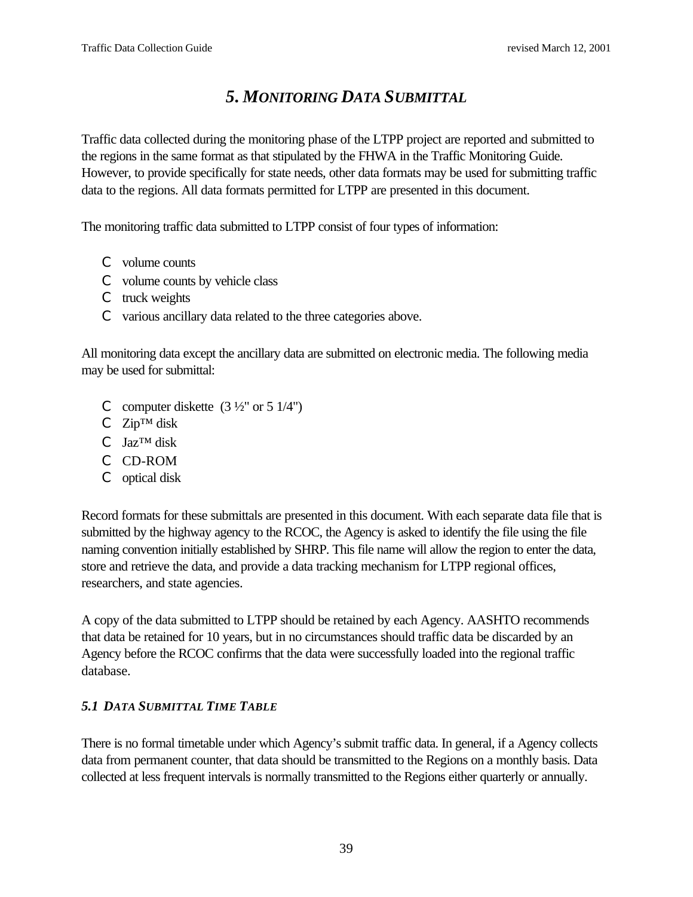# *5. MONITORING DATA SUBMITTAL*

Traffic data collected during the monitoring phase of the LTPP project are reported and submitted to the regions in the same format as that stipulated by the FHWA in the Traffic Monitoring Guide. However, to provide specifically for state needs, other data formats may be used for submitting traffic data to the regions. All data formats permitted for LTPP are presented in this document.

The monitoring traffic data submitted to LTPP consist of four types of information:

- volume counts
- volume counts by vehicle class
- truck weights
- various ancillary data related to the three categories above.

All monitoring data except the ancillary data are submitted on electronic media. The following media may be used for submittal:

- computer diskette (3 ½" or 5 1/4")
- Zip™ disk
- Jaz™ disk
- CD-ROM
- optical disk

Record formats for these submittals are presented in this document. With each separate data file that is submitted by the highway agency to the RCOC, the Agency is asked to identify the file using the file naming convention initially established by SHRP. This file name will allow the region to enter the data, store and retrieve the data, and provide a data tracking mechanism for LTPP regional offices, researchers, and state agencies.

A copy of the data submitted to LTPP should be retained by each Agency. AASHTO recommends that data be retained for 10 years, but in no circumstances should traffic data be discarded by an Agency before the RCOC confirms that the data were successfully loaded into the regional traffic database.

## *5.1 DATA SUBMITTAL TIME TABLE*

There is no formal timetable under which Agency's submit traffic data. In general, if a Agency collects data from permanent counter, that data should be transmitted to the Regions on a monthly basis. Data collected at less frequent intervals is normally transmitted to the Regions either quarterly or annually.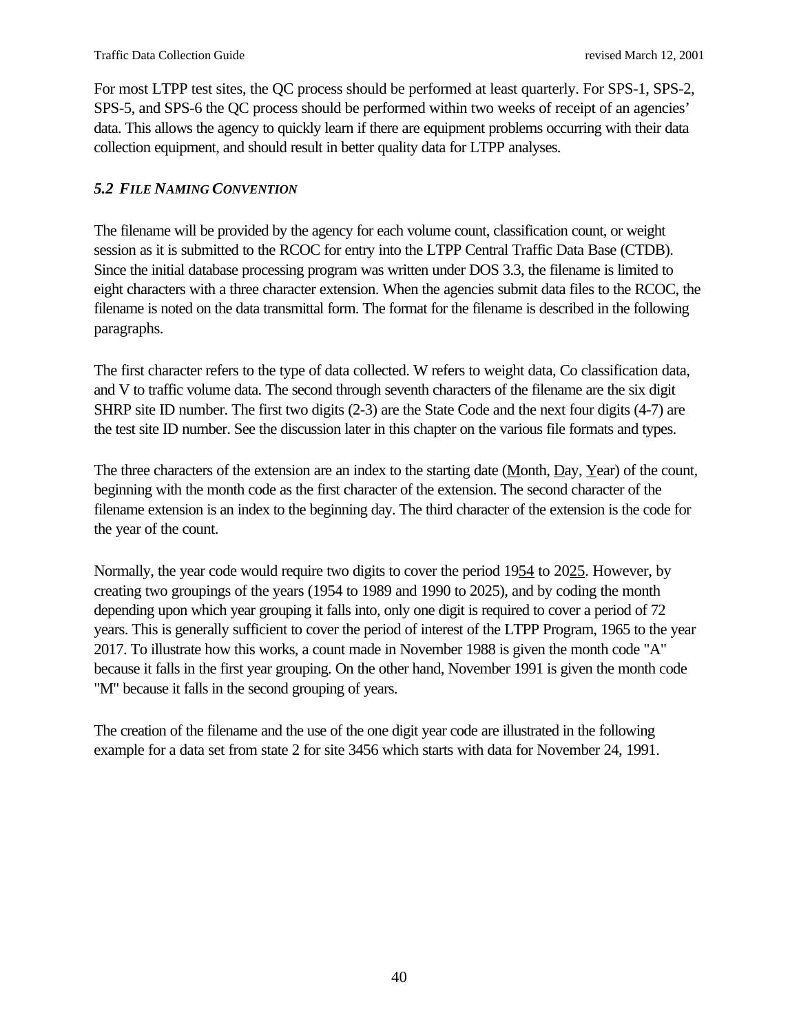For most LTPP test sites, the QC process should be performed at least quarterly. For SPS-1, SPS-2, SPS-5, and SPS-6 the QC process should be performed within two weeks of receipt of an agencies' data. This allows the agency to quickly learn if there are equipment problems occurring with their data collection equipment, and should result in better quality data for LTPP analyses.

### *5.2 FILE NAMING CONVENTION*

The filename will be provided by the agency for each volume count, classification count, or weight session as it is submitted to the RCOC for entry into the LTPP Central Traffic Data Base (CTDB). Since the initial database processing program was written under DOS 3.3, the filename is limited to eight characters with a three character extension. When the agencies submit data files to the RCOC, the filename is noted on the data transmittal form. The format for the filename is described in the following paragraphs.

The first character refers to the type of data collected. W refers to weight data, Co classification data, and V to traffic volume data. The second through seventh characters of the filename are the six digit SHRP site ID number. The first two digits (2-3) are the State Code and the next four digits (4-7) are the test site ID number. See the discussion later in this chapter on the various file formats and types.

The three characters of the extension are an index to the starting date (<u>M</u>onth, <u>D</u>ay, <u>Y</u>ear) of the count, beginning with the month code as the first character of the extension. The second character of the filename extension is an index to the beginning day. The third character of the extension is the code for the year of the count.

Normally, the year code would require two digits to cover the period 19<u>54</u> to 20<u>25</u>. However, by creating two groupings of the years (1954 to 1989 and 1990 to 2025), and by coding the month depending upon which year grouping it falls into, only one digit is required to cover a period of 72 years. This is generally sufficient to cover the period of interest of the LTPP Program, 1965 to the year 2017. To illustrate how this works, a count made in November 1988 is given the month code "A" because it falls in the first year grouping. On the other hand, November 1991 is given the month code "M" because it falls in the second grouping of years.

The creation of the filename and the use of the one digit year code are illustrated in the following example for a data set from state 2 for site 3456 which starts with data for November 24, 1991.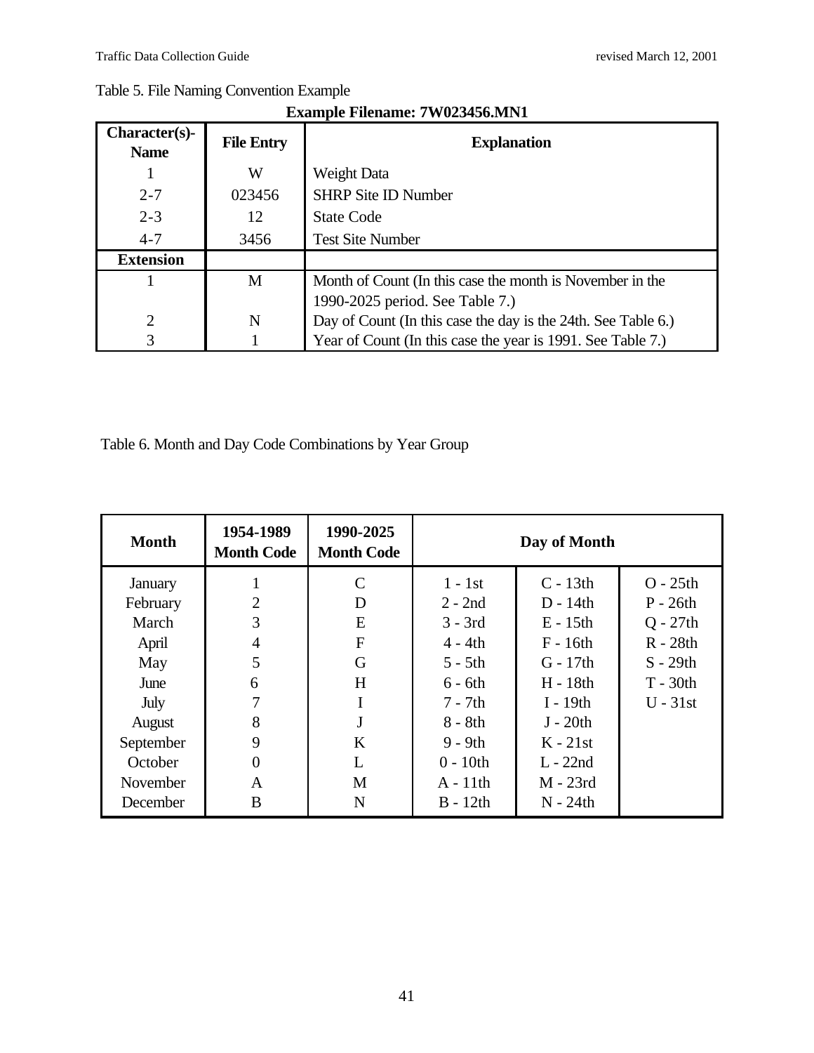Table 5. File Naming Convention Example

**Example Filename: 7W023456.MN1**

| Character(s)-Name | File Entry | Explanation |
|---|---|---|
| 1 | W | Weight Data |
| 2-7 | 023456 | SHRP Site ID Number |
| 2-3 | 12 | State Code |
| 4-7 | 3456 | Test Site Number |
| **Extension** | | |
| 1 | M | Month of Count (In this case the month is November in the 1990-2025 period. See Table 7.) |
| 2 | N | Day of Count (In this case the day is the 24th. See Table 6.) |
| 3 | 1 | Year of Count (In this case the year is 1991. See Table 7.) |

Table 6. Month and Day Code Combinations by Year Group

| Month | 1954-1989 Month Code | 1990-2025 Month Code | Day of Month | | |
|---|---|---|---|---|---|
| January | 1 | C | 1 - 1st | C - 13th | O - 25th |
| February | 2 | D | 2 - 2nd | D - 14th | P - 26th |
| March | 3 | E | 3 - 3rd | E - 15th | Q - 27th |
| April | 4 | F | 4 - 4th | F - 16th | R - 28th |
| May | 5 | G | 5 - 5th | G - 17th | S - 29th |
| June | 6 | H | 6 - 6th | H - 18th | T - 30th |
| July | 7 | I | 7 - 7th | I - 19th | U - 31st |
| August | 8 | J | 8 - 8th | J - 20th | |
| September | 9 | K | 9 - 9th | K - 21st | |
| October | 0 | L | 0 - 10th | L - 22nd | |
| November | A | M | A - 11th | M - 23rd | |
| December | B | N | B - 12th | N - 24th | |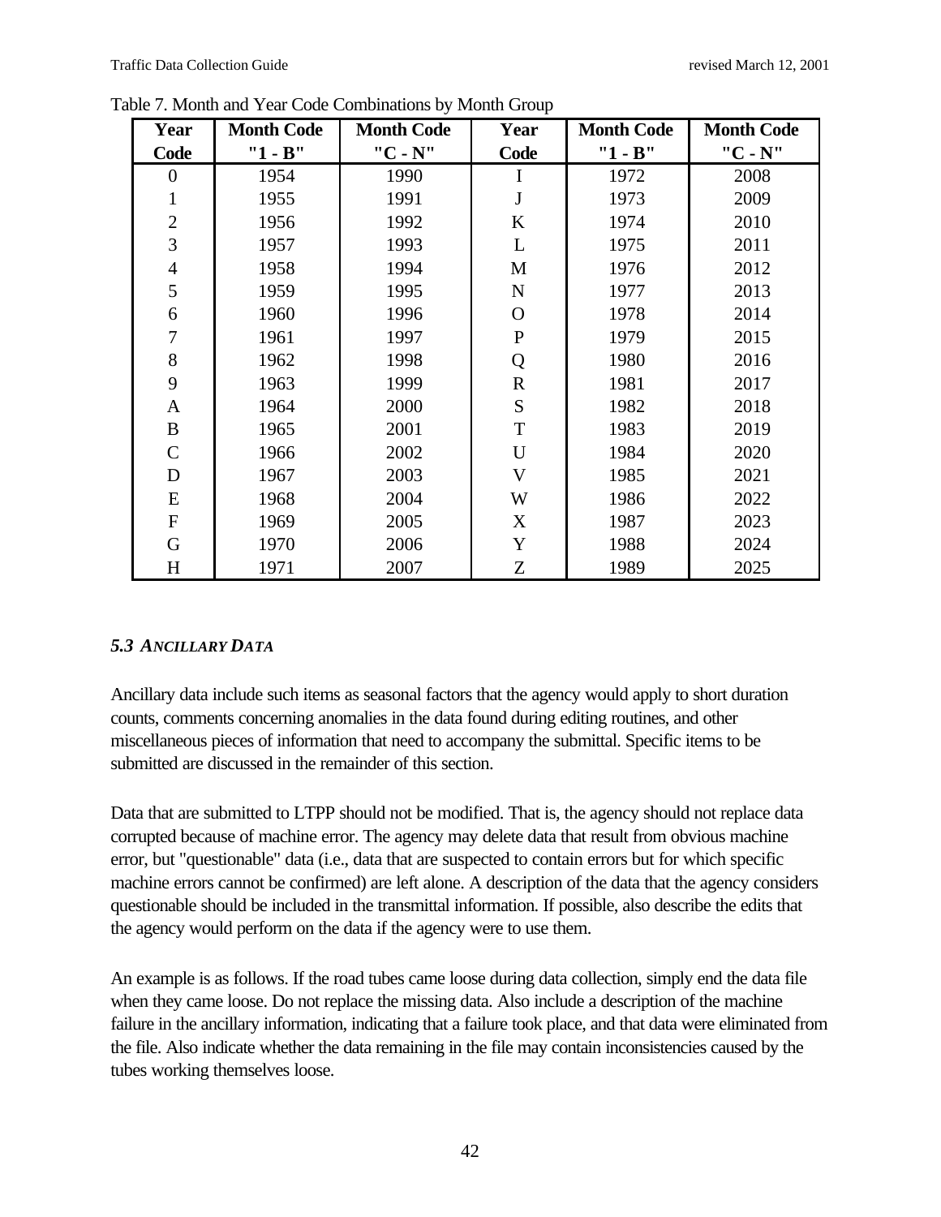Table 7. Month and Year Code Combinations by Month Group

| Year Code | Month Code "1 - B" | Month Code "C - N" | Year Code | Month Code "1 - B" | Month Code "C - N" |
|---|---|---|---|---|---|
| 0 | 1954 | 1990 | I | 1972 | 2008 |
| 1 | 1955 | 1991 | J | 1973 | 2009 |
| 2 | 1956 | 1992 | K | 1974 | 2010 |
| 3 | 1957 | 1993 | L | 1975 | 2011 |
| 4 | 1958 | 1994 | M | 1976 | 2012 |
| 5 | 1959 | 1995 | N | 1977 | 2013 |
| 6 | 1960 | 1996 | O | 1978 | 2014 |
| 7 | 1961 | 1997 | P | 1979 | 2015 |
| 8 | 1962 | 1998 | Q | 1980 | 2016 |
| 9 | 1963 | 1999 | R | 1981 | 2017 |
| A | 1964 | 2000 | S | 1982 | 2018 |
| B | 1965 | 2001 | T | 1983 | 2019 |
| C | 1966 | 2002 | U | 1984 | 2020 |
| D | 1967 | 2003 | V | 1985 | 2021 |
| E | 1968 | 2004 | W | 1986 | 2022 |
| F | 1969 | 2005 | X | 1987 | 2023 |
| G | 1970 | 2006 | Y | 1988 | 2024 |
| H | 1971 | 2007 | Z | 1989 | 2025 |

### *5.3 ANCILLARY DATA*

Ancillary data include such items as seasonal factors that the agency would apply to short duration counts, comments concerning anomalies in the data found during editing routines, and other miscellaneous pieces of information that need to accompany the submittal. Specific items to be submitted are discussed in the remainder of this section.

Data that are submitted to LTPP should not be modified. That is, the agency should not replace data corrupted because of machine error. The agency may delete data that result from obvious machine error, but "questionable" data (i.e., data that are suspected to contain errors but for which specific machine errors cannot be confirmed) are left alone. A description of the data that the agency considers questionable should be included in the transmittal information. If possible, also describe the edits that the agency would perform on the data if the agency were to use them.

An example is as follows. If the road tubes came loose during data collection, simply end the data file when they came loose. Do not replace the missing data. Also include a description of the machine failure in the ancillary information, indicating that a failure took place, and that data were eliminated from the file. Also indicate whether the data remaining in the file may contain inconsistencies caused by the tubes working themselves loose.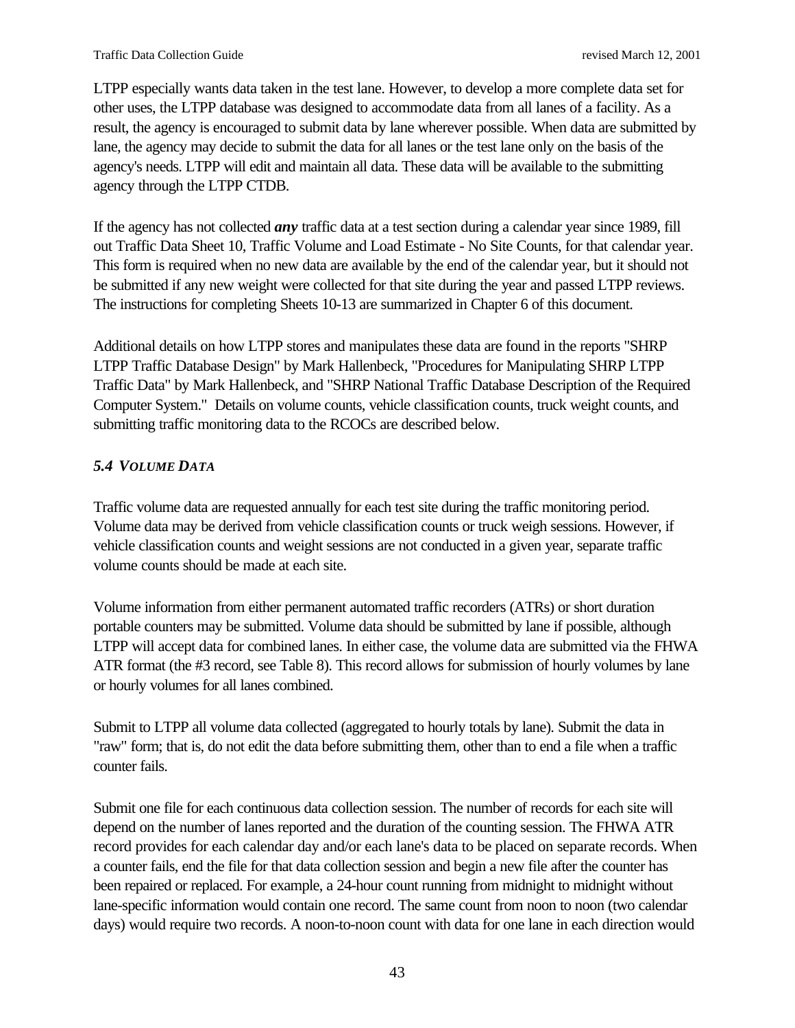LTPP especially wants data taken in the test lane. However, to develop a more complete data set for other uses, the LTPP database was designed to accommodate data from all lanes of a facility. As a result, the agency is encouraged to submit data by lane wherever possible. When data are submitted by lane, the agency may decide to submit the data for all lanes or the test lane only on the basis of the agency's needs. LTPP will edit and maintain all data. These data will be available to the submitting agency through the LTPP CTDB.

If the agency has not collected ***any*** traffic data at a test section during a calendar year since 1989, fill out Traffic Data Sheet 10, Traffic Volume and Load Estimate - No Site Counts, for that calendar year. This form is required when no new data are available by the end of the calendar year, but it should not be submitted if any new weight were collected for that site during the year and passed LTPP reviews. The instructions for completing Sheets 10-13 are summarized in Chapter 6 of this document.

Additional details on how LTPP stores and manipulates these data are found in the reports "SHRP LTPP Traffic Database Design" by Mark Hallenbeck, "Procedures for Manipulating SHRP LTPP Traffic Data" by Mark Hallenbeck, and "SHRP National Traffic Database Description of the Required Computer System." Details on volume counts, vehicle classification counts, truck weight counts, and submitting traffic monitoring data to the RCOCs are described below.

### *5.4 VOLUME DATA*

Traffic volume data are requested annually for each test site during the traffic monitoring period. Volume data may be derived from vehicle classification counts or truck weigh sessions. However, if vehicle classification counts and weight sessions are not conducted in a given year, separate traffic volume counts should be made at each site.

Volume information from either permanent automated traffic recorders (ATRs) or short duration portable counters may be submitted. Volume data should be submitted by lane if possible, although LTPP will accept data for combined lanes. In either case, the volume data are submitted via the FHWA ATR format (the #3 record, see Table 8). This record allows for submission of hourly volumes by lane or hourly volumes for all lanes combined.

Submit to LTPP all volume data collected (aggregated to hourly totals by lane). Submit the data in "raw" form; that is, do not edit the data before submitting them, other than to end a file when a traffic counter fails.

Submit one file for each continuous data collection session. The number of records for each site will depend on the number of lanes reported and the duration of the counting session. The FHWA ATR record provides for each calendar day and/or each lane's data to be placed on separate records. When a counter fails, end the file for that data collection session and begin a new file after the counter has been repaired or replaced. For example, a 24-hour count running from midnight to midnight without lane-specific information would contain one record. The same count from noon to noon (two calendar days) would require two records. A noon-to-noon count with data for one lane in each direction would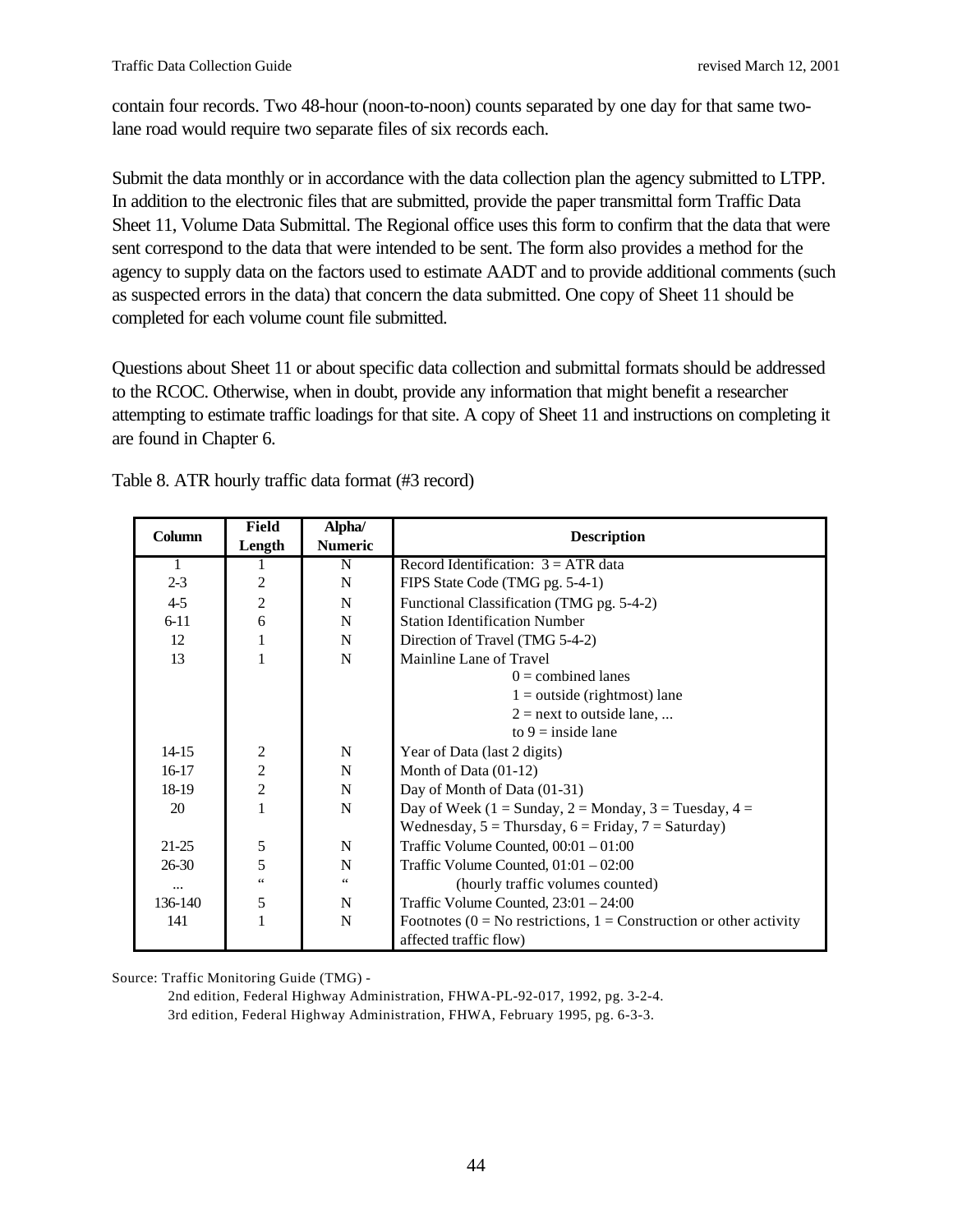contain four records. Two 48-hour (noon-to-noon) counts separated by one day for that same two-lane road would require two separate files of six records each.

Submit the data monthly or in accordance with the data collection plan the agency submitted to LTPP. In addition to the electronic files that are submitted, provide the paper transmittal form Traffic Data Sheet 11, Volume Data Submittal. The Regional office uses this form to confirm that the data that were sent correspond to the data that were intended to be sent. The form also provides a method for the agency to supply data on the factors used to estimate AADT and to provide additional comments (such as suspected errors in the data) that concern the data submitted. One copy of Sheet 11 should be completed for each volume count file submitted.

Questions about Sheet 11 or about specific data collection and submittal formats should be addressed to the RCOC. Otherwise, when in doubt, provide any information that might benefit a researcher attempting to estimate traffic loadings for that site. A copy of Sheet 11 and instructions on completing it are found in Chapter 6.

Table 8. ATR hourly traffic data format (#3 record)

| Column | Field Length | Alpha/ Numeric | Description |
|---|---|---|---|
| 1 | 1 | N | Record Identification: 3 = ATR data |
| 2-3 | 2 | N | FIPS State Code (TMG pg. 5-4-1) |
| 4-5 | 2 | N | Functional Classification (TMG pg. 5-4-2) |
| 6-11 | 6 | N | Station Identification Number |
| 12 | 1 | N | Direction of Travel (TMG 5-4-2) |
| 13 | 1 | N | Mainline Lane of Travel<br>0 = combined lanes<br>1 = outside (rightmost) lane<br>2 = next to outside lane, ...<br>to 9 = inside lane |
| 14-15 | 2 | N | Year of Data (last 2 digits) |
| 16-17 | 2 | N | Month of Data (01-12) |
| 18-19 | 2 | N | Day of Month of Data (01-31) |
| 20 | 1 | N | Day of Week (1 = Sunday, 2 = Monday, 3 = Tuesday, 4 = Wednesday, 5 = Thursday, 6 = Friday, 7 = Saturday) |
| 21-25 | 5 | N | Traffic Volume Counted, 00:01 – 01:00 |
| 26-30 | 5 | N | Traffic Volume Counted, 01:01 – 02:00 |
| ... | " | " | (hourly traffic volumes counted) |
| 136-140 | 5 | N | Traffic Volume Counted, 23:01 – 24:00 |
| 141 | 1 | N | Footnotes (0 = No restrictions, 1 = Construction or other activity affected traffic flow) |

Source: Traffic Monitoring Guide (TMG) -

2nd edition, Federal Highway Administration, FHWA-PL-92-017, 1992, pg. 3-2-4.

3rd edition, Federal Highway Administration, FHWA, February 1995, pg. 6-3-3.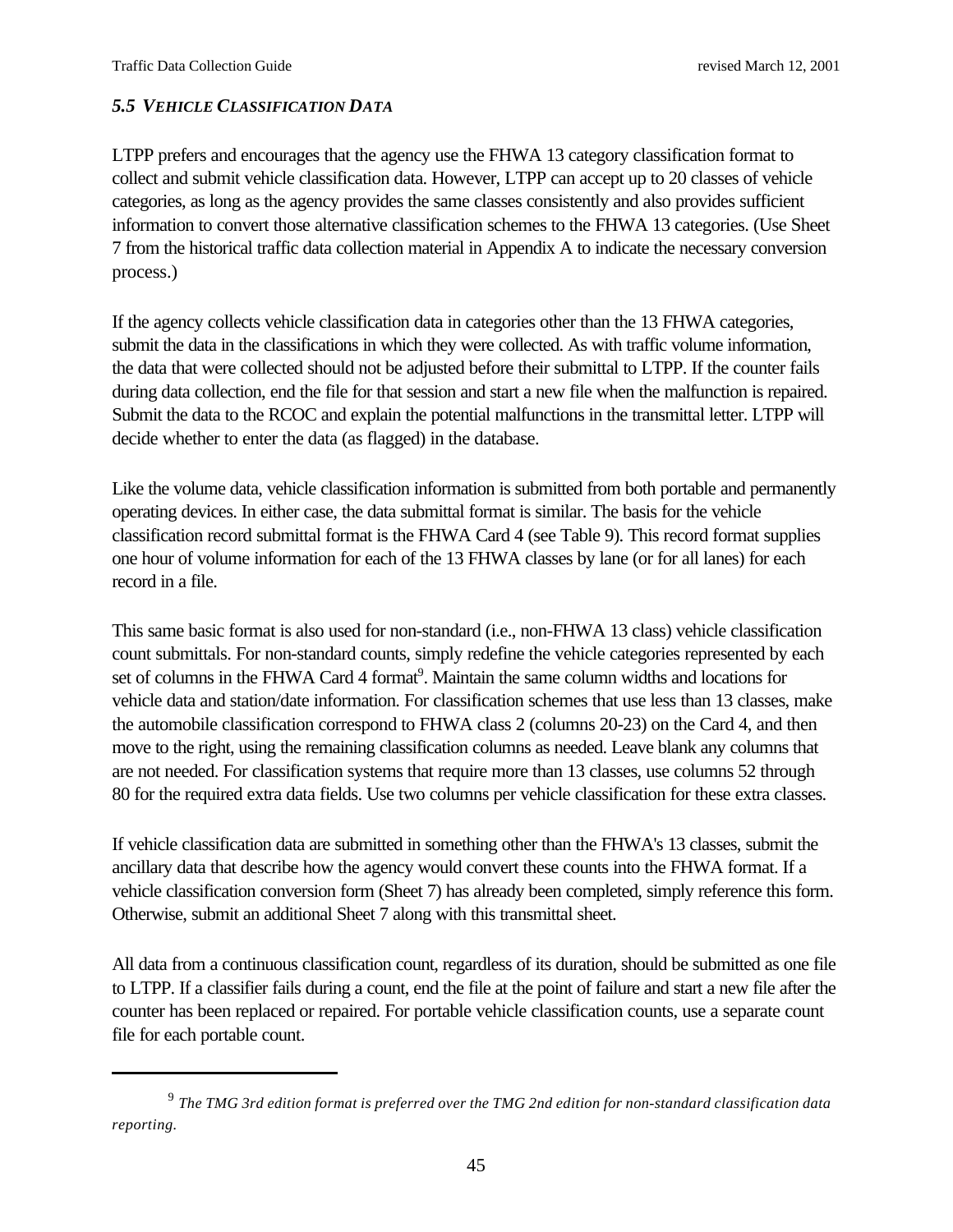### *5.5 VEHICLE CLASSIFICATION DATA*

LTPP prefers and encourages that the agency use the FHWA 13 category classification format to collect and submit vehicle classification data. However, LTPP can accept up to 20 classes of vehicle categories, as long as the agency provides the same classes consistently and also provides sufficient information to convert those alternative classification schemes to the FHWA 13 categories. (Use Sheet 7 from the historical traffic data collection material in Appendix A to indicate the necessary conversion process.)

If the agency collects vehicle classification data in categories other than the 13 FHWA categories, submit the data in the classifications in which they were collected. As with traffic volume information, the data that were collected should not be adjusted before their submittal to LTPP. If the counter fails during data collection, end the file for that session and start a new file when the malfunction is repaired. Submit the data to the RCOC and explain the potential malfunctions in the transmittal letter. LTPP will decide whether to enter the data (as flagged) in the database.

Like the volume data, vehicle classification information is submitted from both portable and permanently operating devices. In either case, the data submittal format is similar. The basis for the vehicle classification record submittal format is the FHWA Card 4 (see Table 9). This record format supplies one hour of volume information for each of the 13 FHWA classes by lane (or for all lanes) for each record in a file.

This same basic format is also used for non-standard (i.e., non-FHWA 13 class) vehicle classification count submittals. For non-standard counts, simply redefine the vehicle categories represented by each set of columns in the FHWA Card 4 format[9]. Maintain the same column widths and locations for vehicle data and station/date information. For classification schemes that use less than 13 classes, make the automobile classification correspond to FHWA class 2 (columns 20-23) on the Card 4, and then move to the right, using the remaining classification columns as needed. Leave blank any columns that are not needed. For classification systems that require more than 13 classes, use columns 52 through 80 for the required extra data fields. Use two columns per vehicle classification for these extra classes.

If vehicle classification data are submitted in something other than the FHWA's 13 classes, submit the ancillary data that describe how the agency would convert these counts into the FHWA format. If a vehicle classification conversion form (Sheet 7) has already been completed, simply reference this form. Otherwise, submit an additional Sheet 7 along with this transmittal sheet.

All data from a continuous classification count, regardless of its duration, should be submitted as one file to LTPP. If a classifier fails during a count, end the file at the point of failure and start a new file after the counter has been replaced or repaired. For portable vehicle classification counts, use a separate count file for each portable count.

---

[9] *The TMG 3rd edition format is preferred over the TMG 2nd edition for non-standard classification data reporting.*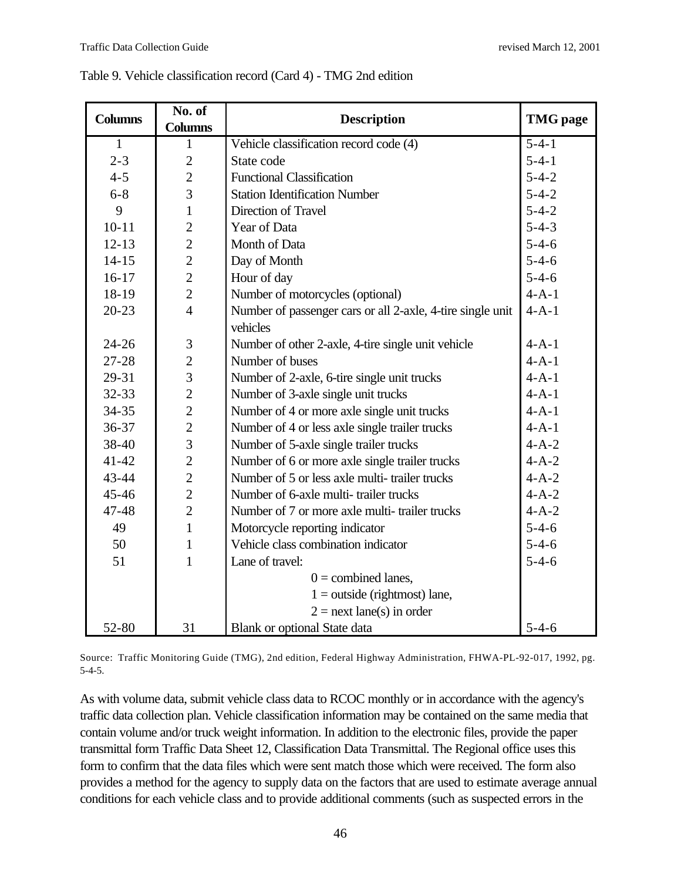Table 9. Vehicle classification record (Card 4) - TMG 2nd edition

| Columns | No. of Columns | Description | TMG page |
|---|---|---|---|
| 1 | 1 | Vehicle classification record code (4) | 5-4-1 |
| 2-3 | 2 | State code | 5-4-1 |
| 4-5 | 2 | Functional Classification | 5-4-2 |
| 6-8 | 3 | Station Identification Number | 5-4-2 |
| 9 | 1 | Direction of Travel | 5-4-2 |
| 10-11 | 2 | Year of Data | 5-4-3 |
| 12-13 | 2 | Month of Data | 5-4-6 |
| 14-15 | 2 | Day of Month | 5-4-6 |
| 16-17 | 2 | Hour of day | 5-4-6 |
| 18-19 | 2 | Number of motorcycles (optional) | 4-A-1 |
| 20-23 | 4 | Number of passenger cars or all 2-axle, 4-tire single unit vehicles | 4-A-1 |
| 24-26 | 3 | Number of other 2-axle, 4-tire single unit vehicle | 4-A-1 |
| 27-28 | 2 | Number of buses | 4-A-1 |
| 29-31 | 3 | Number of 2-axle, 6-tire single unit trucks | 4-A-1 |
| 32-33 | 2 | Number of 3-axle single unit trucks | 4-A-1 |
| 34-35 | 2 | Number of 4 or more axle single unit trucks | 4-A-1 |
| 36-37 | 2 | Number of 4 or less axle single trailer trucks | 4-A-1 |
| 38-40 | 3 | Number of 5-axle single trailer trucks | 4-A-2 |
| 41-42 | 2 | Number of 6 or more axle single trailer trucks | 4-A-2 |
| 43-44 | 2 | Number of 5 or less axle multi- trailer trucks | 4-A-2 |
| 45-46 | 2 | Number of 6-axle multi- trailer trucks | 4-A-2 |
| 47-48 | 2 | Number of 7 or more axle multi- trailer trucks | 4-A-2 |
| 49 | 1 | Motorcycle reporting indicator | 5-4-6 |
| 50 | 1 | Vehicle class combination indicator | 5-4-6 |
| 51 | 1 | Lane of travel:<br>0 = combined lanes,<br>1 = outside (rightmost) lane,<br>2 = next lane(s) in order | 5-4-6 |
| 52-80 | 31 | Blank or optional State data | 5-4-6 |

Source: Traffic Monitoring Guide (TMG), 2nd edition, Federal Highway Administration, FHWA-PL-92-017, 1992, pg. 5-4-5.

As with volume data, submit vehicle class data to RCOC monthly or in accordance with the agency's traffic data collection plan. Vehicle classification information may be contained on the same media that contain volume and/or truck weight information. In addition to the electronic files, provide the paper transmittal form Traffic Data Sheet 12, Classification Data Transmittal. The Regional office uses this form to confirm that the data files which were sent match those which were received. The form also provides a method for the agency to supply data on the factors that are used to estimate average annual conditions for each vehicle class and to provide additional comments (such as suspected errors in the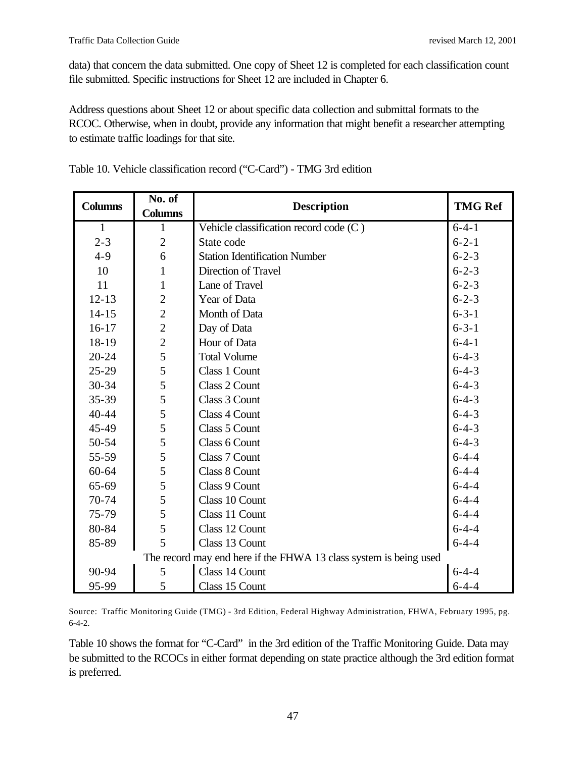data) that concern the data submitted. One copy of Sheet 12 is completed for each classification count file submitted. Specific instructions for Sheet 12 are included in Chapter 6.

Address questions about Sheet 12 or about specific data collection and submittal formats to the RCOC. Otherwise, when in doubt, provide any information that might benefit a researcher attempting to estimate traffic loadings for that site.

Table 10. Vehicle classification record ("C-Card") - TMG 3rd edition

| Columns | No. of Columns | Description | TMG Ref |
|---|---|---|---|
| 1 | 1 | Vehicle classification record code (C ) | 6-4-1 |
| 2-3 | 2 | State code | 6-2-1 |
| 4-9 | 6 | Station Identification Number | 6-2-3 |
| 10 | 1 | Direction of Travel | 6-2-3 |
| 11 | 1 | Lane of Travel | 6-2-3 |
| 12-13 | 2 | Year of Data | 6-2-3 |
| 14-15 | 2 | Month of Data | 6-3-1 |
| 16-17 | 2 | Day of Data | 6-3-1 |
| 18-19 | 2 | Hour of Data | 6-4-1 |
| 20-24 | 5 | Total Volume | 6-4-3 |
| 25-29 | 5 | Class 1 Count | 6-4-3 |
| 30-34 | 5 | Class 2 Count | 6-4-3 |
| 35-39 | 5 | Class 3 Count | 6-4-3 |
| 40-44 | 5 | Class 4 Count | 6-4-3 |
| 45-49 | 5 | Class 5 Count | 6-4-3 |
| 50-54 | 5 | Class 6 Count | 6-4-3 |
| 55-59 | 5 | Class 7 Count | 6-4-4 |
| 60-64 | 5 | Class 8 Count | 6-4-4 |
| 65-69 | 5 | Class 9 Count | 6-4-4 |
| 70-74 | 5 | Class 10 Count | 6-4-4 |
| 75-79 | 5 | Class 11 Count | 6-4-4 |
| 80-84 | 5 | Class 12 Count | 6-4-4 |
| 85-89 | 5 | Class 13 Count | 6-4-4 |
| The record may end here if the FHWA 13 class system is being used | | | |
| 90-94 | 5 | Class 14 Count | 6-4-4 |
| 95-99 | 5 | Class 15 Count | 6-4-4 |

Source: Traffic Monitoring Guide (TMG) - 3rd Edition, Federal Highway Administration, FHWA, February 1995, pg. 6-4-2.

Table 10 shows the format for "C-Card" in the 3rd edition of the Traffic Monitoring Guide. Data may be submitted to the RCOCs in either format depending on state practice although the 3rd edition format is preferred.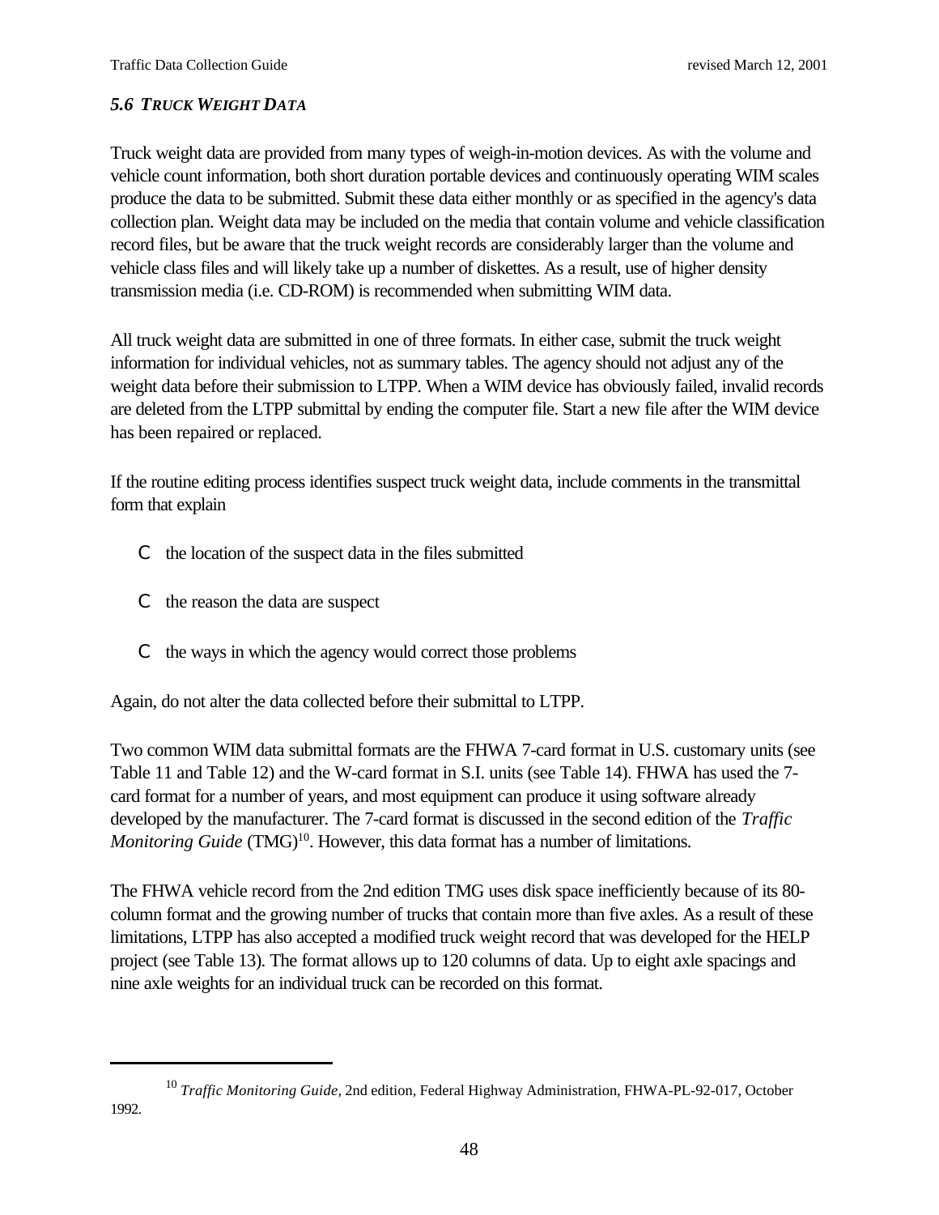### *5.6 TRUCK WEIGHT DATA*

Truck weight data are provided from many types of weigh-in-motion devices. As with the volume and vehicle count information, both short duration portable devices and continuously operating WIM scales produce the data to be submitted. Submit these data either monthly or as specified in the agency's data collection plan. Weight data may be included on the media that contain volume and vehicle classification record files, but be aware that the truck weight records are considerably larger than the volume and vehicle class files and will likely take up a number of diskettes. As a result, use of higher density transmission media (i.e. CD-ROM) is recommended when submitting WIM data.

All truck weight data are submitted in one of three formats. In either case, submit the truck weight information for individual vehicles, not as summary tables. The agency should not adjust any of the weight data before their submission to LTPP. When a WIM device has obviously failed, invalid records are deleted from the LTPP submittal by ending the computer file. Start a new file after the WIM device has been repaired or replaced.

If the routine editing process identifies suspect truck weight data, include comments in the transmittal form that explain

- the location of the suspect data in the files submitted
- the reason the data are suspect
- the ways in which the agency would correct those problems

Again, do not alter the data collected before their submittal to LTPP.

Two common WIM data submittal formats are the FHWA 7-card format in U.S. customary units (see Table 11 and Table 12) and the W-card format in S.I. units (see Table 14). FHWA has used the 7-card format for a number of years, and most equipment can produce it using software already developed by the manufacturer. The 7-card format is discussed in the second edition of the *Traffic Monitoring Guide* (TMG)[10]. However, this data format has a number of limitations.

The FHWA vehicle record from the 2nd edition TMG uses disk space inefficiently because of its 80-column format and the growing number of trucks that contain more than five axles. As a result of these limitations, LTPP has also accepted a modified truck weight record that was developed for the HELP project (see Table 13). The format allows up to 120 columns of data. Up to eight axle spacings and nine axle weights for an individual truck can be recorded on this format.

---

[10] *Traffic Monitoring Guide*, 2nd edition, Federal Highway Administration, FHWA-PL-92-017, October 1992.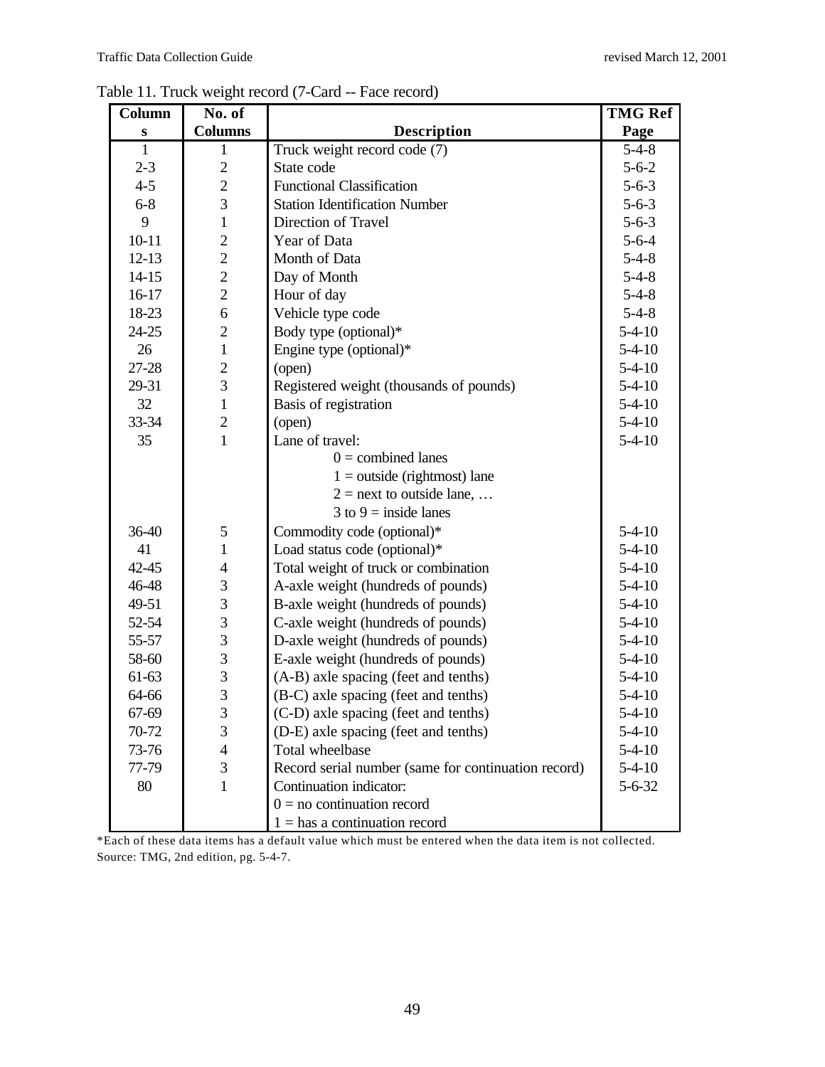Table 11. Truck weight record (7-Card -- Face record)

| Columns | No. of Columns | Description | TMG Ref Page |
|---|---|---|---|
| 1 | 1 | Truck weight record code (7) | 5-4-8 |
| 2-3 | 2 | State code | 5-6-2 |
| 4-5 | 2 | Functional Classification | 5-6-3 |
| 6-8 | 3 | Station Identification Number | 5-6-3 |
| 9 | 1 | Direction of Travel | 5-6-3 |
| 10-11 | 2 | Year of Data | 5-6-4 |
| 12-13 | 2 | Month of Data | 5-4-8 |
| 14-15 | 2 | Day of Month | 5-4-8 |
| 16-17 | 2 | Hour of day | 5-4-8 |
| 18-23 | 6 | Vehicle type code | 5-4-8 |
| 24-25 | 2 | Body type (optional)* | 5-4-10 |
| 26 | 1 | Engine type (optional)* | 5-4-10 |
| 27-28 | 2 | (open) | 5-4-10 |
| 29-31 | 3 | Registered weight (thousands of pounds) | 5-4-10 |
| 32 | 1 | Basis of registration | 5-4-10 |
| 33-34 | 2 | (open) | 5-4-10 |
| 35 | 1 | Lane of travel:<br>0 = combined lanes<br>1 = outside (rightmost) lane<br>2 = next to outside lane, …<br>3 to 9 = inside lanes | 5-4-10 |
| 36-40 | 5 | Commodity code (optional)* | 5-4-10 |
| 41 | 1 | Load status code (optional)* | 5-4-10 |
| 42-45 | 4 | Total weight of truck or combination | 5-4-10 |
| 46-48 | 3 | A-axle weight (hundreds of pounds) | 5-4-10 |
| 49-51 | 3 | B-axle weight (hundreds of pounds) | 5-4-10 |
| 52-54 | 3 | C-axle weight (hundreds of pounds) | 5-4-10 |
| 55-57 | 3 | D-axle weight (hundreds of pounds) | 5-4-10 |
| 58-60 | 3 | E-axle weight (hundreds of pounds) | 5-4-10 |
| 61-63 | 3 | (A-B) axle spacing (feet and tenths) | 5-4-10 |
| 64-66 | 3 | (B-C) axle spacing (feet and tenths) | 5-4-10 |
| 67-69 | 3 | (C-D) axle spacing (feet and tenths) | 5-4-10 |
| 70-72 | 3 | (D-E) axle spacing (feet and tenths) | 5-4-10 |
| 73-76 | 4 | Total wheelbase | 5-4-10 |
| 77-79 | 3 | Record serial number (same for continuation record) | 5-4-10 |
| 80 | 1 | Continuation indicator:<br>0 = no continuation record<br>1 = has a continuation record | 5-6-32 |

*Each of these data items has a default value which must be entered when the data item is not collected.
Source: TMG, 2nd edition, pg. 5-4-7.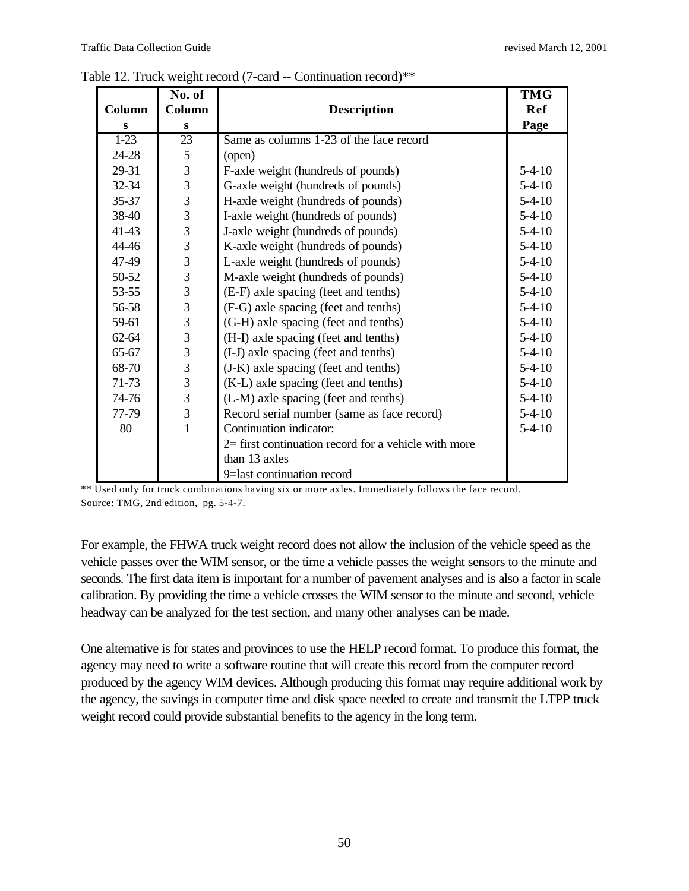Table 12. Truck weight record (7-card -- Continuation record)**

| Columns | No. of Columns | Description | TMG Ref Page |
|---|---|---|---|
| 1-23 | 23 | Same as columns 1-23 of the face record | |
| 24-28 | 5 | (open) | |
| 29-31 | 3 | F-axle weight (hundreds of pounds) | 5-4-10 |
| 32-34 | 3 | G-axle weight (hundreds of pounds) | 5-4-10 |
| 35-37 | 3 | H-axle weight (hundreds of pounds) | 5-4-10 |
| 38-40 | 3 | I-axle weight (hundreds of pounds) | 5-4-10 |
| 41-43 | 3 | J-axle weight (hundreds of pounds) | 5-4-10 |
| 44-46 | 3 | K-axle weight (hundreds of pounds) | 5-4-10 |
| 47-49 | 3 | L-axle weight (hundreds of pounds) | 5-4-10 |
| 50-52 | 3 | M-axle weight (hundreds of pounds) | 5-4-10 |
| 53-55 | 3 | (E-F) axle spacing (feet and tenths) | 5-4-10 |
| 56-58 | 3 | (F-G) axle spacing (feet and tenths) | 5-4-10 |
| 59-61 | 3 | (G-H) axle spacing (feet and tenths) | 5-4-10 |
| 62-64 | 3 | (H-I) axle spacing (feet and tenths) | 5-4-10 |
| 65-67 | 3 | (I-J) axle spacing (feet and tenths) | 5-4-10 |
| 68-70 | 3 | (J-K) axle spacing (feet and tenths) | 5-4-10 |
| 71-73 | 3 | (K-L) axle spacing (feet and tenths) | 5-4-10 |
| 74-76 | 3 | (L-M) axle spacing (feet and tenths) | 5-4-10 |
| 77-79 | 3 | Record serial number (same as face record) | 5-4-10 |
| 80 | 1 | Continuation indicator: 2= first continuation record for a vehicle with more than 13 axles 9=last continuation record | 5-4-10 |

** Used only for truck combinations having six or more axles. Immediately follows the face record.
Source: TMG, 2nd edition, pg. 5-4-7.

For example, the FHWA truck weight record does not allow the inclusion of the vehicle speed as the vehicle passes over the WIM sensor, or the time a vehicle passes the weight sensors to the minute and seconds. The first data item is important for a number of pavement analyses and is also a factor in scale calibration. By providing the time a vehicle crosses the WIM sensor to the minute and second, vehicle headway can be analyzed for the test section, and many other analyses can be made.

One alternative is for states and provinces to use the HELP record format. To produce this format, the agency may need to write a software routine that will create this record from the computer record produced by the agency WIM devices. Although producing this format may require additional work by the agency, the savings in computer time and disk space needed to create and transmit the LTPP truck weight record could provide substantial benefits to the agency in the long term.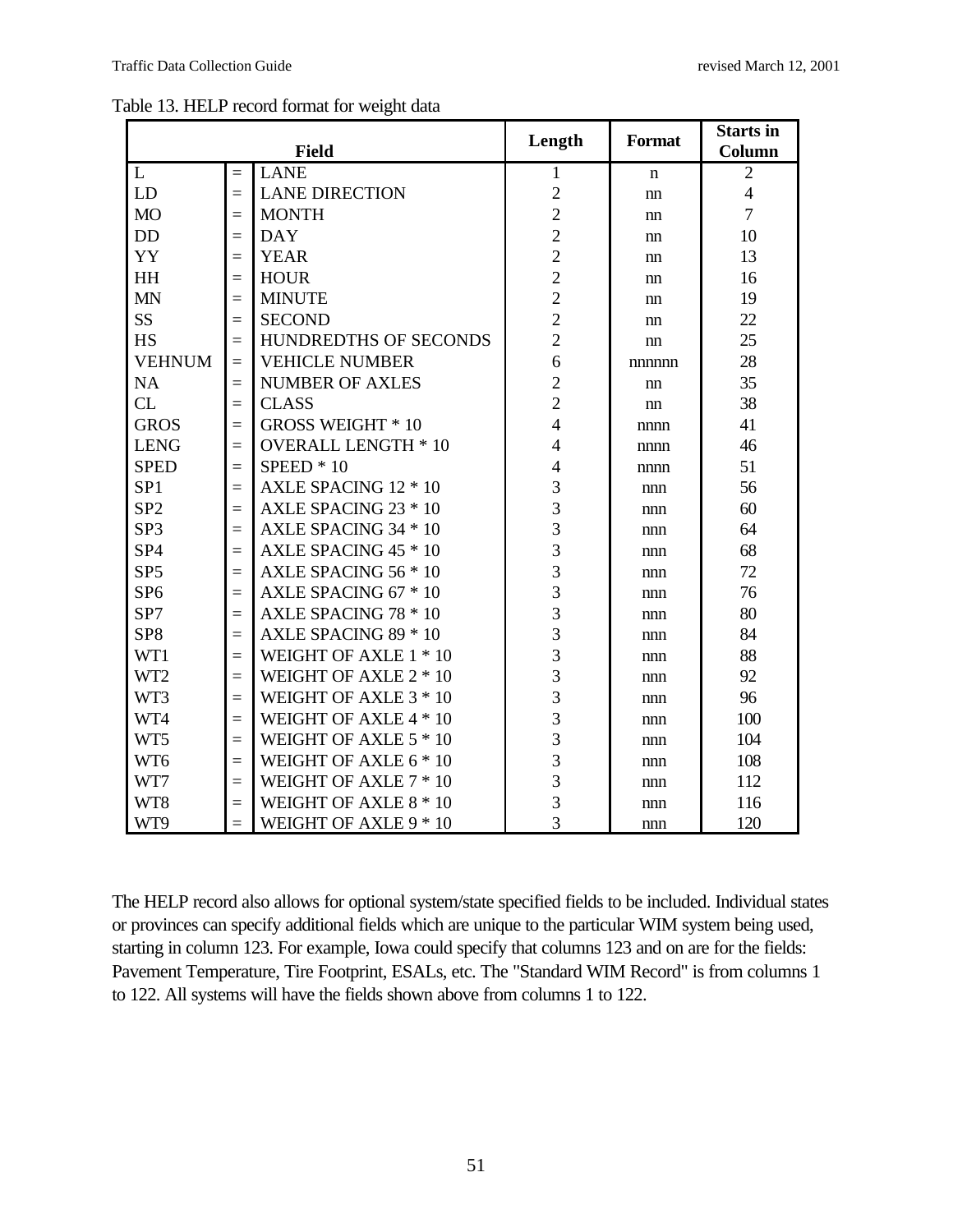Table 13. HELP record format for weight data

| Field | | | Length | Format | Starts in Column |
|---|---|---|---|---|---|
| L | = | LANE | 1 | n | 2 |
| LD | = | LANE DIRECTION | 2 | nn | 4 |
| MO | = | MONTH | 2 | nn | 7 |
| DD | = | DAY | 2 | nn | 10 |
| YY | = | YEAR | 2 | nn | 13 |
| HH | = | HOUR | 2 | nn | 16 |
| MN | = | MINUTE | 2 | nn | 19 |
| SS | = | SECOND | 2 | nn | 22 |
| HS | = | HUNDREDTHS OF SECONDS | 2 | nn | 25 |
| VEHNUM | = | VEHICLE NUMBER | 6 | nnnnnn | 28 |
| NA | = | NUMBER OF AXLES | 2 | nn | 35 |
| CL | = | CLASS | 2 | nn | 38 |
| GROS | = | GROSS WEIGHT * 10 | 4 | nnnn | 41 |
| LENG | = | OVERALL LENGTH * 10 | 4 | nnnn | 46 |
| SPED | = | SPEED * 10 | 4 | nnnn | 51 |
| SP1 | = | AXLE SPACING 12 * 10 | 3 | nnn | 56 |
| SP2 | = | AXLE SPACING 23 * 10 | 3 | nnn | 60 |
| SP3 | = | AXLE SPACING 34 * 10 | 3 | nnn | 64 |
| SP4 | = | AXLE SPACING 45 * 10 | 3 | nnn | 68 |
| SP5 | = | AXLE SPACING 56 * 10 | 3 | nnn | 72 |
| SP6 | = | AXLE SPACING 67 * 10 | 3 | nnn | 76 |
| SP7 | = | AXLE SPACING 78 * 10 | 3 | nnn | 80 |
| SP8 | = | AXLE SPACING 89 * 10 | 3 | nnn | 84 |
| WT1 | = | WEIGHT OF AXLE 1 * 10 | 3 | nnn | 88 |
| WT2 | = | WEIGHT OF AXLE 2 * 10 | 3 | nnn | 92 |
| WT3 | = | WEIGHT OF AXLE 3 * 10 | 3 | nnn | 96 |
| WT4 | = | WEIGHT OF AXLE 4 * 10 | 3 | nnn | 100 |
| WT5 | = | WEIGHT OF AXLE 5 * 10 | 3 | nnn | 104 |
| WT6 | = | WEIGHT OF AXLE 6 * 10 | 3 | nnn | 108 |
| WT7 | = | WEIGHT OF AXLE 7 * 10 | 3 | nnn | 112 |
| WT8 | = | WEIGHT OF AXLE 8 * 10 | 3 | nnn | 116 |
| WT9 | = | WEIGHT OF AXLE 9 * 10 | 3 | nnn | 120 |

The HELP record also allows for optional system/state specified fields to be included. Individual states or provinces can specify additional fields which are unique to the particular WIM system being used, starting in column 123. For example, Iowa could specify that columns 123 and on are for the fields: Pavement Temperature, Tire Footprint, ESALs, etc. The "Standard WIM Record" is from columns 1 to 122. All systems will have the fields shown above from columns 1 to 122.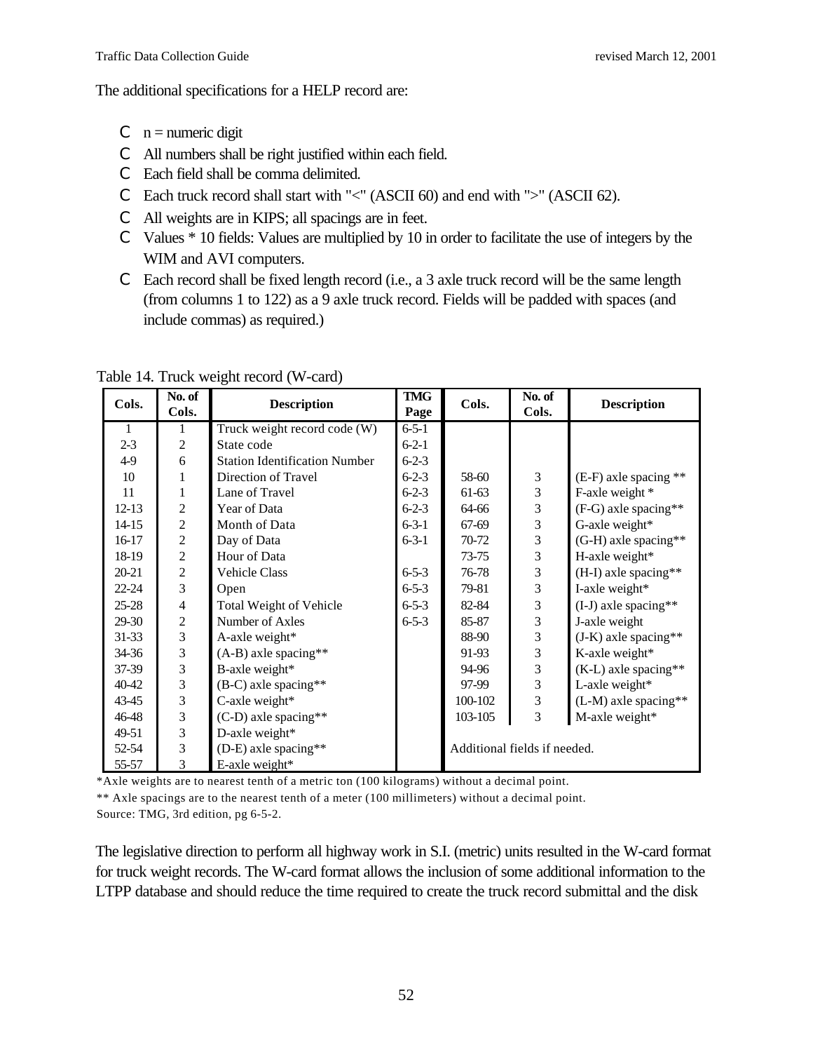The additional specifications for a HELP record are:

- n = numeric digit
- All numbers shall be right justified within each field.
- Each field shall be comma delimited.
- Each truck record shall start with "<" (ASCII 60) and end with ">" (ASCII 62).
- All weights are in KIPS; all spacings are in feet.
- Values * 10 fields: Values are multiplied by 10 in order to facilitate the use of integers by the WIM and AVI computers.
- Each record shall be fixed length record (i.e., a 3 axle truck record will be the same length (from columns 1 to 122) as a 9 axle truck record. Fields will be padded with spaces (and include commas) as required.)

Table 14. Truck weight record (W-card)

| Cols. | No. of Cols. | Description | TMG Page | Cols. | No. of Cols. | Description |
|---|---|---|---|---|---|---|
| 1 | 1 | Truck weight record code (W) | 6-5-1 | | | |
| 2-3 | 2 | State code | 6-2-1 | | | |
| 4-9 | 6 | Station Identification Number | 6-2-3 | | | |
| 10 | 1 | Direction of Travel | 6-2-3 | 58-60 | 3 | (E-F) axle spacing ** |
| 11 | 1 | Lane of Travel | 6-2-3 | 61-63 | 3 | F-axle weight * |
| 12-13 | 2 | Year of Data | 6-2-3 | 64-66 | 3 | (F-G) axle spacing** |
| 14-15 | 2 | Month of Data | 6-3-1 | 67-69 | 3 | G-axle weight* |
| 16-17 | 2 | Day of Data | 6-3-1 | 70-72 | 3 | (G-H) axle spacing** |
| 18-19 | 2 | Hour of Data | | 73-75 | 3 | H-axle weight* |
| 20-21 | 2 | Vehicle Class | 6-5-3 | 76-78 | 3 | (H-I) axle spacing** |
| 22-24 | 3 | Open | 6-5-3 | 79-81 | 3 | I-axle weight* |
| 25-28 | 4 | Total Weight of Vehicle | 6-5-3 | 82-84 | 3 | (I-J) axle spacing** |
| 29-30 | 2 | Number of Axles | 6-5-3 | 85-87 | 3 | J-axle weight |
| 31-33 | 3 | A-axle weight* | | 88-90 | 3 | (J-K) axle spacing** |
| 34-36 | 3 | (A-B) axle spacing** | | 91-93 | 3 | K-axle weight* |
| 37-39 | 3 | B-axle weight* | | 94-96 | 3 | (K-L) axle spacing** |
| 40-42 | 3 | (B-C) axle spacing** | | 97-99 | 3 | L-axle weight* |
| 43-45 | 3 | C-axle weight* | | 100-102 | 3 | (L-M) axle spacing** |
| 46-48 | 3 | (C-D) axle spacing** | | 103-105 | 3 | M-axle weight* |
| 49-51 | 3 | D-axle weight* | | | | |
| 52-54 | 3 | (D-E) axle spacing** | | Additional fields if needed. | | |
| 55-57 | 3 | E-axle weight* | | | | |

*Axle weights are to nearest tenth of a metric ton (100 kilograms) without a decimal point.

** Axle spacings are to the nearest tenth of a meter (100 millimeters) without a decimal point.

Source: TMG, 3rd edition, pg 6-5-2.

The legislative direction to perform all highway work in S.I. (metric) units resulted in the W-card format for truck weight records. The W-card format allows the inclusion of some additional information to the LTPP database and should reduce the time required to create the truck record submittal and the disk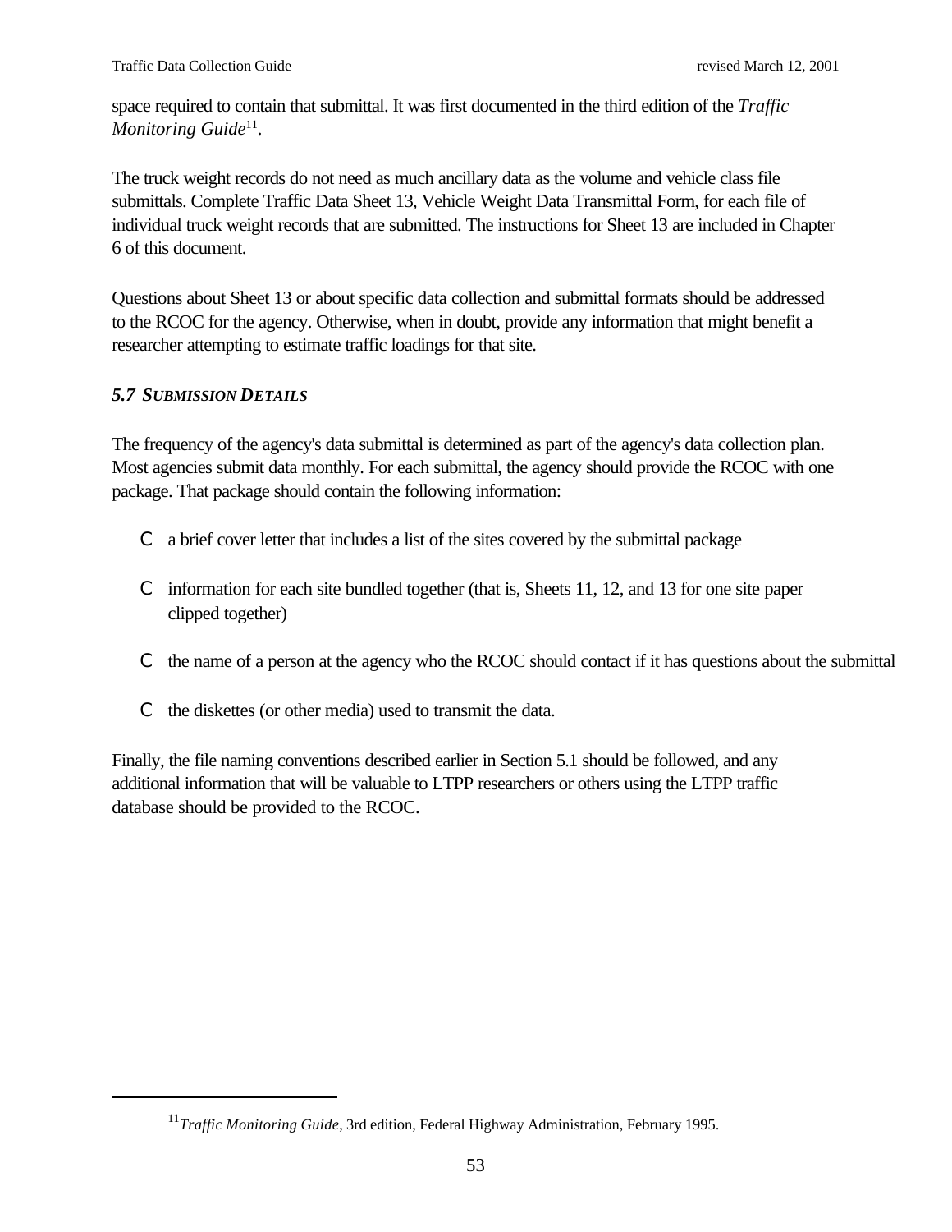space required to contain that submittal. It was first documented in the third edition of the *Traffic Monitoring Guide*[11].

The truck weight records do not need as much ancillary data as the volume and vehicle class file submittals. Complete Traffic Data Sheet 13, Vehicle Weight Data Transmittal Form, for each file of individual truck weight records that are submitted. The instructions for Sheet 13 are included in Chapter 6 of this document.

Questions about Sheet 13 or about specific data collection and submittal formats should be addressed to the RCOC for the agency. Otherwise, when in doubt, provide any information that might benefit a researcher attempting to estimate traffic loadings for that site.

### *5.7 SUBMISSION DETAILS*

The frequency of the agency's data submittal is determined as part of the agency's data collection plan. Most agencies submit data monthly. For each submittal, the agency should provide the RCOC with one package. That package should contain the following information:

- a brief cover letter that includes a list of the sites covered by the submittal package
- information for each site bundled together (that is, Sheets 11, 12, and 13 for one site paper clipped together)
- the name of a person at the agency who the RCOC should contact if it has questions about the submittal
- the diskettes (or other media) used to transmit the data.

Finally, the file naming conventions described earlier in Section 5.1 should be followed, and any additional information that will be valuable to LTPP researchers or others using the LTPP traffic database should be provided to the RCOC.

---

[11] *Traffic Monitoring Guide*, 3rd edition, Federal Highway Administration, February 1995.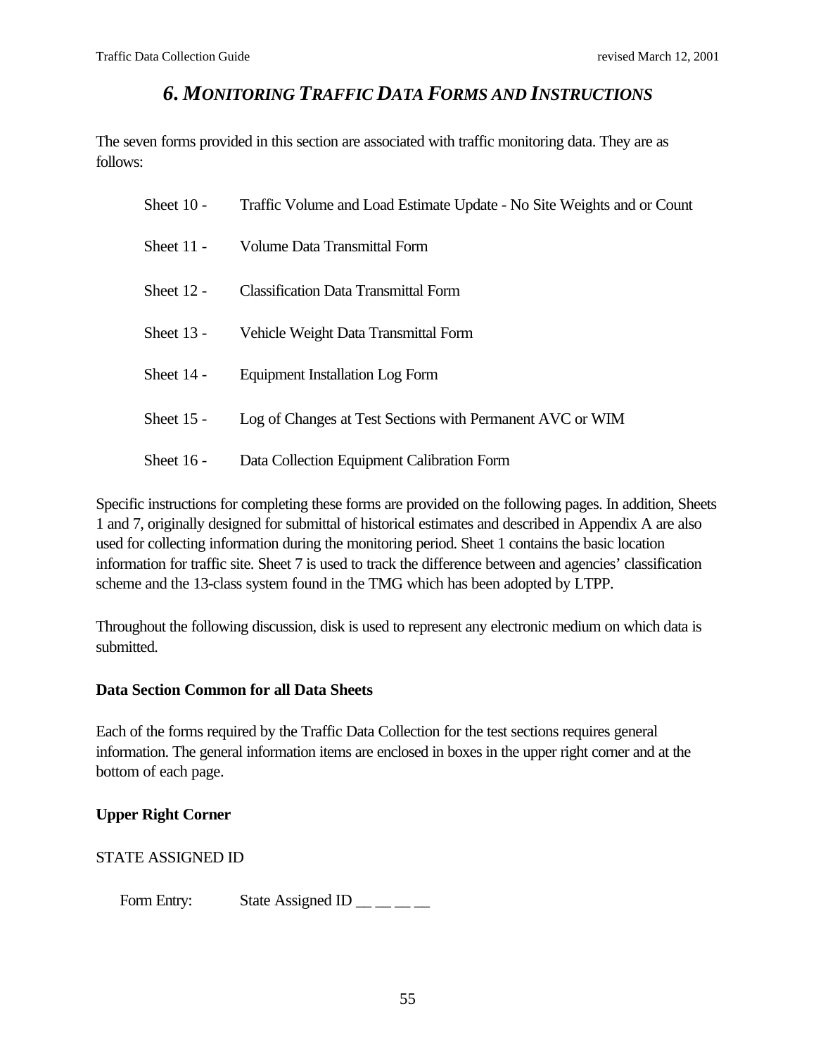# *6. MONITORING TRAFFIC DATA FORMS AND INSTRUCTIONS*

The seven forms provided in this section are associated with traffic monitoring data. They are as follows:

Sheet 10 - Traffic Volume and Load Estimate Update - No Site Weights and or Count

Sheet 11 - Volume Data Transmittal Form

Sheet 12 - Classification Data Transmittal Form

Sheet 13 - Vehicle Weight Data Transmittal Form

Sheet 14 - Equipment Installation Log Form

Sheet 15 - Log of Changes at Test Sections with Permanent AVC or WIM

Sheet 16 - Data Collection Equipment Calibration Form

Specific instructions for completing these forms are provided on the following pages. In addition, Sheets 1 and 7, originally designed for submittal of historical estimates and described in Appendix A are also used for collecting information during the monitoring period. Sheet 1 contains the basic location information for traffic site. Sheet 7 is used to track the difference between and agencies' classification scheme and the 13-class system found in the TMG which has been adopted by LTPP.

Throughout the following discussion, disk is used to represent any electronic medium on which data is submitted.

**Data Section Common for all Data Sheets**

Each of the forms required by the Traffic Data Collection for the test sections requires general information. The general information items are enclosed in boxes in the upper right corner and at the bottom of each page.

**Upper Right Corner**

STATE ASSIGNED ID

Form Entry: State Assigned ID __ __ __ __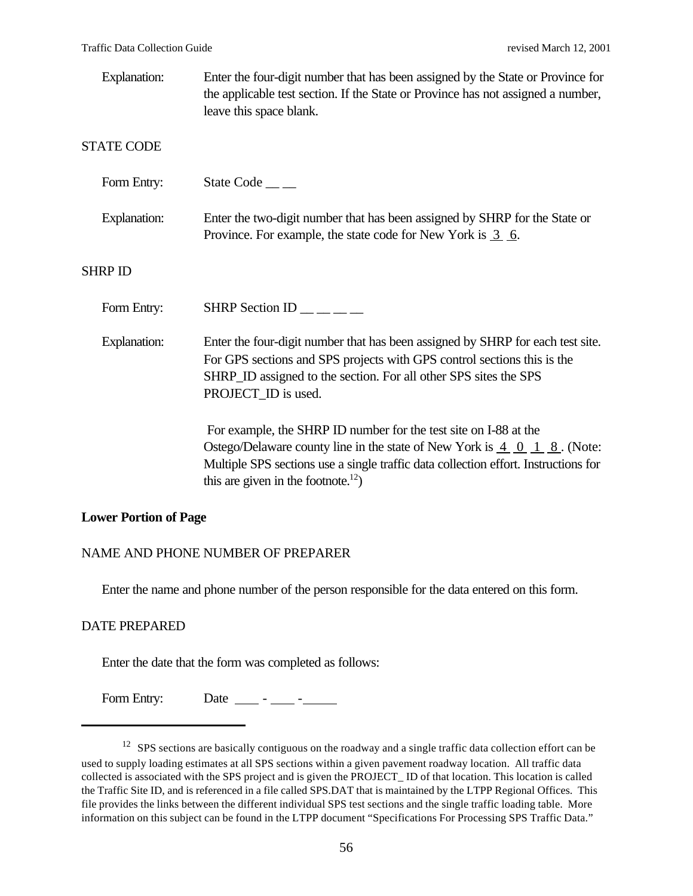Explanation: Enter the four-digit number that has been assigned by the State or Province for the applicable test section. If the State or Province has not assigned a number, leave this space blank.

STATE CODE

Form Entry: State Code __ __

Explanation: Enter the two-digit number that has been assigned by SHRP for the State or Province. For example, the state code for New York is 3 6.

SHRP ID

Form Entry: SHRP Section ID __ __ __ __

Explanation: Enter the four-digit number that has been assigned by SHRP for each test site. For GPS sections and SPS projects with GPS control sections this is the SHRP_ID assigned to the section. For all other SPS sites the SPS PROJECT_ID is used.

For example, the SHRP ID number for the test site on I-88 at the Ostego/Delaware county line in the state of New York is 4 0 1 8 . (Note: Multiple SPS sections use a single traffic data collection effort. Instructions for this are given in the footnote.[12])

**Lower Portion of Page**

NAME AND PHONE NUMBER OF PREPARER

Enter the name and phone number of the person responsible for the data entered on this form.

DATE PREPARED

Enter the date that the form was completed as follows:

Form Entry: Date ____ - ____ -_____

---

[12] SPS sections are basically contiguous on the roadway and a single traffic data collection effort can be used to supply loading estimates at all SPS sections within a given pavement roadway location. All traffic data collected is associated with the SPS project and is given the PROJECT_ ID of that location. This location is called the Traffic Site ID, and is referenced in a file called SPS.DAT that is maintained by the LTPP Regional Offices. This file provides the links between the different individual SPS test sections and the single traffic loading table. More information on this subject can be found in the LTPP document "Specifications For Processing SPS Traffic Data."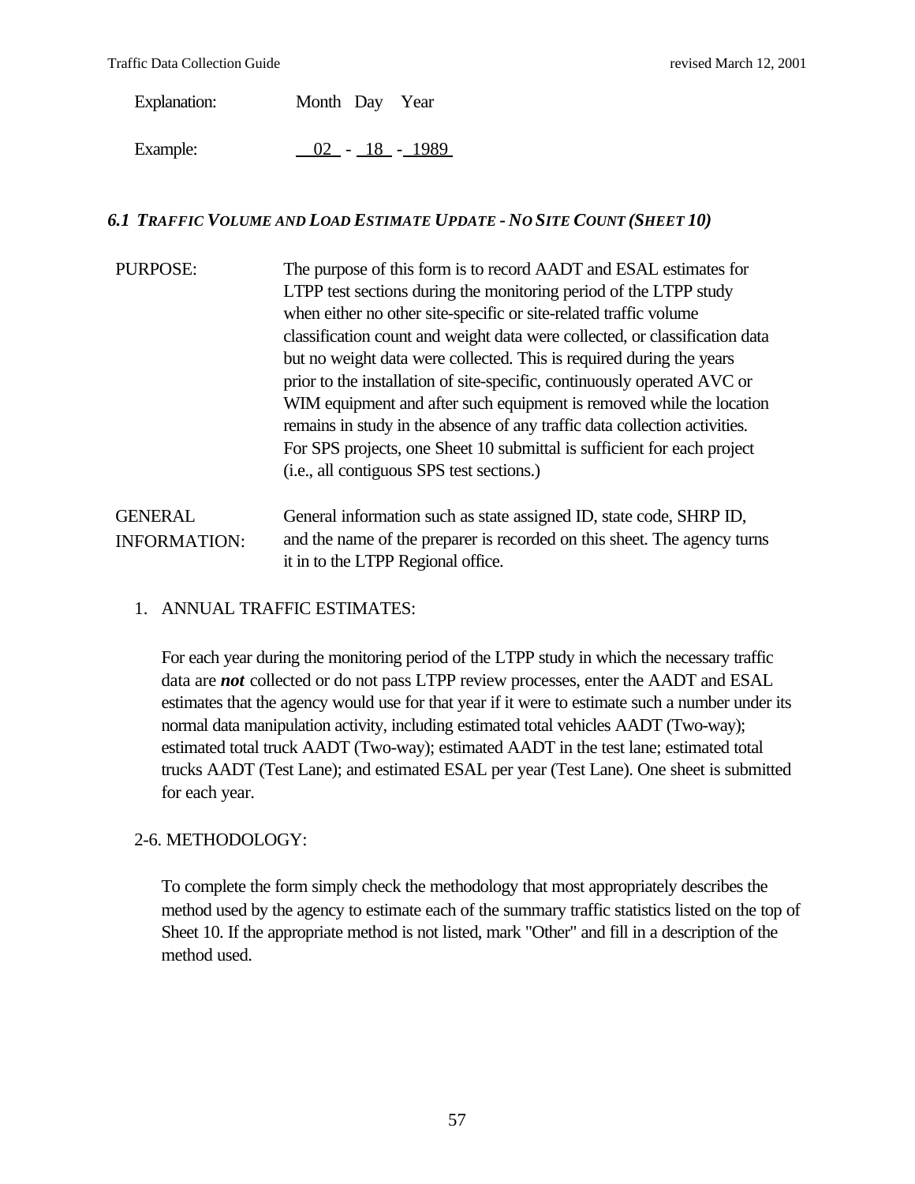| Explanation: | Month Day Year |
|---|---|
| Example: | 02 - 18 - 1989 |

### *6.1 TRAFFIC VOLUME AND LOAD ESTIMATE UPDATE - NO SITE COUNT (SHEET 10)*

PURPOSE: The purpose of this form is to record AADT and ESAL estimates for LTPP test sections during the monitoring period of the LTPP study when either no other site-specific or site-related traffic volume classification count and weight data were collected, or classification data but no weight data were collected. This is required during the years prior to the installation of site-specific, continuously operated AVC or WIM equipment and after such equipment is removed while the location remains in study in the absence of any traffic data collection activities. For SPS projects, one Sheet 10 submittal is sufficient for each project (i.e., all contiguous SPS test sections.)

GENERAL INFORMATION: General information such as state assigned ID, state code, SHRP ID, and the name of the preparer is recorded on this sheet. The agency turns it in to the LTPP Regional office.

1. ANNUAL TRAFFIC ESTIMATES:

   For each year during the monitoring period of the LTPP study in which the necessary traffic data are ***not*** collected or do not pass LTPP review processes, enter the AADT and ESAL estimates that the agency would use for that year if it were to estimate such a number under its normal data manipulation activity, including estimated total vehicles AADT (Two-way); estimated total truck AADT (Two-way); estimated AADT in the test lane; estimated total trucks AADT (Test Lane); and estimated ESAL per year (Test Lane). One sheet is submitted for each year.

2-6. METHODOLOGY:

   To complete the form simply check the methodology that most appropriately describes the method used by the agency to estimate each of the summary traffic statistics listed on the top of Sheet 10. If the appropriate method is not listed, mark "Other" and fill in a description of the method used.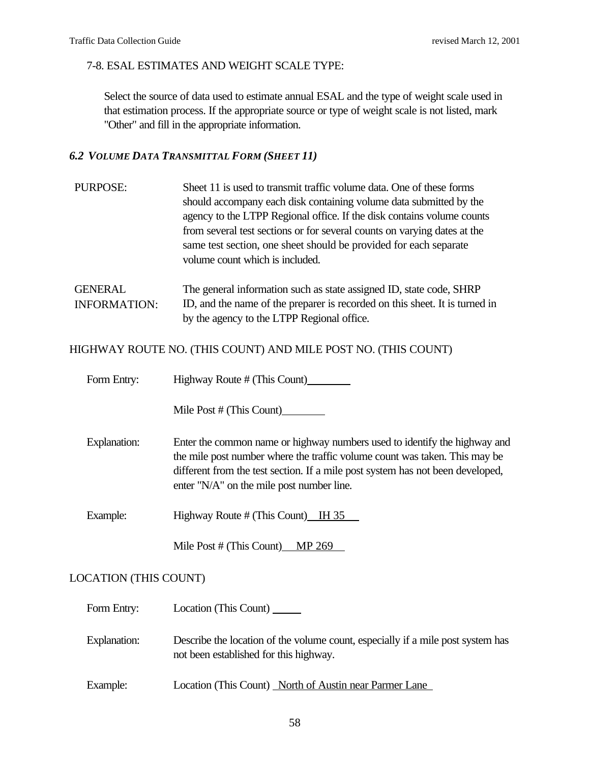7-8. ESAL ESTIMATES AND WEIGHT SCALE TYPE:

Select the source of data used to estimate annual ESAL and the type of weight scale used in that estimation process. If the appropriate source or type of weight scale is not listed, mark "Other" and fill in the appropriate information.

## *6.2 VOLUME DATA TRANSMITTAL FORM (SHEET 11)*

PURPOSE: Sheet 11 is used to transmit traffic volume data. One of these forms should accompany each disk containing volume data submitted by the agency to the LTPP Regional office. If the disk contains volume counts from several test sections or for several counts on varying dates at the same test section, one sheet should be provided for each separate volume count which is included.

GENERAL INFORMATION: The general information such as state assigned ID, state code, SHRP ID, and the name of the preparer is recorded on this sheet. It is turned in by the agency to the LTPP Regional office.

HIGHWAY ROUTE NO. (THIS COUNT) AND MILE POST NO. (THIS COUNT)

Form Entry: Highway Route # (This Count)________

Mile Post # (This Count)________

Explanation: Enter the common name or highway numbers used to identify the highway and the mile post number where the traffic volume count was taken. This may be different from the test section. If a mile post system has not been developed, enter "N/A" on the mile post number line.

Example: Highway Route # (This Count) IH 35

Mile Post # (This Count) MP 269

LOCATION (THIS COUNT)

Form Entry: Location (This Count) _____

Explanation: Describe the location of the volume count, especially if a mile post system has not been established for this highway.

Example: Location (This Count) North of Austin near Parmer Lane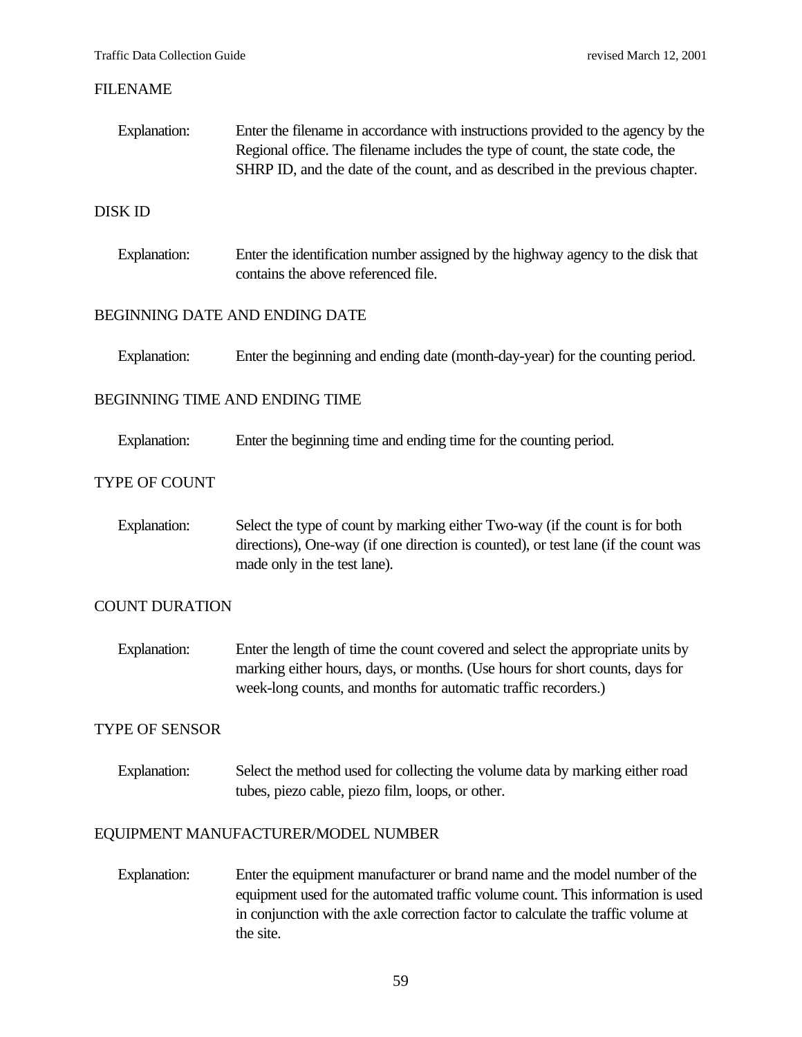FILENAME

Explanation: Enter the filename in accordance with instructions provided to the agency by the Regional office. The filename includes the type of count, the state code, the SHRP ID, and the date of the count, and as described in the previous chapter.

DISK ID

Explanation: Enter the identification number assigned by the highway agency to the disk that contains the above referenced file.

BEGINNING DATE AND ENDING DATE

Explanation: Enter the beginning and ending date (month-day-year) for the counting period.

BEGINNING TIME AND ENDING TIME

Explanation: Enter the beginning time and ending time for the counting period.

TYPE OF COUNT

Explanation: Select the type of count by marking either Two-way (if the count is for both directions), One-way (if one direction is counted), or test lane (if the count was made only in the test lane).

COUNT DURATION

Explanation: Enter the length of time the count covered and select the appropriate units by marking either hours, days, or months. (Use hours for short counts, days for week-long counts, and months for automatic traffic recorders.)

TYPE OF SENSOR

Explanation: Select the method used for collecting the volume data by marking either road tubes, piezo cable, piezo film, loops, or other.

EQUIPMENT MANUFACTURER/MODEL NUMBER

Explanation: Enter the equipment manufacturer or brand name and the model number of the equipment used for the automated traffic volume count. This information is used in conjunction with the axle correction factor to calculate the traffic volume at the site.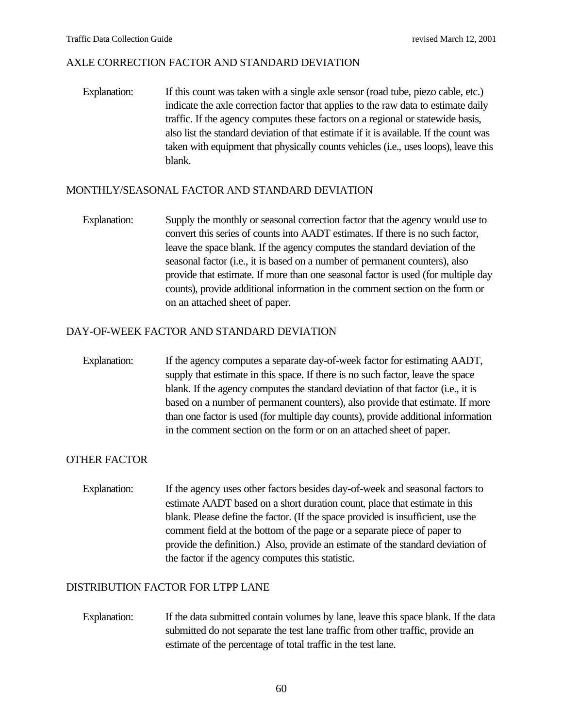## AXLE CORRECTION FACTOR AND STANDARD DEVIATION

Explanation: If this count was taken with a single axle sensor (road tube, piezo cable, etc.) indicate the axle correction factor that applies to the raw data to estimate daily traffic. If the agency computes these factors on a regional or statewide basis, also list the standard deviation of that estimate if it is available. If the count was taken with equipment that physically counts vehicles (i.e., uses loops), leave this blank.

## MONTHLY/SEASONAL FACTOR AND STANDARD DEVIATION

Explanation: Supply the monthly or seasonal correction factor that the agency would use to convert this series of counts into AADT estimates. If there is no such factor, leave the space blank. If the agency computes the standard deviation of the seasonal factor (i.e., it is based on a number of permanent counters), also provide that estimate. If more than one seasonal factor is used (for multiple day counts), provide additional information in the comment section on the form or on an attached sheet of paper.

## DAY-OF-WEEK FACTOR AND STANDARD DEVIATION

Explanation: If the agency computes a separate day-of-week factor for estimating AADT, supply that estimate in this space. If there is no such factor, leave the space blank. If the agency computes the standard deviation of that factor (i.e., it is based on a number of permanent counters), also provide that estimate. If more than one factor is used (for multiple day counts), provide additional information in the comment section on the form or on an attached sheet of paper.

## OTHER FACTOR

Explanation: If the agency uses other factors besides day-of-week and seasonal factors to estimate AADT based on a short duration count, place that estimate in this blank. Please define the factor. (If the space provided is insufficient, use the comment field at the bottom of the page or a separate piece of paper to provide the definition.) Also, provide an estimate of the standard deviation of the factor if the agency computes this statistic.

## DISTRIBUTION FACTOR FOR LTPP LANE

Explanation: If the data submitted contain volumes by lane, leave this space blank. If the data submitted do not separate the test lane traffic from other traffic, provide an estimate of the percentage of total traffic in the test lane.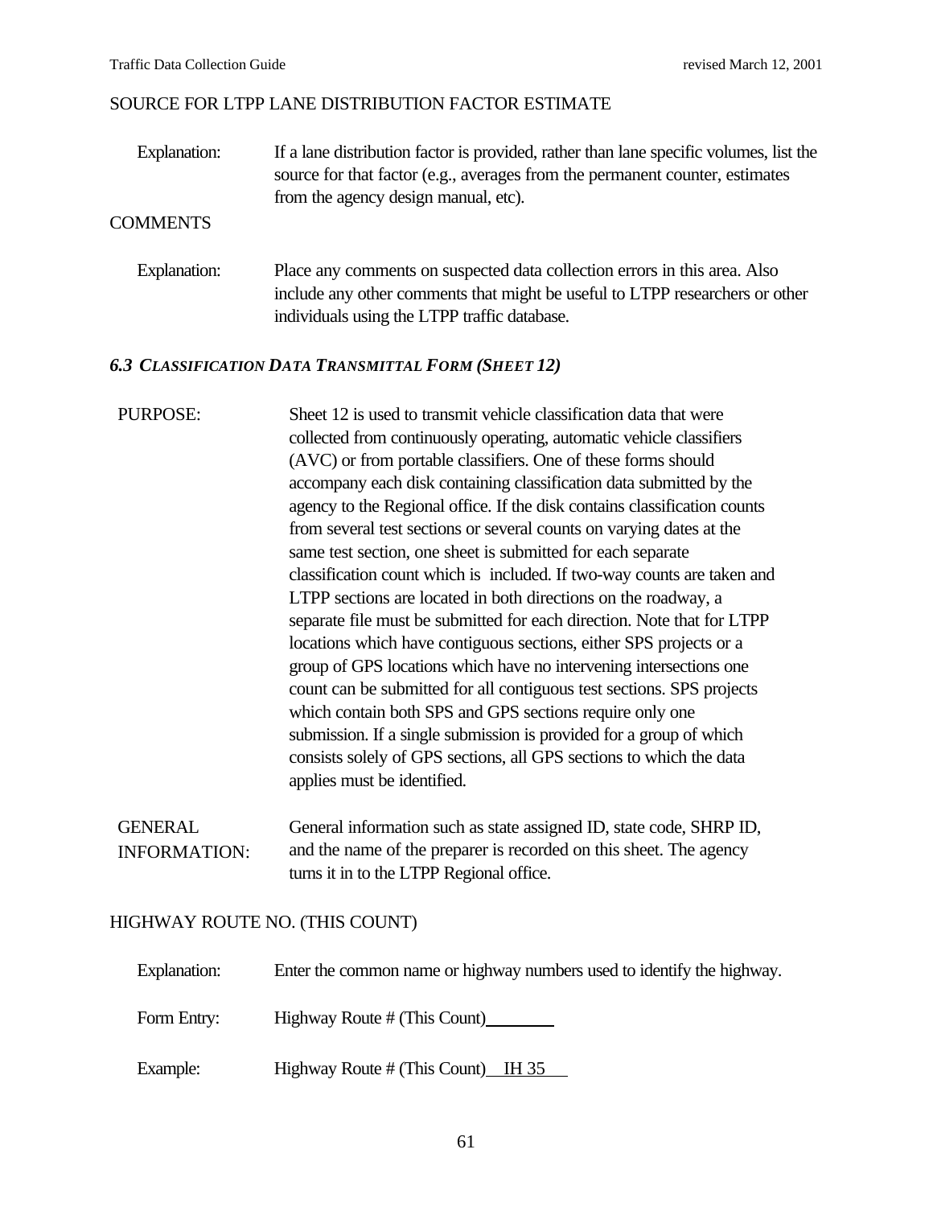SOURCE FOR LTPP LANE DISTRIBUTION FACTOR ESTIMATE

Explanation: If a lane distribution factor is provided, rather than lane specific volumes, list the source for that factor (e.g., averages from the permanent counter, estimates from the agency design manual, etc).

COMMENTS

Explanation: Place any comments on suspected data collection errors in this area. Also include any other comments that might be useful to LTPP researchers or other individuals using the LTPP traffic database.

### *6.3 CLASSIFICATION DATA TRANSMITTAL FORM (SHEET 12)*

PURPOSE: Sheet 12 is used to transmit vehicle classification data that were collected from continuously operating, automatic vehicle classifiers (AVC) or from portable classifiers. One of these forms should accompany each disk containing classification data submitted by the agency to the Regional office. If the disk contains classification counts from several test sections or several counts on varying dates at the same test section, one sheet is submitted for each separate classification count which is included. If two-way counts are taken and LTPP sections are located in both directions on the roadway, a separate file must be submitted for each direction. Note that for LTPP locations which have contiguous sections, either SPS projects or a group of GPS locations which have no intervening intersections one count can be submitted for all contiguous test sections. SPS projects which contain both SPS and GPS sections require only one submission. If a single submission is provided for a group of which consists solely of GPS sections, all GPS sections to which the data applies must be identified.

GENERAL INFORMATION: General information such as state assigned ID, state code, SHRP ID, and the name of the preparer is recorded on this sheet. The agency turns it in to the LTPP Regional office.

HIGHWAY ROUTE NO. (THIS COUNT)

Explanation: Enter the common name or highway numbers used to identify the highway.

Form Entry: Highway Route # (This Count)________

Example: Highway Route # (This Count) IH 35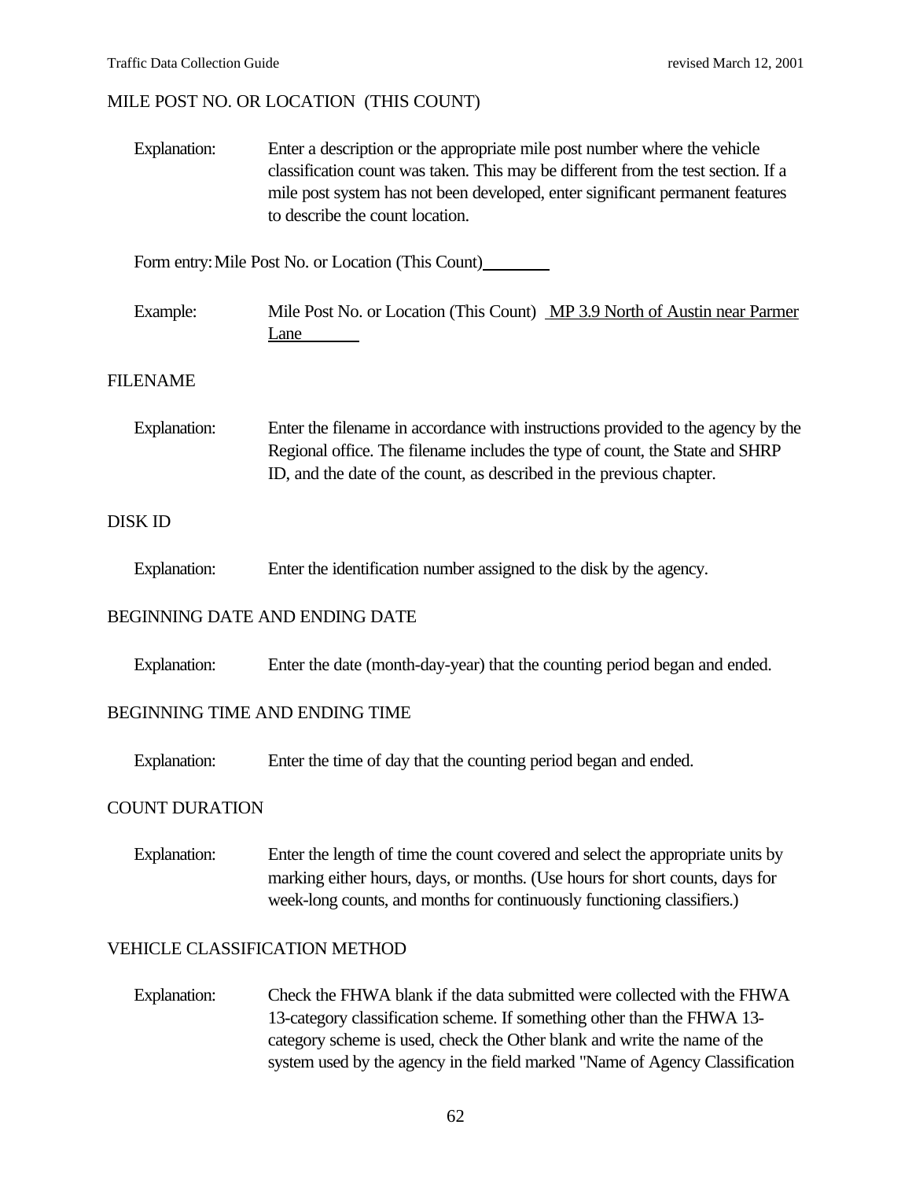## MILE POST NO. OR LOCATION (THIS COUNT)

Explanation: Enter a description or the appropriate mile post number where the vehicle classification count was taken. This may be different from the test section. If a mile post system has not been developed, enter significant permanent features to describe the count location.

Form entry: Mile Post No. or Location (This Count)________

Example: Mile Post No. or Location (This Count) MP 3.9 North of Austin near Parmer Lane

## FILENAME

Explanation: Enter the filename in accordance with instructions provided to the agency by the Regional office. The filename includes the type of count, the State and SHRP ID, and the date of the count, as described in the previous chapter.

## DISK ID

Explanation: Enter the identification number assigned to the disk by the agency.

## BEGINNING DATE AND ENDING DATE

Explanation: Enter the date (month-day-year) that the counting period began and ended.

## BEGINNING TIME AND ENDING TIME

Explanation: Enter the time of day that the counting period began and ended.

## COUNT DURATION

Explanation: Enter the length of time the count covered and select the appropriate units by marking either hours, days, or months. (Use hours for short counts, days for week-long counts, and months for continuously functioning classifiers.)

## VEHICLE CLASSIFICATION METHOD

Explanation: Check the FHWA blank if the data submitted were collected with the FHWA 13-category classification scheme. If something other than the FHWA 13-category scheme is used, check the Other blank and write the name of the system used by the agency in the field marked "Name of Agency Classification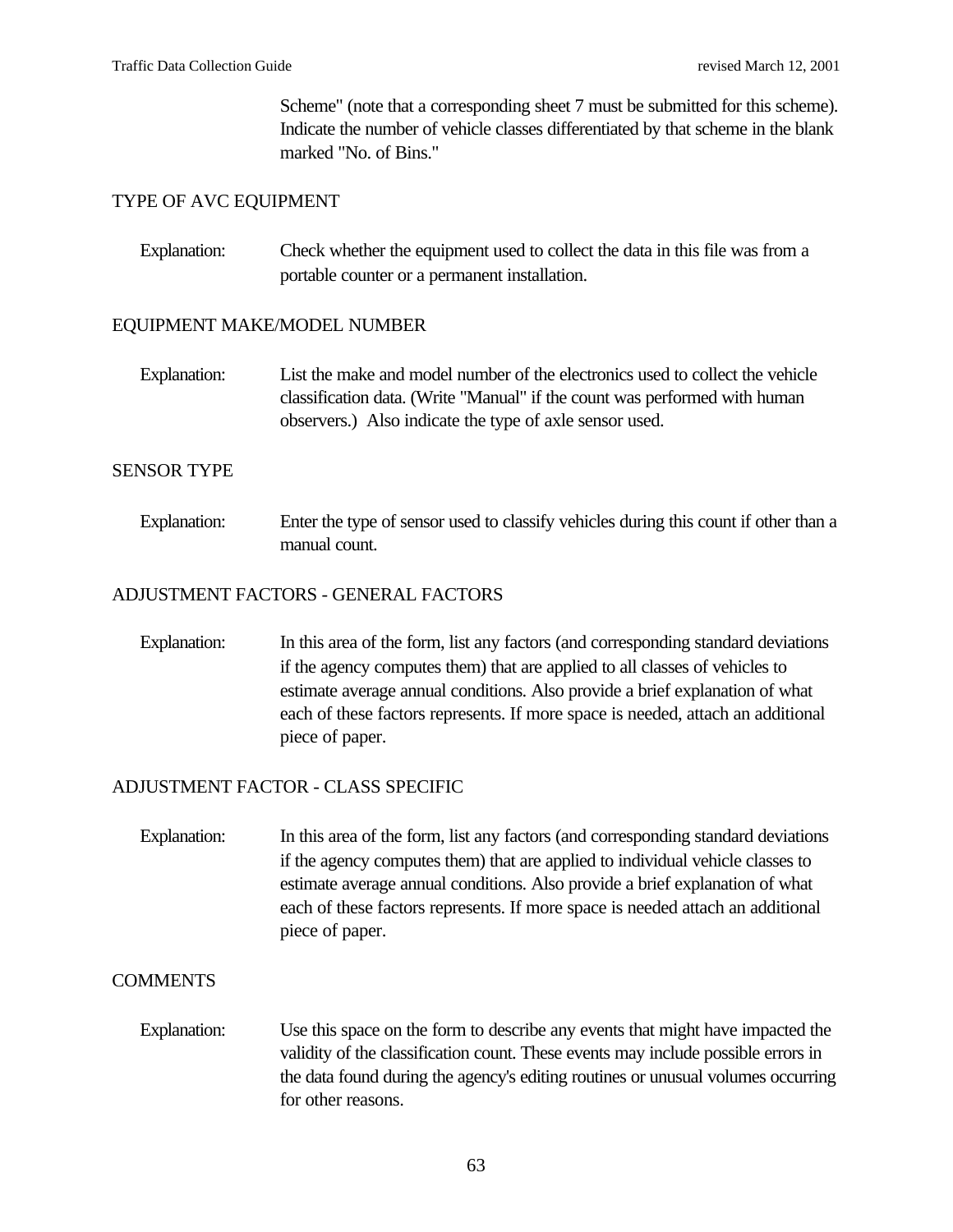Scheme" (note that a corresponding sheet 7 must be submitted for this scheme). Indicate the number of vehicle classes differentiated by that scheme in the blank marked "No. of Bins."

TYPE OF AVC EQUIPMENT

Explanation: Check whether the equipment used to collect the data in this file was from a portable counter or a permanent installation.

EQUIPMENT MAKE/MODEL NUMBER

Explanation: List the make and model number of the electronics used to collect the vehicle classification data. (Write "Manual" if the count was performed with human observers.) Also indicate the type of axle sensor used.

SENSOR TYPE

Explanation: Enter the type of sensor used to classify vehicles during this count if other than a manual count.

ADJUSTMENT FACTORS - GENERAL FACTORS

Explanation: In this area of the form, list any factors (and corresponding standard deviations if the agency computes them) that are applied to all classes of vehicles to estimate average annual conditions. Also provide a brief explanation of what each of these factors represents. If more space is needed, attach an additional piece of paper.

ADJUSTMENT FACTOR - CLASS SPECIFIC

Explanation: In this area of the form, list any factors (and corresponding standard deviations if the agency computes them) that are applied to individual vehicle classes to estimate average annual conditions. Also provide a brief explanation of what each of these factors represents. If more space is needed attach an additional piece of paper.

COMMENTS

Explanation: Use this space on the form to describe any events that might have impacted the validity of the classification count. These events may include possible errors in the data found during the agency's editing routines or unusual volumes occurring for other reasons.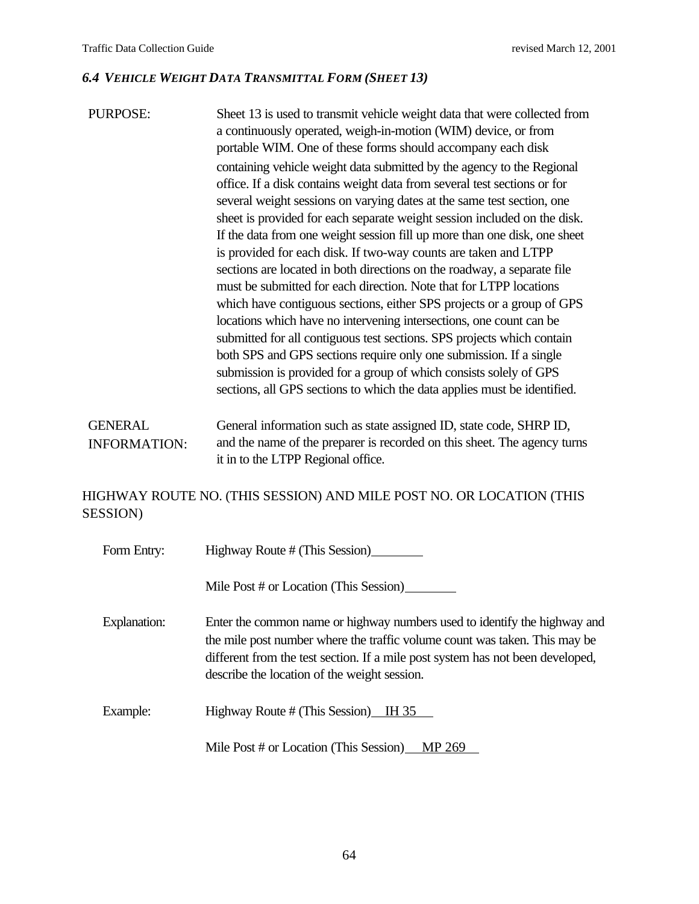### *6.4 Vehicle Weight Data Transmittal Form (Sheet 13)*

PURPOSE: Sheet 13 is used to transmit vehicle weight data that were collected from a continuously operated, weigh-in-motion (WIM) device, or from portable WIM. One of these forms should accompany each disk containing vehicle weight data submitted by the agency to the Regional office. If a disk contains weight data from several test sections or for several weight sessions on varying dates at the same test section, one sheet is provided for each separate weight session included on the disk. If the data from one weight session fill up more than one disk, one sheet is provided for each disk. If two-way counts are taken and LTPP sections are located in both directions on the roadway, a separate file must be submitted for each direction. Note that for LTPP locations which have contiguous sections, either SPS projects or a group of GPS locations which have no intervening intersections, one count can be submitted for all contiguous test sections. SPS projects which contain both SPS and GPS sections require only one submission. If a single submission is provided for a group of which consists solely of GPS sections, all GPS sections to which the data applies must be identified.

GENERAL INFORMATION: General information such as state assigned ID, state code, SHRP ID, and the name of the preparer is recorded on this sheet. The agency turns it in to the LTPP Regional office.

HIGHWAY ROUTE NO. (THIS SESSION) AND MILE POST NO. OR LOCATION (THIS SESSION)

Form Entry: Highway Route # (This Session)________

Mile Post # or Location (This Session)________

Explanation: Enter the common name or highway numbers used to identify the highway and the mile post number where the traffic volume count was taken. This may be different from the test section. If a mile post system has not been developed, describe the location of the weight session.

Example: Highway Route # (This Session) IH 35

Mile Post # or Location (This Session) MP 269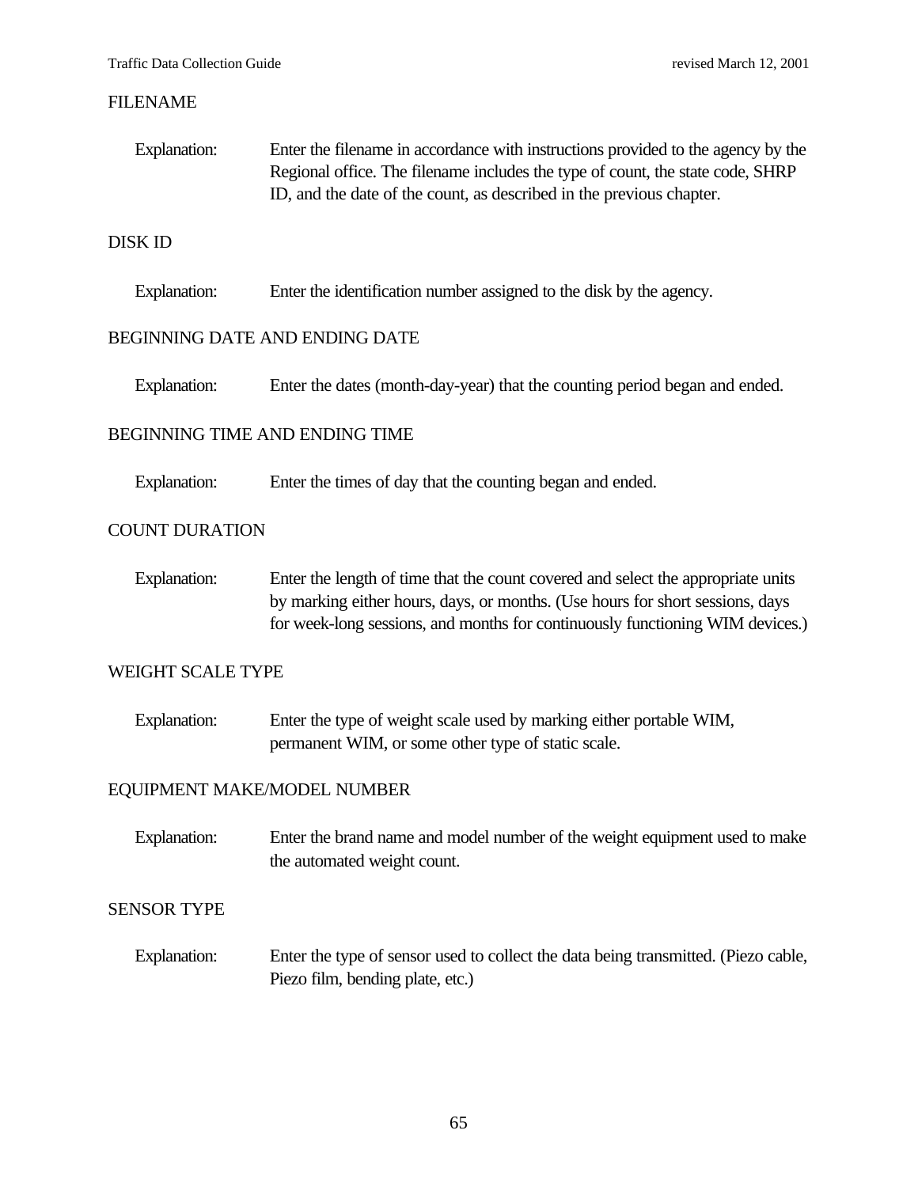FILENAME

Explanation: Enter the filename in accordance with instructions provided to the agency by the Regional office. The filename includes the type of count, the state code, SHRP ID, and the date of the count, as described in the previous chapter.

DISK ID

Explanation: Enter the identification number assigned to the disk by the agency.

BEGINNING DATE AND ENDING DATE

Explanation: Enter the dates (month-day-year) that the counting period began and ended.

BEGINNING TIME AND ENDING TIME

Explanation: Enter the times of day that the counting began and ended.

COUNT DURATION

Explanation: Enter the length of time that the count covered and select the appropriate units by marking either hours, days, or months. (Use hours for short sessions, days for week-long sessions, and months for continuously functioning WIM devices.)

WEIGHT SCALE TYPE

Explanation: Enter the type of weight scale used by marking either portable WIM, permanent WIM, or some other type of static scale.

EQUIPMENT MAKE/MODEL NUMBER

Explanation: Enter the brand name and model number of the weight equipment used to make the automated weight count.

SENSOR TYPE

Explanation: Enter the type of sensor used to collect the data being transmitted. (Piezo cable, Piezo film, bending plate, etc.)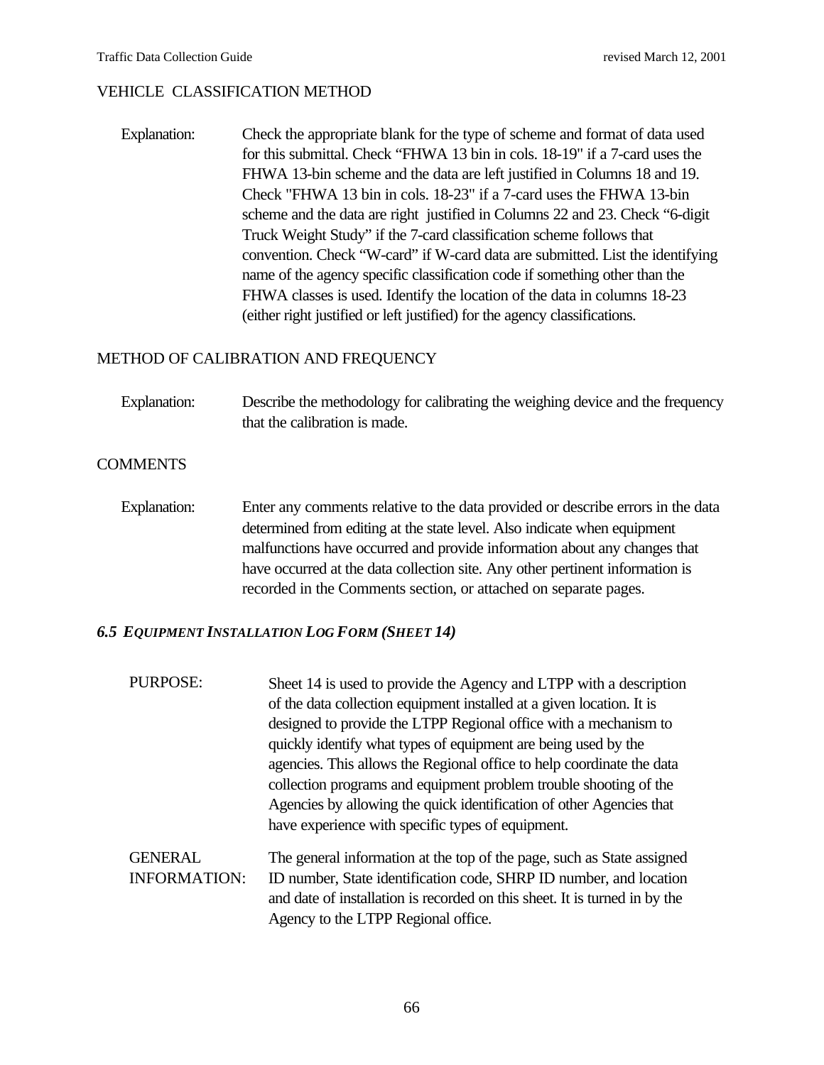VEHICLE CLASSIFICATION METHOD

Explanation: Check the appropriate blank for the type of scheme and format of data used for this submittal. Check "FHWA 13 bin in cols. 18-19" if a 7-card uses the FHWA 13-bin scheme and the data are left justified in Columns 18 and 19. Check "FHWA 13 bin in cols. 18-23" if a 7-card uses the FHWA 13-bin scheme and the data are right justified in Columns 22 and 23. Check "6-digit Truck Weight Study" if the 7-card classification scheme follows that convention. Check "W-card" if W-card data are submitted. List the identifying name of the agency specific classification code if something other than the FHWA classes is used. Identify the location of the data in columns 18-23 (either right justified or left justified) for the agency classifications.

METHOD OF CALIBRATION AND FREQUENCY

Explanation: Describe the methodology for calibrating the weighing device and the frequency that the calibration is made.

COMMENTS

Explanation: Enter any comments relative to the data provided or describe errors in the data determined from editing at the state level. Also indicate when equipment malfunctions have occurred and provide information about any changes that have occurred at the data collection site. Any other pertinent information is recorded in the Comments section, or attached on separate pages.

### *6.5 EQUIPMENT INSTALLATION LOG FORM (SHEET 14)*

PURPOSE: Sheet 14 is used to provide the Agency and LTPP with a description of the data collection equipment installed at a given location. It is designed to provide the LTPP Regional office with a mechanism to quickly identify what types of equipment are being used by the agencies. This allows the Regional office to help coordinate the data collection programs and equipment problem trouble shooting of the Agencies by allowing the quick identification of other Agencies that have experience with specific types of equipment.

GENERAL INFORMATION: The general information at the top of the page, such as State assigned ID number, State identification code, SHRP ID number, and location and date of installation is recorded on this sheet. It is turned in by the Agency to the LTPP Regional office.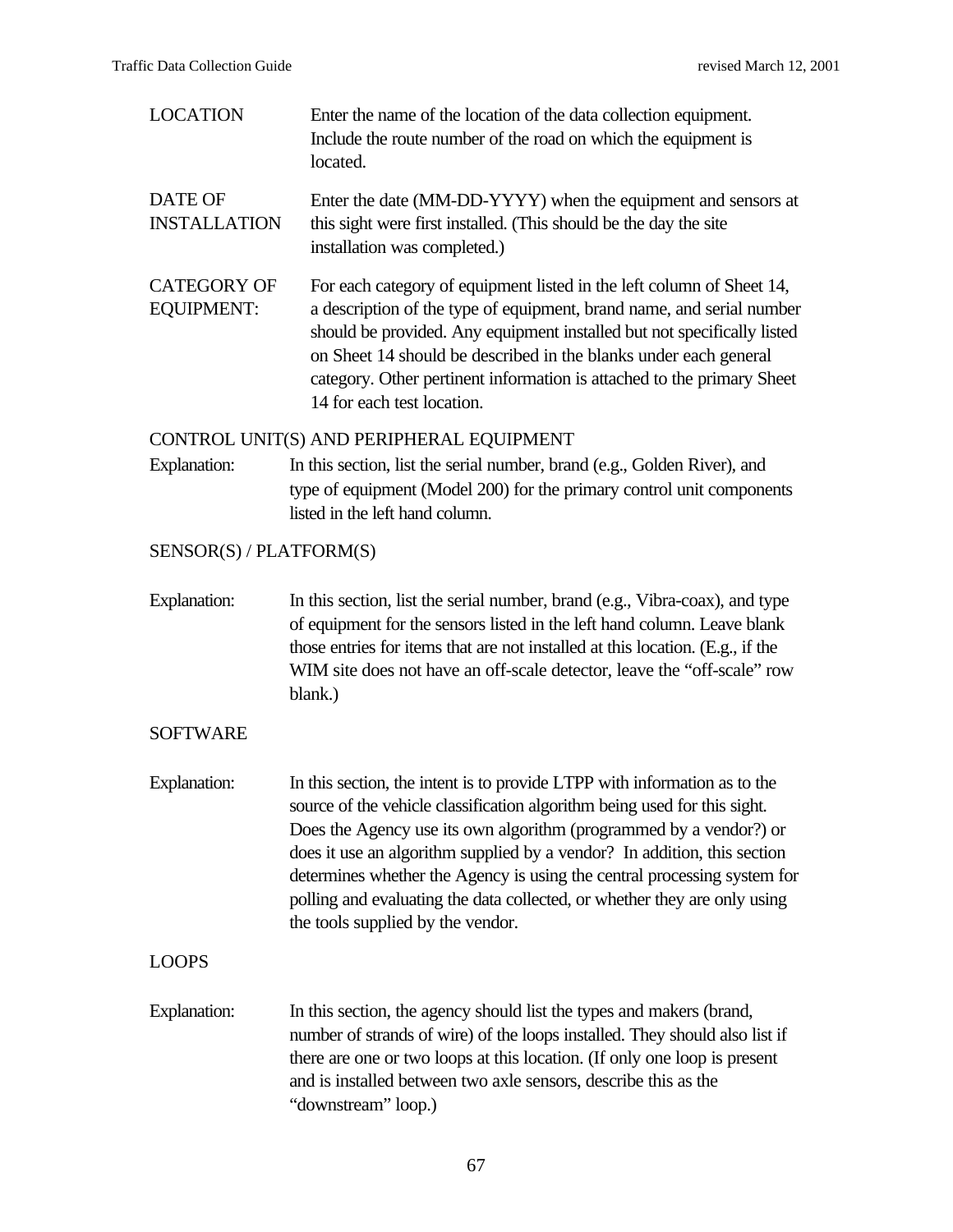LOCATION — Enter the name of the location of the data collection equipment. Include the route number of the road on which the equipment is located.

DATE OF INSTALLATION — Enter the date (MM-DD-YYYY) when the equipment and sensors at this sight were first installed. (This should be the day the site installation was completed.)

CATEGORY OF EQUIPMENT: — For each category of equipment listed in the left column of Sheet 14, a description of the type of equipment, brand name, and serial number should be provided. Any equipment installed but not specifically listed on Sheet 14 should be described in the blanks under each general category. Other pertinent information is attached to the primary Sheet 14 for each test location.

CONTROL UNIT(S) AND PERIPHERAL EQUIPMENT

Explanation: In this section, list the serial number, brand (e.g., Golden River), and type of equipment (Model 200) for the primary control unit components listed in the left hand column.

SENSOR(S) / PLATFORM(S)

Explanation: In this section, list the serial number, brand (e.g., Vibra-coax), and type of equipment for the sensors listed in the left hand column. Leave blank those entries for items that are not installed at this location. (E.g., if the WIM site does not have an off-scale detector, leave the "off-scale" row blank.)

SOFTWARE

Explanation: In this section, the intent is to provide LTPP with information as to the source of the vehicle classification algorithm being used for this sight. Does the Agency use its own algorithm (programmed by a vendor?) or does it use an algorithm supplied by a vendor? In addition, this section determines whether the Agency is using the central processing system for polling and evaluating the data collected, or whether they are only using the tools supplied by the vendor.

LOOPS

Explanation: In this section, the agency should list the types and makers (brand, number of strands of wire) of the loops installed. They should also list if there are one or two loops at this location. (If only one loop is present and is installed between two axle sensors, describe this as the "downstream" loop.)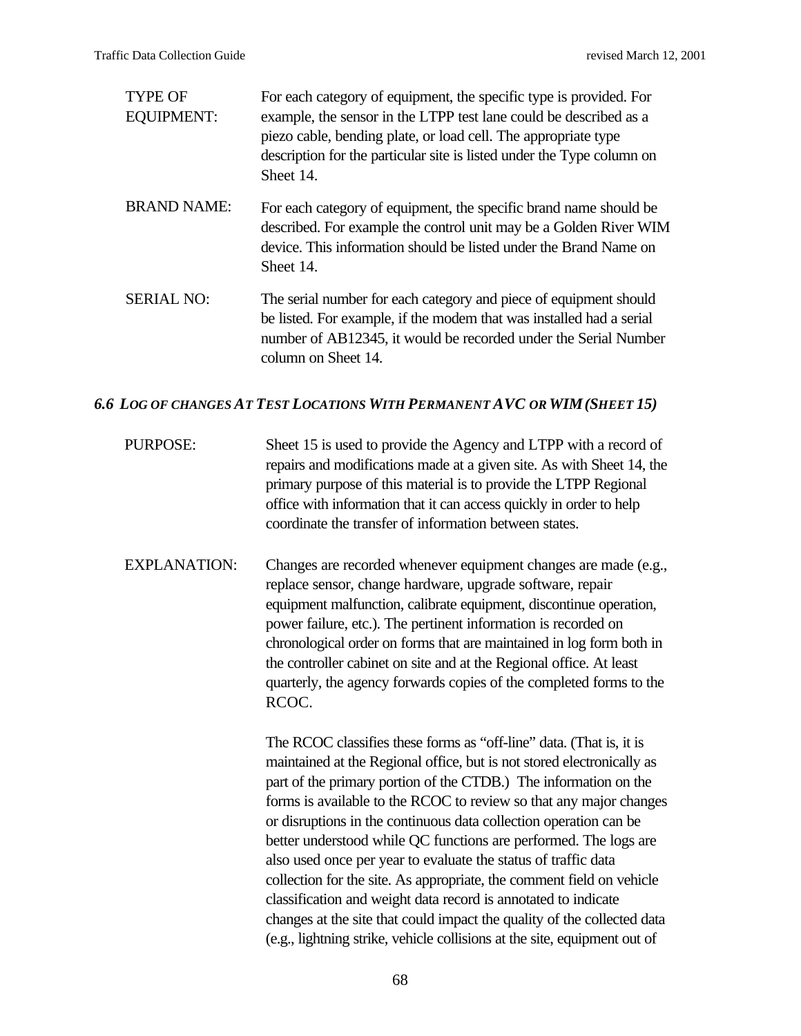**TYPE OF EQUIPMENT:** For each category of equipment, the specific type is provided. For example, the sensor in the LTPP test lane could be described as a piezo cable, bending plate, or load cell. The appropriate type description for the particular site is listed under the Type column on Sheet 14.

**BRAND NAME:** For each category of equipment, the specific brand name should be described. For example the control unit may be a Golden River WIM device. This information should be listed under the Brand Name on Sheet 14.

**SERIAL NO:** The serial number for each category and piece of equipment should be listed. For example, if the modem that was installed had a serial number of AB12345, it would be recorded under the Serial Number column on Sheet 14.

### *6.6 LOG OF CHANGES AT TEST LOCATIONS WITH PERMANENT AVC OR WIM (SHEET 15)*

**PURPOSE:** Sheet 15 is used to provide the Agency and LTPP with a record of repairs and modifications made at a given site. As with Sheet 14, the primary purpose of this material is to provide the LTPP Regional office with information that it can access quickly in order to help coordinate the transfer of information between states.

**EXPLANATION:** Changes are recorded whenever equipment changes are made (e.g., replace sensor, change hardware, upgrade software, repair equipment malfunction, calibrate equipment, discontinue operation, power failure, etc.). The pertinent information is recorded on chronological order on forms that are maintained in log form both in the controller cabinet on site and at the Regional office. At least quarterly, the agency forwards copies of the completed forms to the RCOC.

The RCOC classifies these forms as "off-line" data. (That is, it is maintained at the Regional office, but is not stored electronically as part of the primary portion of the CTDB.) The information on the forms is available to the RCOC to review so that any major changes or disruptions in the continuous data collection operation can be better understood while QC functions are performed. The logs are also used once per year to evaluate the status of traffic data collection for the site. As appropriate, the comment field on vehicle classification and weight data record is annotated to indicate changes at the site that could impact the quality of the collected data (e.g., lightning strike, vehicle collisions at the site, equipment out of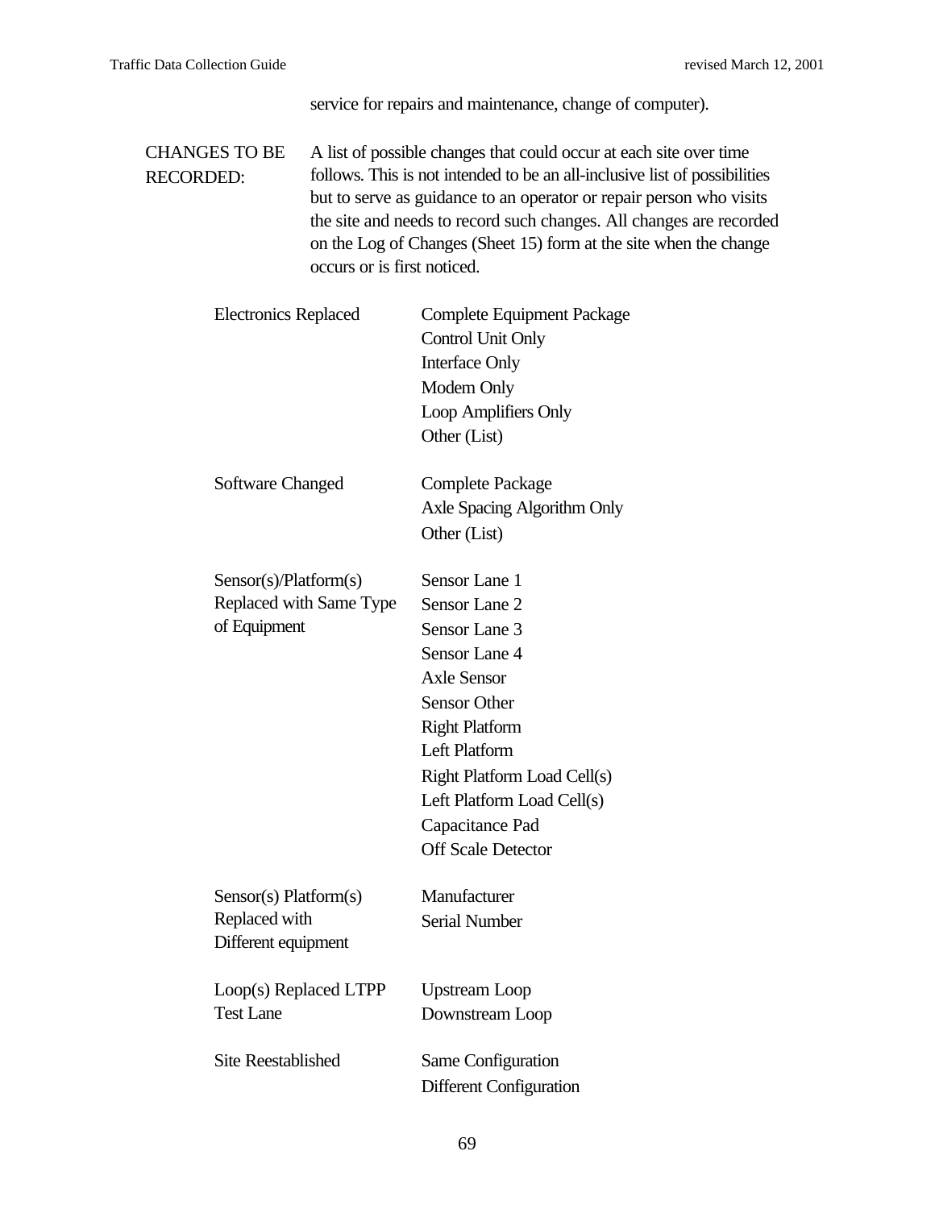service for repairs and maintenance, change of computer).

**CHANGES TO BE RECORDED:** A list of possible changes that could occur at each site over time follows. This is not intended to be an all-inclusive list of possibilities but to serve as guidance to an operator or repair person who visits the site and needs to record such changes. All changes are recorded on the Log of Changes (Sheet 15) form at the site when the change occurs or is first noticed.

| | |
|---|---|
| Electronics Replaced | Complete Equipment Package<br>Control Unit Only<br>Interface Only<br>Modem Only<br>Loop Amplifiers Only<br>Other (List) |
| Software Changed | Complete Package<br>Axle Spacing Algorithm Only<br>Other (List) |
| Sensor(s)/Platform(s) Replaced with Same Type of Equipment | Sensor Lane 1<br>Sensor Lane 2<br>Sensor Lane 3<br>Sensor Lane 4<br>Axle Sensor<br>Sensor Other<br>Right Platform<br>Left Platform<br>Right Platform Load Cell(s)<br>Left Platform Load Cell(s)<br>Capacitance Pad<br>Off Scale Detector |
| Sensor(s) Platform(s) Replaced with Different equipment | Manufacturer<br>Serial Number |
| Loop(s) Replaced LTPP Test Lane | Upstream Loop<br>Downstream Loop |
| Site Reestablished | Same Configuration<br>Different Configuration |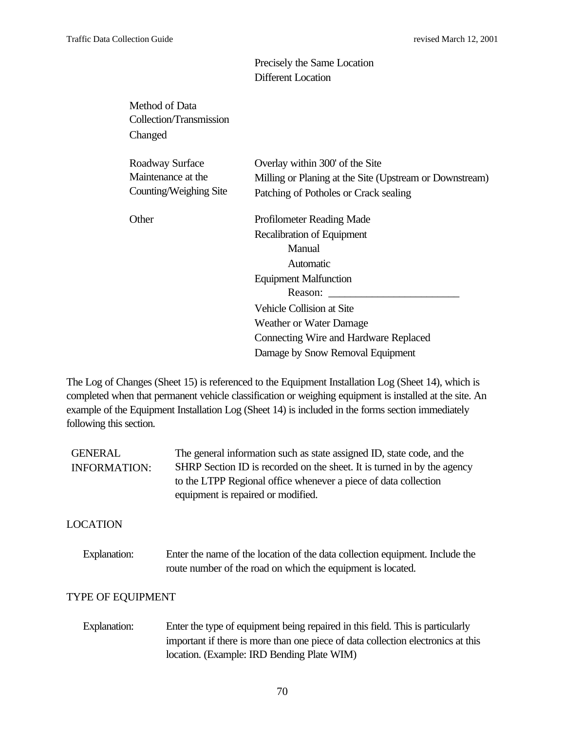| | |
|---|---|
| | Precisely the Same Location<br>Different Location |
| Method of Data Collection/Transmission Changed | |
| Roadway Surface Maintenance at the Counting/Weighing Site | Overlay within 300' of the Site<br>Milling or Planing at the Site (Upstream or Downstream)<br>Patching of Potholes or Crack sealing |
| Other | Profilometer Reading Made<br>Recalibration of Equipment<br>&nbsp;&nbsp;&nbsp;&nbsp;Manual<br>&nbsp;&nbsp;&nbsp;&nbsp;Automatic<br>Equipment Malfunction<br>&nbsp;&nbsp;&nbsp;&nbsp;Reason: ________________________<br>Vehicle Collision at Site<br>Weather or Water Damage<br>Connecting Wire and Hardware Replaced<br>Damage by Snow Removal Equipment |

The Log of Changes (Sheet 15) is referenced to the Equipment Installation Log (Sheet 14), which is completed when that permanent vehicle classification or weighing equipment is installed at the site. An example of the Equipment Installation Log (Sheet 14) is included in the forms section immediately following this section.

GENERAL INFORMATION: The general information such as state assigned ID, state code, and the SHRP Section ID is recorded on the sheet. It is turned in by the agency to the LTPP Regional office whenever a piece of data collection equipment is repaired or modified.

LOCATION

Explanation: Enter the name of the location of the data collection equipment. Include the route number of the road on which the equipment is located.

TYPE OF EQUIPMENT

Explanation: Enter the type of equipment being repaired in this field. This is particularly important if there is more than one piece of data collection electronics at this location. (Example: IRD Bending Plate WIM)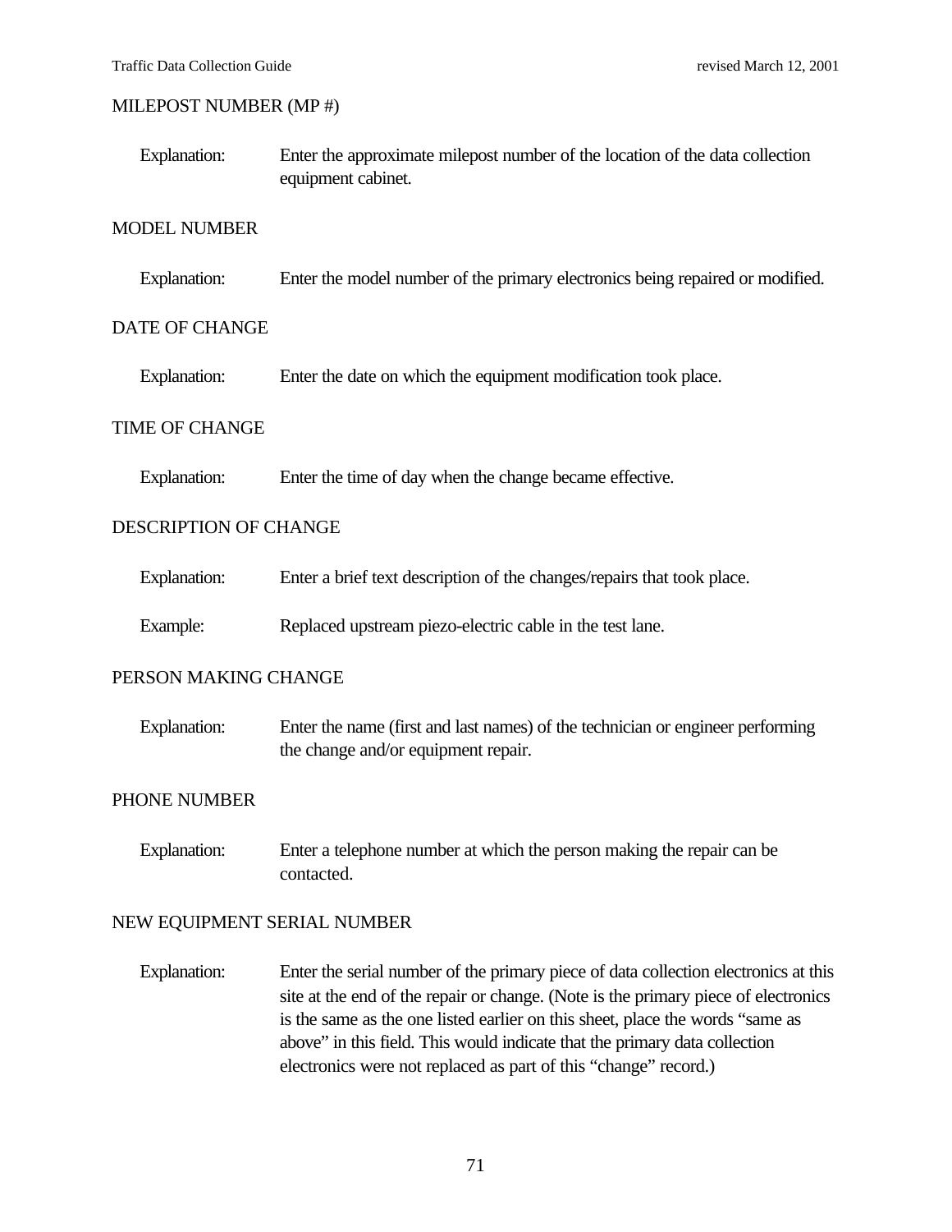MILEPOST NUMBER (MP #)

Explanation: Enter the approximate milepost number of the location of the data collection equipment cabinet.

MODEL NUMBER

Explanation: Enter the model number of the primary electronics being repaired or modified.

DATE OF CHANGE

Explanation: Enter the date on which the equipment modification took place.

TIME OF CHANGE

Explanation: Enter the time of day when the change became effective.

DESCRIPTION OF CHANGE

Explanation: Enter a brief text description of the changes/repairs that took place.

Example: Replaced upstream piezo-electric cable in the test lane.

PERSON MAKING CHANGE

Explanation: Enter the name (first and last names) of the technician or engineer performing the change and/or equipment repair.

PHONE NUMBER

Explanation: Enter a telephone number at which the person making the repair can be contacted.

NEW EQUIPMENT SERIAL NUMBER

Explanation: Enter the serial number of the primary piece of data collection electronics at this site at the end of the repair or change. (Note is the primary piece of electronics is the same as the one listed earlier on this sheet, place the words "same as above" in this field. This would indicate that the primary data collection electronics were not replaced as part of this "change" record.)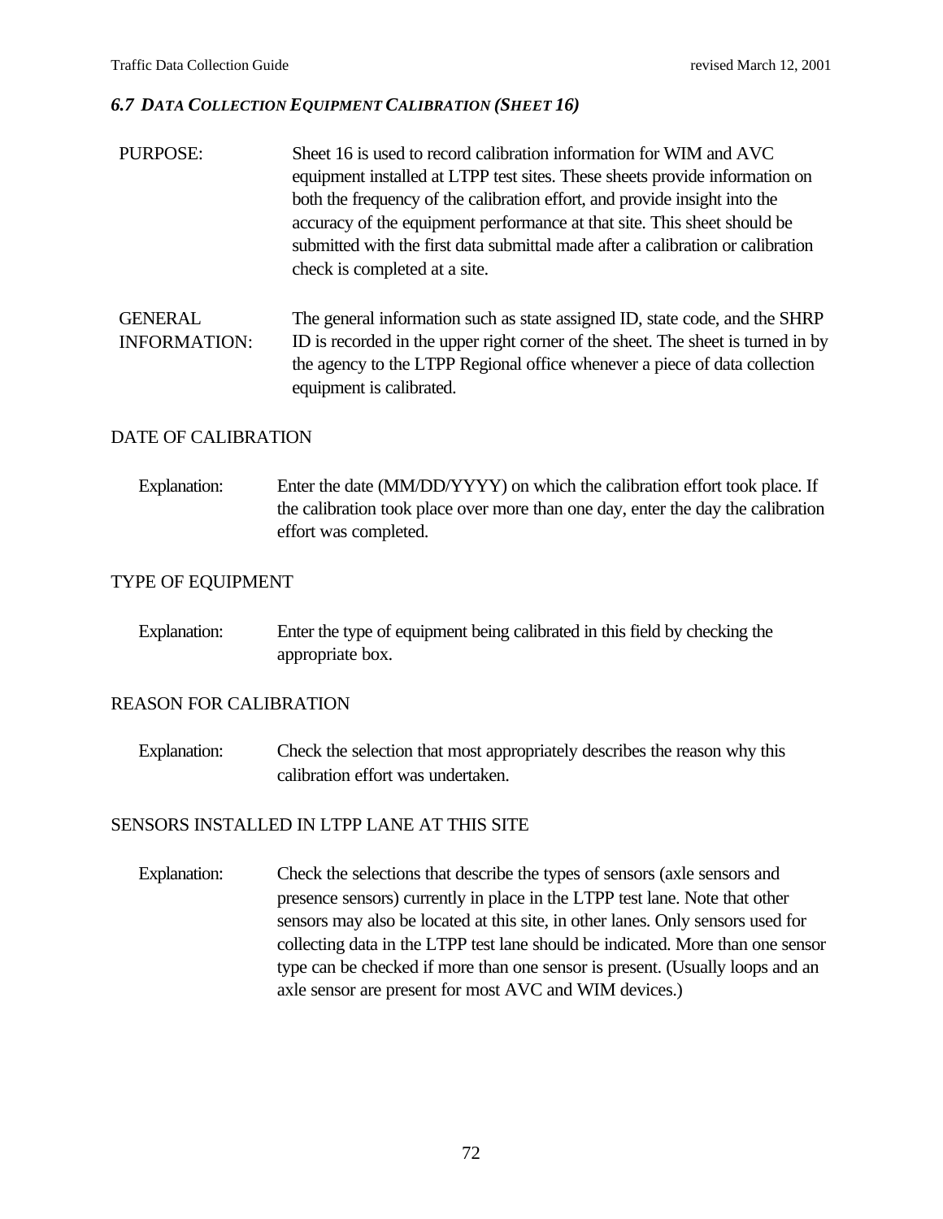### *6.7 DATA COLLECTION EQUIPMENT CALIBRATION (SHEET 16)*

PURPOSE: Sheet 16 is used to record calibration information for WIM and AVC equipment installed at LTPP test sites. These sheets provide information on both the frequency of the calibration effort, and provide insight into the accuracy of the equipment performance at that site. This sheet should be submitted with the first data submittal made after a calibration or calibration check is completed at a site.

GENERAL INFORMATION: The general information such as state assigned ID, state code, and the SHRP ID is recorded in the upper right corner of the sheet. The sheet is turned in by the agency to the LTPP Regional office whenever a piece of data collection equipment is calibrated.

DATE OF CALIBRATION

Explanation: Enter the date (MM/DD/YYYY) on which the calibration effort took place. If the calibration took place over more than one day, enter the day the calibration effort was completed.

TYPE OF EQUIPMENT

Explanation: Enter the type of equipment being calibrated in this field by checking the appropriate box.

REASON FOR CALIBRATION

Explanation: Check the selection that most appropriately describes the reason why this calibration effort was undertaken.

SENSORS INSTALLED IN LTPP LANE AT THIS SITE

Explanation: Check the selections that describe the types of sensors (axle sensors and presence sensors) currently in place in the LTPP test lane. Note that other sensors may also be located at this site, in other lanes. Only sensors used for collecting data in the LTPP test lane should be indicated. More than one sensor type can be checked if more than one sensor is present. (Usually loops and an axle sensor are present for most AVC and WIM devices.)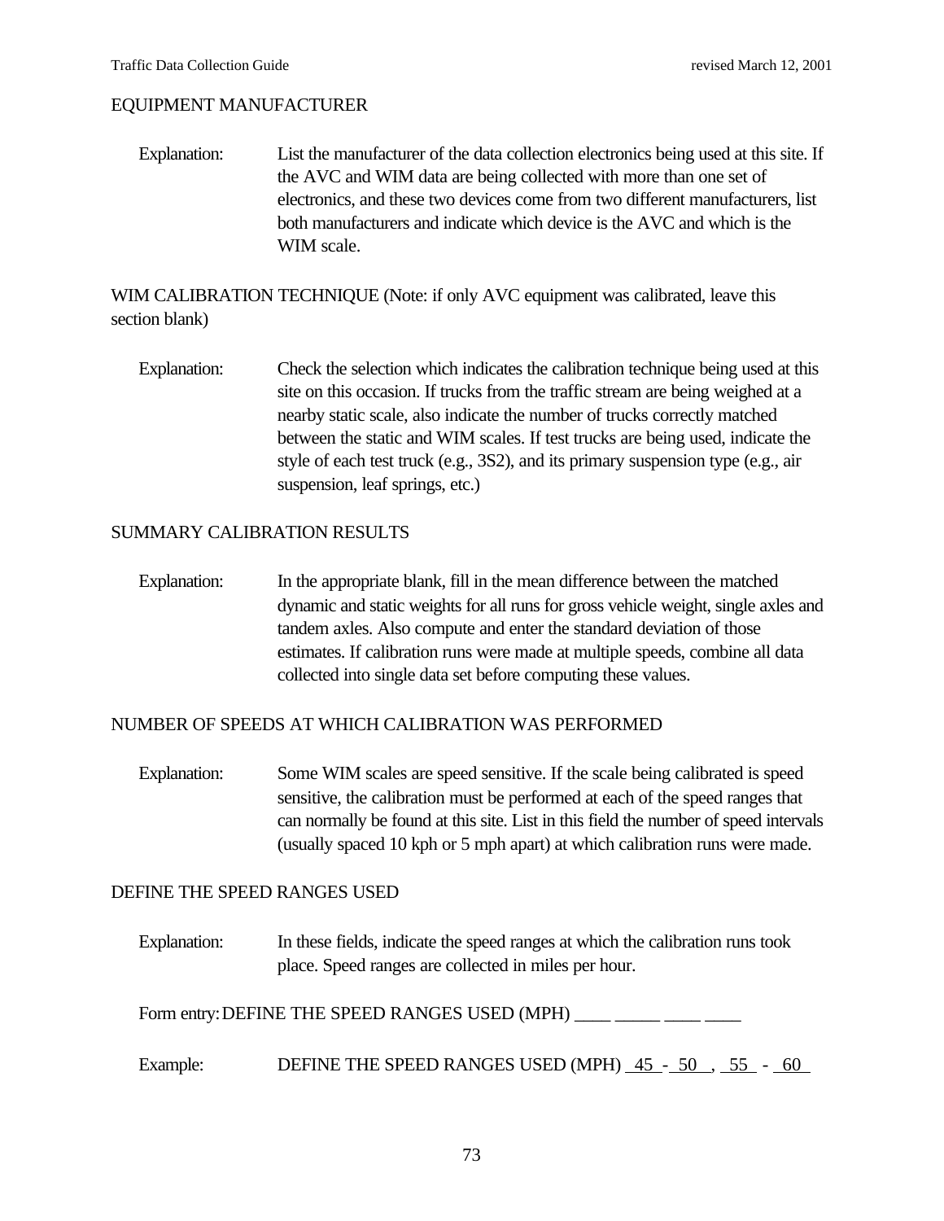## EQUIPMENT MANUFACTURER

Explanation: List the manufacturer of the data collection electronics being used at this site. If the AVC and WIM data are being collected with more than one set of electronics, and these two devices come from two different manufacturers, list both manufacturers and indicate which device is the AVC and which is the WIM scale.

## WIM CALIBRATION TECHNIQUE (Note: if only AVC equipment was calibrated, leave this section blank)

Explanation: Check the selection which indicates the calibration technique being used at this site on this occasion. If trucks from the traffic stream are being weighed at a nearby static scale, also indicate the number of trucks correctly matched between the static and WIM scales. If test trucks are being used, indicate the style of each test truck (e.g., 3S2), and its primary suspension type (e.g., air suspension, leaf springs, etc.)

## SUMMARY CALIBRATION RESULTS

Explanation: In the appropriate blank, fill in the mean difference between the matched dynamic and static weights for all runs for gross vehicle weight, single axles and tandem axles. Also compute and enter the standard deviation of those estimates. If calibration runs were made at multiple speeds, combine all data collected into single data set before computing these values.

## NUMBER OF SPEEDS AT WHICH CALIBRATION WAS PERFORMED

Explanation: Some WIM scales are speed sensitive. If the scale being calibrated is speed sensitive, the calibration must be performed at each of the speed ranges that can normally be found at this site. List in this field the number of speed intervals (usually spaced 10 kph or 5 mph apart) at which calibration runs were made.

## DEFINE THE SPEED RANGES USED

Explanation: In these fields, indicate the speed ranges at which the calibration runs took place. Speed ranges are collected in miles per hour.

Form entry: DEFINE THE SPEED RANGES USED (MPH) ____ _____ ____ ____

Example: DEFINE THE SPEED RANGES USED (MPH) 45 - 50 , 55 - 60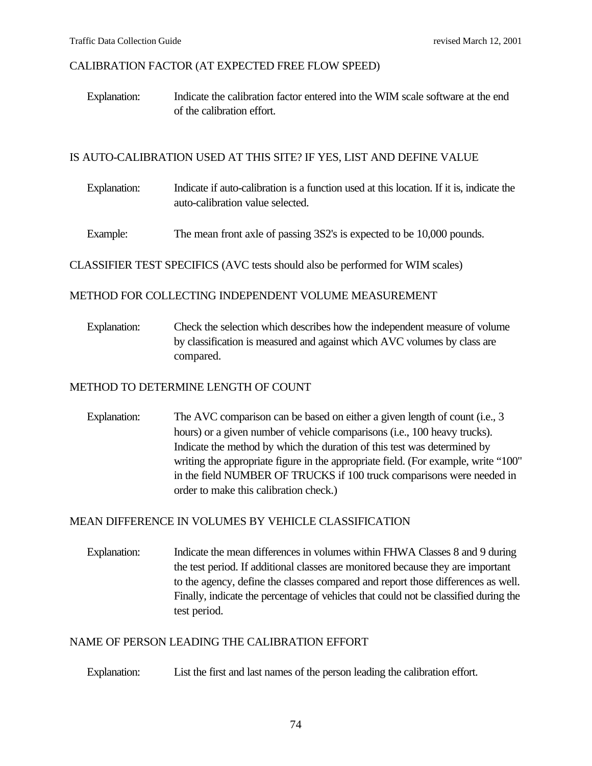CALIBRATION FACTOR (AT EXPECTED FREE FLOW SPEED)

Explanation: Indicate the calibration factor entered into the WIM scale software at the end of the calibration effort.

IS AUTO-CALIBRATION USED AT THIS SITE? IF YES, LIST AND DEFINE VALUE

Explanation: Indicate if auto-calibration is a function used at this location. If it is, indicate the auto-calibration value selected.

Example: The mean front axle of passing 3S2's is expected to be 10,000 pounds.

CLASSIFIER TEST SPECIFICS (AVC tests should also be performed for WIM scales)

METHOD FOR COLLECTING INDEPENDENT VOLUME MEASUREMENT

Explanation: Check the selection which describes how the independent measure of volume by classification is measured and against which AVC volumes by class are compared.

METHOD TO DETERMINE LENGTH OF COUNT

Explanation: The AVC comparison can be based on either a given length of count (i.e., 3 hours) or a given number of vehicle comparisons (i.e., 100 heavy trucks). Indicate the method by which the duration of this test was determined by writing the appropriate figure in the appropriate field. (For example, write "100" in the field NUMBER OF TRUCKS if 100 truck comparisons were needed in order to make this calibration check.)

MEAN DIFFERENCE IN VOLUMES BY VEHICLE CLASSIFICATION

Explanation: Indicate the mean differences in volumes within FHWA Classes 8 and 9 during the test period. If additional classes are monitored because they are important to the agency, define the classes compared and report those differences as well. Finally, indicate the percentage of vehicles that could not be classified during the test period.

NAME OF PERSON LEADING THE CALIBRATION EFFORT

Explanation: List the first and last names of the person leading the calibration effort.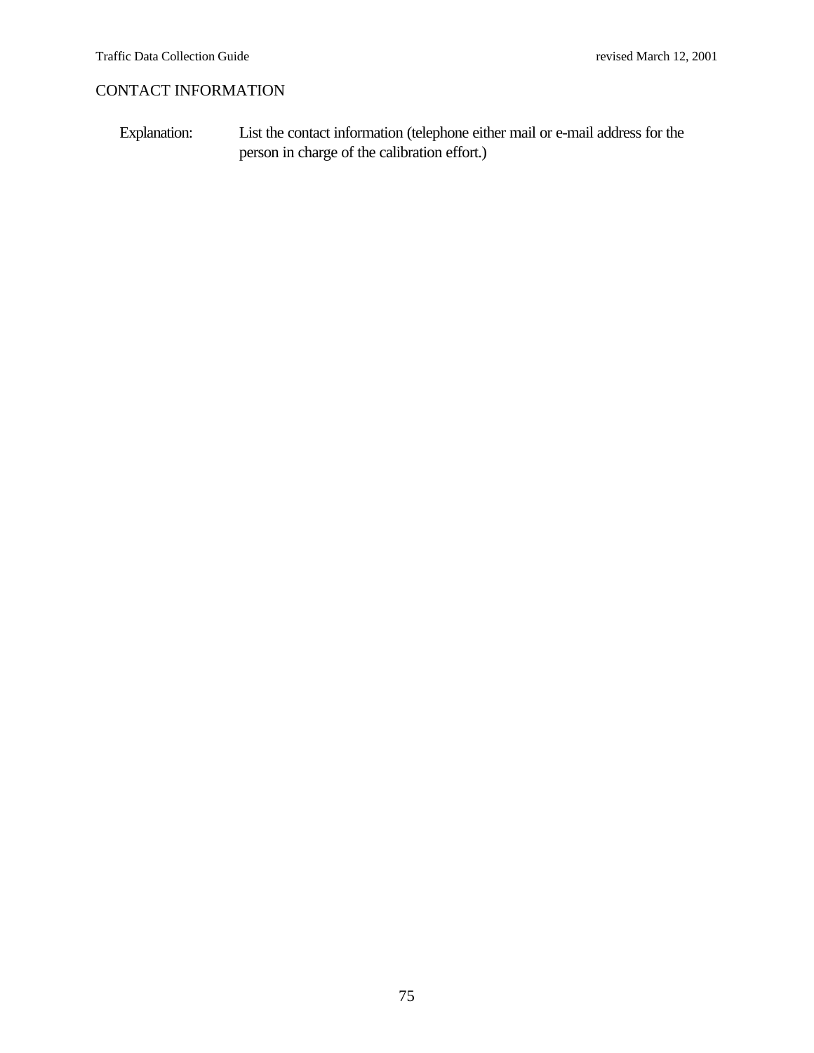## CONTACT INFORMATION

Explanation: List the contact information (telephone either mail or e-mail address for the person in charge of the calibration effort.)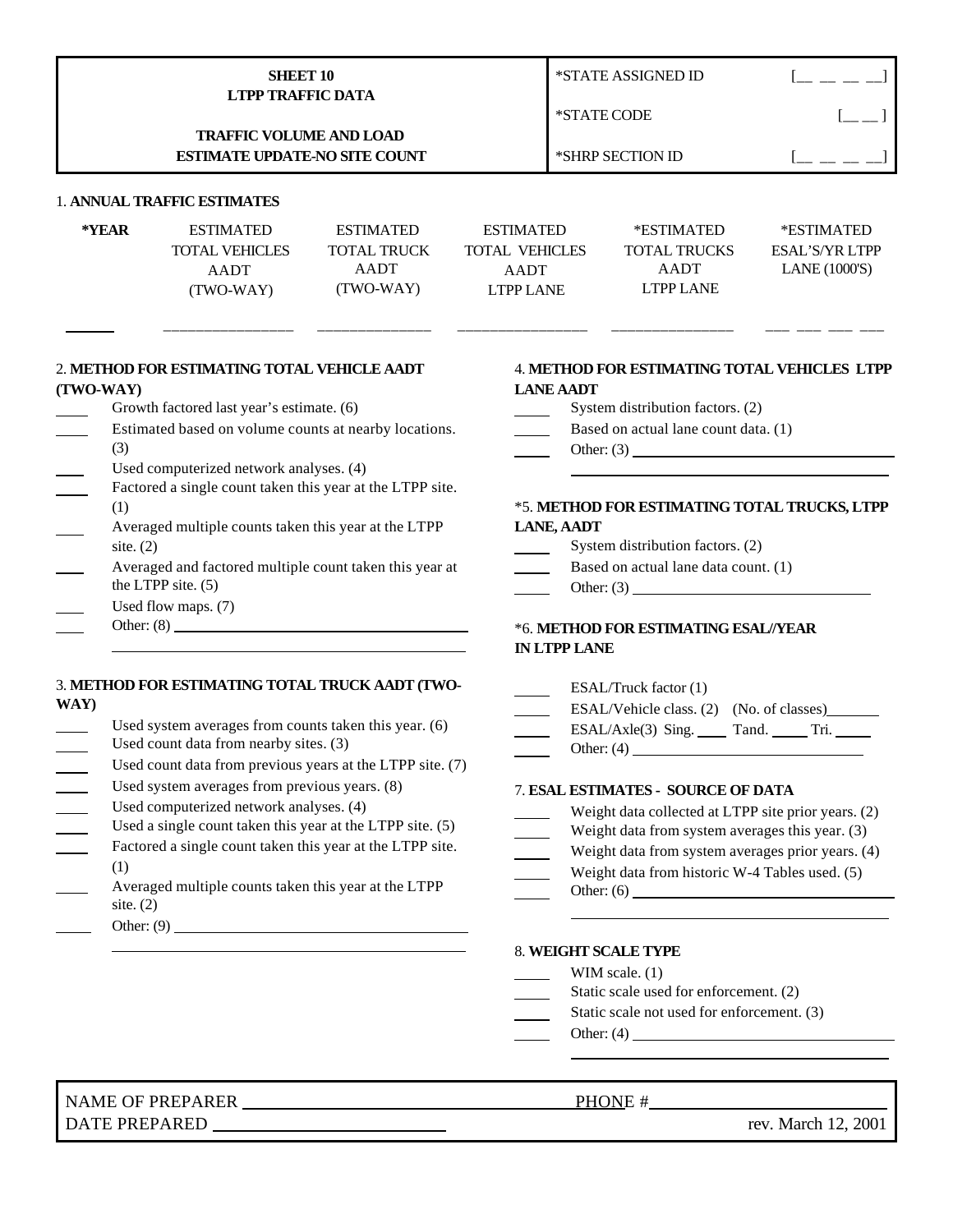| SHEET 10<br>LTPP TRAFFIC DATA<br><br>TRAFFIC VOLUME AND LOAD<br>ESTIMATE UPDATE-NO SITE COUNT | *STATE ASSIGNED ID | [__ __ __ __] |
|---|---|---|
| | *STATE CODE | [__ __ ] |
| | *SHRP SECTION ID | [__ __ __ __] |

1. **ANNUAL TRAFFIC ESTIMATES**

| ***YEAR** | ESTIMATED TOTAL VEHICLES AADT (TWO-WAY) | ESTIMATED TOTAL TRUCK AADT (TWO-WAY) | ESTIMATED TOTAL VEHICLES AADT LTPP LANE | *ESTIMATED TOTAL TRUCKS AADT LTPP LANE | *ESTIMATED ESAL'S/YR LTPP LANE (1000'S) |
|---|---|---|---|---|---|
| ______ | ________________ | ______________ | ________________ | _______________ | ___ ___ ___ ___ |

2. **METHOD FOR ESTIMATING TOTAL VEHICLE AADT (TWO-WAY)**

____ Growth factored last year's estimate. (6)
____ Estimated based on volume counts at nearby locations. (3)
____ Used computerized network analyses. (4)
____ Factored a single count taken this year at the LTPP site. (1)
____ Averaged multiple counts taken this year at the LTPP site. (2)
____ Averaged and factored multiple count taken this year at the LTPP site. (5)
____ Used flow maps. (7)
____ Other: (8) ______________________________

3. **METHOD FOR ESTIMATING TOTAL TRUCK AADT (TWO-WAY)**

____ Used system averages from counts taken this year. (6)
____ Used count data from nearby sites. (3)
____ Used count data from previous years at the LTPP site. (7)
____ Used system averages from previous years. (8)
____ Used computerized network analyses. (4)
____ Used a single count taken this year at the LTPP site. (5)
____ Factored a single count taken this year at the LTPP site. (1)
____ Averaged multiple counts taken this year at the LTPP site. (2)
____ Other: (9) ______________________________

4. **METHOD FOR ESTIMATING TOTAL VEHICLES LTPP LANE AADT**

____ System distribution factors. (2)
____ Based on actual lane count data. (1)
____ Other: (3) ______________________________

*5. **METHOD FOR ESTIMATING TOTAL TRUCKS, LTPP LANE, AADT**

____ System distribution factors. (2)
____ Based on actual lane data count. (1)
____ Other: (3) ______________________________

*6. **METHOD FOR ESTIMATING ESAL//YEAR IN LTPP LANE**

____ ESAL/Truck factor (1)
____ ESAL/Vehicle class. (2) (No. of classes)_______
____ ESAL/Axle(3) Sing. ____ Tand. _____ Tri. _____
____ Other: (4) ______________________________

7. **ESAL ESTIMATES - SOURCE OF DATA**

____ Weight data collected at LTPP site prior years. (2)
____ Weight data from system averages this year. (3)
____ Weight data from system averages prior years. (4)
____ Weight data from historic W-4 Tables used. (5)
____ Other: (6) ______________________________

8. **WEIGHT SCALE TYPE**

____ WIM scale. (1)
____ Static scale used for enforcement. (2)
____ Static scale not used for enforcement. (3)
____ Other: (4) ______________________________

NAME OF PREPARER ______________________________ PHONE # ______________________
DATE PREPARED ______________________ rev. March 12, 2001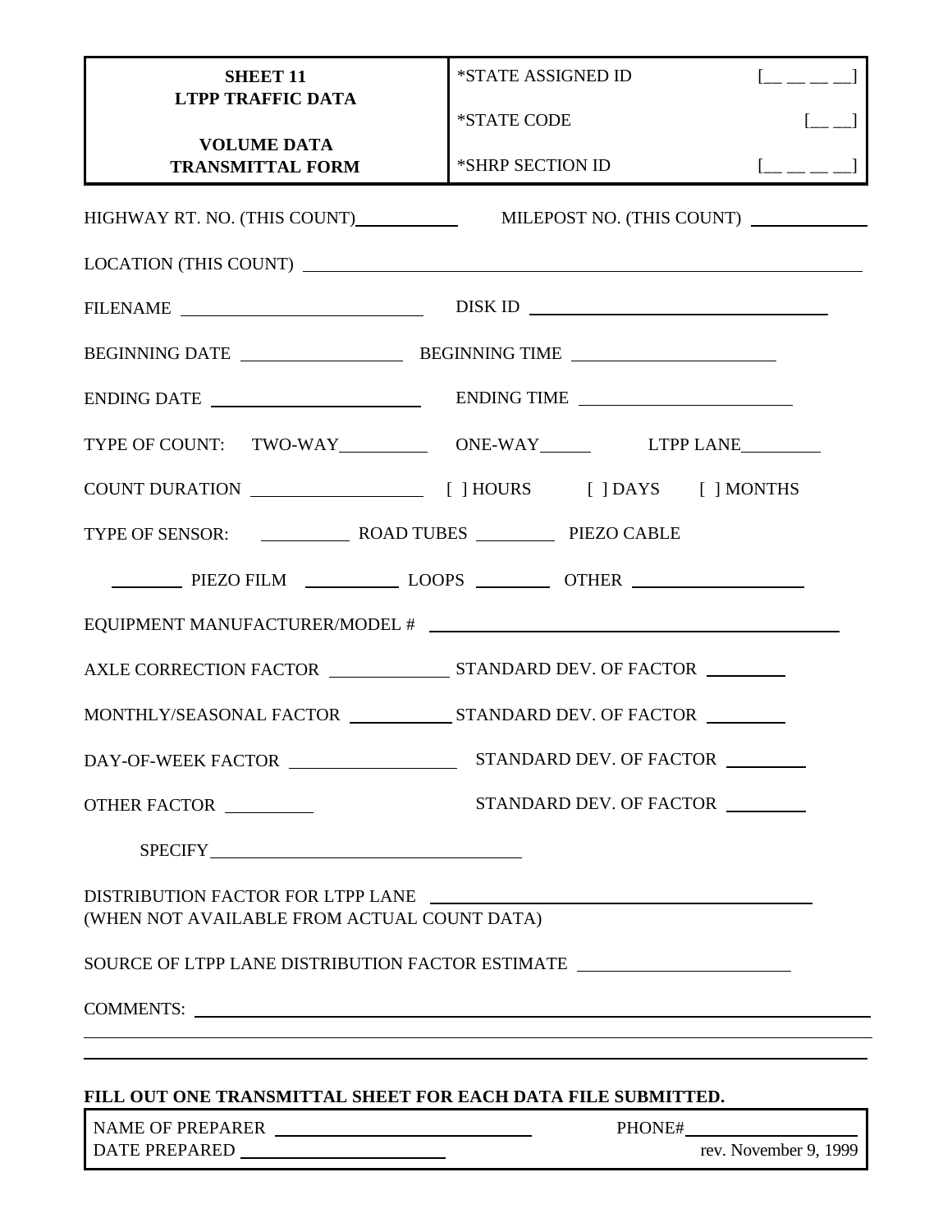| **SHEET 11**<br>**LTPP TRAFFIC DATA**<br><br>**VOLUME DATA**<br>**TRANSMITTAL FORM** | *STATE ASSIGNED ID [\_\_ \_\_ \_\_ \_\_]<br><br>*STATE CODE [\_\_ \_\_]<br><br>*SHRP SECTION ID [\_\_ \_\_ \_\_ \_\_] |
|---|---|

HIGHWAY RT. NO. (THIS COUNT)\_\_\_\_\_\_\_\_\_\_ MILEPOST NO. (THIS COUNT) \_\_\_\_\_\_\_\_\_\_

LOCATION (THIS COUNT) \_\_\_\_\_\_\_\_\_\_\_\_\_\_\_\_\_\_\_\_\_\_\_\_\_\_\_\_\_\_\_\_\_\_\_\_\_\_\_\_

FILENAME \_\_\_\_\_\_\_\_\_\_\_\_\_\_\_\_\_\_\_\_ DISK ID \_\_\_\_\_\_\_\_\_\_\_\_\_\_\_\_\_\_\_\_\_\_\_\_

BEGINNING DATE \_\_\_\_\_\_\_\_\_\_\_\_\_\_\_ BEGINNING TIME \_\_\_\_\_\_\_\_\_\_\_\_\_\_\_\_\_\_

ENDING DATE \_\_\_\_\_\_\_\_\_\_\_\_\_\_\_\_\_\_ ENDING TIME \_\_\_\_\_\_\_\_\_\_\_\_\_\_\_\_\_\_

TYPE OF COUNT: TWO-WAY\_\_\_\_\_\_\_\_ ONE-WAY\_\_\_\_\_ LTPP LANE\_\_\_\_\_\_\_

COUNT DURATION \_\_\_\_\_\_\_\_\_\_\_\_\_\_\_ [ ] HOURS [ ] DAYS [ ] MONTHS

TYPE OF SENSOR: \_\_\_\_\_\_\_\_ ROAD TUBES \_\_\_\_\_\_\_ PIEZO CABLE

\_\_\_\_\_\_\_ PIEZO FILM \_\_\_\_\_\_\_\_ LOOPS \_\_\_\_\_\_\_ OTHER \_\_\_\_\_\_\_\_\_\_\_\_\_\_\_

EQUIPMENT MANUFACTURER/MODEL # \_\_\_\_\_\_\_\_\_\_\_\_\_\_\_\_\_\_\_\_\_\_\_\_\_\_\_\_\_\_\_\_

AXLE CORRECTION FACTOR \_\_\_\_\_\_\_\_\_\_\_ STANDARD DEV. OF FACTOR \_\_\_\_\_\_\_

MONTHLY/SEASONAL FACTOR \_\_\_\_\_\_\_\_\_\_ STANDARD DEV. OF FACTOR \_\_\_\_\_\_\_

DAY-OF-WEEK FACTOR \_\_\_\_\_\_\_\_\_\_\_\_\_\_\_ STANDARD DEV. OF FACTOR \_\_\_\_\_\_\_

OTHER FACTOR \_\_\_\_\_\_\_\_ STANDARD DEV. OF FACTOR \_\_\_\_\_\_\_

SPECIFY\_\_\_\_\_\_\_\_\_\_\_\_\_\_\_\_\_\_\_\_\_\_\_\_\_\_\_\_

DISTRIBUTION FACTOR FOR LTPP LANE \_\_\_\_\_\_\_\_\_\_\_\_\_\_\_\_\_\_\_\_\_\_\_\_\_\_\_\_\_\_\_\_
(WHEN NOT AVAILABLE FROM ACTUAL COUNT DATA)

SOURCE OF LTPP LANE DISTRIBUTION FACTOR ESTIMATE \_\_\_\_\_\_\_\_\_\_\_\_\_\_\_\_\_\_\_\_

COMMENTS: \_\_\_\_\_\_\_\_\_\_\_\_\_\_\_\_\_\_\_\_\_\_\_\_\_\_\_\_\_\_\_\_\_\_\_\_\_\_\_\_\_\_\_\_\_\_\_\_\_\_\_\_\_\_

**FILL OUT ONE TRANSMITTAL SHEET FOR EACH DATA FILE SUBMITTED.**

NAME OF PREPARER \_\_\_\_\_\_\_\_\_\_\_\_\_\_\_\_\_\_\_\_\_\_\_ PHONE#\_\_\_\_\_\_\_\_\_\_\_\_\_\_\_\_
DATE PREPARED \_\_\_\_\_\_\_\_\_\_\_\_\_\_\_\_\_\_\_\_ rev. November 9, 1999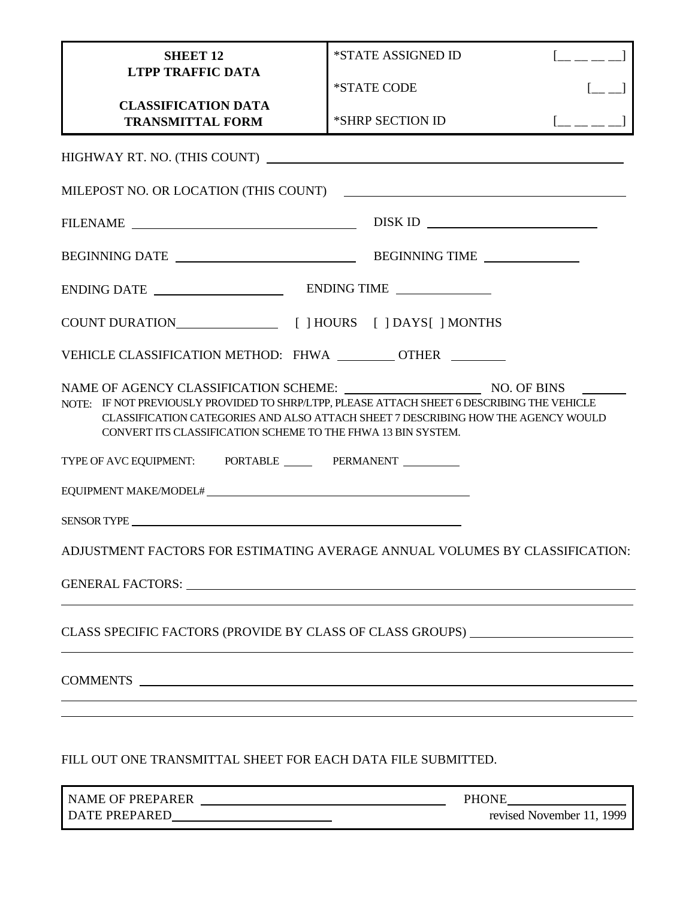| **SHEET 12**<br>**LTPP TRAFFIC DATA**<br><br>**CLASSIFICATION DATA**<br>**TRANSMITTAL FORM** | *STATE ASSIGNED ID [__ __ __ __]<br><br>*STATE CODE [__ __]<br><br>*SHRP SECTION ID [__ __ __ __] |
|---|---|

HIGHWAY RT. NO. (THIS COUNT) ____________________

MILEPOST NO. OR LOCATION (THIS COUNT) ____________________

FILENAME ____________________ DISK ID ____________________

BEGINNING DATE ____________________ BEGINNING TIME ____________

ENDING DATE ________________ ENDING TIME ____________

COUNT DURATION____________ [ ] HOURS [ ] DAYS[ ] MONTHS

VEHICLE CLASSIFICATION METHOD: FHWA ________ OTHER ________

NAME OF AGENCY CLASSIFICATION SCHEME: ________________ NO. OF BINS ______

NOTE: IF NOT PREVIOUSLY PROVIDED TO SHRP/LTPP, PLEASE ATTACH SHEET 6 DESCRIBING THE VEHICLE CLASSIFICATION CATEGORIES AND ALSO ATTACH SHEET 7 DESCRIBING HOW THE AGENCY WOULD CONVERT ITS CLASSIFICATION SCHEME TO THE FHWA 13 BIN SYSTEM.

TYPE OF AVC EQUIPMENT: PORTABLE _____ PERMANENT ________

EQUIPMENT MAKE/MODEL# ____________________

SENSOR TYPE ____________________

ADJUSTMENT FACTORS FOR ESTIMATING AVERAGE ANNUAL VOLUMES BY CLASSIFICATION:

GENERAL FACTORS: ____________________

CLASS SPECIFIC FACTORS (PROVIDE BY CLASS OF CLASS GROUPS) ____________________

COMMENTS ____________________

FILL OUT ONE TRANSMITTAL SHEET FOR EACH DATA FILE SUBMITTED.

| NAME OF PREPARER ____________________<br>DATE PREPARED____________________ | PHONE____________<br>revised November 11, 1999 |
|---|---|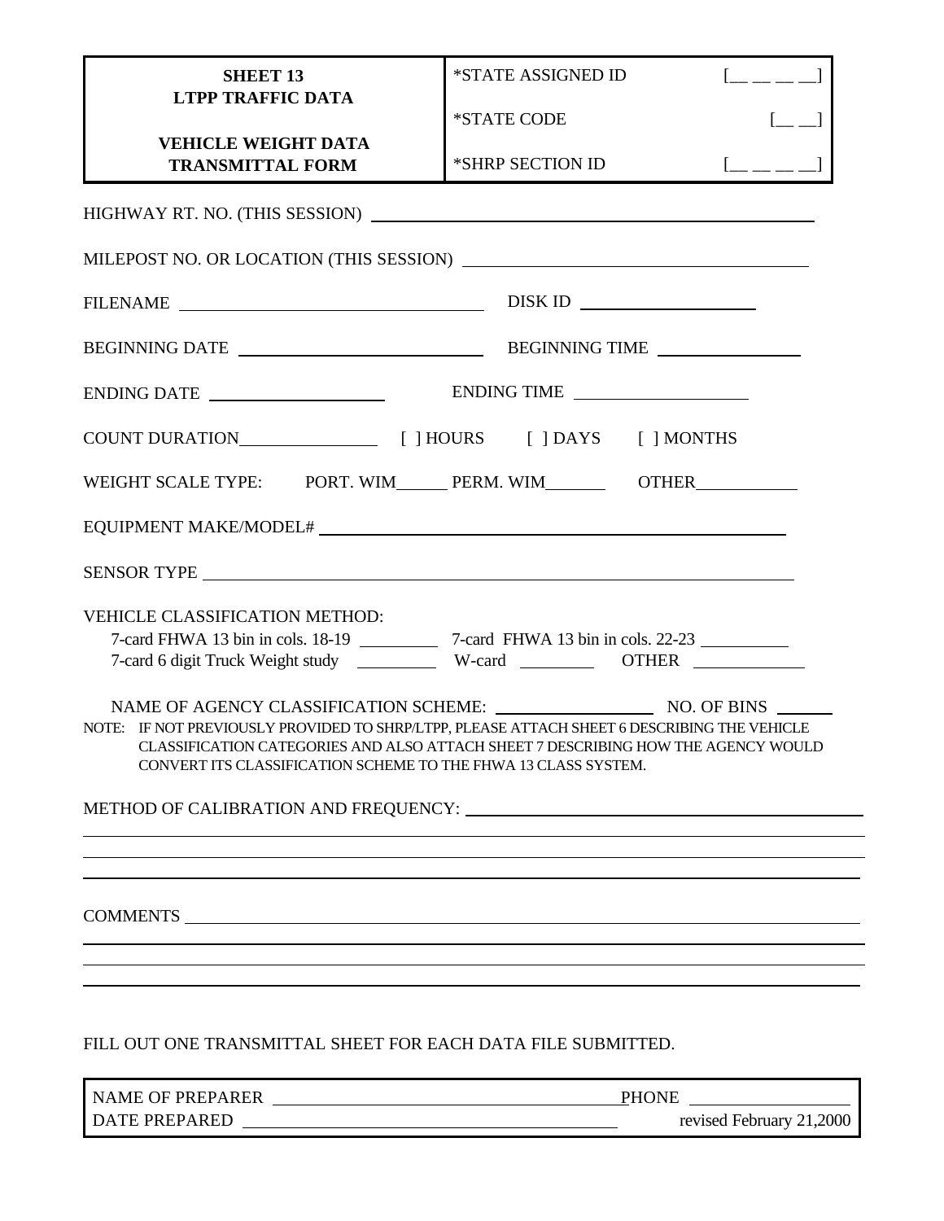| **SHEET 13**<br>**LTPP TRAFFIC DATA**<br><br>**VEHICLE WEIGHT DATA TRANSMITTAL FORM** | *STATE ASSIGNED ID [__ __ __ __]<br>*STATE CODE [__ __]<br>*SHRP SECTION ID [__ __ __ __] |
|---|---|

HIGHWAY RT. NO. (THIS SESSION) ______________________________

MILEPOST NO. OR LOCATION (THIS SESSION) ______________________________

FILENAME ______________________ DISK ID ______________

BEGINNING DATE ______________________ BEGINNING TIME ______________

ENDING DATE ______________ ENDING TIME ______________

COUNT DURATION____________ [ ] HOURS [ ] DAYS [ ] MONTHS

WEIGHT SCALE TYPE: PORT. WIM______ PERM. WIM_______ OTHER___________

EQUIPMENT MAKE/MODEL# ______________________________

SENSOR TYPE ______________________________

VEHICLE CLASSIFICATION METHOD:

7-card FHWA 13 bin in cols. 18-19 ________ 7-card FHWA 13 bin in cols. 22-23 ________

7-card 6 digit Truck Weight study ________ W-card ________ OTHER ________

NAME OF AGENCY CLASSIFICATION SCHEME: ______________ NO. OF BINS ______

NOTE: IF NOT PREVIOUSLY PROVIDED TO SHRP/LTPP, PLEASE ATTACH SHEET 6 DESCRIBING THE VEHICLE CLASSIFICATION CATEGORIES AND ALSO ATTACH SHEET 7 DESCRIBING HOW THE AGENCY WOULD CONVERT ITS CLASSIFICATION SCHEME TO THE FHWA 13 CLASS SYSTEM.

METHOD OF CALIBRATION AND FREQUENCY: ______________________________

______________________________

______________________________

______________________________

COMMENTS ______________________________

______________________________

______________________________

______________________________

FILL OUT ONE TRANSMITTAL SHEET FOR EACH DATA FILE SUBMITTED.

| NAME OF PREPARER ______________________________ | PHONE ______________ |
|---|---|
| DATE PREPARED ______________________________ | revised February 21,2000 |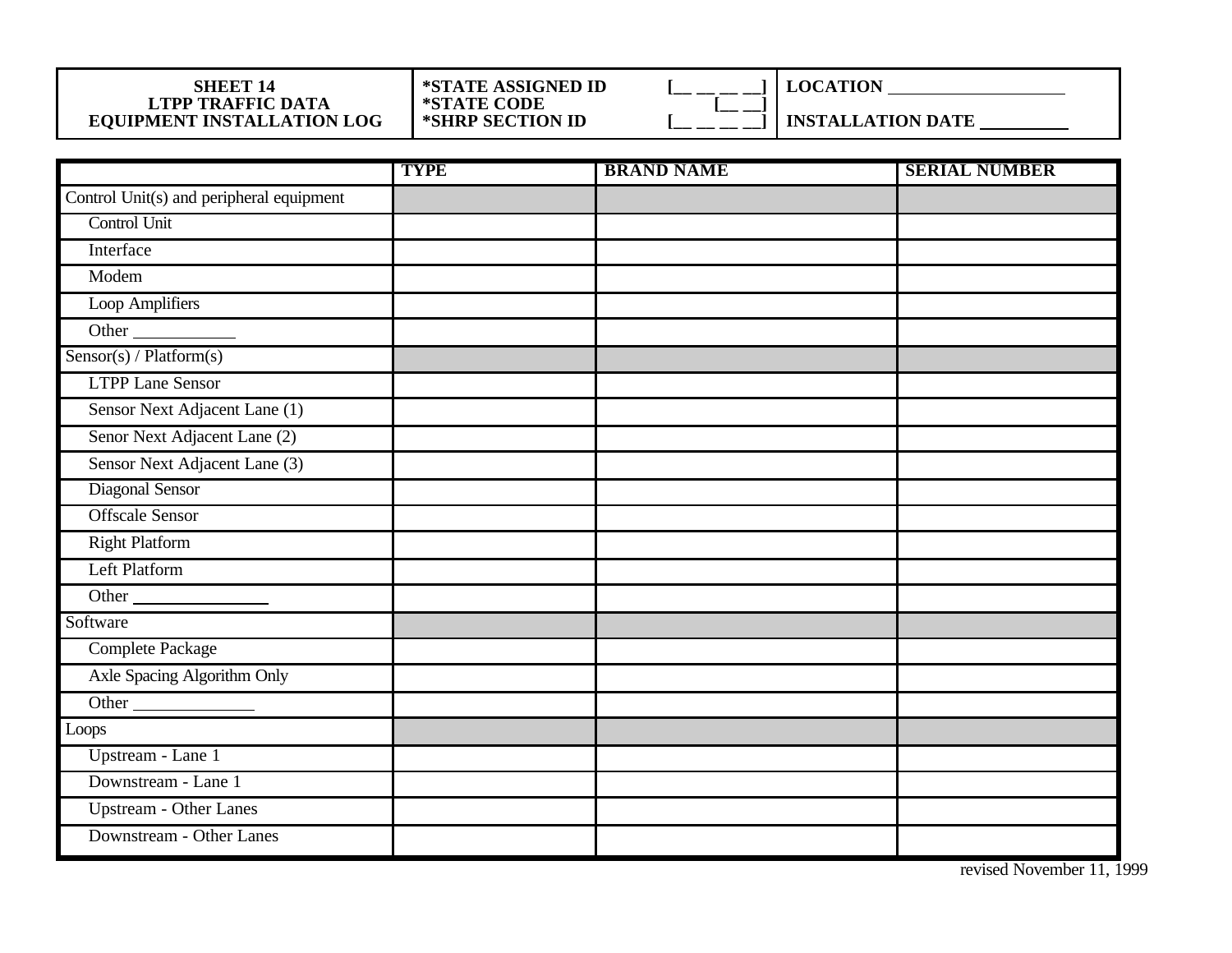| SHEET 14<br>LTPP TRAFFIC DATA<br>EQUIPMENT INSTALLATION LOG | *STATE ASSIGNED ID [__ __ __ __]<br>*STATE CODE [__ __]<br>*SHRP SECTION ID [__ __ __ __] | LOCATION ____________________<br><br>INSTALLATION DATE __________ |
|---|---|---|

| | TYPE | BRAND NAME | SERIAL NUMBER |
|---|---|---|---|
| Control Unit(s) and peripheral equipment | | | |
| Control Unit | | | |
| Interface | | | |
| Modem | | | |
| Loop Amplifiers | | | |
| Other ____________ | | | |
| Sensor(s) / Platform(s) | | | |
| LTPP Lane Sensor | | | |
| Sensor Next Adjacent Lane (1) | | | |
| Senor Next Adjacent Lane (2) | | | |
| Sensor Next Adjacent Lane (3) | | | |
| Diagonal Sensor | | | |
| Offscale Sensor | | | |
| Right Platform | | | |
| Left Platform | | | |
| Other ________________ | | | |
| Software | | | |
| Complete Package | | | |
| Axle Spacing Algorithm Only | | | |
| Other ______________ | | | |
| Loops | | | |
| Upstream - Lane 1 | | | |
| Downstream - Lane 1 | | | |
| Upstream - Other Lanes | | | |
| Downstream - Other Lanes | | | |

revised November 11, 1999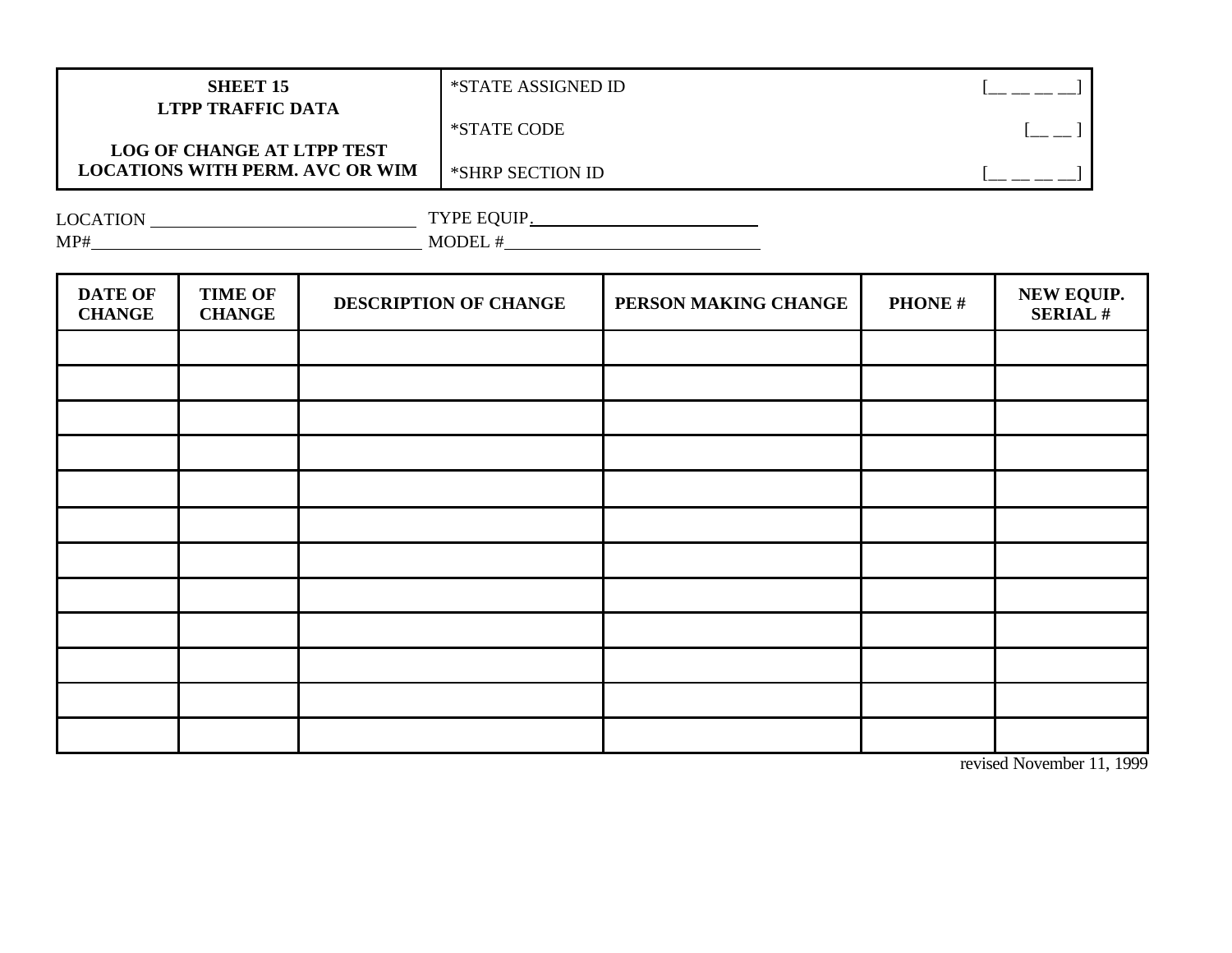| **SHEET 15**<br>**LTPP TRAFFIC DATA**<br><br>**LOG OF CHANGE AT LTPP TEST LOCATIONS WITH PERM. AVC OR WIM** | *STATE ASSIGNED ID [__ __ __ __]<br><br>*STATE CODE [__ __ ]<br><br>*SHRP SECTION ID [__ __ __ __] |
|---|---|

LOCATION ______________________ TYPE EQUIP.______________________

MP#______________________________ MODEL #______________________

| DATE OF CHANGE | TIME OF CHANGE | DESCRIPTION OF CHANGE | PERSON MAKING CHANGE | PHONE # | NEW EQUIP. SERIAL # |
|---|---|---|---|---|---|
| | | | | | |
| | | | | | |
| | | | | | |
| | | | | | |
| | | | | | |
| | | | | | |
| | | | | | |
| | | | | | |
| | | | | | |
| | | | | | |
| | | | | | |
| | | | | | |

revised November 11, 1999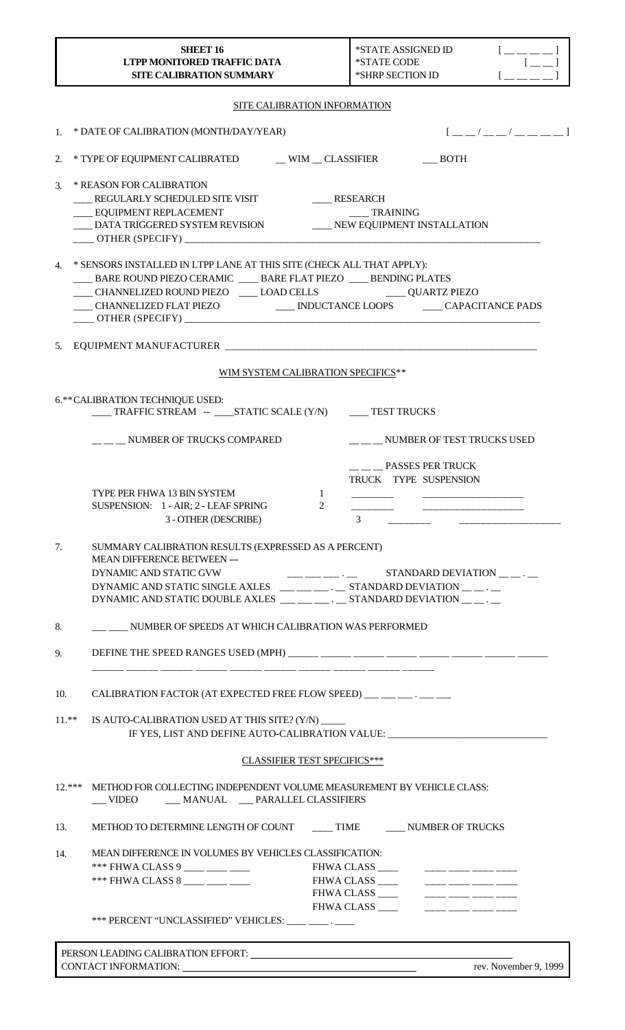| **SHEET 16**<br>**LTPP MONITORED TRAFFIC DATA**<br>**SITE CALIBRATION SUMMARY** | *STATE ASSIGNED ID [ __ __ __ __ ]<br>*STATE CODE [ __ __ ]<br>*SHRP SECTION ID [ __ __ __ __ ] |
|---|---|

SITE CALIBRATION INFORMATION

1. * DATE OF CALIBRATION (MONTH/DAY/YEAR) [ __ __ / __ __ / __ __ __ __ ]

2. * TYPE OF EQUIPMENT CALIBRATED __ WIM __ CLASSIFIER ___ BOTH

3. * REASON FOR CALIBRATION
   ___ REGULARLY SCHEDULED SITE VISIT ___ RESEARCH
   ___ EQUIPMENT REPLACEMENT ___ TRAINING
   ___ DATA TRIGGERED SYSTEM REVISION ___ NEW EQUIPMENT INSTALLATION
   ___ OTHER (SPECIFY) ______________________________

4. * SENSORS INSTALLED IN LTPP LANE AT THIS SITE (CHECK ALL THAT APPLY):
   ___ BARE ROUND PIEZO CERAMIC ___ BARE FLAT PIEZO ___ BENDING PLATES
   ___ CHANNELIZED ROUND PIEZO ___ LOAD CELLS ___ QUARTZ PIEZO
   ___ CHANNELIZED FLAT PIEZO ___ INDUCTANCE LOOPS ___ CAPACITANCE PADS
   ___ OTHER (SPECIFY) ______________________________

5. EQUIPMENT MANUFACTURER ______________________________

WIM SYSTEM CALIBRATION SPECIFICS**

6.** CALIBRATION TECHNIQUE USED:
   ___ TRAFFIC STREAM -- ___STATIC SCALE (Y/N) ___ TEST TRUCKS

   __ __ __ NUMBER OF TRUCKS COMPARED __ __ __ NUMBER OF TEST TRUCKS USED

   __ __ __ PASSES PER TRUCK

   TYPE PER FHWA 13 BIN SYSTEM
   SUSPENSION: 1 - AIR; 2 - LEAF SPRING
   3 - OTHER (DESCRIBE)

| TRUCK | TYPE | SUSPENSION |
|---|---|---|
| 1 | ________ | ____________ |
| 2 | ________ | ____________ |
| 3 | ________ | ____________ |

7. SUMMARY CALIBRATION RESULTS (EXPRESSED AS A PERCENT)
   MEAN DIFFERENCE BETWEEN ---
   DYNAMIC AND STATIC GVW __ __ __ . __ STANDARD DEVIATION __ __ . __
   DYNAMIC AND STATIC SINGLE AXLES __ __ __ . __ STANDARD DEVIATION __ __ . __
   DYNAMIC AND STATIC DOUBLE AXLES __ __ __ . __ STANDARD DEVIATION __ __ . __

8. __ __ NUMBER OF SPEEDS AT WHICH CALIBRATION WAS PERFORMED

9. DEFINE THE SPEED RANGES USED (MPH) ______ ______ ______ ______ ______ ______ ______ ______
   ______ ______ ______ ______ ______ ______ ______ ______ ______ ______

10. CALIBRATION FACTOR (AT EXPECTED FREE FLOW SPEED) __ __ __ . __ __

11.** IS AUTO-CALIBRATION USED AT THIS SITE? (Y/N) _____
   IF YES, LIST AND DEFINE AUTO-CALIBRATION VALUE: ______________________________

CLASSIFIER TEST SPECIFICS***

12.*** METHOD FOR COLLECTING INDEPENDENT VOLUME MEASUREMENT BY VEHICLE CLASS:
   __ VIDEO __ MANUAL __ PARALLEL CLASSIFIERS

13. METHOD TO DETERMINE LENGTH OF COUNT ___ TIME ___ NUMBER OF TRUCKS

14. MEAN DIFFERENCE IN VOLUMES BY VEHICLES CLASSIFICATION:
   *** FHWA CLASS 9 ___ ___ ___ FHWA CLASS ___ ___ ___ ___ ___
   *** FHWA CLASS 8 ___ ___ ___ FHWA CLASS ___ ___ ___ ___ ___
   FHWA CLASS ___ ___ ___ ___ ___
   FHWA CLASS ___ ___ ___ ___ ___
   *** PERCENT "UNCLASSIFIED" VEHICLES: ___ ___ . ___

PERSON LEADING CALIBRATION EFFORT: ______________________________
CONTACT INFORMATION: ______________________________ rev. November 9, 1999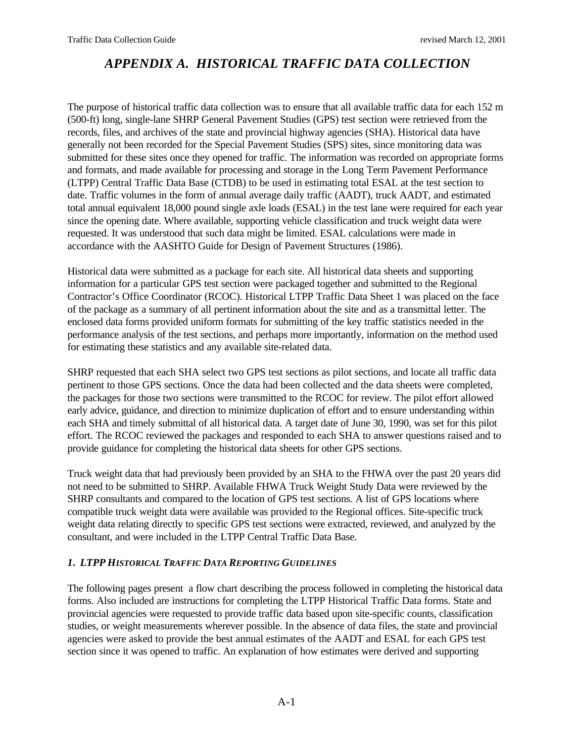# *APPENDIX A. HISTORICAL TRAFFIC DATA COLLECTION*

The purpose of historical traffic data collection was to ensure that all available traffic data for each 152 m (500-ft) long, single-lane SHRP General Pavement Studies (GPS) test section were retrieved from the records, files, and archives of the state and provincial highway agencies (SHA). Historical data have generally not been recorded for the Special Pavement Studies (SPS) sites, since monitoring data was submitted for these sites once they opened for traffic. The information was recorded on appropriate forms and formats, and made available for processing and storage in the Long Term Pavement Performance (LTPP) Central Traffic Data Base (CTDB) to be used in estimating total ESAL at the test section to date. Traffic volumes in the form of annual average daily traffic (AADT), truck AADT, and estimated total annual equivalent 18,000 pound single axle loads (ESAL) in the test lane were required for each year since the opening date. Where available, supporting vehicle classification and truck weight data were requested. It was understood that such data might be limited. ESAL calculations were made in accordance with the AASHTO Guide for Design of Pavement Structures (1986).

Historical data were submitted as a package for each site. All historical data sheets and supporting information for a particular GPS test section were packaged together and submitted to the Regional Contractor's Office Coordinator (RCOC). Historical LTPP Traffic Data Sheet 1 was placed on the face of the package as a summary of all pertinent information about the site and as a transmittal letter. The enclosed data forms provided uniform formats for submitting of the key traffic statistics needed in the performance analysis of the test sections, and perhaps more importantly, information on the method used for estimating these statistics and any available site-related data.

SHRP requested that each SHA select two GPS test sections as pilot sections, and locate all traffic data pertinent to those GPS sections. Once the data had been collected and the data sheets were completed, the packages for those two sections were transmitted to the RCOC for review. The pilot effort allowed early advice, guidance, and direction to minimize duplication of effort and to ensure understanding within each SHA and timely submittal of all historical data. A target date of June 30, 1990, was set for this pilot effort. The RCOC reviewed the packages and responded to each SHA to answer questions raised and to provide guidance for completing the historical data sheets for other GPS sections.

Truck weight data that had previously been provided by an SHA to the FHWA over the past 20 years did not need to be submitted to SHRP. Available FHWA Truck Weight Study Data were reviewed by the SHRP consultants and compared to the location of GPS test sections. A list of GPS locations where compatible truck weight data were available was provided to the Regional offices. Site-specific truck weight data relating directly to specific GPS test sections were extracted, reviewed, and analyzed by the consultant, and were included in the LTPP Central Traffic Data Base.

### *1. LTPP HISTORICAL TRAFFIC DATA REPORTING GUIDELINES*

The following pages present a flow chart describing the process followed in completing the historical data forms. Also included are instructions for completing the LTPP Historical Traffic Data forms. State and provincial agencies were requested to provide traffic data based upon site-specific counts, classification studies, or weight measurements wherever possible. In the absence of data files, the state and provincial agencies were asked to provide the best annual estimates of the AADT and ESAL for each GPS test section since it was opened to traffic. An explanation of how estimates were derived and supporting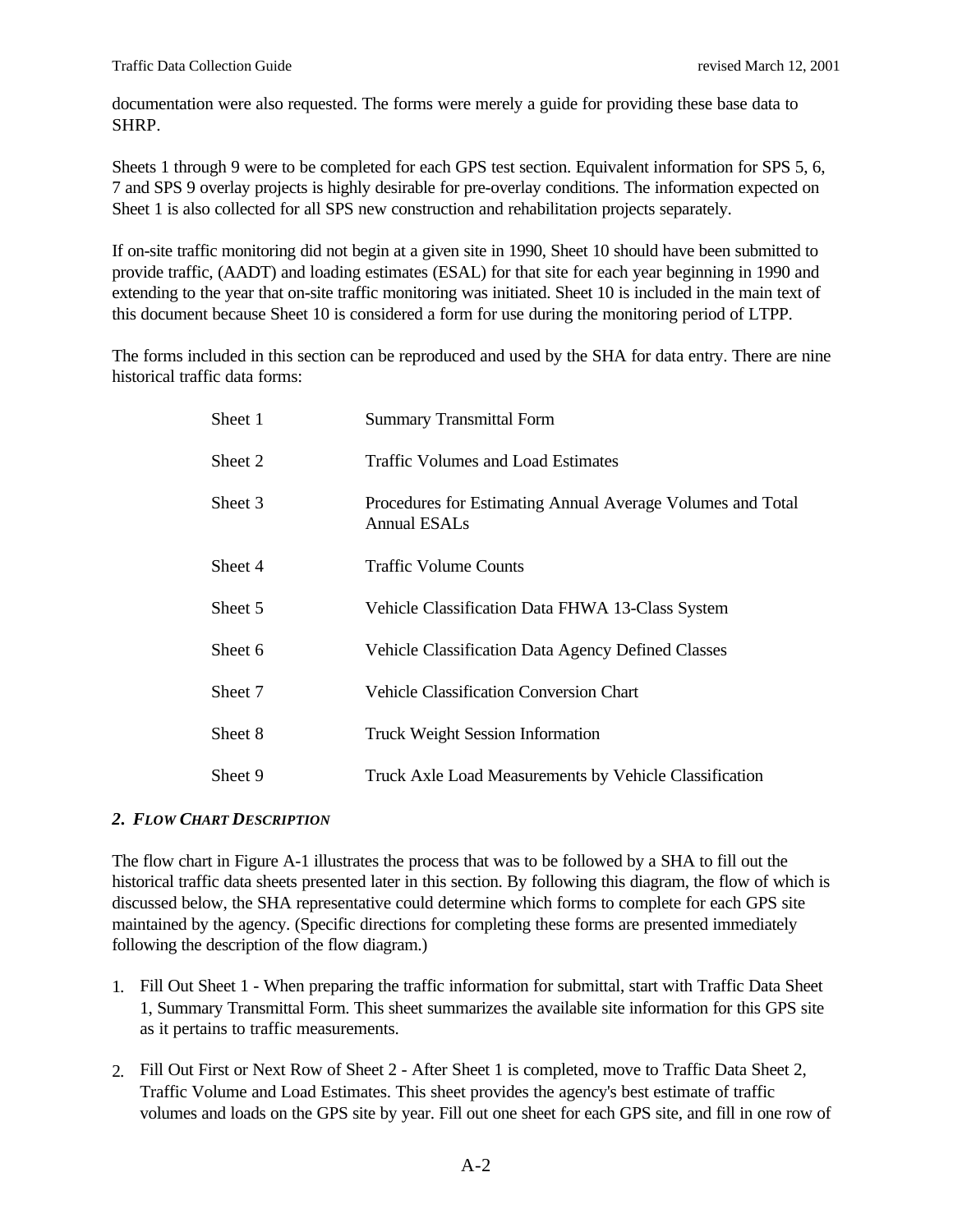documentation were also requested. The forms were merely a guide for providing these base data to SHRP.

Sheets 1 through 9 were to be completed for each GPS test section. Equivalent information for SPS 5, 6, 7 and SPS 9 overlay projects is highly desirable for pre-overlay conditions. The information expected on Sheet 1 is also collected for all SPS new construction and rehabilitation projects separately.

If on-site traffic monitoring did not begin at a given site in 1990, Sheet 10 should have been submitted to provide traffic, (AADT) and loading estimates (ESAL) for that site for each year beginning in 1990 and extending to the year that on-site traffic monitoring was initiated. Sheet 10 is included in the main text of this document because Sheet 10 is considered a form for use during the monitoring period of LTPP.

The forms included in this section can be reproduced and used by the SHA for data entry. There are nine historical traffic data forms:

| | |
|---|---|
| Sheet 1 | Summary Transmittal Form |
| Sheet 2 | Traffic Volumes and Load Estimates |
| Sheet 3 | Procedures for Estimating Annual Average Volumes and Total Annual ESALs |
| Sheet 4 | Traffic Volume Counts |
| Sheet 5 | Vehicle Classification Data FHWA 13-Class System |
| Sheet 6 | Vehicle Classification Data Agency Defined Classes |
| Sheet 7 | Vehicle Classification Conversion Chart |
| Sheet 8 | Truck Weight Session Information |
| Sheet 9 | Truck Axle Load Measurements by Vehicle Classification |

## 2. *FLOW CHART DESCRIPTION*

The flow chart in Figure A-1 illustrates the process that was to be followed by a SHA to fill out the historical traffic data sheets presented later in this section. By following this diagram, the flow of which is discussed below, the SHA representative could determine which forms to complete for each GPS site maintained by the agency. (Specific directions for completing these forms are presented immediately following the description of the flow diagram.)

1. Fill Out Sheet 1 - When preparing the traffic information for submittal, start with Traffic Data Sheet 1, Summary Transmittal Form. This sheet summarizes the available site information for this GPS site as it pertains to traffic measurements.

2. Fill Out First or Next Row of Sheet 2 - After Sheet 1 is completed, move to Traffic Data Sheet 2, Traffic Volume and Load Estimates. This sheet provides the agency's best estimate of traffic volumes and loads on the GPS site by year. Fill out one sheet for each GPS site, and fill in one row of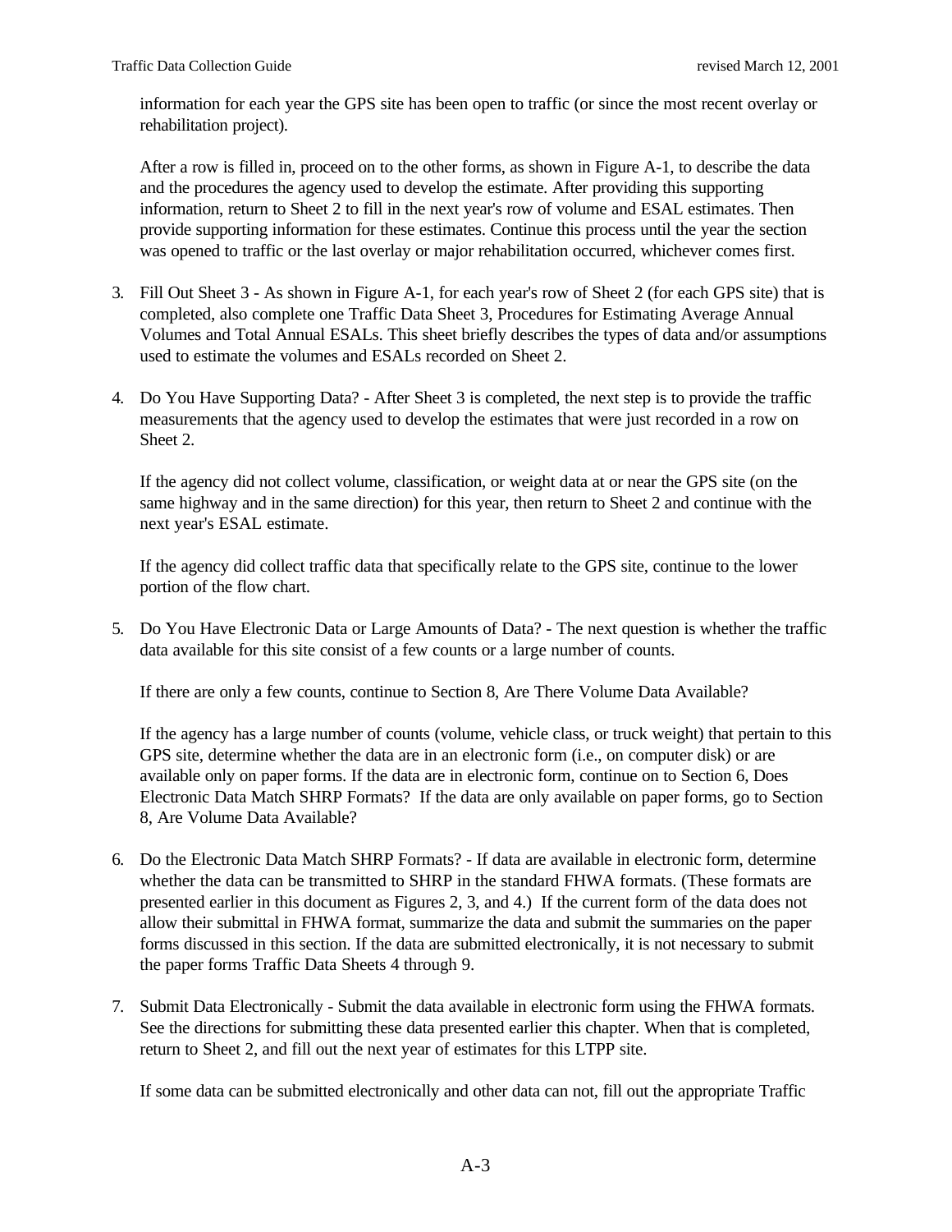information for each year the GPS site has been open to traffic (or since the most recent overlay or rehabilitation project).

After a row is filled in, proceed on to the other forms, as shown in Figure A-1, to describe the data and the procedures the agency used to develop the estimate. After providing this supporting information, return to Sheet 2 to fill in the next year's row of volume and ESAL estimates. Then provide supporting information for these estimates. Continue this process until the year the section was opened to traffic or the last overlay or major rehabilitation occurred, whichever comes first.

3. Fill Out Sheet 3 - As shown in Figure A-1, for each year's row of Sheet 2 (for each GPS site) that is completed, also complete one Traffic Data Sheet 3, Procedures for Estimating Average Annual Volumes and Total Annual ESALs. This sheet briefly describes the types of data and/or assumptions used to estimate the volumes and ESALs recorded on Sheet 2.

4. Do You Have Supporting Data? - After Sheet 3 is completed, the next step is to provide the traffic measurements that the agency used to develop the estimates that were just recorded in a row on Sheet 2.

   If the agency did not collect volume, classification, or weight data at or near the GPS site (on the same highway and in the same direction) for this year, then return to Sheet 2 and continue with the next year's ESAL estimate.

   If the agency did collect traffic data that specifically relate to the GPS site, continue to the lower portion of the flow chart.

5. Do You Have Electronic Data or Large Amounts of Data? - The next question is whether the traffic data available for this site consist of a few counts or a large number of counts.

   If there are only a few counts, continue to Section 8, Are There Volume Data Available?

   If the agency has a large number of counts (volume, vehicle class, or truck weight) that pertain to this GPS site, determine whether the data are in an electronic form (i.e., on computer disk) or are available only on paper forms. If the data are in electronic form, continue on to Section 6, Does Electronic Data Match SHRP Formats? If the data are only available on paper forms, go to Section 8, Are Volume Data Available?

6. Do the Electronic Data Match SHRP Formats? - If data are available in electronic form, determine whether the data can be transmitted to SHRP in the standard FHWA formats. (These formats are presented earlier in this document as Figures 2, 3, and 4.) If the current form of the data does not allow their submittal in FHWA format, summarize the data and submit the summaries on the paper forms discussed in this section. If the data are submitted electronically, it is not necessary to submit the paper forms Traffic Data Sheets 4 through 9.

7. Submit Data Electronically - Submit the data available in electronic form using the FHWA formats. See the directions for submitting these data presented earlier this chapter. When that is completed, return to Sheet 2, and fill out the next year of estimates for this LTPP site.

   If some data can be submitted electronically and other data can not, fill out the appropriate Traffic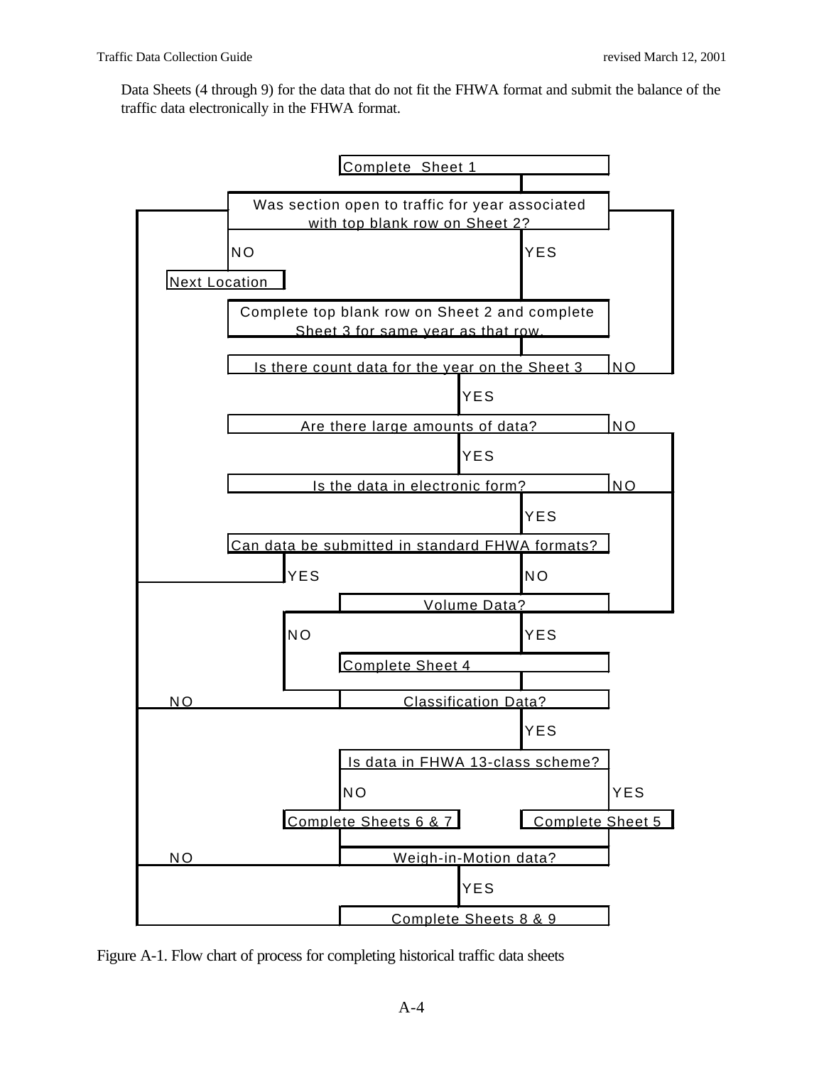Data Sheets (4 through 9) for the data that do not fit the FHWA format and submit the balance of the traffic data electronically in the FHWA format.

Complete Sheet 1

Was section open to traffic for year associated with top blank row on Sheet 2?

NO

YES

Next Location

Complete top blank row on Sheet 2 and complete Sheet 3 for same year as that row.

Is there count data for the year on the Sheet 3

NO

YES

Are there large amounts of data?

NO

YES

Is the data in electronic form?

NO

YES

Can data be submitted in standard FHWA formats?

YES

NO

Volume Data?

NO

YES

Complete Sheet 4

NO

Classification Data?

YES

Is data in FHWA 13-class scheme?

NO

YES

Complete Sheets 6 & 7

Complete Sheet 5

NO

Weigh-in-Motion data?

YES

Complete Sheets 8 & 9

Figure A-1. Flow chart of process for completing historical traffic data sheets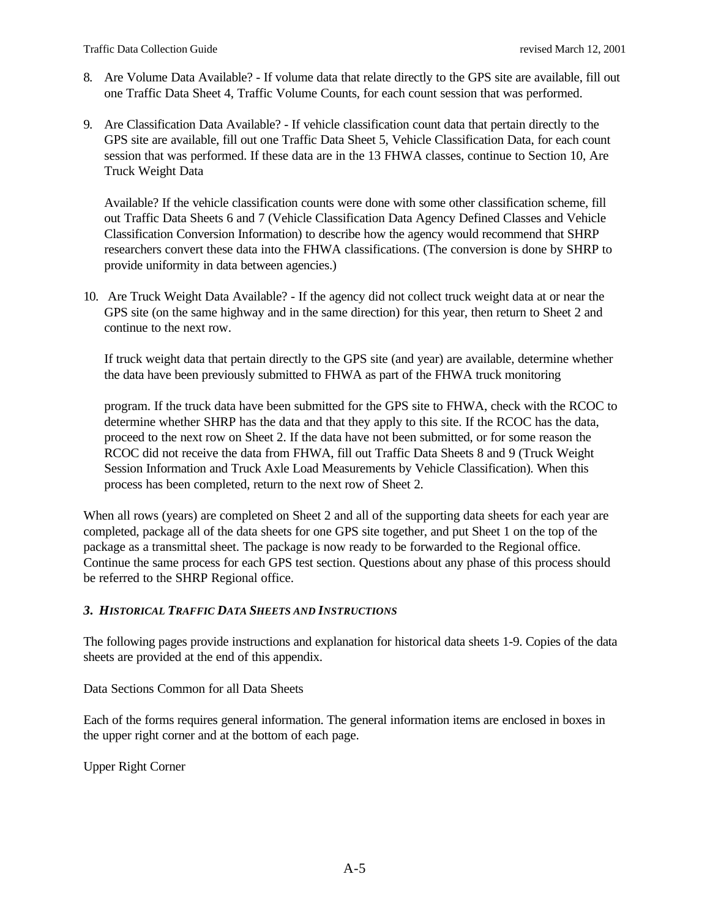8. Are Volume Data Available? - If volume data that relate directly to the GPS site are available, fill out one Traffic Data Sheet 4, Traffic Volume Counts, for each count session that was performed.

9. Are Classification Data Available? - If vehicle classification count data that pertain directly to the GPS site are available, fill out one Traffic Data Sheet 5, Vehicle Classification Data, for each count session that was performed. If these data are in the 13 FHWA classes, continue to Section 10, Are Truck Weight Data

   Available? If the vehicle classification counts were done with some other classification scheme, fill out Traffic Data Sheets 6 and 7 (Vehicle Classification Data Agency Defined Classes and Vehicle Classification Conversion Information) to describe how the agency would recommend that SHRP researchers convert these data into the FHWA classifications. (The conversion is done by SHRP to provide uniformity in data between agencies.)

10. Are Truck Weight Data Available? - If the agency did not collect truck weight data at or near the GPS site (on the same highway and in the same direction) for this year, then return to Sheet 2 and continue to the next row.

    If truck weight data that pertain directly to the GPS site (and year) are available, determine whether the data have been previously submitted to FHWA as part of the FHWA truck monitoring

    program. If the truck data have been submitted for the GPS site to FHWA, check with the RCOC to determine whether SHRP has the data and that they apply to this site. If the RCOC has the data, proceed to the next row on Sheet 2. If the data have not been submitted, or for some reason the RCOC did not receive the data from FHWA, fill out Traffic Data Sheets 8 and 9 (Truck Weight Session Information and Truck Axle Load Measurements by Vehicle Classification). When this process has been completed, return to the next row of Sheet 2.

When all rows (years) are completed on Sheet 2 and all of the supporting data sheets for each year are completed, package all of the data sheets for one GPS site together, and put Sheet 1 on the top of the package as a transmittal sheet. The package is now ready to be forwarded to the Regional office. Continue the same process for each GPS test section. Questions about any phase of this process should be referred to the SHRP Regional office.

### *3. HISTORICAL TRAFFIC DATA SHEETS AND INSTRUCTIONS*

The following pages provide instructions and explanation for historical data sheets 1-9. Copies of the data sheets are provided at the end of this appendix.

Data Sections Common for all Data Sheets

Each of the forms requires general information. The general information items are enclosed in boxes in the upper right corner and at the bottom of each page.

Upper Right Corner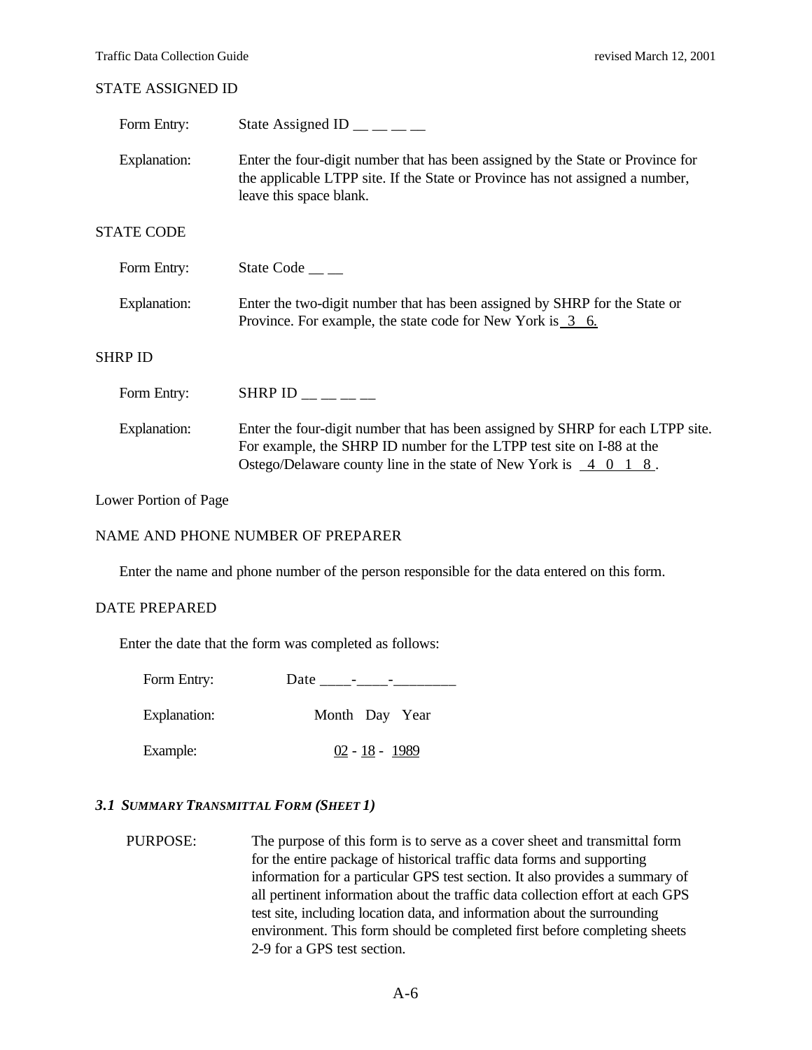STATE ASSIGNED ID

Form Entry: State Assigned ID __ __ __ __

Explanation: Enter the four-digit number that has been assigned by the State or Province for the applicable LTPP site. If the State or Province has not assigned a number, leave this space blank.

STATE CODE

Form Entry: State Code __ __

Explanation: Enter the two-digit number that has been assigned by SHRP for the State or Province. For example, the state code for New York is 3 6.

SHRP ID

Form Entry: SHRP ID __ __ __ __

Explanation: Enter the four-digit number that has been assigned by SHRP for each LTPP site. For example, the SHRP ID number for the LTPP test site on I-88 at the Ostego/Delaware county line in the state of New York is 4 0 1 8 .

Lower Portion of Page

NAME AND PHONE NUMBER OF PREPARER

Enter the name and phone number of the person responsible for the data entered on this form.

DATE PREPARED

Enter the date that the form was completed as follows:

Form Entry: Date ____-____-________

Explanation: Month Day Year

Example: 02 - 18 - 1989

### *3.1 SUMMARY TRANSMITTAL FORM (SHEET 1)*

PURPOSE: The purpose of this form is to serve as a cover sheet and transmittal form for the entire package of historical traffic data forms and supporting information for a particular GPS test section. It also provides a summary of all pertinent information about the traffic data collection effort at each GPS test site, including location data, and information about the surrounding environment. This form should be completed first before completing sheets 2-9 for a GPS test section.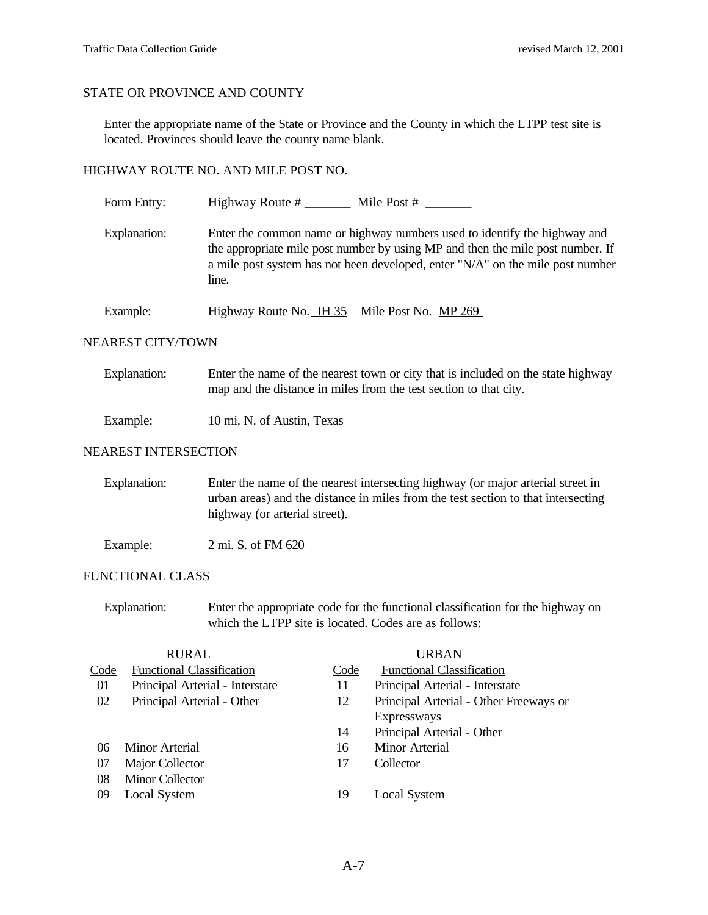## STATE OR PROVINCE AND COUNTY

Enter the appropriate name of the State or Province and the County in which the LTPP test site is located. Provinces should leave the county name blank.

## HIGHWAY ROUTE NO. AND MILE POST NO.

Form Entry: Highway Route # _______ Mile Post # _______

Explanation: Enter the common name or highway numbers used to identify the highway and the appropriate mile post number by using MP and then the mile post number. If a mile post system has not been developed, enter "N/A" on the mile post number line.

Example: Highway Route No. IH 35 Mile Post No. MP 269

## NEAREST CITY/TOWN

Explanation: Enter the name of the nearest town or city that is included on the state highway map and the distance in miles from the test section to that city.

Example: 10 mi. N. of Austin, Texas

## NEAREST INTERSECTION

Explanation: Enter the name of the nearest intersecting highway (or major arterial street in urban areas) and the distance in miles from the test section to that intersecting highway (or arterial street).

Example: 2 mi. S. of FM 620

## FUNCTIONAL CLASS

Explanation: Enter the appropriate code for the functional classification for the highway on which the LTPP site is located. Codes are as follows:

| RURAL | | URBAN | |
|---|---|---|---|
| Code | Functional Classification | Code | Functional Classification |
| 01 | Principal Arterial - Interstate | 11 | Principal Arterial - Interstate |
| 02 | Principal Arterial - Other | 12 | Principal Arterial - Other Freeways or Expressways |
| | | 14 | Principal Arterial - Other |
| 06 | Minor Arterial | 16 | Minor Arterial |
| 07 | Major Collector | 17 | Collector |
| 08 | Minor Collector | | |
| 09 | Local System | 19 | Local System |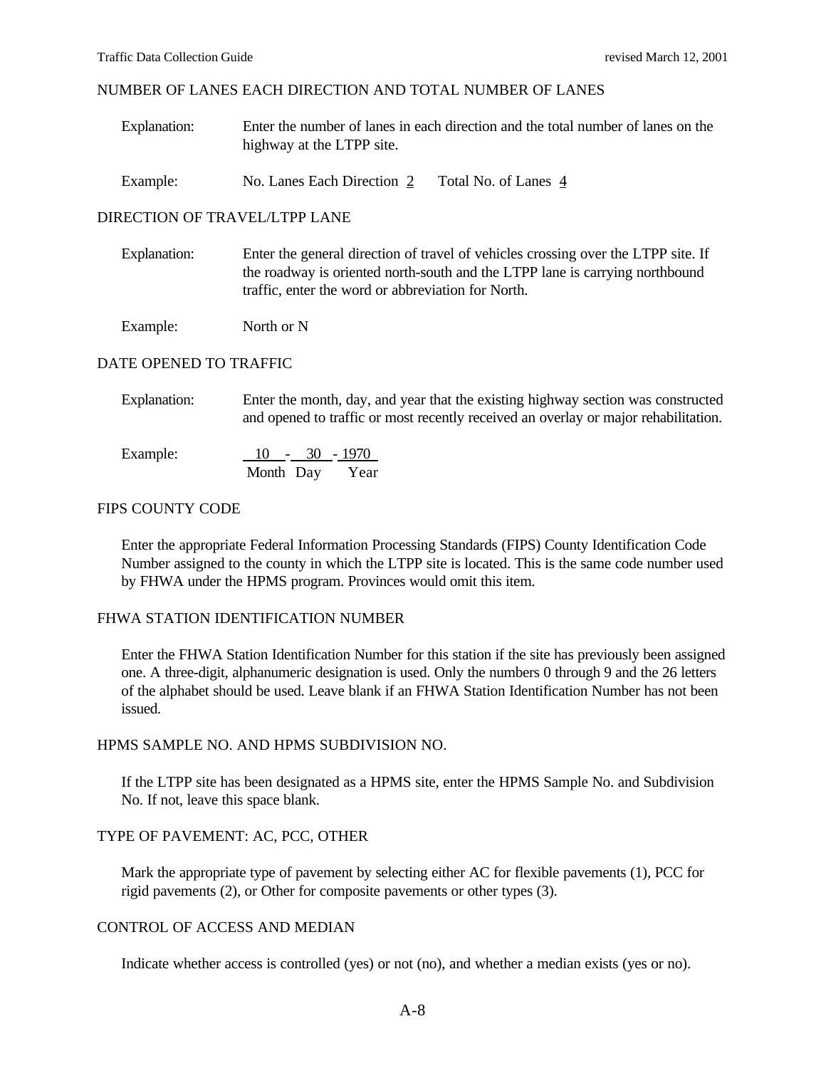## NUMBER OF LANES EACH DIRECTION AND TOTAL NUMBER OF LANES

Explanation: Enter the number of lanes in each direction and the total number of lanes on the highway at the LTPP site.

Example: No. Lanes Each Direction 2 Total No. of Lanes 4

## DIRECTION OF TRAVEL/LTPP LANE

Explanation: Enter the general direction of travel of vehicles crossing over the LTPP site. If the roadway is oriented north-south and the LTPP lane is carrying northbound traffic, enter the word or abbreviation for North.

Example: North or N

## DATE OPENED TO TRAFFIC

Explanation: Enter the month, day, and year that the existing highway section was constructed and opened to traffic or most recently received an overlay or major rehabilitation.

Example: 10 - 30 - 1970
Month Day Year

## FIPS COUNTY CODE

Enter the appropriate Federal Information Processing Standards (FIPS) County Identification Code Number assigned to the county in which the LTPP site is located. This is the same code number used by FHWA under the HPMS program. Provinces would omit this item.

## FHWA STATION IDENTIFICATION NUMBER

Enter the FHWA Station Identification Number for this station if the site has previously been assigned one. A three-digit, alphanumeric designation is used. Only the numbers 0 through 9 and the 26 letters of the alphabet should be used. Leave blank if an FHWA Station Identification Number has not been issued.

## HPMS SAMPLE NO. AND HPMS SUBDIVISION NO.

If the LTPP site has been designated as a HPMS site, enter the HPMS Sample No. and Subdivision No. If not, leave this space blank.

## TYPE OF PAVEMENT: AC, PCC, OTHER

Mark the appropriate type of pavement by selecting either AC for flexible pavements (1), PCC for rigid pavements (2), or Other for composite pavements or other types (3).

## CONTROL OF ACCESS AND MEDIAN

Indicate whether access is controlled (yes) or not (no), and whether a median exists (yes or no).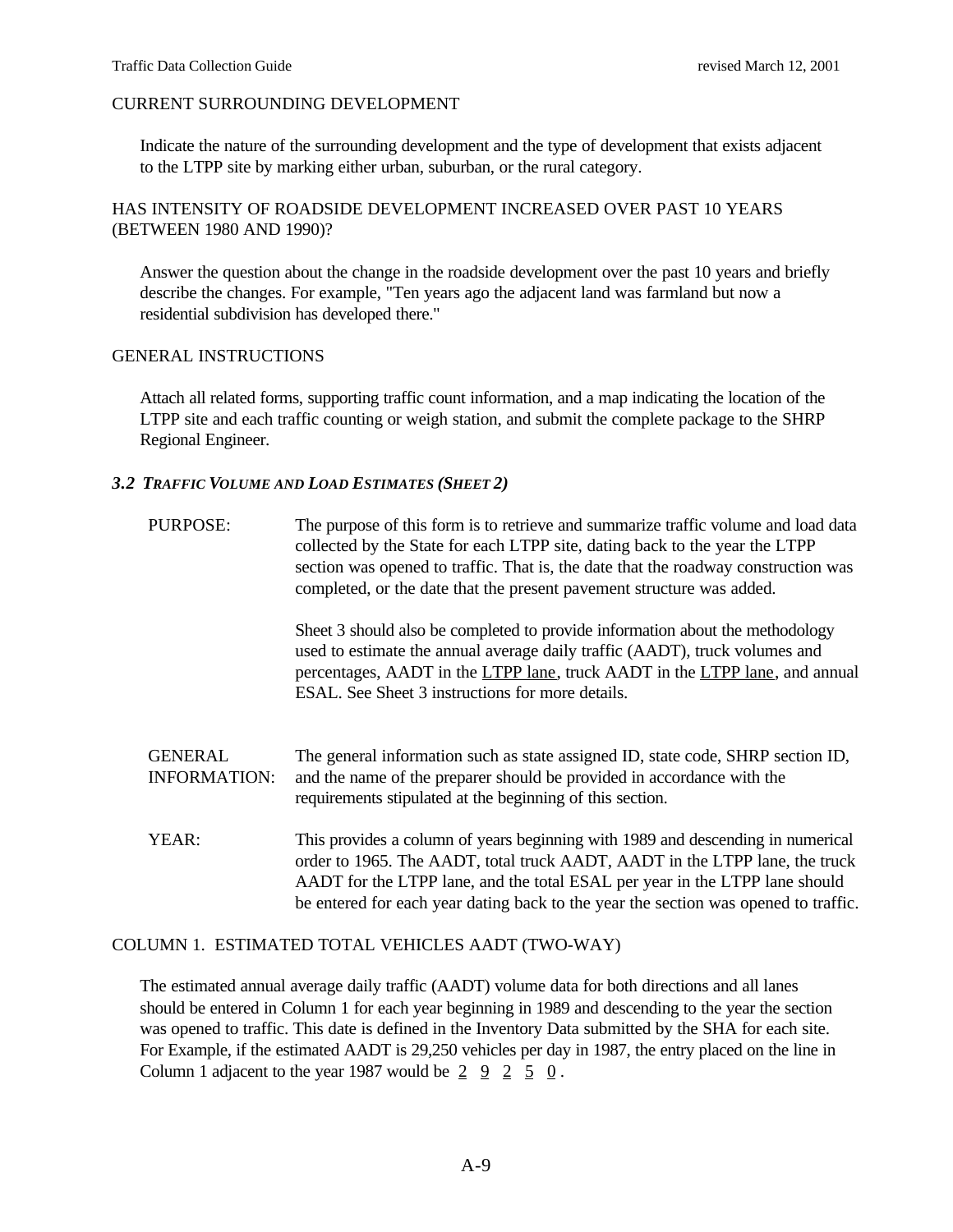CURRENT SURROUNDING DEVELOPMENT

Indicate the nature of the surrounding development and the type of development that exists adjacent to the LTPP site by marking either urban, suburban, or the rural category.

HAS INTENSITY OF ROADSIDE DEVELOPMENT INCREASED OVER PAST 10 YEARS (BETWEEN 1980 AND 1990)?

Answer the question about the change in the roadside development over the past 10 years and briefly describe the changes. For example, "Ten years ago the adjacent land was farmland but now a residential subdivision has developed there."

GENERAL INSTRUCTIONS

Attach all related forms, supporting traffic count information, and a map indicating the location of the LTPP site and each traffic counting or weigh station, and submit the complete package to the SHRP Regional Engineer.

### *3.2 TRAFFIC VOLUME AND LOAD ESTIMATES (SHEET 2)*

PURPOSE: The purpose of this form is to retrieve and summarize traffic volume and load data collected by the State for each LTPP site, dating back to the year the LTPP section was opened to traffic. That is, the date that the roadway construction was completed, or the date that the present pavement structure was added.

Sheet 3 should also be completed to provide information about the methodology used to estimate the annual average daily traffic (AADT), truck volumes and percentages, AADT in the LTPP lane, truck AADT in the LTPP lane, and annual ESAL. See Sheet 3 instructions for more details.

GENERAL INFORMATION: The general information such as state assigned ID, state code, SHRP section ID, and the name of the preparer should be provided in accordance with the requirements stipulated at the beginning of this section.

YEAR: This provides a column of years beginning with 1989 and descending in numerical order to 1965. The AADT, total truck AADT, AADT in the LTPP lane, the truck AADT for the LTPP lane, and the total ESAL per year in the LTPP lane should be entered for each year dating back to the year the section was opened to traffic.

COLUMN 1. ESTIMATED TOTAL VEHICLES AADT (TWO-WAY)

The estimated annual average daily traffic (AADT) volume data for both directions and all lanes should be entered in Column 1 for each year beginning in 1989 and descending to the year the section was opened to traffic. This date is defined in the Inventory Data submitted by the SHA for each site. For Example, if the estimated AADT is 29,250 vehicles per day in 1987, the entry placed on the line in Column 1 adjacent to the year 1987 would be 2 9 2 5 0 .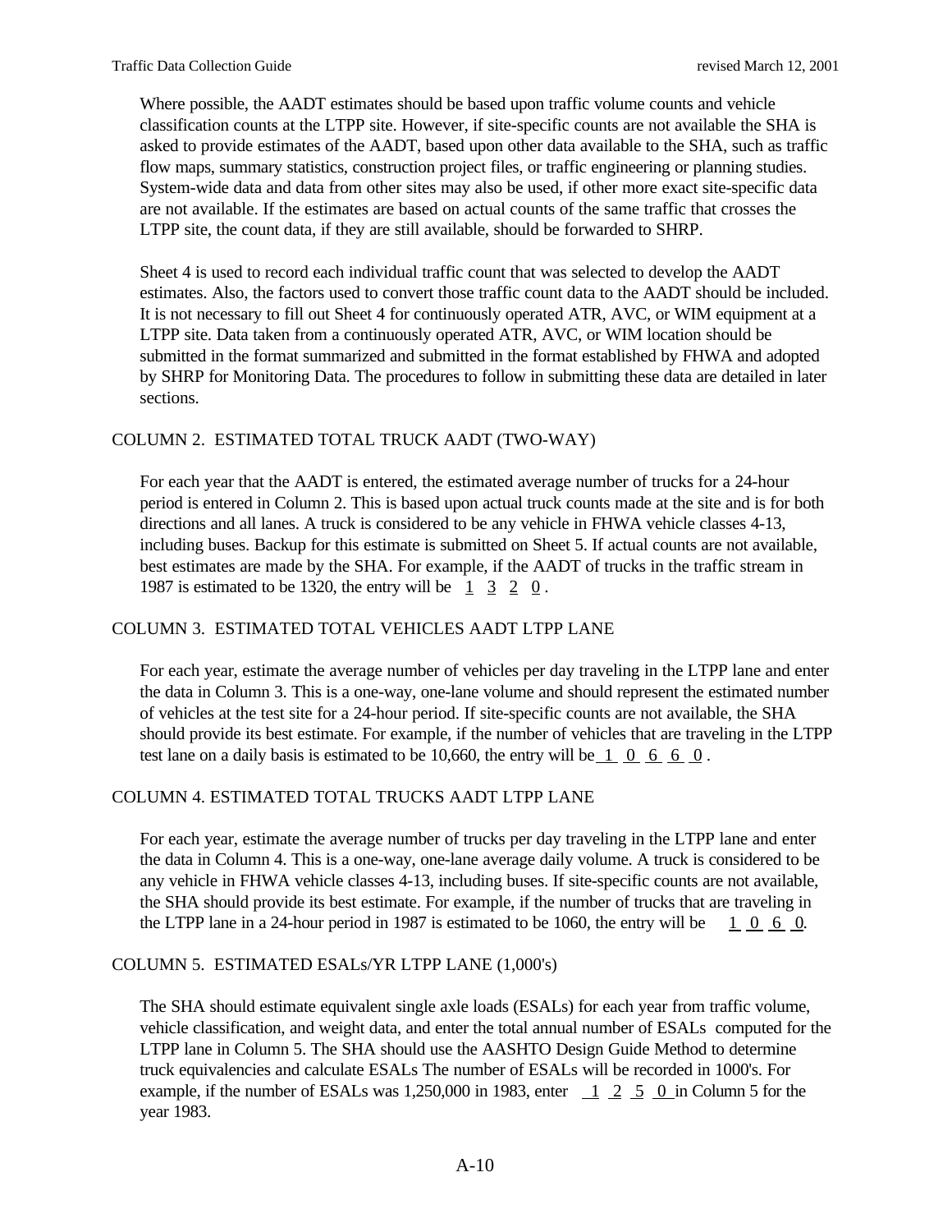Where possible, the AADT estimates should be based upon traffic volume counts and vehicle classification counts at the LTPP site. However, if site-specific counts are not available the SHA is asked to provide estimates of the AADT, based upon other data available to the SHA, such as traffic flow maps, summary statistics, construction project files, or traffic engineering or planning studies. System-wide data and data from other sites may also be used, if other more exact site-specific data are not available. If the estimates are based on actual counts of the same traffic that crosses the LTPP site, the count data, if they are still available, should be forwarded to SHRP.

Sheet 4 is used to record each individual traffic count that was selected to develop the AADT estimates. Also, the factors used to convert those traffic count data to the AADT should be included. It is not necessary to fill out Sheet 4 for continuously operated ATR, AVC, or WIM equipment at a LTPP site. Data taken from a continuously operated ATR, AVC, or WIM location should be submitted in the format summarized and submitted in the format established by FHWA and adopted by SHRP for Monitoring Data. The procedures to follow in submitting these data are detailed in later sections.

## COLUMN 2. ESTIMATED TOTAL TRUCK AADT (TWO-WAY)

For each year that the AADT is entered, the estimated average number of trucks for a 24-hour period is entered in Column 2. This is based upon actual truck counts made at the site and is for both directions and all lanes. A truck is considered to be any vehicle in FHWA vehicle classes 4-13, including buses. Backup for this estimate is submitted on Sheet 5. If actual counts are not available, best estimates are made by the SHA. For example, if the AADT of trucks in the traffic stream in 1987 is estimated to be 1320, the entry will be 1 3 2 0 .

## COLUMN 3. ESTIMATED TOTAL VEHICLES AADT LTPP LANE

For each year, estimate the average number of vehicles per day traveling in the LTPP lane and enter the data in Column 3. This is a one-way, one-lane volume and should represent the estimated number of vehicles at the test site for a 24-hour period. If site-specific counts are not available, the SHA should provide its best estimate. For example, if the number of vehicles that are traveling in the LTPP test lane on a daily basis is estimated to be 10,660, the entry will be 1 0 6 6 0 .

## COLUMN 4. ESTIMATED TOTAL TRUCKS AADT LTPP LANE

For each year, estimate the average number of trucks per day traveling in the LTPP lane and enter the data in Column 4. This is a one-way, one-lane average daily volume. A truck is considered to be any vehicle in FHWA vehicle classes 4-13, including buses. If site-specific counts are not available, the SHA should provide its best estimate. For example, if the number of trucks that are traveling in the LTPP lane in a 24-hour period in 1987 is estimated to be 1060, the entry will be 1 0 6 0.

## COLUMN 5. ESTIMATED ESALs/YR LTPP LANE (1,000's)

The SHA should estimate equivalent single axle loads (ESALs) for each year from traffic volume, vehicle classification, and weight data, and enter the total annual number of ESALs computed for the LTPP lane in Column 5. The SHA should use the AASHTO Design Guide Method to determine truck equivalencies and calculate ESALs The number of ESALs will be recorded in 1000's. For example, if the number of ESALs was 1,250,000 in 1983, enter 1 2 5 0 in Column 5 for the year 1983.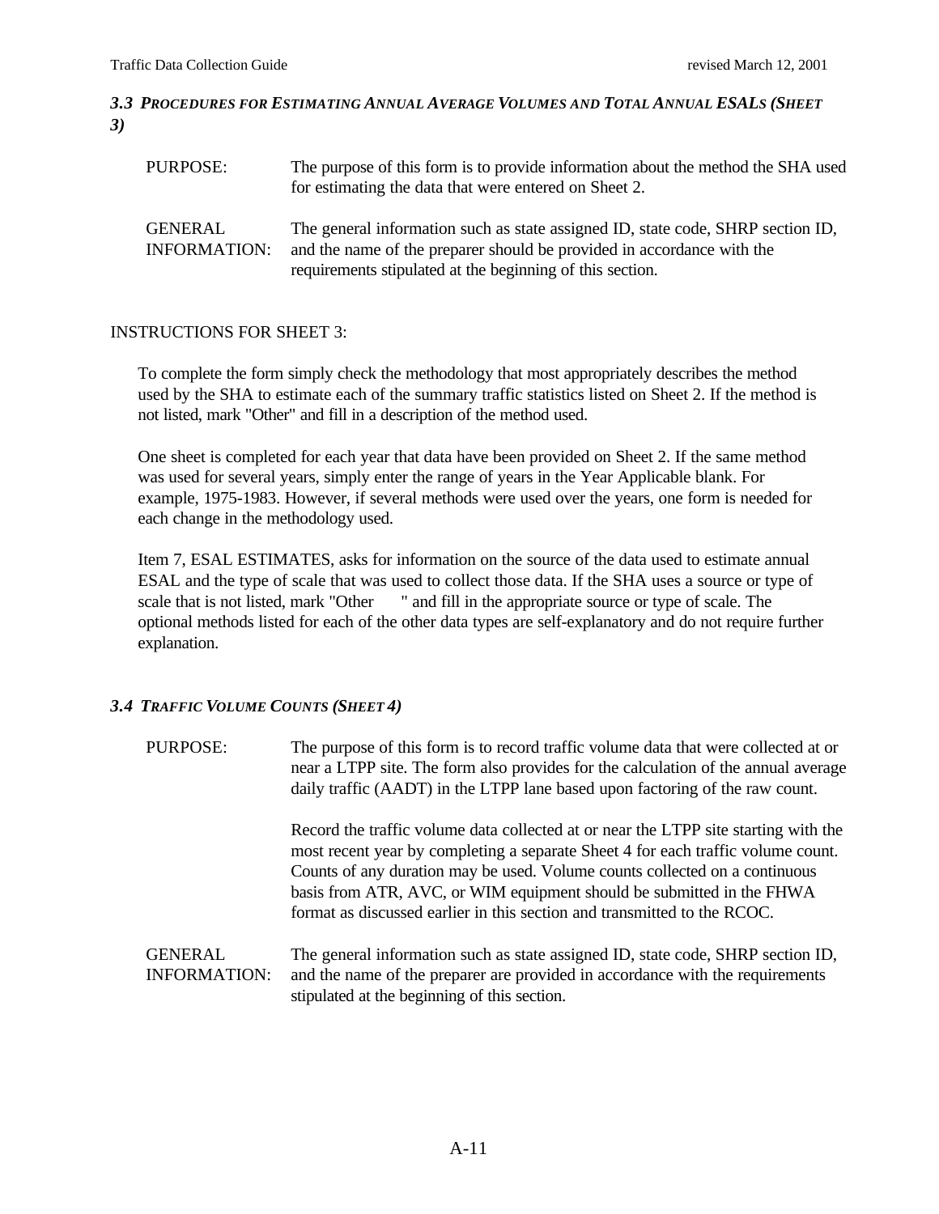### *3.3 PROCEDURES FOR ESTIMATING ANNUAL AVERAGE VOLUMES AND TOTAL ANNUAL ESALS (SHEET 3)*

PURPOSE: The purpose of this form is to provide information about the method the SHA used for estimating the data that were entered on Sheet 2.

GENERAL INFORMATION: The general information such as state assigned ID, state code, SHRP section ID, and the name of the preparer should be provided in accordance with the requirements stipulated at the beginning of this section.

INSTRUCTIONS FOR SHEET 3:

To complete the form simply check the methodology that most appropriately describes the method used by the SHA to estimate each of the summary traffic statistics listed on Sheet 2. If the method is not listed, mark "Other" and fill in a description of the method used.

One sheet is completed for each year that data have been provided on Sheet 2. If the same method was used for several years, simply enter the range of years in the Year Applicable blank. For example, 1975-1983. However, if several methods were used over the years, one form is needed for each change in the methodology used.

Item 7, ESAL ESTIMATES, asks for information on the source of the data used to estimate annual ESAL and the type of scale that was used to collect those data. If the SHA uses a source or type of scale that is not listed, mark "Other      " and fill in the appropriate source or type of scale. The optional methods listed for each of the other data types are self-explanatory and do not require further explanation.

### *3.4 TRAFFIC VOLUME COUNTS (SHEET 4)*

PURPOSE: The purpose of this form is to record traffic volume data that were collected at or near a LTPP site. The form also provides for the calculation of the annual average daily traffic (AADT) in the LTPP lane based upon factoring of the raw count.

Record the traffic volume data collected at or near the LTPP site starting with the most recent year by completing a separate Sheet 4 for each traffic volume count. Counts of any duration may be used. Volume counts collected on a continuous basis from ATR, AVC, or WIM equipment should be submitted in the FHWA format as discussed earlier in this section and transmitted to the RCOC.

GENERAL INFORMATION: The general information such as state assigned ID, state code, SHRP section ID, and the name of the preparer are provided in accordance with the requirements stipulated at the beginning of this section.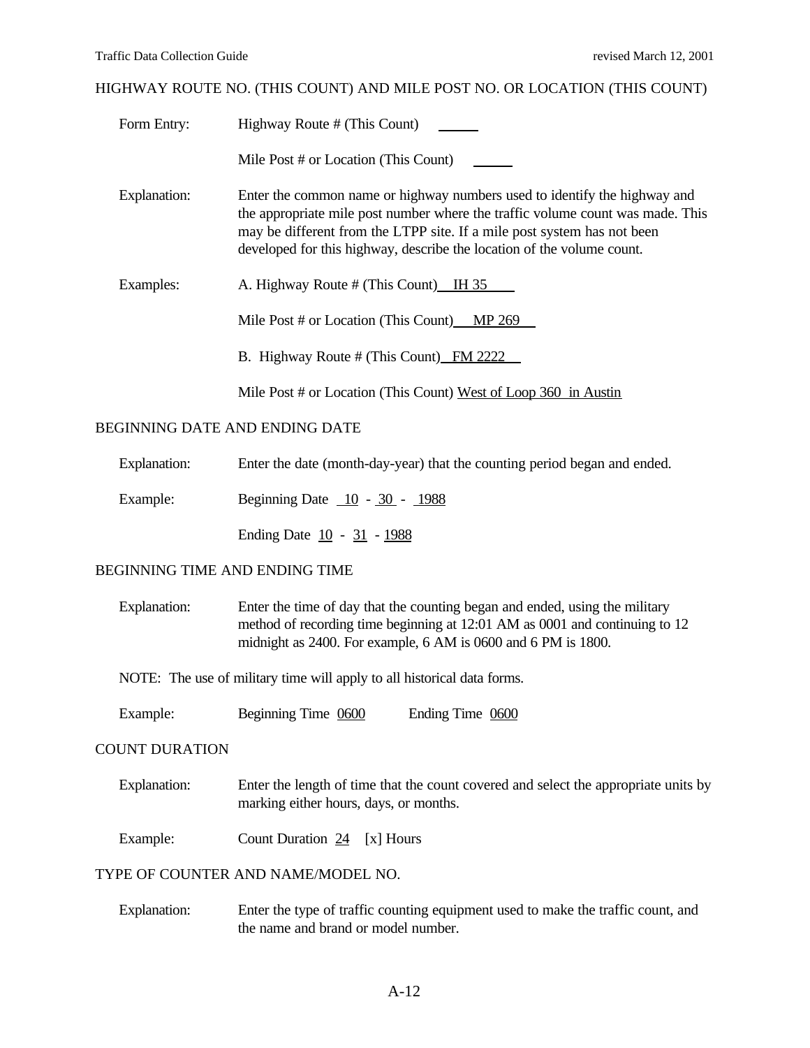## HIGHWAY ROUTE NO. (THIS COUNT) AND MILE POST NO. OR LOCATION (THIS COUNT)

Form Entry: Highway Route # (This Count) ______

Mile Post # or Location (This Count) ______

Explanation: Enter the common name or highway numbers used to identify the highway and the appropriate mile post number where the traffic volume count was made. This may be different from the LTPP site. If a mile post system has not been developed for this highway, describe the location of the volume count.

Examples: A. Highway Route # (This Count) IH 35

Mile Post # or Location (This Count) MP 269

B. Highway Route # (This Count) FM 2222

Mile Post # or Location (This Count) West of Loop 360 in Austin

## BEGINNING DATE AND ENDING DATE

Explanation: Enter the date (month-day-year) that the counting period began and ended.

Example: Beginning Date 10 - 30 - 1988

Ending Date 10 - 31 - 1988

## BEGINNING TIME AND ENDING TIME

Explanation: Enter the time of day that the counting began and ended, using the military method of recording time beginning at 12:01 AM as 0001 and continuing to 12 midnight as 2400. For example, 6 AM is 0600 and 6 PM is 1800.

NOTE: The use of military time will apply to all historical data forms.

Example: Beginning Time 0600 Ending Time 0600

## COUNT DURATION

Explanation: Enter the length of time that the count covered and select the appropriate units by marking either hours, days, or months.

Example: Count Duration 24 [x] Hours

## TYPE OF COUNTER AND NAME/MODEL NO.

Explanation: Enter the type of traffic counting equipment used to make the traffic count, and the name and brand or model number.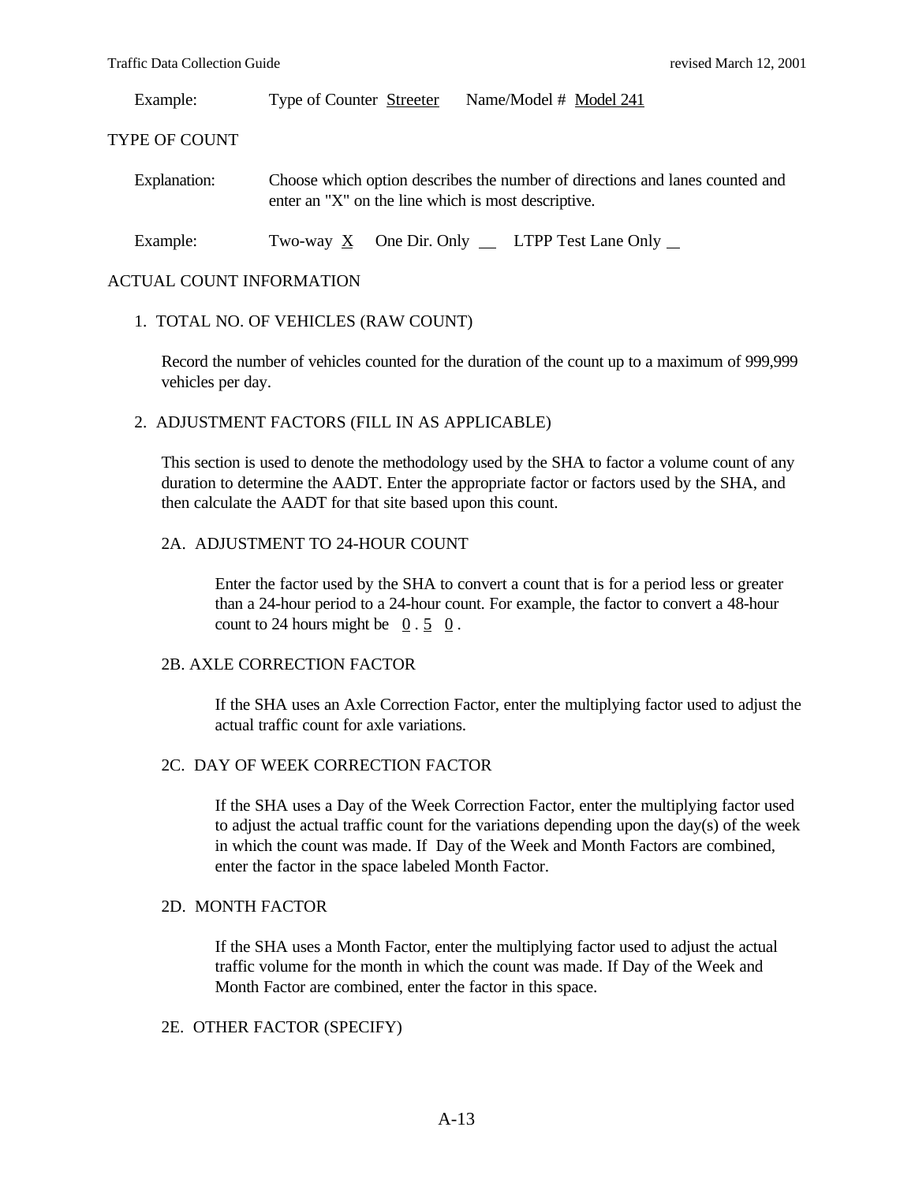Example: Type of Counter Streeter Name/Model # Model 241

TYPE OF COUNT

Explanation: Choose which option describes the number of directions and lanes counted and enter an "X" on the line which is most descriptive.

Example: Two-way X One Dir. Only __ LTPP Test Lane Only __

ACTUAL COUNT INFORMATION

1. TOTAL NO. OF VEHICLES (RAW COUNT)

Record the number of vehicles counted for the duration of the count up to a maximum of 999,999 vehicles per day.

2. ADJUSTMENT FACTORS (FILL IN AS APPLICABLE)

This section is used to denote the methodology used by the SHA to factor a volume count of any duration to determine the AADT. Enter the appropriate factor or factors used by the SHA, and then calculate the AADT for that site based upon this count.

2A. ADJUSTMENT TO 24-HOUR COUNT

Enter the factor used by the SHA to convert a count that is for a period less or greater than a 24-hour period to a 24-hour count. For example, the factor to convert a 48-hour count to 24 hours might be 0 . 5 0 .

2B. AXLE CORRECTION FACTOR

If the SHA uses an Axle Correction Factor, enter the multiplying factor used to adjust the actual traffic count for axle variations.

2C. DAY OF WEEK CORRECTION FACTOR

If the SHA uses a Day of the Week Correction Factor, enter the multiplying factor used to adjust the actual traffic count for the variations depending upon the day(s) of the week in which the count was made. If Day of the Week and Month Factors are combined, enter the factor in the space labeled Month Factor.

2D. MONTH FACTOR

If the SHA uses a Month Factor, enter the multiplying factor used to adjust the actual traffic volume for the month in which the count was made. If Day of the Week and Month Factor are combined, enter the factor in this space.

2E. OTHER FACTOR (SPECIFY)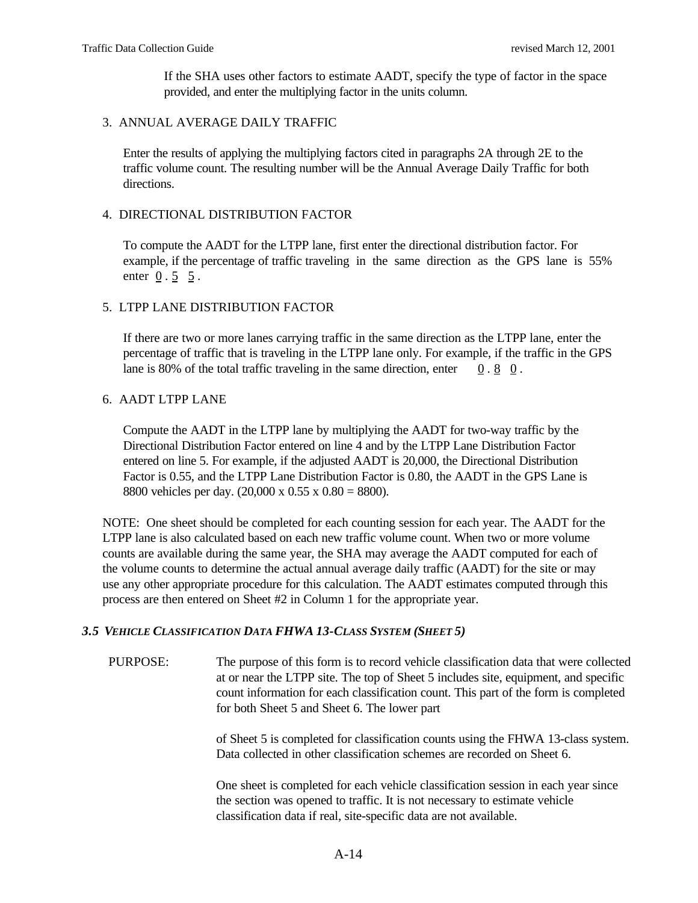If the SHA uses other factors to estimate AADT, specify the type of factor in the space provided, and enter the multiplying factor in the units column.

3. ANNUAL AVERAGE DAILY TRAFFIC

Enter the results of applying the multiplying factors cited in paragraphs 2A through 2E to the traffic volume count. The resulting number will be the Annual Average Daily Traffic for both directions.

4. DIRECTIONAL DISTRIBUTION FACTOR

To compute the AADT for the LTPP lane, first enter the directional distribution factor. For example, if the percentage of traffic traveling in the same direction as the GPS lane is 55% enter 0 . 5 5 .

5. LTPP LANE DISTRIBUTION FACTOR

If there are two or more lanes carrying traffic in the same direction as the LTPP lane, enter the percentage of traffic that is traveling in the LTPP lane only. For example, if the traffic in the GPS lane is 80% of the total traffic traveling in the same direction, enter 0 . 8 0 .

6. AADT LTPP LANE

Compute the AADT in the LTPP lane by multiplying the AADT for two-way traffic by the Directional Distribution Factor entered on line 4 and by the LTPP Lane Distribution Factor entered on line 5. For example, if the adjusted AADT is 20,000, the Directional Distribution Factor is 0.55, and the LTPP Lane Distribution Factor is 0.80, the AADT in the GPS Lane is 8800 vehicles per day. (20,000 x 0.55 x 0.80 = 8800).

NOTE: One sheet should be completed for each counting session for each year. The AADT for the LTPP lane is also calculated based on each new traffic volume count. When two or more volume counts are available during the same year, the SHA may average the AADT computed for each of the volume counts to determine the actual annual average daily traffic (AADT) for the site or may use any other appropriate procedure for this calculation. The AADT estimates computed through this process are then entered on Sheet #2 in Column 1 for the appropriate year.

### *3.5 VEHICLE CLASSIFICATION DATA FHWA 13-CLASS SYSTEM (SHEET 5)*

PURPOSE: The purpose of this form is to record vehicle classification data that were collected at or near the LTPP site. The top of Sheet 5 includes site, equipment, and specific count information for each classification count. This part of the form is completed for both Sheet 5 and Sheet 6. The lower part of Sheet 5 is completed for classification counts using the FHWA 13-class system. Data collected in other classification schemes are recorded on Sheet 6.

One sheet is completed for each vehicle classification session in each year since the section was opened to traffic. It is not necessary to estimate vehicle classification data if real, site-specific data are not available.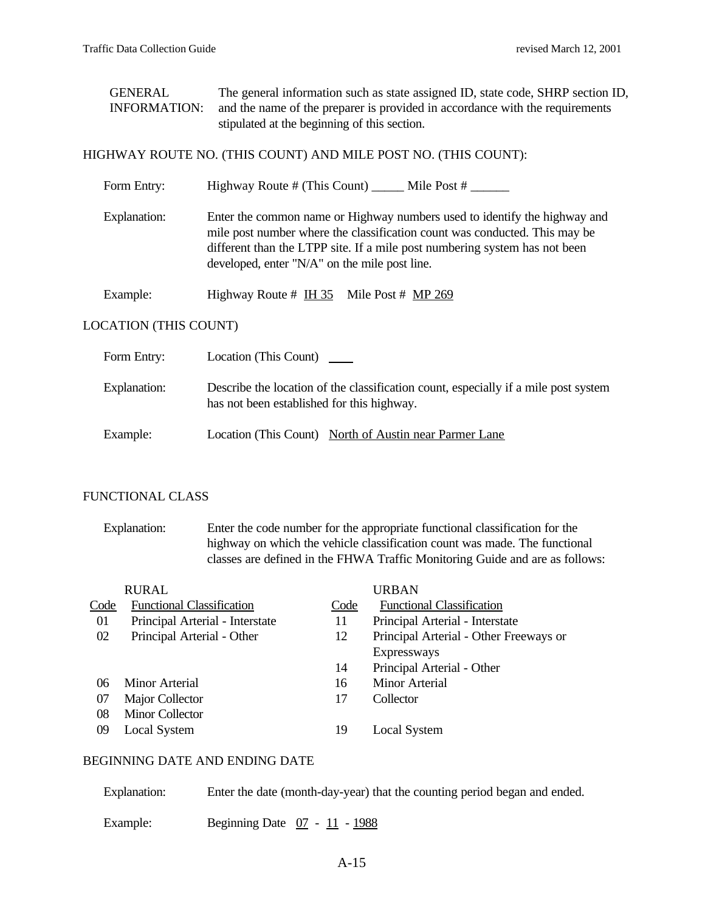GENERAL INFORMATION: The general information such as state assigned ID, state code, SHRP section ID, and the name of the preparer is provided in accordance with the requirements stipulated at the beginning of this section.

## HIGHWAY ROUTE NO. (THIS COUNT) AND MILE POST NO. (THIS COUNT):

Form Entry: Highway Route # (This Count) _____ Mile Post # ______

Explanation: Enter the common name or Highway numbers used to identify the highway and mile post number where the classification count was conducted. This may be different than the LTPP site. If a mile post numbering system has not been developed, enter "N/A" on the mile post line.

Example: Highway Route # IH 35 Mile Post # MP 269

## LOCATION (THIS COUNT)

Form Entry: Location (This Count) ____

Explanation: Describe the location of the classification count, especially if a mile post system has not been established for this highway.

Example: Location (This Count) North of Austin near Parmer Lane

## FUNCTIONAL CLASS

Explanation: Enter the code number for the appropriate functional classification for the highway on which the vehicle classification count was made. The functional classes are defined in the FHWA Traffic Monitoring Guide and are as follows:

| RURAL Code | Functional Classification | URBAN Code | Functional Classification |
|---|---|---|---|
| 01 | Principal Arterial - Interstate | 11 | Principal Arterial - Interstate |
| 02 | Principal Arterial - Other | 12 | Principal Arterial - Other Freeways or Expressways |
| | | 14 | Principal Arterial - Other |
| 06 | Minor Arterial | 16 | Minor Arterial |
| 07 | Major Collector | 17 | Collector |
| 08 | Minor Collector | | |
| 09 | Local System | 19 | Local System |

## BEGINNING DATE AND ENDING DATE

Explanation: Enter the date (month-day-year) that the counting period began and ended.

Example: Beginning Date 07 - 11 - 1988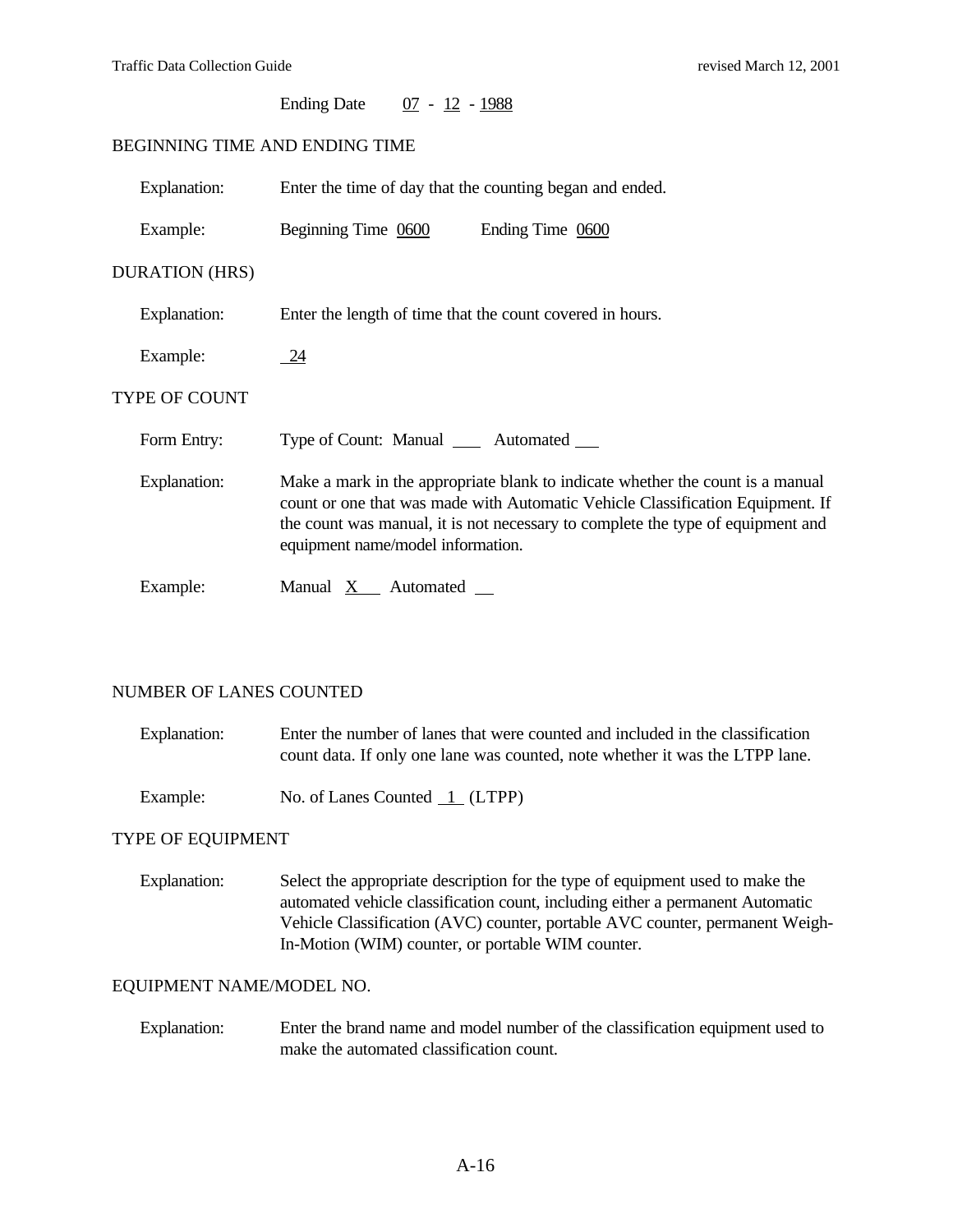Ending Date 07 - 12 - 1988

## BEGINNING TIME AND ENDING TIME

Explanation: Enter the time of day that the counting began and ended.

Example: Beginning Time 0600 Ending Time 0600

## DURATION (HRS)

Explanation: Enter the length of time that the count covered in hours.

Example: 24

## TYPE OF COUNT

Form Entry: Type of Count: Manual ___ Automated ___

Explanation: Make a mark in the appropriate blank to indicate whether the count is a manual count or one that was made with Automatic Vehicle Classification Equipment. If the count was manual, it is not necessary to complete the type of equipment and equipment name/model information.

Example: Manual X Automated ___

## NUMBER OF LANES COUNTED

Explanation: Enter the number of lanes that were counted and included in the classification count data. If only one lane was counted, note whether it was the LTPP lane.

Example: No. of Lanes Counted 1 (LTPP)

## TYPE OF EQUIPMENT

Explanation: Select the appropriate description for the type of equipment used to make the automated vehicle classification count, including either a permanent Automatic Vehicle Classification (AVC) counter, portable AVC counter, permanent Weigh-In-Motion (WIM) counter, or portable WIM counter.

## EQUIPMENT NAME/MODEL NO.

Explanation: Enter the brand name and model number of the classification equipment used to make the automated classification count.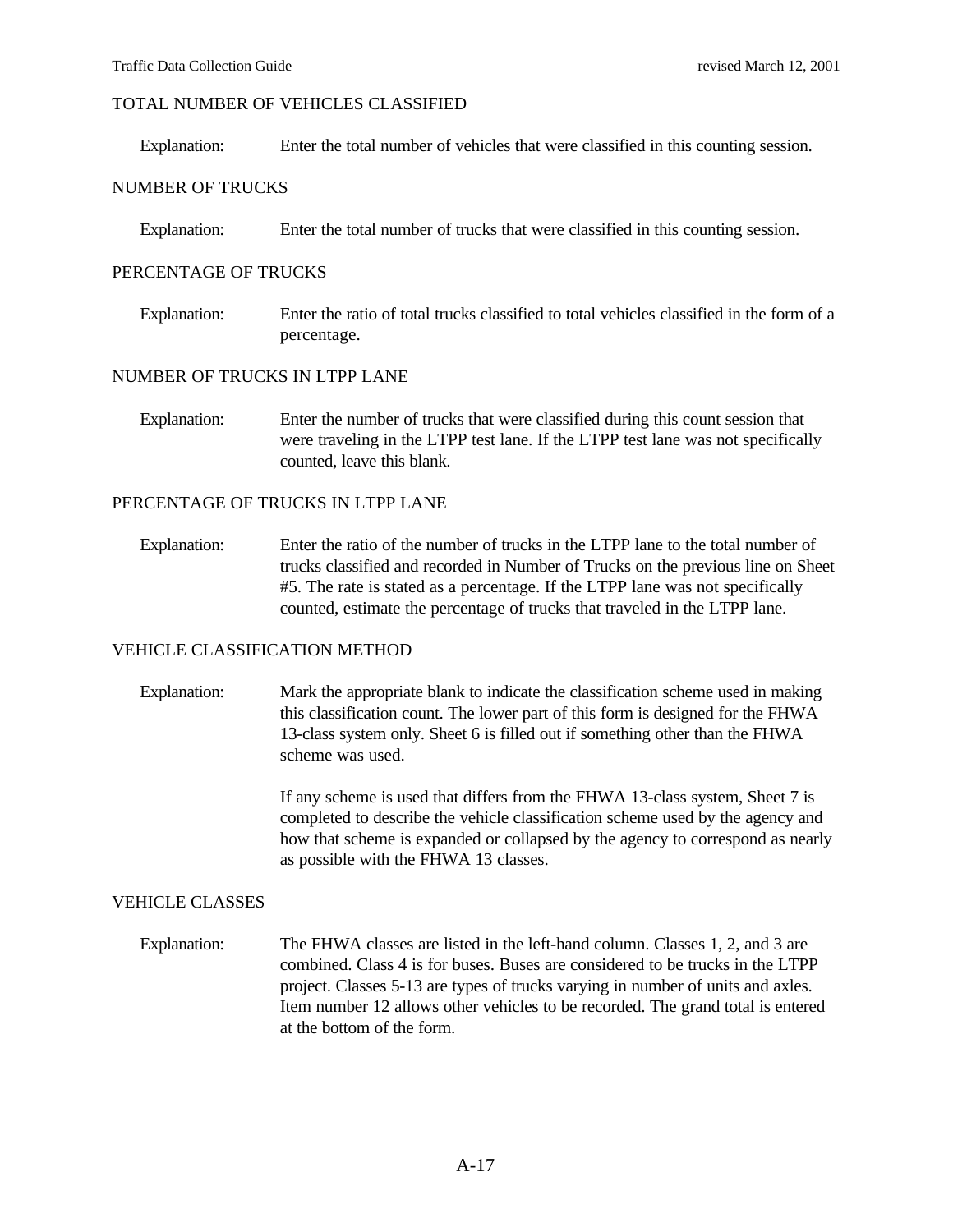## TOTAL NUMBER OF VEHICLES CLASSIFIED

Explanation: Enter the total number of vehicles that were classified in this counting session.

## NUMBER OF TRUCKS

Explanation: Enter the total number of trucks that were classified in this counting session.

## PERCENTAGE OF TRUCKS

Explanation: Enter the ratio of total trucks classified to total vehicles classified in the form of a percentage.

## NUMBER OF TRUCKS IN LTPP LANE

Explanation: Enter the number of trucks that were classified during this count session that were traveling in the LTPP test lane. If the LTPP test lane was not specifically counted, leave this blank.

## PERCENTAGE OF TRUCKS IN LTPP LANE

Explanation: Enter the ratio of the number of trucks in the LTPP lane to the total number of trucks classified and recorded in Number of Trucks on the previous line on Sheet #5. The rate is stated as a percentage. If the LTPP lane was not specifically counted, estimate the percentage of trucks that traveled in the LTPP lane.

## VEHICLE CLASSIFICATION METHOD

Explanation: Mark the appropriate blank to indicate the classification scheme used in making this classification count. The lower part of this form is designed for the FHWA 13-class system only. Sheet 6 is filled out if something other than the FHWA scheme was used.

If any scheme is used that differs from the FHWA 13-class system, Sheet 7 is completed to describe the vehicle classification scheme used by the agency and how that scheme is expanded or collapsed by the agency to correspond as nearly as possible with the FHWA 13 classes.

## VEHICLE CLASSES

Explanation: The FHWA classes are listed in the left-hand column. Classes 1, 2, and 3 are combined. Class 4 is for buses. Buses are considered to be trucks in the LTPP project. Classes 5-13 are types of trucks varying in number of units and axles. Item number 12 allows other vehicles to be recorded. The grand total is entered at the bottom of the form.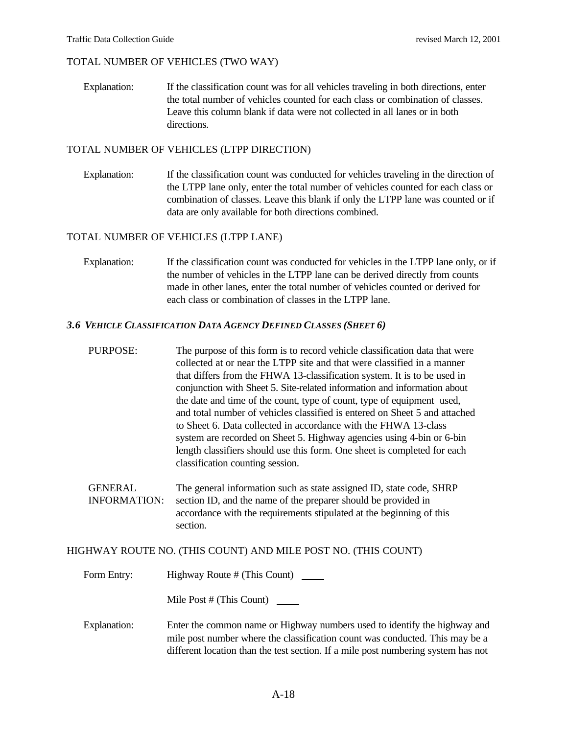TOTAL NUMBER OF VEHICLES (TWO WAY)

Explanation: If the classification count was for all vehicles traveling in both directions, enter the total number of vehicles counted for each class or combination of classes. Leave this column blank if data were not collected in all lanes or in both directions.

TOTAL NUMBER OF VEHICLES (LTPP DIRECTION)

Explanation: If the classification count was conducted for vehicles traveling in the direction of the LTPP lane only, enter the total number of vehicles counted for each class or combination of classes. Leave this blank if only the LTPP lane was counted or if data are only available for both directions combined.

TOTAL NUMBER OF VEHICLES (LTPP LANE)

Explanation: If the classification count was conducted for vehicles in the LTPP lane only, or if the number of vehicles in the LTPP lane can be derived directly from counts made in other lanes, enter the total number of vehicles counted or derived for each class or combination of classes in the LTPP lane.

### *3.6 VEHICLE CLASSIFICATION DATA AGENCY DEFINED CLASSES (SHEET 6)*

PURPOSE: The purpose of this form is to record vehicle classification data that were collected at or near the LTPP site and that were classified in a manner that differs from the FHWA 13-classification system. It is to be used in conjunction with Sheet 5. Site-related information and information about the date and time of the count, type of count, type of equipment used, and total number of vehicles classified is entered on Sheet 5 and attached to Sheet 6. Data collected in accordance with the FHWA 13-class system are recorded on Sheet 5. Highway agencies using 4-bin or 6-bin length classifiers should use this form. One sheet is completed for each classification counting session.

GENERAL INFORMATION: The general information such as state assigned ID, state code, SHRP section ID, and the name of the preparer should be provided in accordance with the requirements stipulated at the beginning of this section.

HIGHWAY ROUTE NO. (THIS COUNT) AND MILE POST NO. (THIS COUNT)

Form Entry: Highway Route # (This Count) ____

Mile Post # (This Count) ____

Explanation: Enter the common name or Highway numbers used to identify the highway and mile post number where the classification count was conducted. This may be a different location than the test section. If a mile post numbering system has not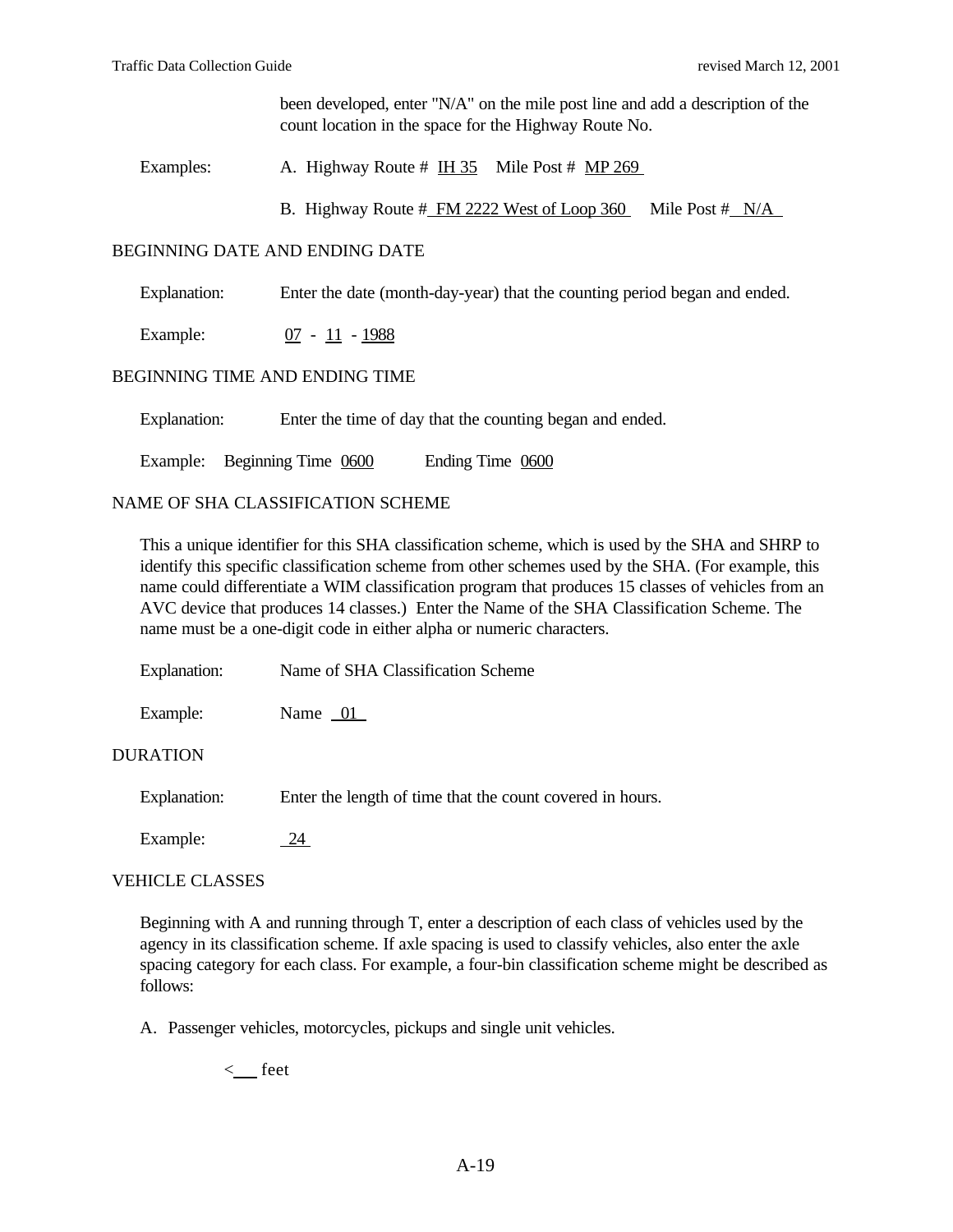been developed, enter "N/A" on the mile post line and add a description of the count location in the space for the Highway Route No.

Examples: A. Highway Route # IH 35 Mile Post # MP 269

B. Highway Route # FM 2222 West of Loop 360 Mile Post # N/A

## BEGINNING DATE AND ENDING DATE

Explanation: Enter the date (month-day-year) that the counting period began and ended.

Example: 07 - 11 - 1988

## BEGINNING TIME AND ENDING TIME

Explanation: Enter the time of day that the counting began and ended.

Example: Beginning Time 0600 Ending Time 0600

## NAME OF SHA CLASSIFICATION SCHEME

This a unique identifier for this SHA classification scheme, which is used by the SHA and SHRP to identify this specific classification scheme from other schemes used by the SHA. (For example, this name could differentiate a WIM classification program that produces 15 classes of vehicles from an AVC device that produces 14 classes.) Enter the Name of the SHA Classification Scheme. The name must be a one-digit code in either alpha or numeric characters.

Explanation: Name of SHA Classification Scheme

Example: Name 01

## DURATION

Explanation: Enter the length of time that the count covered in hours.

Example: 24

## VEHICLE CLASSES

Beginning with A and running through T, enter a description of each class of vehicles used by the agency in its classification scheme. If axle spacing is used to classify vehicles, also enter the axle spacing category for each class. For example, a four-bin classification scheme might be described as follows:

A. Passenger vehicles, motorcycles, pickups and single unit vehicles.

< ___ feet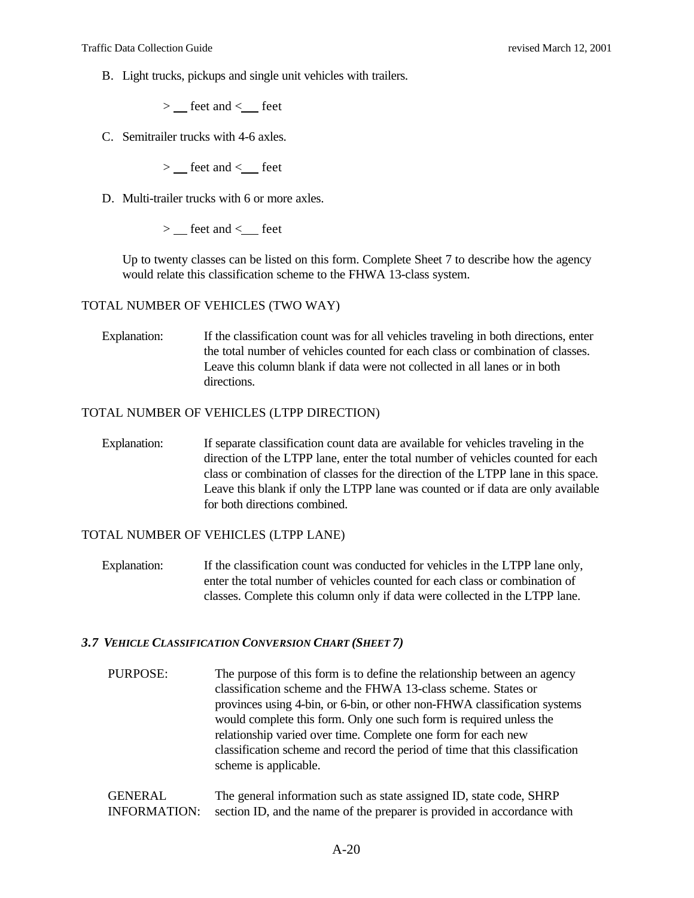B. Light trucks, pickups and single unit vehicles with trailers.

> \> __ feet and < __ feet

C. Semitrailer trucks with 4-6 axles.

> \> __ feet and < __ feet

D. Multi-trailer trucks with 6 or more axles.

> \> __ feet and < __ feet

Up to twenty classes can be listed on this form. Complete Sheet 7 to describe how the agency would relate this classification scheme to the FHWA 13-class system.

TOTAL NUMBER OF VEHICLES (TWO WAY)

Explanation: If the classification count was for all vehicles traveling in both directions, enter the total number of vehicles counted for each class or combination of classes. Leave this column blank if data were not collected in all lanes or in both directions.

TOTAL NUMBER OF VEHICLES (LTPP DIRECTION)

Explanation: If separate classification count data are available for vehicles traveling in the direction of the LTPP lane, enter the total number of vehicles counted for each class or combination of classes for the direction of the LTPP lane in this space. Leave this blank if only the LTPP lane was counted or if data are only available for both directions combined.

TOTAL NUMBER OF VEHICLES (LTPP LANE)

Explanation: If the classification count was conducted for vehicles in the LTPP lane only, enter the total number of vehicles counted for each class or combination of classes. Complete this column only if data were collected in the LTPP lane.

### *3.7 VEHICLE CLASSIFICATION CONVERSION CHART (SHEET 7)*

PURPOSE: The purpose of this form is to define the relationship between an agency classification scheme and the FHWA 13-class scheme. States or provinces using 4-bin, or 6-bin, or other non-FHWA classification systems would complete this form. Only one such form is required unless the relationship varied over time. Complete one form for each new classification scheme and record the period of time that this classification scheme is applicable.

GENERAL INFORMATION: The general information such as state assigned ID, state code, SHRP section ID, and the name of the preparer is provided in accordance with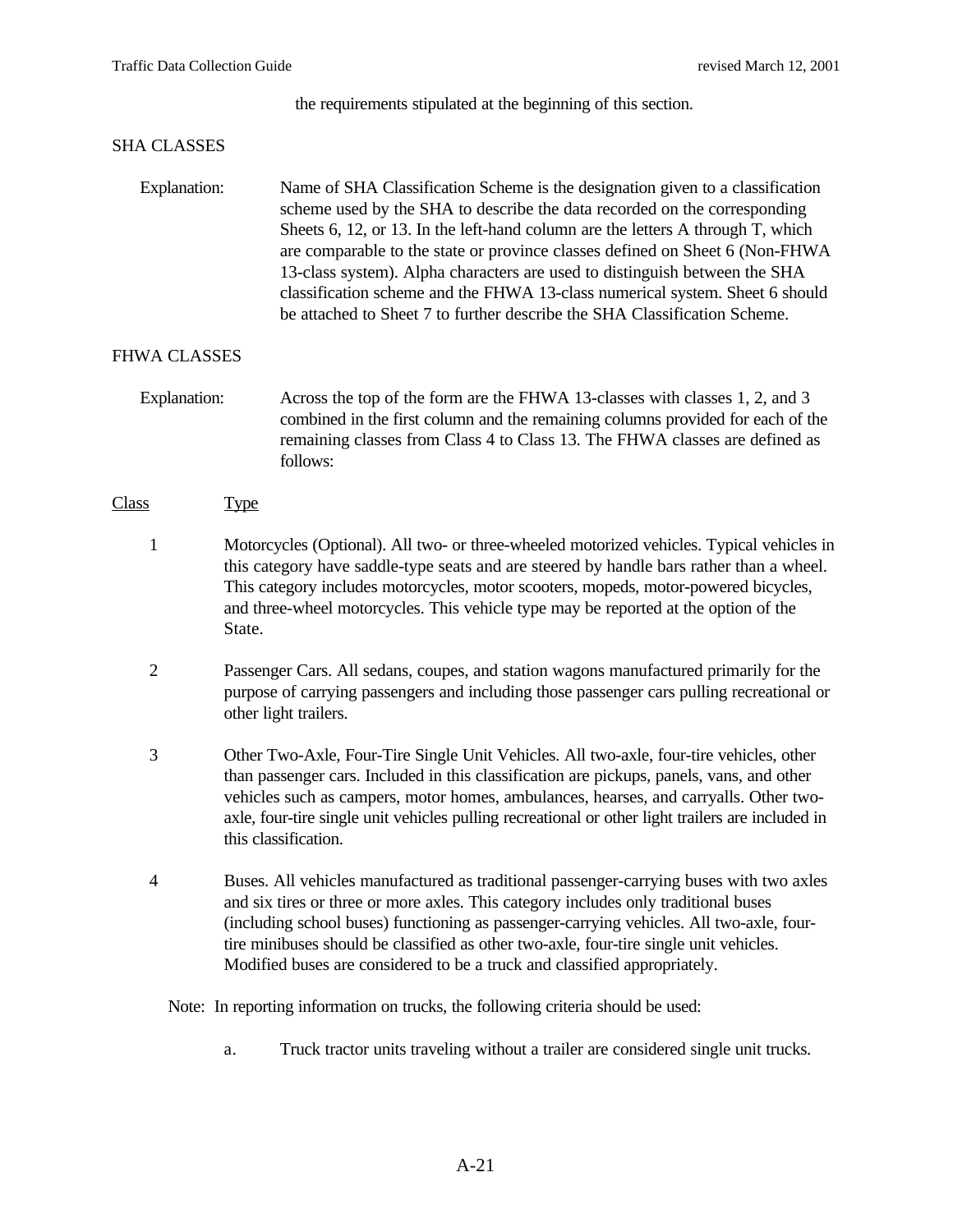the requirements stipulated at the beginning of this section.

SHA CLASSES

Explanation: Name of SHA Classification Scheme is the designation given to a classification scheme used by the SHA to describe the data recorded on the corresponding Sheets 6, 12, or 13. In the left-hand column are the letters A through T, which are comparable to the state or province classes defined on Sheet 6 (Non-FHWA 13-class system). Alpha characters are used to distinguish between the SHA classification scheme and the FHWA 13-class numerical system. Sheet 6 should be attached to Sheet 7 to further describe the SHA Classification Scheme.

FHWA CLASSES

Explanation: Across the top of the form are the FHWA 13-classes with classes 1, 2, and 3 combined in the first column and the remaining columns provided for each of the remaining classes from Class 4 to Class 13. The FHWA classes are defined as follows:

| Class | Type |
|---|---|
| 1 | Motorcycles (Optional). All two- or three-wheeled motorized vehicles. Typical vehicles in this category have saddle-type seats and are steered by handle bars rather than a wheel. This category includes motorcycles, motor scooters, mopeds, motor-powered bicycles, and three-wheel motorcycles. This vehicle type may be reported at the option of the State. |
| 2 | Passenger Cars. All sedans, coupes, and station wagons manufactured primarily for the purpose of carrying passengers and including those passenger cars pulling recreational or other light trailers. |
| 3 | Other Two-Axle, Four-Tire Single Unit Vehicles. All two-axle, four-tire vehicles, other than passenger cars. Included in this classification are pickups, panels, vans, and other vehicles such as campers, motor homes, ambulances, hearses, and carryalls. Other two-axle, four-tire single unit vehicles pulling recreational or other light trailers are included in this classification. |
| 4 | Buses. All vehicles manufactured as traditional passenger-carrying buses with two axles and six tires or three or more axles. This category includes only traditional buses (including school buses) functioning as passenger-carrying vehicles. All two-axle, four-tire minibuses should be classified as other two-axle, four-tire single unit vehicles. Modified buses are considered to be a truck and classified appropriately. |

Note: In reporting information on trucks, the following criteria should be used:

a. Truck tractor units traveling without a trailer are considered single unit trucks.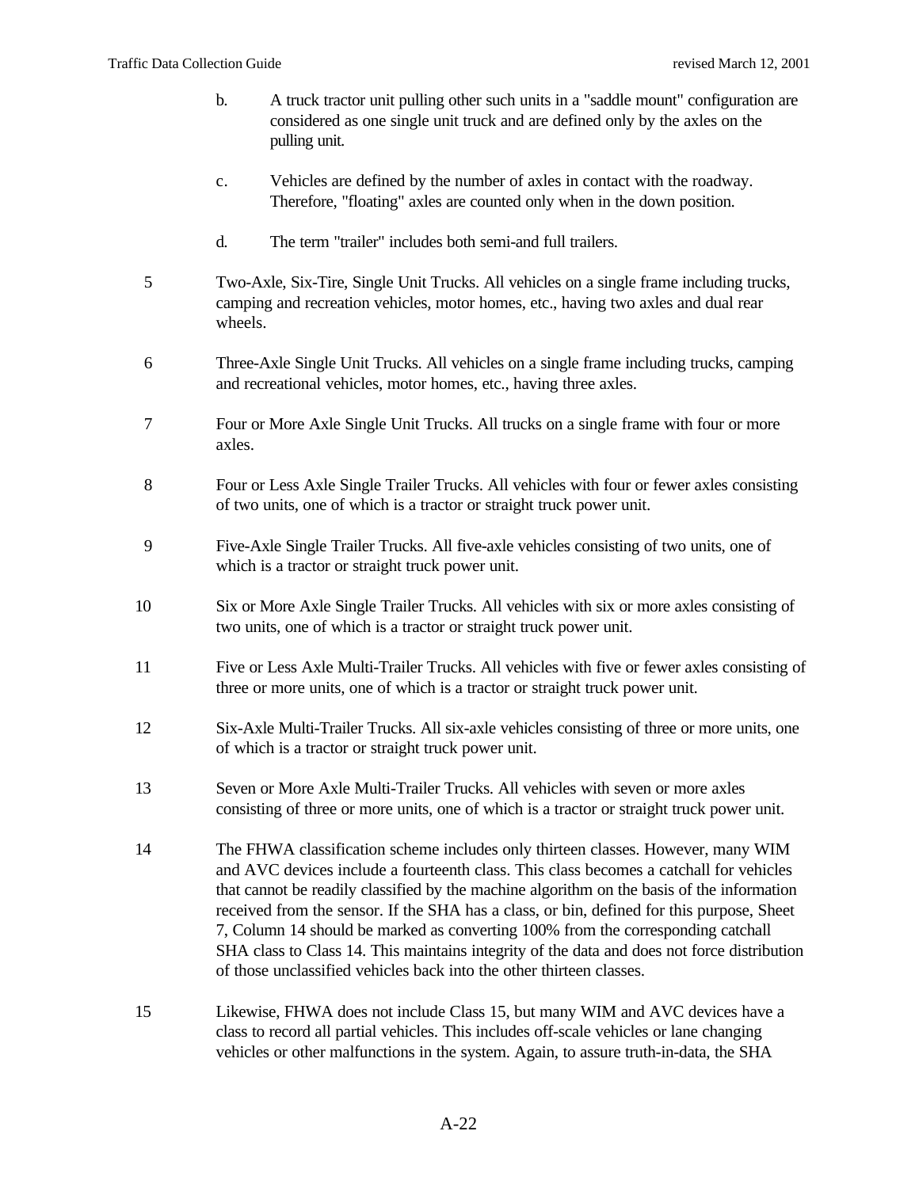b. A truck tractor unit pulling other such units in a "saddle mount" configuration are considered as one single unit truck and are defined only by the axles on the pulling unit.

c. Vehicles are defined by the number of axles in contact with the roadway. Therefore, "floating" axles are counted only when in the down position.

d. The term "trailer" includes both semi-and full trailers.

5 Two-Axle, Six-Tire, Single Unit Trucks. All vehicles on a single frame including trucks, camping and recreation vehicles, motor homes, etc., having two axles and dual rear wheels.

6 Three-Axle Single Unit Trucks. All vehicles on a single frame including trucks, camping and recreational vehicles, motor homes, etc., having three axles.

7 Four or More Axle Single Unit Trucks. All trucks on a single frame with four or more axles.

8 Four or Less Axle Single Trailer Trucks. All vehicles with four or fewer axles consisting of two units, one of which is a tractor or straight truck power unit.

9 Five-Axle Single Trailer Trucks. All five-axle vehicles consisting of two units, one of which is a tractor or straight truck power unit.

10 Six or More Axle Single Trailer Trucks. All vehicles with six or more axles consisting of two units, one of which is a tractor or straight truck power unit.

11 Five or Less Axle Multi-Trailer Trucks. All vehicles with five or fewer axles consisting of three or more units, one of which is a tractor or straight truck power unit.

12 Six-Axle Multi-Trailer Trucks. All six-axle vehicles consisting of three or more units, one of which is a tractor or straight truck power unit.

13 Seven or More Axle Multi-Trailer Trucks. All vehicles with seven or more axles consisting of three or more units, one of which is a tractor or straight truck power unit.

14 The FHWA classification scheme includes only thirteen classes. However, many WIM and AVC devices include a fourteenth class. This class becomes a catchall for vehicles that cannot be readily classified by the machine algorithm on the basis of the information received from the sensor. If the SHA has a class, or bin, defined for this purpose, Sheet 7, Column 14 should be marked as converting 100% from the corresponding catchall SHA class to Class 14. This maintains integrity of the data and does not force distribution of those unclassified vehicles back into the other thirteen classes.

15 Likewise, FHWA does not include Class 15, but many WIM and AVC devices have a class to record all partial vehicles. This includes off-scale vehicles or lane changing vehicles or other malfunctions in the system. Again, to assure truth-in-data, the SHA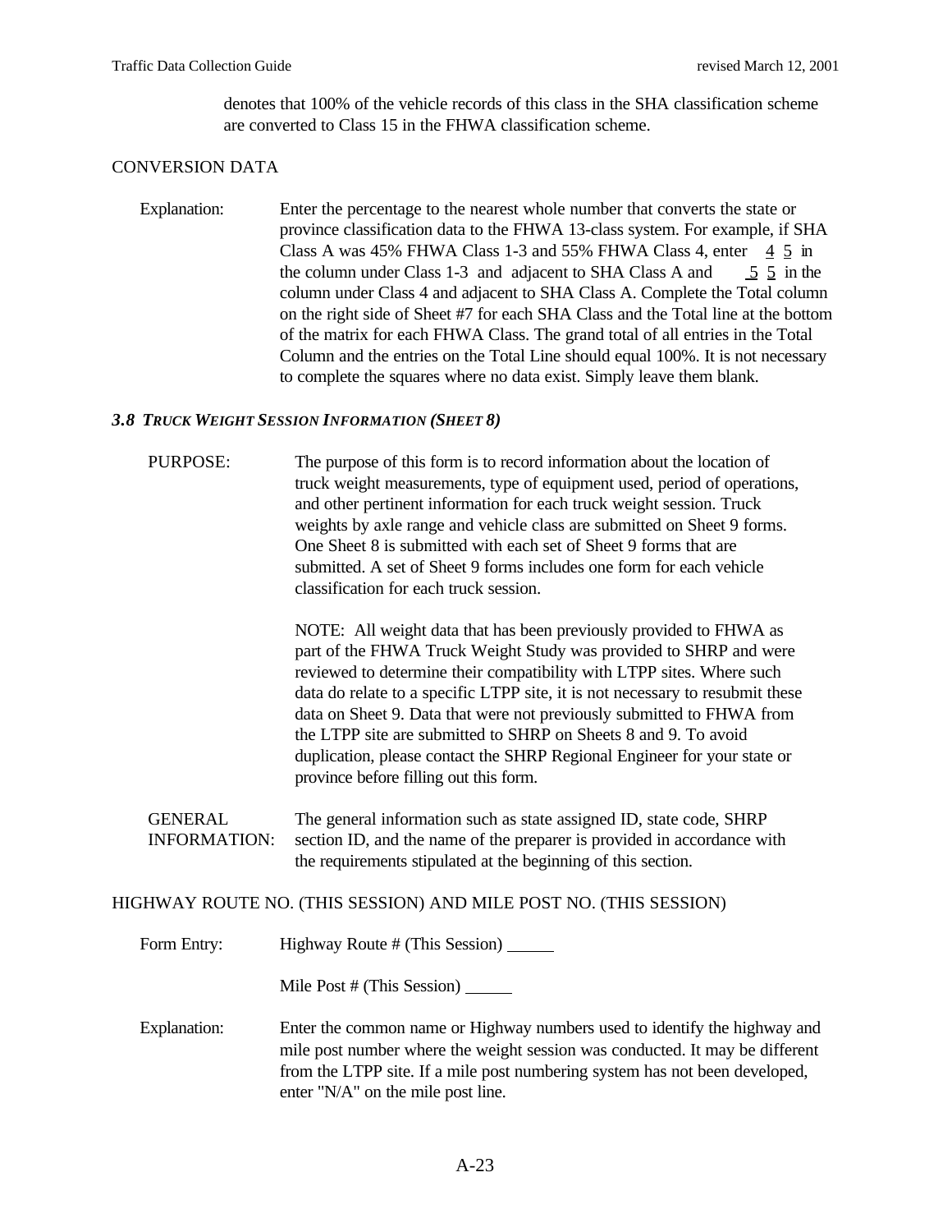denotes that 100% of the vehicle records of this class in the SHA classification scheme are converted to Class 15 in the FHWA classification scheme.

CONVERSION DATA

Explanation: Enter the percentage to the nearest whole number that converts the state or province classification data to the FHWA 13-class system. For example, if SHA Class A was 45% FHWA Class 1-3 and 55% FHWA Class 4, enter 4 5 in the column under Class 1-3 and adjacent to SHA Class A and 5 5 in the column under Class 4 and adjacent to SHA Class A. Complete the Total column on the right side of Sheet #7 for each SHA Class and the Total line at the bottom of the matrix for each FHWA Class. The grand total of all entries in the Total Column and the entries on the Total Line should equal 100%. It is not necessary to complete the squares where no data exist. Simply leave them blank.

### *3.8 TRUCK WEIGHT SESSION INFORMATION (SHEET 8)*

PURPOSE: The purpose of this form is to record information about the location of truck weight measurements, type of equipment used, period of operations, and other pertinent information for each truck weight session. Truck weights by axle range and vehicle class are submitted on Sheet 9 forms. One Sheet 8 is submitted with each set of Sheet 9 forms that are submitted. A set of Sheet 9 forms includes one form for each vehicle classification for each truck session.

NOTE: All weight data that has been previously provided to FHWA as part of the FHWA Truck Weight Study was provided to SHRP and were reviewed to determine their compatibility with LTPP sites. Where such data do relate to a specific LTPP site, it is not necessary to resubmit these data on Sheet 9. Data that were not previously submitted to FHWA from the LTPP site are submitted to SHRP on Sheets 8 and 9. To avoid duplication, please contact the SHRP Regional Engineer for your state or province before filling out this form.

GENERAL INFORMATION: The general information such as state assigned ID, state code, SHRP section ID, and the name of the preparer is provided in accordance with the requirements stipulated at the beginning of this section.

HIGHWAY ROUTE NO. (THIS SESSION) AND MILE POST NO. (THIS SESSION)

Form Entry: Highway Route # (This Session) _____

Mile Post # (This Session) _____

Explanation: Enter the common name or Highway numbers used to identify the highway and mile post number where the weight session was conducted. It may be different from the LTPP site. If a mile post numbering system has not been developed, enter "N/A" on the mile post line.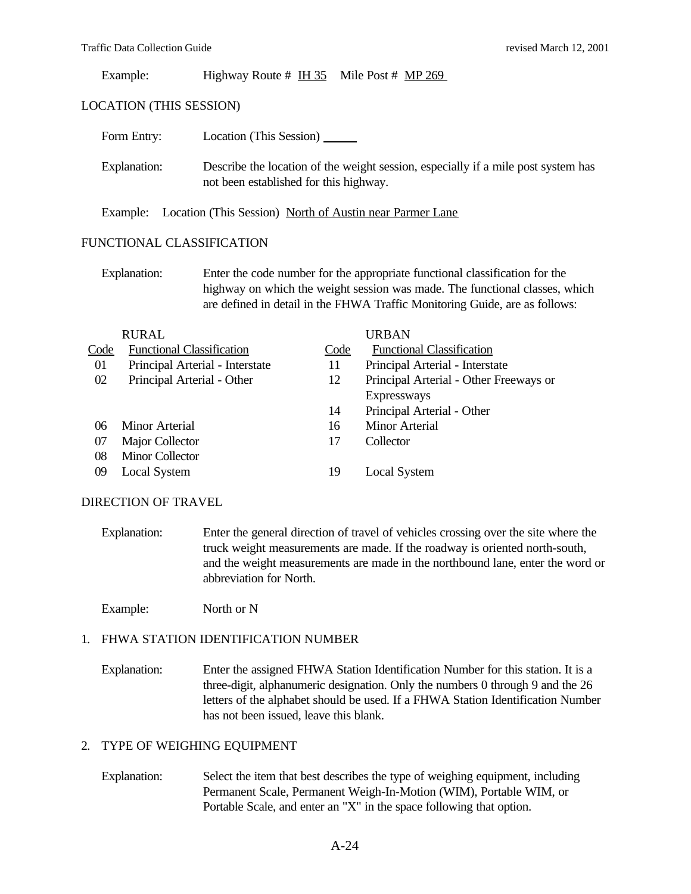Example: Highway Route # IH 35 Mile Post # MP 269

## LOCATION (THIS SESSION)

Form Entry: Location (This Session) ______

Explanation: Describe the location of the weight session, especially if a mile post system has not been established for this highway.

Example: Location (This Session) North of Austin near Parmer Lane

## FUNCTIONAL CLASSIFICATION

Explanation: Enter the code number for the appropriate functional classification for the highway on which the weight session was made. The functional classes, which are defined in detail in the FHWA Traffic Monitoring Guide, are as follows:

| RURAL | | URBAN | |
|---|---|---|---|
| Code | Functional Classification | Code | Functional Classification |
| 01 | Principal Arterial - Interstate | 11 | Principal Arterial - Interstate |
| 02 | Principal Arterial - Other | 12 | Principal Arterial - Other Freeways or Expressways |
| | | 14 | Principal Arterial - Other |
| 06 | Minor Arterial | 16 | Minor Arterial |
| 07 | Major Collector | 17 | Collector |
| 08 | Minor Collector | | |
| 09 | Local System | 19 | Local System |

## DIRECTION OF TRAVEL

Explanation: Enter the general direction of travel of vehicles crossing over the site where the truck weight measurements are made. If the roadway is oriented north-south, and the weight measurements are made in the northbound lane, enter the word or abbreviation for North.

Example: North or N

## 1. FHWA STATION IDENTIFICATION NUMBER

Explanation: Enter the assigned FHWA Station Identification Number for this station. It is a three-digit, alphanumeric designation. Only the numbers 0 through 9 and the 26 letters of the alphabet should be used. If a FHWA Station Identification Number has not been issued, leave this blank.

## 2. TYPE OF WEIGHING EQUIPMENT

Explanation: Select the item that best describes the type of weighing equipment, including Permanent Scale, Permanent Weigh-In-Motion (WIM), Portable WIM, or Portable Scale, and enter an "X" in the space following that option.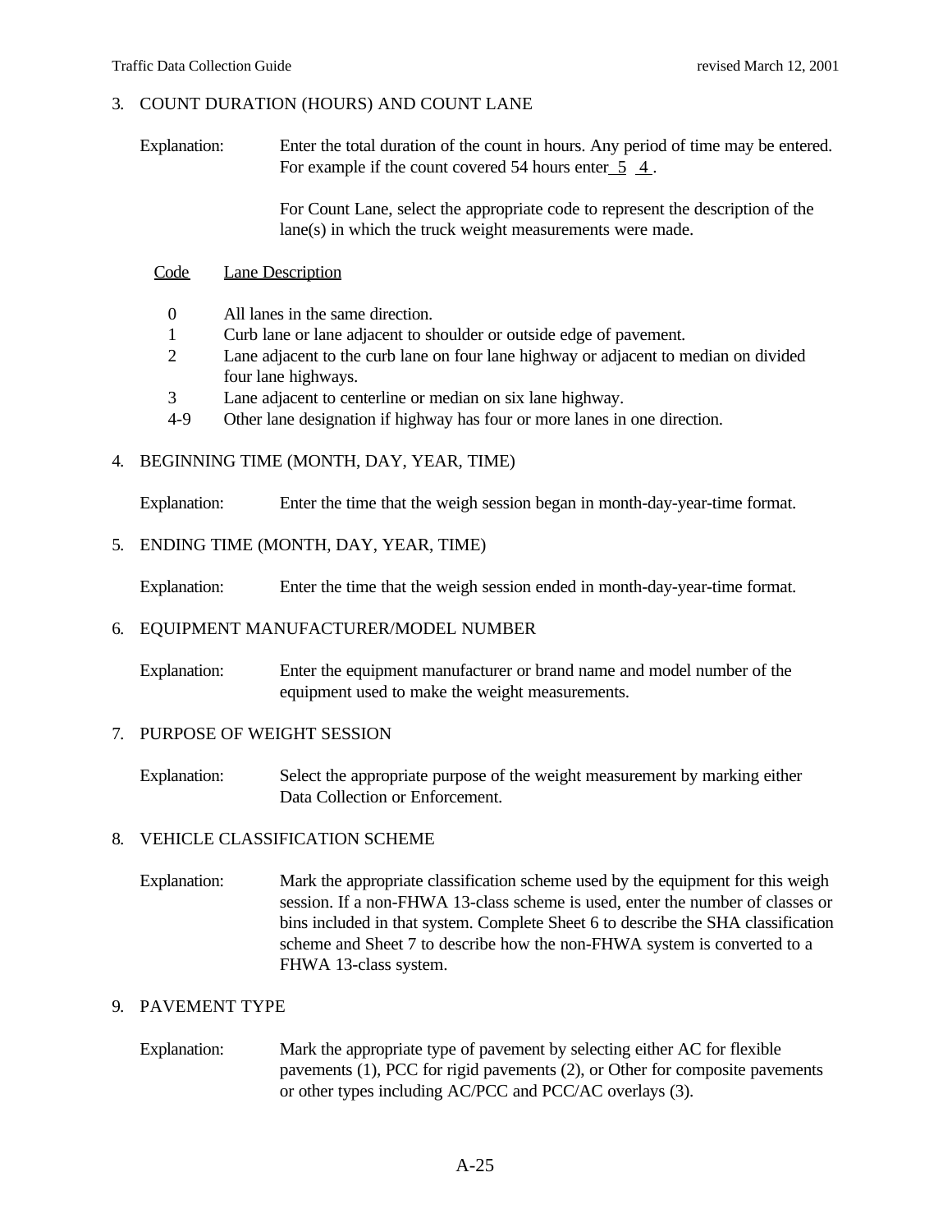## 3. COUNT DURATION (HOURS) AND COUNT LANE

Explanation: Enter the total duration of the count in hours. Any period of time may be entered. For example if the count covered 54 hours enter 5 4 .

For Count Lane, select the appropriate code to represent the description of the lane(s) in which the truck weight measurements were made.

| Code | Lane Description |
|---|---|
| 0 | All lanes in the same direction. |
| 1 | Curb lane or lane adjacent to shoulder or outside edge of pavement. |
| 2 | Lane adjacent to the curb lane on four lane highway or adjacent to median on divided four lane highways. |
| 3 | Lane adjacent to centerline or median on six lane highway. |
| 4-9 | Other lane designation if highway has four or more lanes in one direction. |

## 4. BEGINNING TIME (MONTH, DAY, YEAR, TIME)

Explanation: Enter the time that the weigh session began in month-day-year-time format.

## 5. ENDING TIME (MONTH, DAY, YEAR, TIME)

Explanation: Enter the time that the weigh session ended in month-day-year-time format.

## 6. EQUIPMENT MANUFACTURER/MODEL NUMBER

Explanation: Enter the equipment manufacturer or brand name and model number of the equipment used to make the weight measurements.

## 7. PURPOSE OF WEIGHT SESSION

Explanation: Select the appropriate purpose of the weight measurement by marking either Data Collection or Enforcement.

## 8. VEHICLE CLASSIFICATION SCHEME

Explanation: Mark the appropriate classification scheme used by the equipment for this weigh session. If a non-FHWA 13-class scheme is used, enter the number of classes or bins included in that system. Complete Sheet 6 to describe the SHA classification scheme and Sheet 7 to describe how the non-FHWA system is converted to a FHWA 13-class system.

## 9. PAVEMENT TYPE

Explanation: Mark the appropriate type of pavement by selecting either AC for flexible pavements (1), PCC for rigid pavements (2), or Other for composite pavements or other types including AC/PCC and PCC/AC overlays (3).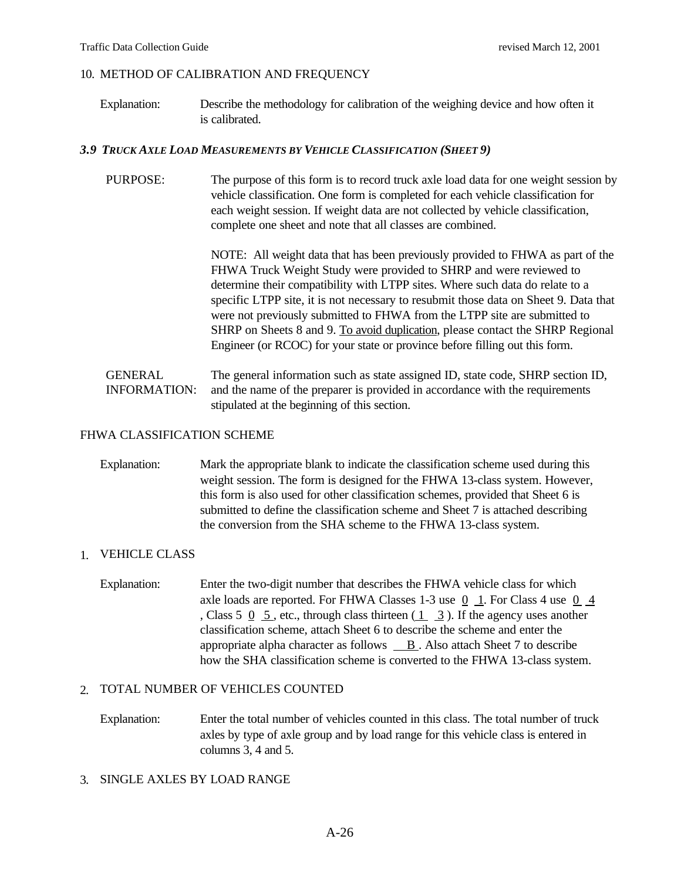10. METHOD OF CALIBRATION AND FREQUENCY

Explanation: Describe the methodology for calibration of the weighing device and how often it is calibrated.

### *3.9 TRUCK AXLE LOAD MEASUREMENTS BY VEHICLE CLASSIFICATION (SHEET 9)*

PURPOSE: The purpose of this form is to record truck axle load data for one weight session by vehicle classification. One form is completed for each vehicle classification for each weight session. If weight data are not collected by vehicle classification, complete one sheet and note that all classes are combined.

NOTE: All weight data that has been previously provided to FHWA as part of the FHWA Truck Weight Study were provided to SHRP and were reviewed to determine their compatibility with LTPP sites. Where such data do relate to a specific LTPP site, it is not necessary to resubmit those data on Sheet 9. Data that were not previously submitted to FHWA from the LTPP site are submitted to SHRP on Sheets 8 and 9. To avoid duplication, please contact the SHRP Regional Engineer (or RCOC) for your state or province before filling out this form.

GENERAL INFORMATION: The general information such as state assigned ID, state code, SHRP section ID, and the name of the preparer is provided in accordance with the requirements stipulated at the beginning of this section.

FHWA CLASSIFICATION SCHEME

Explanation: Mark the appropriate blank to indicate the classification scheme used during this weight session. The form is designed for the FHWA 13-class system. However, this form is also used for other classification schemes, provided that Sheet 6 is submitted to define the classification scheme and Sheet 7 is attached describing the conversion from the SHA scheme to the FHWA 13-class system.

1. VEHICLE CLASS

Explanation: Enter the two-digit number that describes the FHWA vehicle class for which axle loads are reported. For FHWA Classes 1-3 use 0 1. For Class 4 use 0 4, Class 5 0 5, etc., through class thirteen (1 3). If the agency uses another classification scheme, attach Sheet 6 to describe the scheme and enter the appropriate alpha character as follows B. Also attach Sheet 7 to describe how the SHA classification scheme is converted to the FHWA 13-class system.

2. TOTAL NUMBER OF VEHICLES COUNTED

Explanation: Enter the total number of vehicles counted in this class. The total number of truck axles by type of axle group and by load range for this vehicle class is entered in columns 3, 4 and 5.

3. SINGLE AXLES BY LOAD RANGE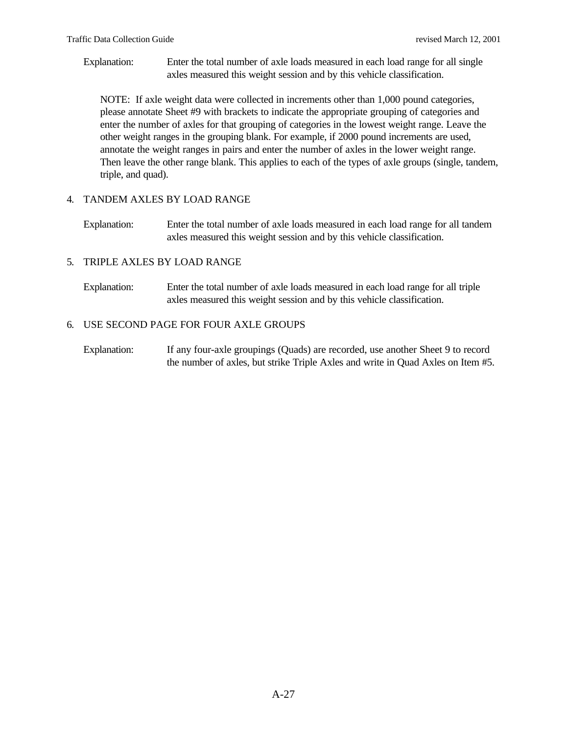Explanation: Enter the total number of axle loads measured in each load range for all single axles measured this weight session and by this vehicle classification.

NOTE: If axle weight data were collected in increments other than 1,000 pound categories, please annotate Sheet #9 with brackets to indicate the appropriate grouping of categories and enter the number of axles for that grouping of categories in the lowest weight range. Leave the other weight ranges in the grouping blank. For example, if 2000 pound increments are used, annotate the weight ranges in pairs and enter the number of axles in the lower weight range. Then leave the other range blank. This applies to each of the types of axle groups (single, tandem, triple, and quad).

4. TANDEM AXLES BY LOAD RANGE

Explanation: Enter the total number of axle loads measured in each load range for all tandem axles measured this weight session and by this vehicle classification.

5. TRIPLE AXLES BY LOAD RANGE

Explanation: Enter the total number of axle loads measured in each load range for all triple axles measured this weight session and by this vehicle classification.

6. USE SECOND PAGE FOR FOUR AXLE GROUPS

Explanation: If any four-axle groupings (Quads) are recorded, use another Sheet 9 to record the number of axles, but strike Triple Axles and write in Quad Axles on Item #5.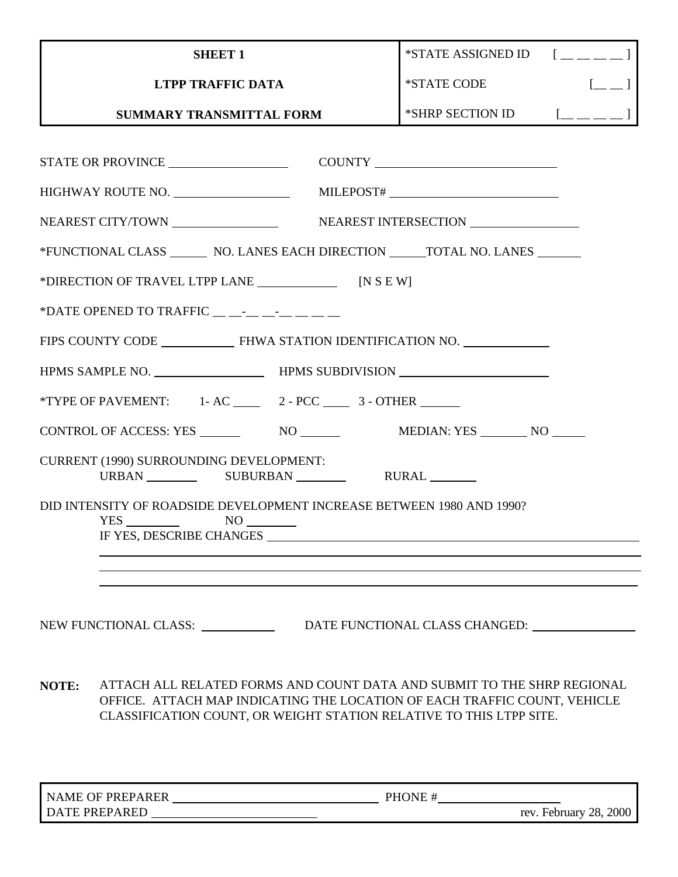| SHEET 1<br>LTPP TRAFFIC DATA<br>SUMMARY TRANSMITTAL FORM | *STATE ASSIGNED ID [ __ __ __ __ ]<br>*STATE CODE [__ __ ]<br>*SHRP SECTION ID [__ __ __ __ ] |
|---|---|

STATE OR PROVINCE ____________________ COUNTY ______________________________

HIGHWAY ROUTE NO. ____________________ MILEPOST# ____________________________

NEAREST CITY/TOWN __________________ NEAREST INTERSECTION __________________

*FUNCTIONAL CLASS ______ NO. LANES EACH DIRECTION ______TOTAL NO. LANES _______

*DIRECTION OF TRAVEL LTPP LANE _____________ [N S E W]

*DATE OPENED TO TRAFFIC __ __-__ __-__ __ __ __

FIPS COUNTY CODE ____________ FHWA STATION IDENTIFICATION NO. ______________

HPMS SAMPLE NO. __________________ HPMS SUBDIVISION ________________________

*TYPE OF PAVEMENT: 1- AC _____ 2 - PCC _____ 3 - OTHER ______

CONTROL OF ACCESS: YES ______ NO ______ MEDIAN: YES ________ NO _____

CURRENT (1990) SURROUNDING DEVELOPMENT:
URBAN ________ SUBURBAN ________ RURAL ________

DID INTENSITY OF ROADSIDE DEVELOPMENT INCREASE BETWEEN 1980 AND 1990?
YES ________ NO ________
IF YES, DESCRIBE CHANGES ______________________________________________________

________________________________________________________________________________

________________________________________________________________________________

________________________________________________________________________________

NEW FUNCTIONAL CLASS: ____________ DATE FUNCTIONAL CLASS CHANGED: _________________

**NOTE:** ATTACH ALL RELATED FORMS AND COUNT DATA AND SUBMIT TO THE SHRP REGIONAL OFFICE. ATTACH MAP INDICATING THE LOCATION OF EACH TRAFFIC COUNT, VEHICLE CLASSIFICATION COUNT, OR WEIGHT STATION RELATIVE TO THIS LTPP SITE.

| NAME OF PREPARER __________________________________<br>DATE PREPARED ___________________________ | PHONE #____________________<br>rev. February 28, 2000 |
|---|---|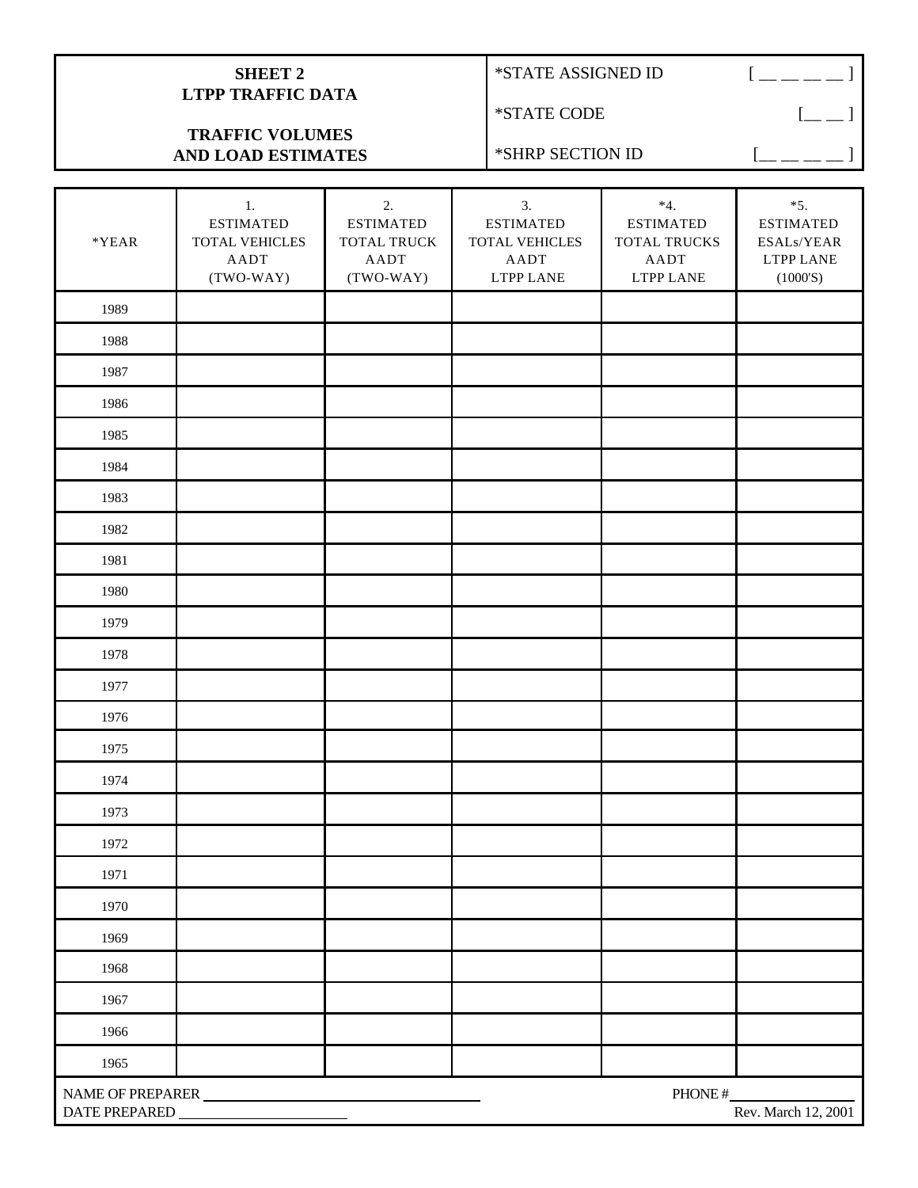**SHEET 2**
**LTPP TRAFFIC DATA**

**TRAFFIC VOLUMES**
**AND LOAD ESTIMATES**

*STATE ASSIGNED ID [ __ __ __ __ ]

*STATE CODE [__ __ ]

*SHRP SECTION ID [__ __ __ __ ]

| *YEAR | 1. ESTIMATED TOTAL VEHICLES AADT (TWO-WAY) | 2. ESTIMATED TOTAL TRUCK AADT (TWO-WAY) | 3. ESTIMATED TOTAL VEHICLES AADT LTPP LANE | *4. ESTIMATED TOTAL TRUCKS AADT LTPP LANE | *5. ESTIMATED ESALs/YEAR LTPP LANE (1000'S) |
|---|---|---|---|---|---|
| 1989 | | | | | |
| 1988 | | | | | |
| 1987 | | | | | |
| 1986 | | | | | |
| 1985 | | | | | |
| 1984 | | | | | |
| 1983 | | | | | |
| 1982 | | | | | |
| 1981 | | | | | |
| 1980 | | | | | |
| 1979 | | | | | |
| 1978 | | | | | |
| 1977 | | | | | |
| 1976 | | | | | |
| 1975 | | | | | |
| 1974 | | | | | |
| 1973 | | | | | |
| 1972 | | | | | |
| 1971 | | | | | |
| 1970 | | | | | |
| 1969 | | | | | |
| 1968 | | | | | |
| 1967 | | | | | |
| 1966 | | | | | |
| 1965 | | | | | |

NAME OF PREPARER ______________________ PHONE # ______________

DATE PREPARED ______________ Rev. March 12, 2001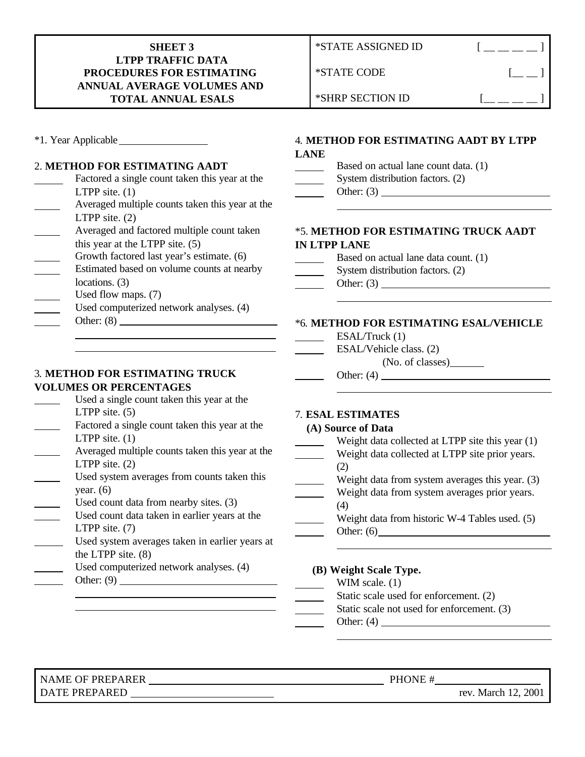| **SHEET 3**<br>**LTPP TRAFFIC DATA**<br>**PROCEDURES FOR ESTIMATING ANNUAL AVERAGE VOLUMES AND TOTAL ANNUAL ESALS** | *STATE ASSIGNED ID [ __ __ __ __ ]<br>*STATE CODE [__ __ ]<br>*SHRP SECTION ID [__ __ __ __ ] |
|---|---|

*1. Year Applicable ________________

2. **METHOD FOR ESTIMATING AADT**

_____ Factored a single count taken this year at the LTPP site. (1)
_____ Averaged multiple counts taken this year at the LTPP site. (2)
_____ Averaged and factored multiple count taken this year at the LTPP site. (5)
_____ Growth factored last year's estimate. (6)
_____ Estimated based on volume counts at nearby locations. (3)
_____ Used flow maps. (7)
_____ Used computerized network analyses. (4)
_____ Other: (8) ______________________________

3. **METHOD FOR ESTIMATING TRUCK VOLUMES OR PERCENTAGES**

_____ Used a single count taken this year at the LTPP site. (5)
_____ Factored a single count taken this year at the LTPP site. (1)
_____ Averaged multiple counts taken this year at the LTPP site. (2)
_____ Used system averages from counts taken this year. (6)
_____ Used count data from nearby sites. (3)
_____ Used count data taken in earlier years at the LTPP site. (7)
_____ Used system averages taken in earlier years at the LTPP site. (8)
_____ Used computerized network analyses. (4)
_____ Other: (9) ______________________________

4. **METHOD FOR ESTIMATING AADT BY LTPP LANE**

_____ Based on actual lane count data. (1)
_____ System distribution factors. (2)
_____ Other: (3) ______________________________

*5. **METHOD FOR ESTIMATING TRUCK AADT IN LTPP LANE**

_____ Based on actual lane data count. (1)
_____ System distribution factors. (2)
_____ Other: (3) ______________________________

*6. **METHOD FOR ESTIMATING ESAL/VEHICLE**

_____ ESAL/Truck (1)
_____ ESAL/Vehicle class. (2)
(No. of classes)______
_____ Other: (4) ______________________________

7. **ESAL ESTIMATES**

**(A) Source of Data**

_____ Weight data collected at LTPP site this year (1)
_____ Weight data collected at LTPP site prior years. (2)
_____ Weight data from system averages this year. (3)
_____ Weight data from system averages prior years. (4)
_____ Weight data from historic W-4 Tables used. (5)
_____ Other: (6)______________________________

**(B) Weight Scale Type.**

_____ WIM scale. (1)
_____ Static scale used for enforcement. (2)
_____ Static scale not used for enforcement. (3)
_____ Other: (4) ______________________________

NAME OF PREPARER ______________________________ PHONE #__________________
DATE PREPARED __________________________ rev. March 12, 2001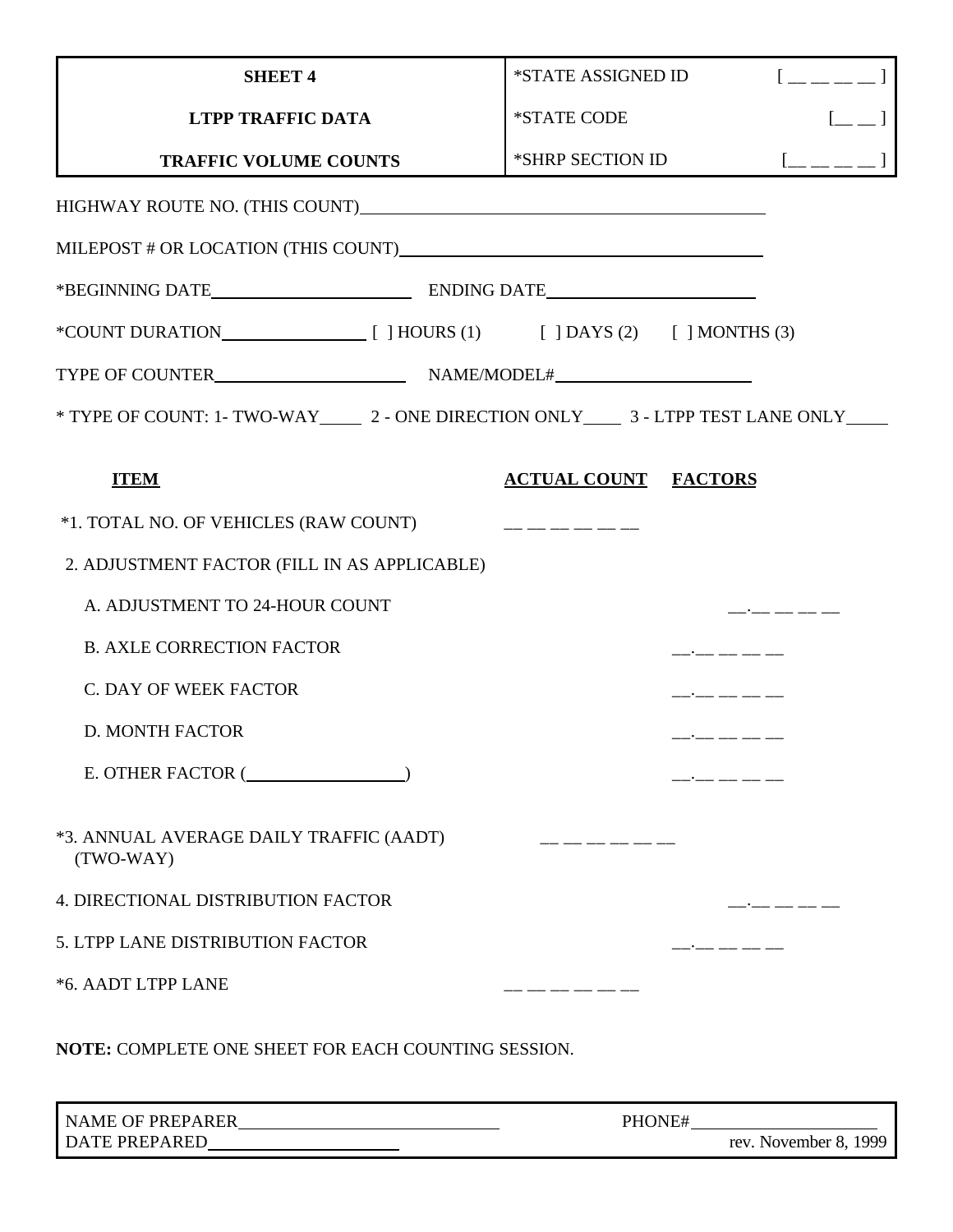| SHEET 4 | *STATE ASSIGNED ID | [ __ __ __ __ ] |
|---|---|---|
| LTPP TRAFFIC DATA | *STATE CODE | [__ __ ] |
| TRAFFIC VOLUME COUNTS | *SHRP SECTION ID | [__ __ __ __ ] |

HIGHWAY ROUTE NO. (THIS COUNT)_______________________________________________

MILEPOST # OR LOCATION (THIS COUNT)__________________________________________

*BEGINNING DATE________________________ ENDING DATE________________________

*COUNT DURATION________________ [ ] HOURS (1) [ ] DAYS (2) [ ] MONTHS (3)

TYPE OF COUNTER______________________ NAME/MODEL#______________________

* TYPE OF COUNT: 1- TWO-WAY____ 2 - ONE DIRECTION ONLY____ 3 - LTPP TEST LANE ONLY____

| ITEM | ACTUAL COUNT | FACTORS |
|---|---|---|
| *1. TOTAL NO. OF VEHICLES (RAW COUNT) | __ __ __ __ __ __ | |
| 2. ADJUSTMENT FACTOR (FILL IN AS APPLICABLE) | | |
| A. ADJUSTMENT TO 24-HOUR COUNT | | __.__ __ __ __ |
| B. AXLE CORRECTION FACTOR | | __.__ __ __ __ |
| C. DAY OF WEEK FACTOR | | __.__ __ __ __ |
| D. MONTH FACTOR | | __.__ __ __ __ |
| E. OTHER FACTOR (__________________) | | __.__ __ __ __ |
| *3. ANNUAL AVERAGE DAILY TRAFFIC (AADT) (TWO-WAY) | __ __ __ __ __ __ | |
| 4. DIRECTIONAL DISTRIBUTION FACTOR | | __.__ __ __ __ |
| 5. LTPP LANE DISTRIBUTION FACTOR | | __.__ __ __ __ |
| *6. AADT LTPP LANE | __ __ __ __ __ __ | |

**NOTE:** COMPLETE ONE SHEET FOR EACH COUNTING SESSION.

| NAME OF PREPARER______________________________ | PHONE#______________________ |
|---|---|
| DATE PREPARED______________________ | rev. November 8, 1999 |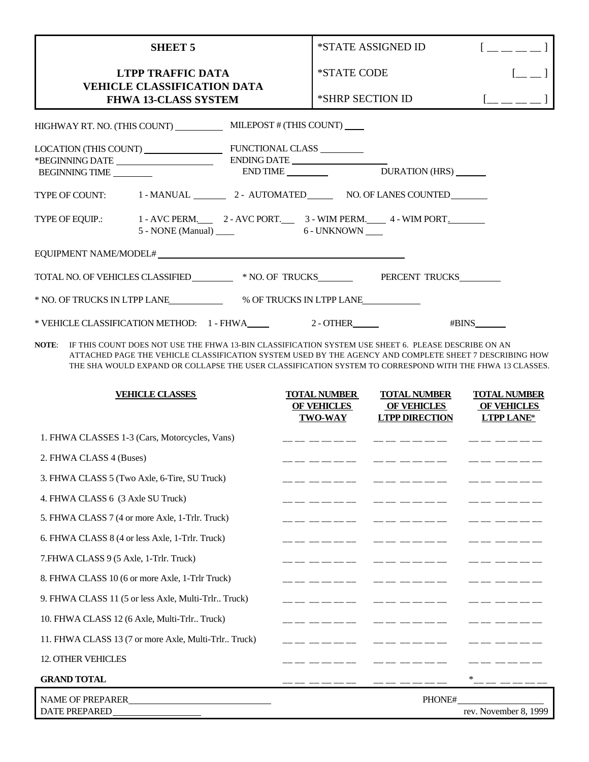| **SHEET 5**<br><br>**LTPP TRAFFIC DATA**<br>**VEHICLE CLASSIFICATION DATA**<br>**FHWA 13-CLASS SYSTEM** | |
|---|---|
| *STATE ASSIGNED ID | [ __ __ __ __ ] |
| *STATE CODE | [__ __ ] |
| *SHRP SECTION ID | [__ __ __ __ ] |

HIGHWAY RT. NO. (THIS COUNT) __________ MILEPOST # (THIS COUNT) ____

LOCATION (THIS COUNT) ________________ FUNCTIONAL CLASS _________

*BEGINNING DATE ____________________ ENDING DATE ____________________

BEGINNING TIME ________ END TIME _________ DURATION (HRS) ______

TYPE OF COUNT: 1 - MANUAL _______ 2 - AUTOMATED______ NO. OF LANES COUNTED________

TYPE OF EQUIP.: 1 - AVC PERM.___ 2 - AVC PORT.___ 3 - WIM PERM.____ 4 - WIM PORT.________

5 - NONE (Manual) ____ 6 - UNKNOWN ____

EQUIPMENT NAME/MODEL# ____________________________________________________

TOTAL NO. OF VEHICLES CLASSIFIED_________ * NO. OF TRUCKS_______ PERCENT TRUCKS_________

* NO. OF TRUCKS IN LTPP LANE___________ % OF TRUCKS IN LTPP LANE____________

* VEHICLE CLASSIFICATION METHOD: 1 - FHWA_____ 2 - OTHER_____ #BINS______

**NOTE**: IF THIS COUNT DOES NOT USE THE FHWA 13-BIN CLASSIFICATION SYSTEM USE SHEET 6. PLEASE DESCRIBE ON AN ATTACHED PAGE THE VEHICLE CLASSIFICATION SYSTEM USED BY THE AGENCY AND COMPLETE SHEET 7 DESCRIBING HOW THE SHA WOULD EXPAND OR COLLAPSE THE USER CLASSIFICATION SYSTEM TO CORRESPOND WITH THE FHWA 13 CLASSES.

| **VEHICLE CLASSES** | **TOTAL NUMBER OF VEHICLES TWO-WAY** | **TOTAL NUMBER OF VEHICLES LTPP DIRECTION** | **TOTAL NUMBER OF VEHICLES LTPP LANE*** |
|---|---|---|---|
| 1. FHWA CLASSES 1-3 (Cars, Motorcycles, Vans) | __ __ __ __ __ __ | __ __ __ __ __ __ | __ __ __ __ __ __ |
| 2. FHWA CLASS 4 (Buses) | __ __ __ __ __ __ | __ __ __ __ __ __ | __ __ __ __ __ __ |
| 3. FHWA CLASS 5 (Two Axle, 6-Tire, SU Truck) | __ __ __ __ __ __ | __ __ __ __ __ __ | __ __ __ __ __ __ |
| 4. FHWA CLASS 6 (3 Axle SU Truck) | __ __ __ __ __ __ | __ __ __ __ __ __ | __ __ __ __ __ __ |
| 5. FHWA CLASS 7 (4 or more Axle, 1-Trlr. Truck) | __ __ __ __ __ __ | __ __ __ __ __ __ | __ __ __ __ __ __ |
| 6. FHWA CLASS 8 (4 or less Axle, 1-Trlr. Truck) | __ __ __ __ __ __ | __ __ __ __ __ __ | __ __ __ __ __ __ |
| 7.FHWA CLASS 9 (5 Axle, 1-Trlr. Truck) | __ __ __ __ __ __ | __ __ __ __ __ __ | __ __ __ __ __ __ |
| 8. FHWA CLASS 10 (6 or more Axle, 1-Trlr Truck) | __ __ __ __ __ __ | __ __ __ __ __ __ | __ __ __ __ __ __ |
| 9. FHWA CLASS 11 (5 or less Axle, Multi-Trlr.. Truck) | __ __ __ __ __ __ | __ __ __ __ __ __ | __ __ __ __ __ __ |
| 10. FHWA CLASS 12 (6 Axle, Multi-Trlr.. Truck) | __ __ __ __ __ __ | __ __ __ __ __ __ | __ __ __ __ __ __ |
| 11. FHWA CLASS 13 (7 or more Axle, Multi-Trlr.. Truck) | __ __ __ __ __ __ | __ __ __ __ __ __ | __ __ __ __ __ __ |
| 12. OTHER VEHICLES | __ __ __ __ __ __ | __ __ __ __ __ __ | __ __ __ __ __ __ |
| **GRAND TOTAL** | __ __ __ __ __ __ | __ __ __ __ __ __ | *__ __ __ __ __ __ |

NAME OF PREPARER______________________________ PHONE#__________________

DATE PREPARED__________________ rev. November 8, 1999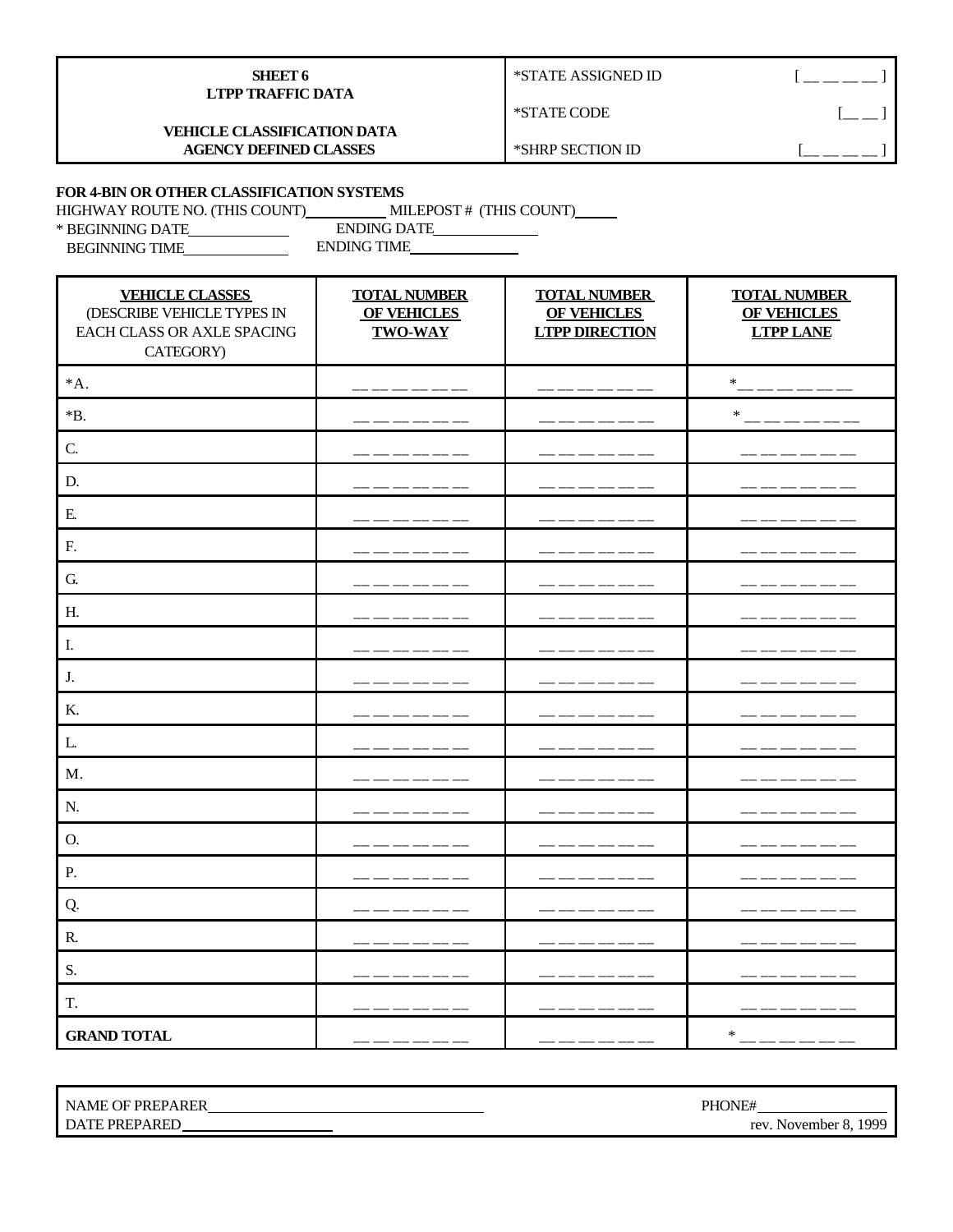| **SHEET 6**<br>**LTPP TRAFFIC DATA**<br><br>**VEHICLE CLASSIFICATION DATA**<br>**AGENCY DEFINED CLASSES** | *STATE ASSIGNED ID [ __ __ __ __ ]<br>*STATE CODE [__ __ ]<br>*SHRP SECTION ID [__ __ __ __ ] |
|---|---|

**FOR 4-BIN OR OTHER CLASSIFICATION SYSTEMS**

HIGHWAY ROUTE NO. (THIS COUNT)__________ MILEPOST # (THIS COUNT)_____

\* BEGINNING DATE____________ ENDING DATE____________

BEGINNING TIME____________ ENDING TIME_____________

| **VEHICLE CLASSES** (DESCRIBE VEHICLE TYPES IN EACH CLASS OR AXLE SPACING CATEGORY) | **TOTAL NUMBER OF VEHICLES TWO-WAY** | **TOTAL NUMBER OF VEHICLES LTPP DIRECTION** | **TOTAL NUMBER OF VEHICLES LTPP LANE** |
|---|---|---|---|
| *A. | __ __ __ __ __ __ | __ __ __ __ __ __ | *__ __ __ __ __ __ |
| *B. | __ __ __ __ __ __ | __ __ __ __ __ __ | * __ __ __ __ __ __ |
| C. | __ __ __ __ __ __ | __ __ __ __ __ __ | __ __ __ __ __ __ |
| D. | __ __ __ __ __ __ | __ __ __ __ __ __ | __ __ __ __ __ __ |
| E. | __ __ __ __ __ __ | __ __ __ __ __ __ | __ __ __ __ __ __ |
| F. | __ __ __ __ __ __ | __ __ __ __ __ __ | __ __ __ __ __ __ |
| G. | __ __ __ __ __ __ | __ __ __ __ __ __ | __ __ __ __ __ __ |
| H. | __ __ __ __ __ __ | __ __ __ __ __ __ | __ __ __ __ __ __ |
| I. | __ __ __ __ __ __ | __ __ __ __ __ __ | __ __ __ __ __ __ |
| J. | __ __ __ __ __ __ | __ __ __ __ __ __ | __ __ __ __ __ __ |
| K. | __ __ __ __ __ __ | __ __ __ __ __ __ | __ __ __ __ __ __ |
| L. | __ __ __ __ __ __ | __ __ __ __ __ __ | __ __ __ __ __ __ |
| M. | __ __ __ __ __ __ | __ __ __ __ __ __ | __ __ __ __ __ __ |
| N. | __ __ __ __ __ __ | __ __ __ __ __ __ | __ __ __ __ __ __ |
| O. | __ __ __ __ __ __ | __ __ __ __ __ __ | __ __ __ __ __ __ |
| P. | __ __ __ __ __ __ | __ __ __ __ __ __ | __ __ __ __ __ __ |
| Q. | __ __ __ __ __ __ | __ __ __ __ __ __ | __ __ __ __ __ __ |
| R. | __ __ __ __ __ __ | __ __ __ __ __ __ | __ __ __ __ __ __ |
| S. | __ __ __ __ __ __ | __ __ __ __ __ __ | __ __ __ __ __ __ |
| T. | __ __ __ __ __ __ | __ __ __ __ __ __ | __ __ __ __ __ __ |
| **GRAND TOTAL** | __ __ __ __ __ __ | __ __ __ __ __ __ | * __ __ __ __ __ __ |

| NAME OF PREPARER_______________________<br>DATE PREPARED______________ | PHONE#____________<br>rev. November 8, 1999 |
|---|---|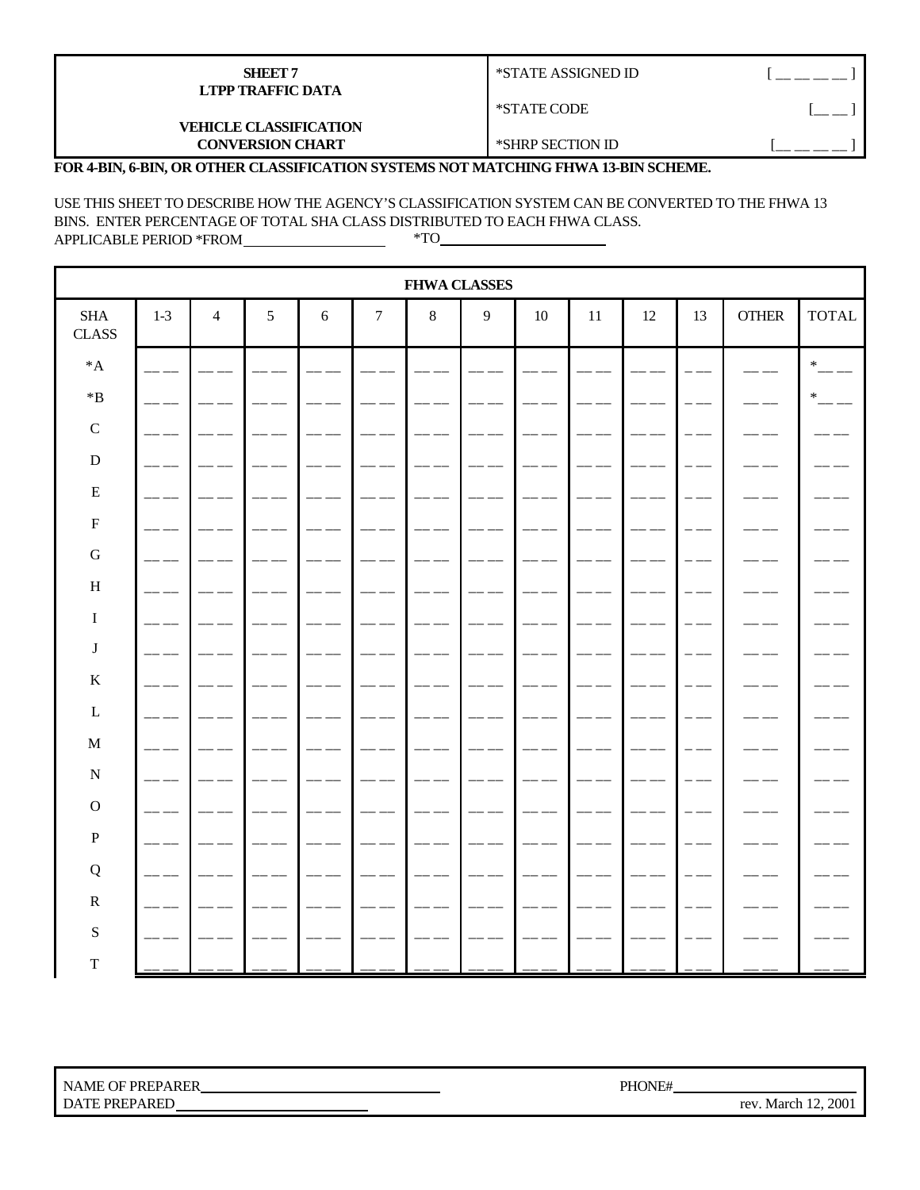| SHEET 7<br>LTPP TRAFFIC DATA<br><br>VEHICLE CLASSIFICATION<br>CONVERSION CHART | *STATE ASSIGNED ID | [ __ __ __ __ ] |
|---|---|---|
| | *STATE CODE | [__ __ ] |
| | *SHRP SECTION ID | [__ __ __ __ ] |

**FOR 4-BIN, 6-BIN, OR OTHER CLASSIFICATION SYSTEMS NOT MATCHING FHWA 13-BIN SCHEME.**

USE THIS SHEET TO DESCRIBE HOW THE AGENCY'S CLASSIFICATION SYSTEM CAN BE CONVERTED TO THE FHWA 13 BINS. ENTER PERCENTAGE OF TOTAL SHA CLASS DISTRIBUTED TO EACH FHWA CLASS.
APPLICABLE PERIOD *FROM__________________ *TO____________________

| | FHWA CLASSES | | | | | | | | | | | | |
|---|---|---|---|---|---|---|---|---|---|---|---|---|---|
| SHA CLASS | 1-3 | 4 | 5 | 6 | 7 | 8 | 9 | 10 | 11 | 12 | 13 | OTHER | TOTAL |
| *A | __ __ | __ __ | __ __ | __ __ | __ __ | __ __ | __ __ | __ __ | __ __ | __ __ | __ __ | __ __ | *__ __ |
| *B | __ __ | __ __ | __ __ | __ __ | __ __ | __ __ | __ __ | __ __ | __ __ | __ __ | __ __ | __ __ | *__ __ |
| C | __ __ | __ __ | __ __ | __ __ | __ __ | __ __ | __ __ | __ __ | __ __ | __ __ | __ __ | __ __ | __ __ |
| D | __ __ | __ __ | __ __ | __ __ | __ __ | __ __ | __ __ | __ __ | __ __ | __ __ | __ __ | __ __ | __ __ |
| E | __ __ | __ __ | __ __ | __ __ | __ __ | __ __ | __ __ | __ __ | __ __ | __ __ | __ __ | __ __ | __ __ |
| F | __ __ | __ __ | __ __ | __ __ | __ __ | __ __ | __ __ | __ __ | __ __ | __ __ | __ __ | __ __ | __ __ |
| G | __ __ | __ __ | __ __ | __ __ | __ __ | __ __ | __ __ | __ __ | __ __ | __ __ | __ __ | __ __ | __ __ |
| H | __ __ | __ __ | __ __ | __ __ | __ __ | __ __ | __ __ | __ __ | __ __ | __ __ | __ __ | __ __ | __ __ |
| I | __ __ | __ __ | __ __ | __ __ | __ __ | __ __ | __ __ | __ __ | __ __ | __ __ | __ __ | __ __ | __ __ |
| J | __ __ | __ __ | __ __ | __ __ | __ __ | __ __ | __ __ | __ __ | __ __ | __ __ | __ __ | __ __ | __ __ |
| K | __ __ | __ __ | __ __ | __ __ | __ __ | __ __ | __ __ | __ __ | __ __ | __ __ | __ __ | __ __ | __ __ |
| L | __ __ | __ __ | __ __ | __ __ | __ __ | __ __ | __ __ | __ __ | __ __ | __ __ | __ __ | __ __ | __ __ |
| M | __ __ | __ __ | __ __ | __ __ | __ __ | __ __ | __ __ | __ __ | __ __ | __ __ | __ __ | __ __ | __ __ |
| N | __ __ | __ __ | __ __ | __ __ | __ __ | __ __ | __ __ | __ __ | __ __ | __ __ | __ __ | __ __ | __ __ |
| O | __ __ | __ __ | __ __ | __ __ | __ __ | __ __ | __ __ | __ __ | __ __ | __ __ | __ __ | __ __ | __ __ |
| P | __ __ | __ __ | __ __ | __ __ | __ __ | __ __ | __ __ | __ __ | __ __ | __ __ | __ __ | __ __ | __ __ |
| Q | __ __ | __ __ | __ __ | __ __ | __ __ | __ __ | __ __ | __ __ | __ __ | __ __ | __ __ | __ __ | __ __ |
| R | __ __ | __ __ | __ __ | __ __ | __ __ | __ __ | __ __ | __ __ | __ __ | __ __ | __ __ | __ __ | __ __ |
| S | __ __ | __ __ | __ __ | __ __ | __ __ | __ __ | __ __ | __ __ | __ __ | __ __ | __ __ | __ __ | __ __ |
| T | __ __ | __ __ | __ __ | __ __ | __ __ | __ __ | __ __ | __ __ | __ __ | __ __ | __ __ | __ __ | __ __ |

NAME OF PREPARER______________________________ PHONE#______________________
DATE PREPARED________________________ rev. March 12, 2001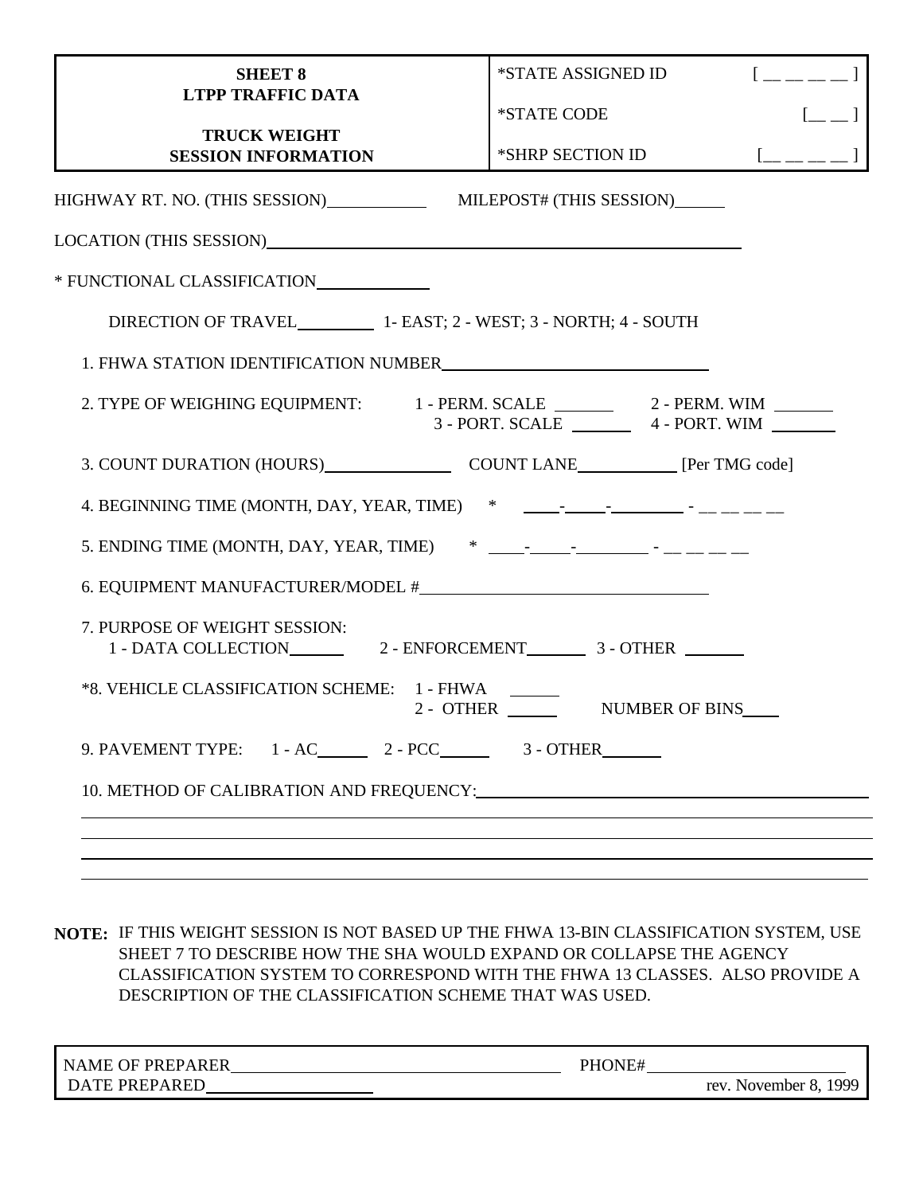| **SHEET 8**<br>**LTPP TRAFFIC DATA**<br><br>**TRUCK WEIGHT**<br>**SESSION INFORMATION** | *STATE ASSIGNED ID [ __ __ __ __ ]<br>*STATE CODE [__ __ ]<br>*SHRP SECTION ID [__ __ __ __ ] |
|---|---|

HIGHWAY RT. NO. (THIS SESSION)____________ MILEPOST# (THIS SESSION)______

LOCATION (THIS SESSION)____________________________________________________________

* FUNCTIONAL CLASSIFICATION______________

DIRECTION OF TRAVEL__________ 1- EAST; 2 - WEST; 3 - NORTH; 4 - SOUTH

1. FHWA STATION IDENTIFICATION NUMBER________________________________

2. TYPE OF WEIGHING EQUIPMENT: 1 - PERM. SCALE _______ 2 - PERM. WIM _______
   3 - PORT. SCALE _______ 4 - PORT. WIM _______

3. COUNT DURATION (HOURS)________________ COUNT LANE____________ [Per TMG code]

4. BEGINNING TIME (MONTH, DAY, YEAR, TIME) * ____-_____-_________ - __ __ __ __

5. ENDING TIME (MONTH, DAY, YEAR, TIME) * ____-_____-_________ - __ __ __ __

6. EQUIPMENT MANUFACTURER/MODEL #__________________________________

7. PURPOSE OF WEIGHT SESSION:
   1 - DATA COLLECTION_______ 2 - ENFORCEMENT_______ 3 - OTHER _______

*8. VEHICLE CLASSIFICATION SCHEME: 1 - FHWA ______
   2 - OTHER ______ NUMBER OF BINS____

9. PAVEMENT TYPE: 1 - AC______ 2 - PCC______ 3 - OTHER_______

10. METHOD OF CALIBRATION AND FREQUENCY:______________________________________________

____________________________________________________________________________________

____________________________________________________________________________________

____________________________________________________________________________________

____________________________________________________________________________________

**NOTE:** IF THIS WEIGHT SESSION IS NOT BASED UP THE FHWA 13-BIN CLASSIFICATION SYSTEM, USE SHEET 7 TO DESCRIBE HOW THE SHA WOULD EXPAND OR COLLAPSE THE AGENCY CLASSIFICATION SYSTEM TO CORRESPOND WITH THE FHWA 13 CLASSES. ALSO PROVIDE A DESCRIPTION OF THE CLASSIFICATION SCHEME THAT WAS USED.

| NAME OF PREPARER________________________________________<br>DATE PREPARED____________________ | PHONE#________________________<br>rev. November 8, 1999 |
|---|---|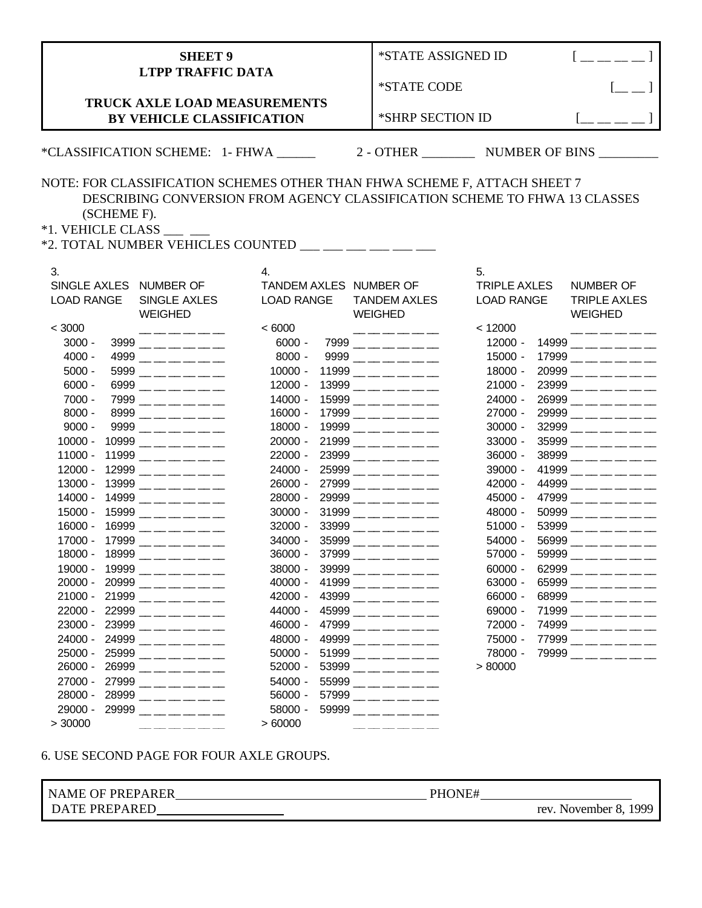| **SHEET 9**<br>**LTPP TRAFFIC DATA**<br><br>**TRUCK AXLE LOAD MEASUREMENTS BY VEHICLE CLASSIFICATION** | *STATE ASSIGNED ID [ __ __ __ __ ]<br>*STATE CODE [__ __ ]<br>*SHRP SECTION ID [__ __ __ __ ] |
|---|---|

*CLASSIFICATION SCHEME: 1- FHWA ______ 2 - OTHER ________ NUMBER OF BINS _________

NOTE: FOR CLASSIFICATION SCHEMES OTHER THAN FHWA SCHEME F, ATTACH SHEET 7 DESCRIBING CONVERSION FROM AGENCY CLASSIFICATION SCHEME TO FHWA 13 CLASSES (SCHEME F).

*1. VEHICLE CLASS ___ ___

*2. TOTAL NUMBER VEHICLES COUNTED ___ ___ ___ ___ ___ ___

| 3. SINGLE AXLES LOAD RANGE | NUMBER OF SINGLE AXLES WEIGHED | 4. TANDEM AXLES LOAD RANGE | NUMBER OF TANDEM AXLES WEIGHED | 5. TRIPLE AXLES LOAD RANGE | NUMBER OF TRIPLE AXLES WEIGHED |
|---|---|---|---|---|---|
| < 3000 | __ __ __ __ __ __ | < 6000 | __ __ __ __ __ __ | < 12000 | __ __ __ __ __ __ |
| 3000 - 3999 | __ __ __ __ __ __ | 6000 - 7999 | __ __ __ __ __ __ | 12000 - 14999 | __ __ __ __ __ __ |
| 4000 - 4999 | __ __ __ __ __ __ | 8000 - 9999 | __ __ __ __ __ __ | 15000 - 17999 | __ __ __ __ __ __ |
| 5000 - 5999 | __ __ __ __ __ __ | 10000 - 11999 | __ __ __ __ __ __ | 18000 - 20999 | __ __ __ __ __ __ |
| 6000 - 6999 | __ __ __ __ __ __ | 12000 - 13999 | __ __ __ __ __ __ | 21000 - 23999 | __ __ __ __ __ __ |
| 7000 - 7999 | __ __ __ __ __ __ | 14000 - 15999 | __ __ __ __ __ __ | 24000 - 26999 | __ __ __ __ __ __ |
| 8000 - 8999 | __ __ __ __ __ __ | 16000 - 17999 | __ __ __ __ __ __ | 27000 - 29999 | __ __ __ __ __ __ |
| 9000 - 9999 | __ __ __ __ __ __ | 18000 - 19999 | __ __ __ __ __ __ | 30000 - 32999 | __ __ __ __ __ __ |
| 10000 - 10999 | __ __ __ __ __ __ | 20000 - 21999 | __ __ __ __ __ __ | 33000 - 35999 | __ __ __ __ __ __ |
| 11000 - 11999 | __ __ __ __ __ __ | 22000 - 23999 | __ __ __ __ __ __ | 36000 - 38999 | __ __ __ __ __ __ |
| 12000 - 12999 | __ __ __ __ __ __ | 24000 - 25999 | __ __ __ __ __ __ | 39000 - 41999 | __ __ __ __ __ __ |
| 13000 - 13999 | __ __ __ __ __ __ | 26000 - 27999 | __ __ __ __ __ __ | 42000 - 44999 | __ __ __ __ __ __ |
| 14000 - 14999 | __ __ __ __ __ __ | 28000 - 29999 | __ __ __ __ __ __ | 45000 - 47999 | __ __ __ __ __ __ |
| 15000 - 15999 | __ __ __ __ __ __ | 30000 - 31999 | __ __ __ __ __ __ | 48000 - 50999 | __ __ __ __ __ __ |
| 16000 - 16999 | __ __ __ __ __ __ | 32000 - 33999 | __ __ __ __ __ __ | 51000 - 53999 | __ __ __ __ __ __ |
| 17000 - 17999 | __ __ __ __ __ __ | 34000 - 35999 | __ __ __ __ __ __ | 54000 - 56999 | __ __ __ __ __ __ |
| 18000 - 18999 | __ __ __ __ __ __ | 36000 - 37999 | __ __ __ __ __ __ | 57000 - 59999 | __ __ __ __ __ __ |
| 19000 - 19999 | __ __ __ __ __ __ | 38000 - 39999 | __ __ __ __ __ __ | 60000 - 62999 | __ __ __ __ __ __ |
| 20000 - 20999 | __ __ __ __ __ __ | 40000 - 41999 | __ __ __ __ __ __ | 63000 - 65999 | __ __ __ __ __ __ |
| 21000 - 21999 | __ __ __ __ __ __ | 42000 - 43999 | __ __ __ __ __ __ | 66000 - 68999 | __ __ __ __ __ __ |
| 22000 - 22999 | __ __ __ __ __ __ | 44000 - 45999 | __ __ __ __ __ __ | 69000 - 71999 | __ __ __ __ __ __ |
| 23000 - 23999 | __ __ __ __ __ __ | 46000 - 47999 | __ __ __ __ __ __ | 72000 - 74999 | __ __ __ __ __ __ |
| 24000 - 24999 | __ __ __ __ __ __ | 48000 - 49999 | __ __ __ __ __ __ | 75000 - 77999 | __ __ __ __ __ __ |
| 25000 - 25999 | __ __ __ __ __ __ | 50000 - 51999 | __ __ __ __ __ __ | 78000 - 79999 | __ __ __ __ __ __ |
| 26000 - 26999 | __ __ __ __ __ __ | 52000 - 53999 | __ __ __ __ __ __ | > 80000 | |
| 27000 - 27999 | __ __ __ __ __ __ | 54000 - 55999 | __ __ __ __ __ __ | | |
| 28000 - 28999 | __ __ __ __ __ __ | 56000 - 57999 | __ __ __ __ __ __ | | |
| 29000 - 29999 | __ __ __ __ __ __ | 58000 - 59999 | __ __ __ __ __ __ | | |
| > 30000 | __ __ __ __ __ __ | > 60000 | __ __ __ __ __ __ | | |

6. USE SECOND PAGE FOR FOUR AXLE GROUPS.

NAME OF PREPARER______________________________________ PHONE#_______________________

DATE PREPARED___________________ rev. November 8, 1999